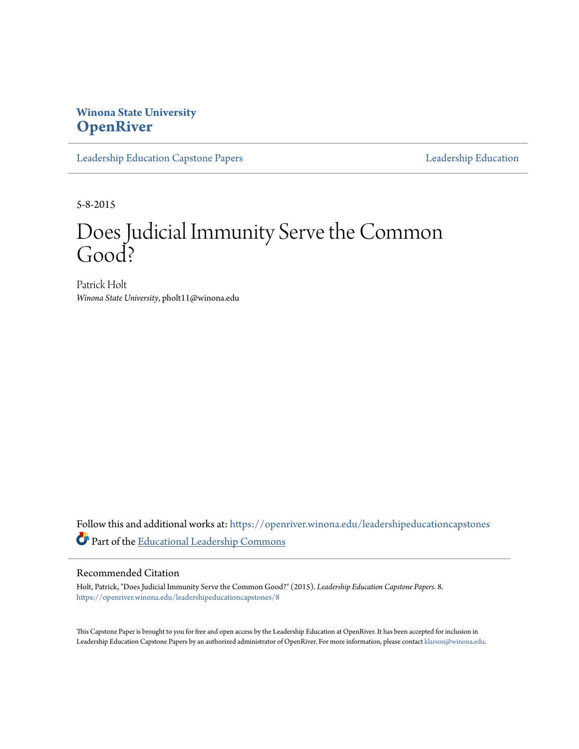Winona State University
**OpenRiver**

Leadership Education Capstone Papers | Leadership Education

5-8-2015

# Does Judicial Immunity Serve the Common Good?

Patrick Holt
*Winona State University*, pholt11@winona.edu

Follow this and additional works at: https://openriver.winona.edu/leadershipeducationcapstones

Part of the Educational Leadership Commons

## Recommended Citation

Holt, Patrick, "Does Judicial Immunity Serve the Common Good?" (2015). *Leadership Education Capstone Papers*. 8.
https://openriver.winona.edu/leadershipeducationcapstones/8

This Capstone Paper is brought to you for free and open access by the Leadership Education at OpenRiver. It has been accepted for inclusion in Leadership Education Capstone Papers by an authorized administrator of OpenRiver. For more information, please contact klarson@winona.edu.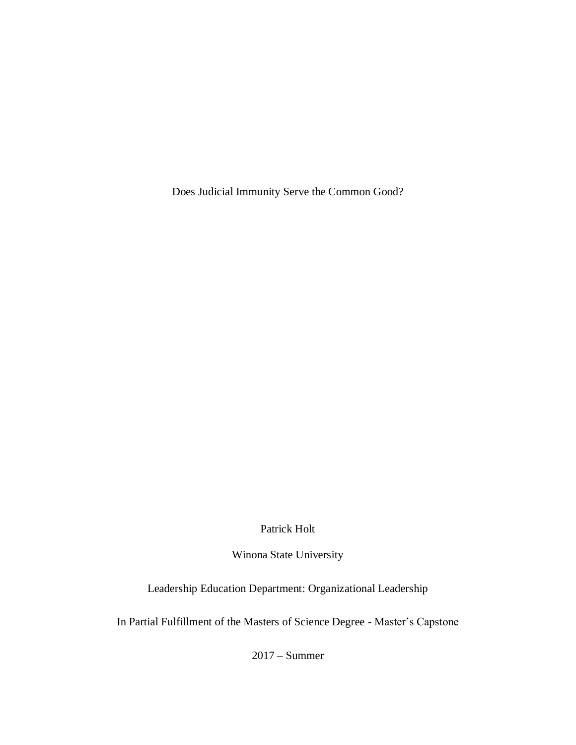# Does Judicial Immunity Serve the Common Good?

Patrick Holt

Winona State University

Leadership Education Department: Organizational Leadership

In Partial Fulfillment of the Masters of Science Degree - Master's Capstone

2017 – Summer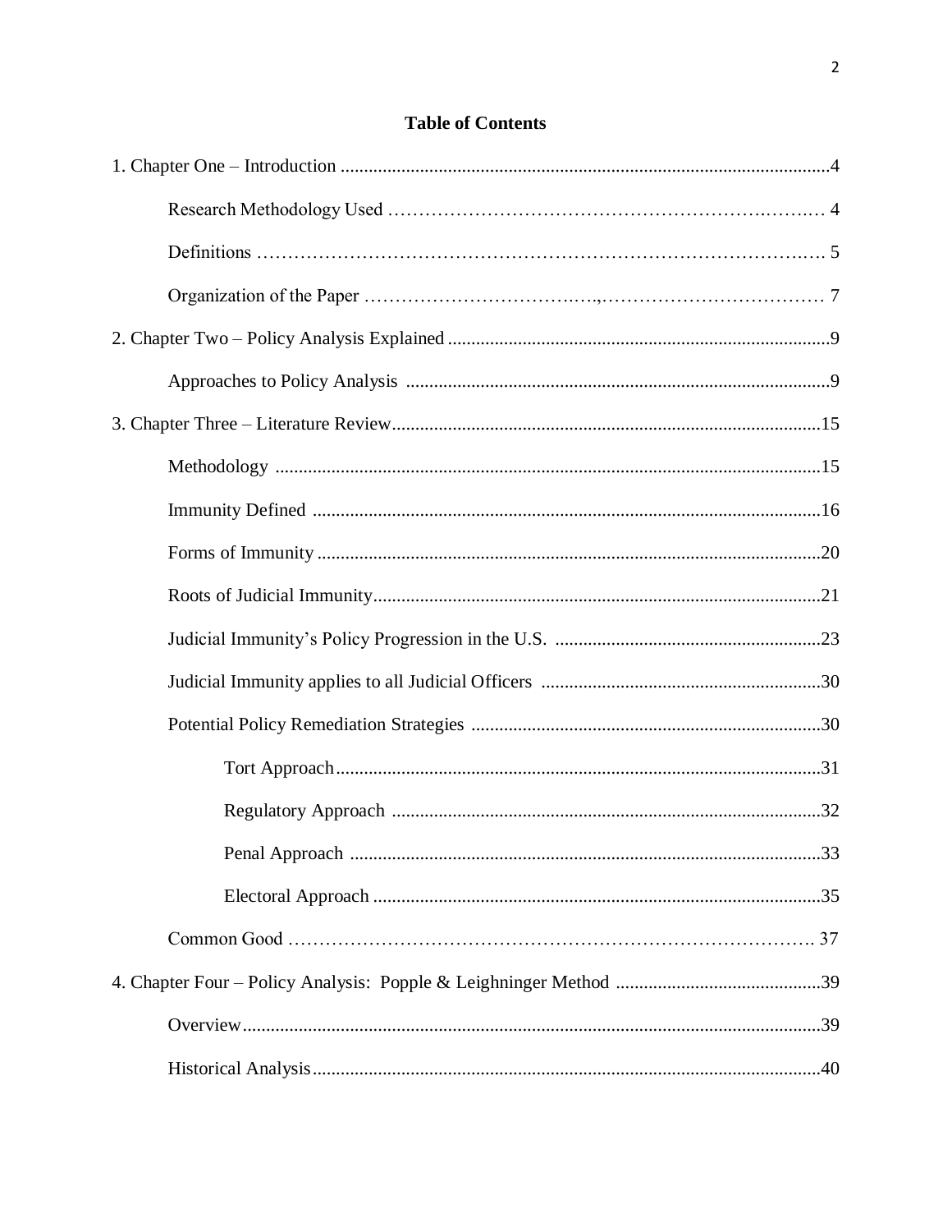# Table of Contents

1. Chapter One – Introduction ........................................................................................................4

   Research Methodology Used ………………………………………………………….……..… 4

   Definitions ……………………………………………………………………………….…. 5

   Organization of the Paper ……………………………….….,……………………………… 7

2. Chapter Two – Policy Analysis Explained .................................................................................9

   Approaches to Policy Analysis ..........................................................................................9

3. Chapter Three – Literature Review...........................................................................................15

   Methodology .....................................................................................................................15

   Immunity Defined ............................................................................................................16

   Forms of Immunity ...........................................................................................................20

   Roots of Judicial Immunity...............................................................................................21

   Judicial Immunity's Policy Progression in the U.S. .........................................................23

   Judicial Immunity applies to all Judicial Officers ............................................................30

   Potential Policy Remediation Strategies ...........................................................................30

      Tort Approach.......................................................................................................31

      Regulatory Approach ............................................................................................32

      Penal Approach ....................................................................................................33

      Electoral Approach ...............................................................................................35

   Common Good ………………………………………………………………………. 37

4. Chapter Four – Policy Analysis: Popple & Leighninger Method ............................................39

   Overview..........................................................................................................................39

   Historical Analysis............................................................................................................40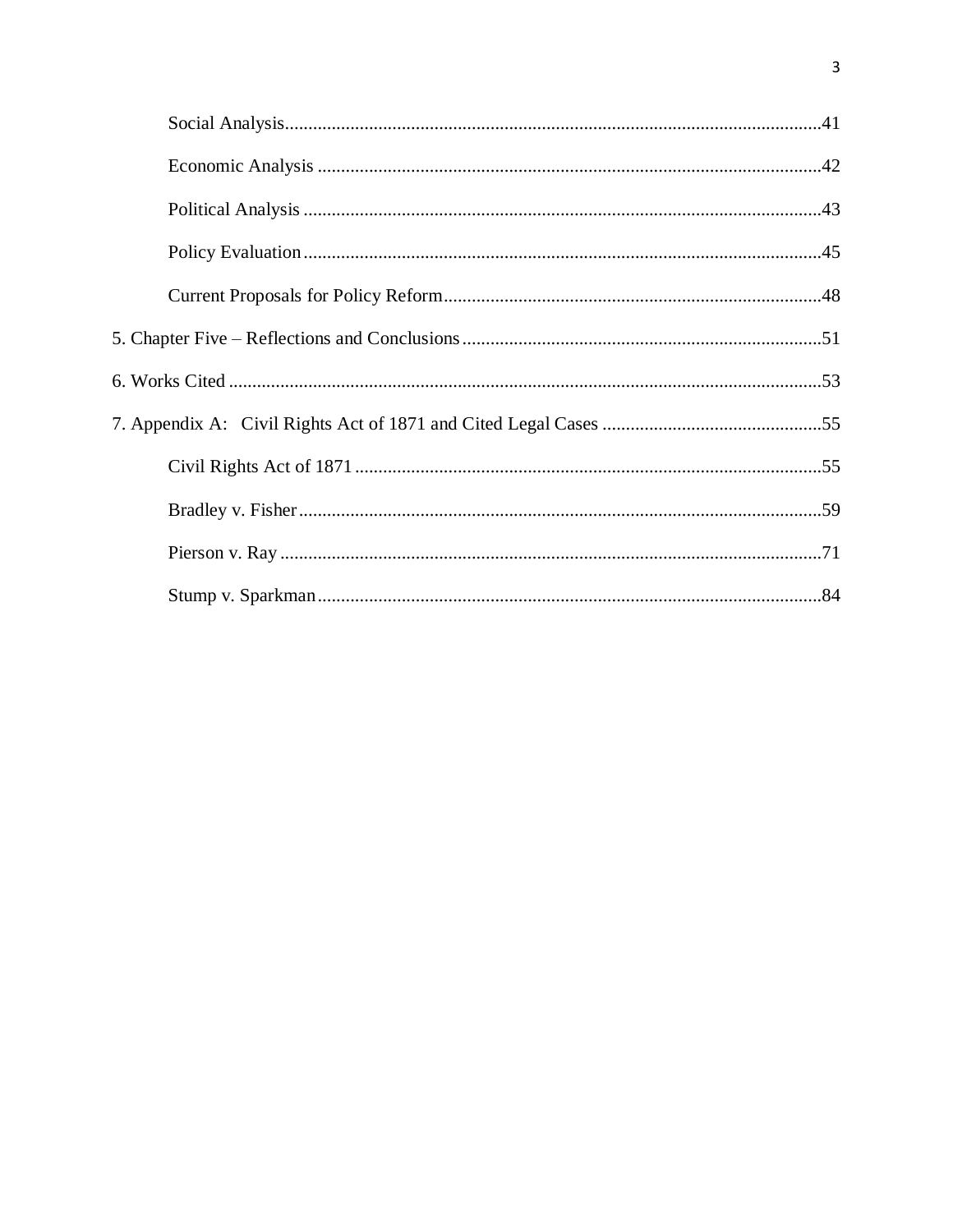Social Analysis................................................................................................................41

Economic Analysis ..........................................................................................................42

Political Analysis .............................................................................................................43

Policy Evaluation.............................................................................................................45

Current Proposals for Policy Reform................................................................................48

5. Chapter Five – Reflections and Conclusions............................................................................51

6. Works Cited .............................................................................................................................53

7. Appendix A: Civil Rights Act of 1871 and Cited Legal Cases ..............................................55

Civil Rights Act of 1871 ...................................................................................................55

Bradley v. Fisher...............................................................................................................59

Pierson v. Ray ..................................................................................................................71

Stump v. Sparkman...........................................................................................................84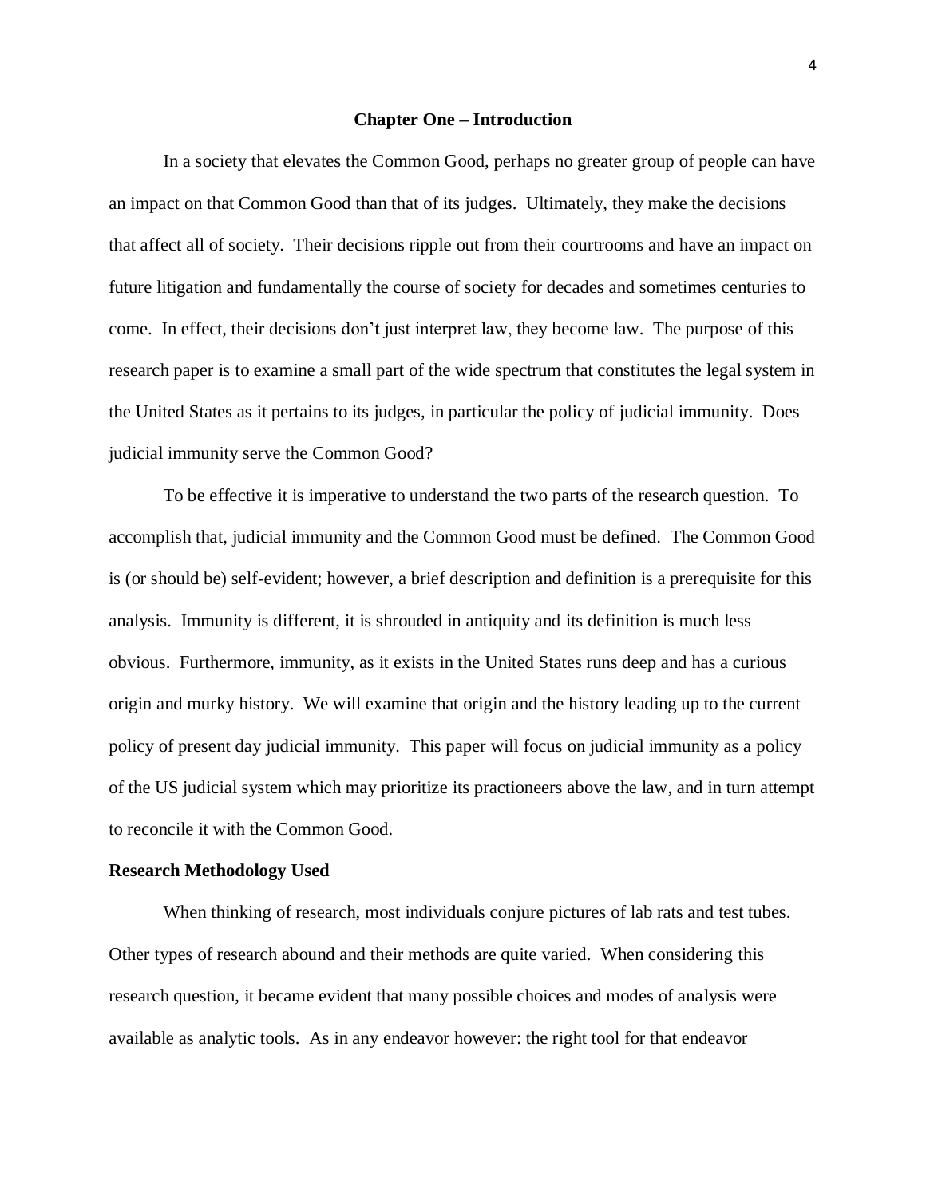# Chapter One – Introduction

In a society that elevates the Common Good, perhaps no greater group of people can have an impact on that Common Good than that of its judges. Ultimately, they make the decisions that affect all of society. Their decisions ripple out from their courtrooms and have an impact on future litigation and fundamentally the course of society for decades and sometimes centuries to come. In effect, their decisions don't just interpret law, they become law. The purpose of this research paper is to examine a small part of the wide spectrum that constitutes the legal system in the United States as it pertains to its judges, in particular the policy of judicial immunity. Does judicial immunity serve the Common Good?

To be effective it is imperative to understand the two parts of the research question. To accomplish that, judicial immunity and the Common Good must be defined. The Common Good is (or should be) self-evident; however, a brief description and definition is a prerequisite for this analysis. Immunity is different, it is shrouded in antiquity and its definition is much less obvious. Furthermore, immunity, as it exists in the United States runs deep and has a curious origin and murky history. We will examine that origin and the history leading up to the current policy of present day judicial immunity. This paper will focus on judicial immunity as a policy of the US judicial system which may prioritize its practioneers above the law, and in turn attempt to reconcile it with the Common Good.

## Research Methodology Used

When thinking of research, most individuals conjure pictures of lab rats and test tubes. Other types of research abound and their methods are quite varied. When considering this research question, it became evident that many possible choices and modes of analysis were available as analytic tools. As in any endeavor however: the right tool for that endeavor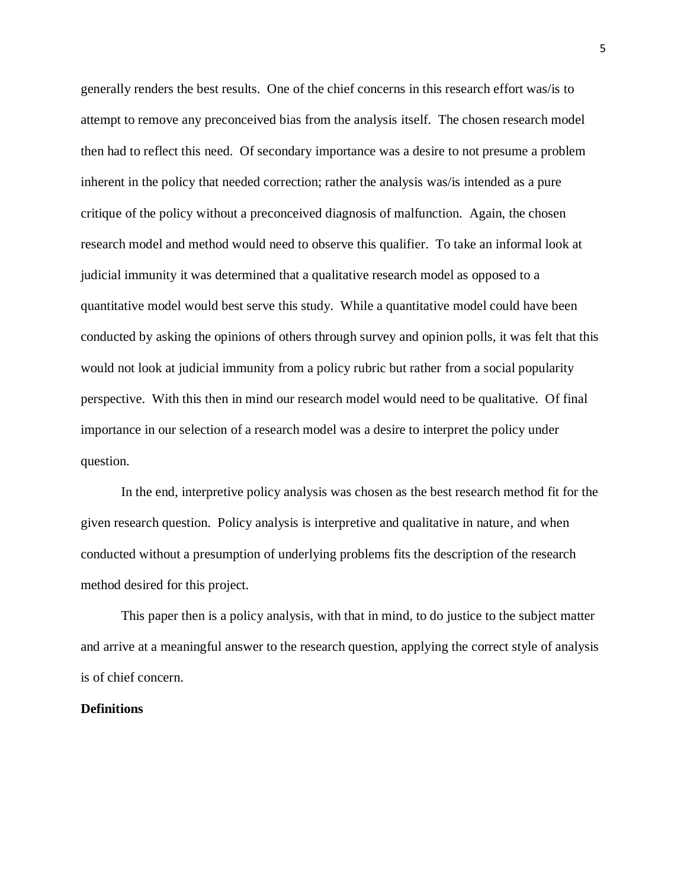generally renders the best results. One of the chief concerns in this research effort was/is to attempt to remove any preconceived bias from the analysis itself. The chosen research model then had to reflect this need. Of secondary importance was a desire to not presume a problem inherent in the policy that needed correction; rather the analysis was/is intended as a pure critique of the policy without a preconceived diagnosis of malfunction. Again, the chosen research model and method would need to observe this qualifier. To take an informal look at judicial immunity it was determined that a qualitative research model as opposed to a quantitative model would best serve this study. While a quantitative model could have been conducted by asking the opinions of others through survey and opinion polls, it was felt that this would not look at judicial immunity from a policy rubric but rather from a social popularity perspective. With this then in mind our research model would need to be qualitative. Of final importance in our selection of a research model was a desire to interpret the policy under question.

In the end, interpretive policy analysis was chosen as the best research method fit for the given research question. Policy analysis is interpretive and qualitative in nature, and when conducted without a presumption of underlying problems fits the description of the research method desired for this project.

This paper then is a policy analysis, with that in mind, to do justice to the subject matter and arrive at a meaningful answer to the research question, applying the correct style of analysis is of chief concern.

**Definitions**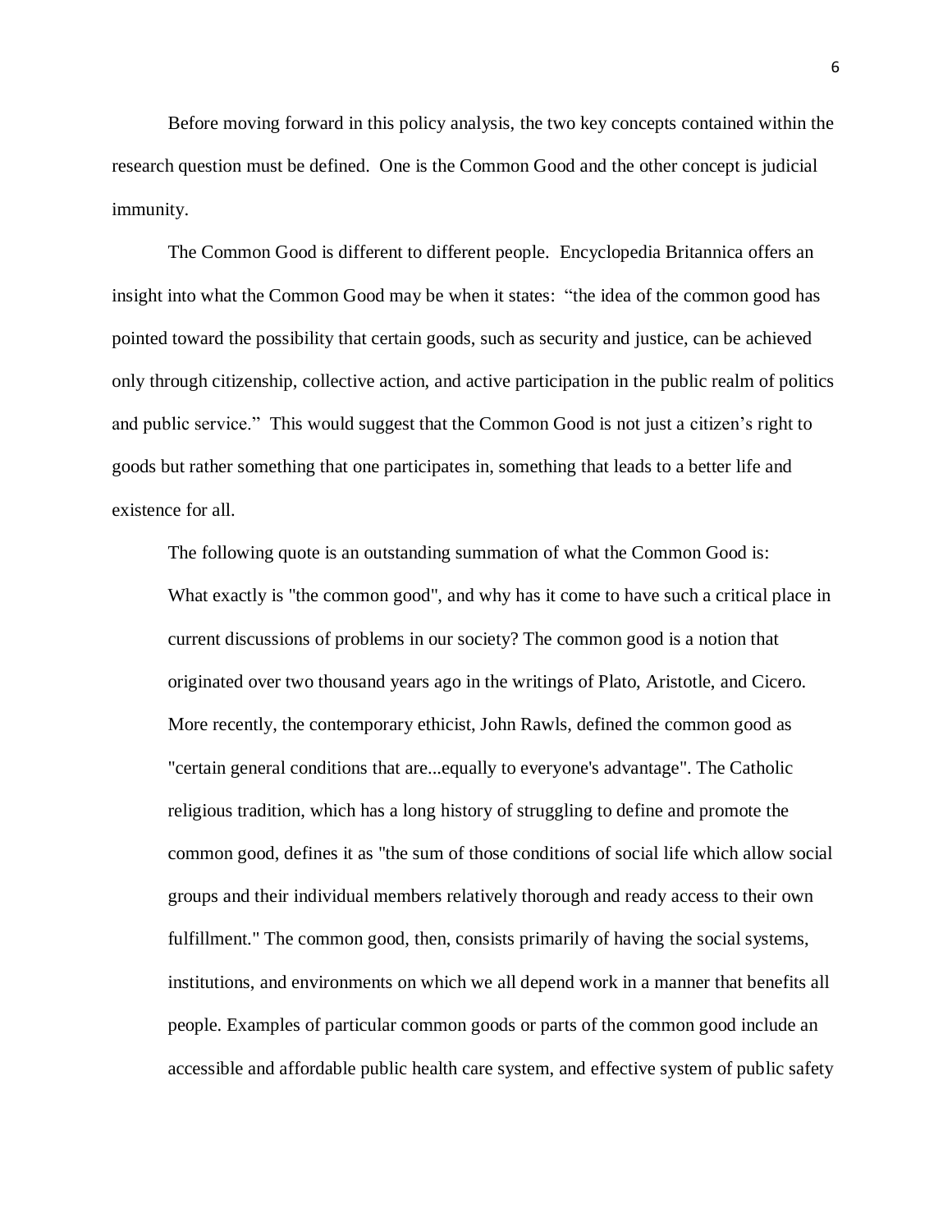Before moving forward in this policy analysis, the two key concepts contained within the research question must be defined. One is the Common Good and the other concept is judicial immunity.

The Common Good is different to different people. Encyclopedia Britannica offers an insight into what the Common Good may be when it states: "the idea of the common good has pointed toward the possibility that certain goods, such as security and justice, can be achieved only through citizenship, collective action, and active participation in the public realm of politics and public service." This would suggest that the Common Good is not just a citizen's right to goods but rather something that one participates in, something that leads to a better life and existence for all.

The following quote is an outstanding summation of what the Common Good is:

> What exactly is "the common good", and why has it come to have such a critical place in current discussions of problems in our society? The common good is a notion that originated over two thousand years ago in the writings of Plato, Aristotle, and Cicero. More recently, the contemporary ethicist, John Rawls, defined the common good as "certain general conditions that are...equally to everyone's advantage". The Catholic religious tradition, which has a long history of struggling to define and promote the common good, defines it as "the sum of those conditions of social life which allow social groups and their individual members relatively thorough and ready access to their own fulfillment." The common good, then, consists primarily of having the social systems, institutions, and environments on which we all depend work in a manner that benefits all people. Examples of particular common goods or parts of the common good include an accessible and affordable public health care system, and effective system of public safety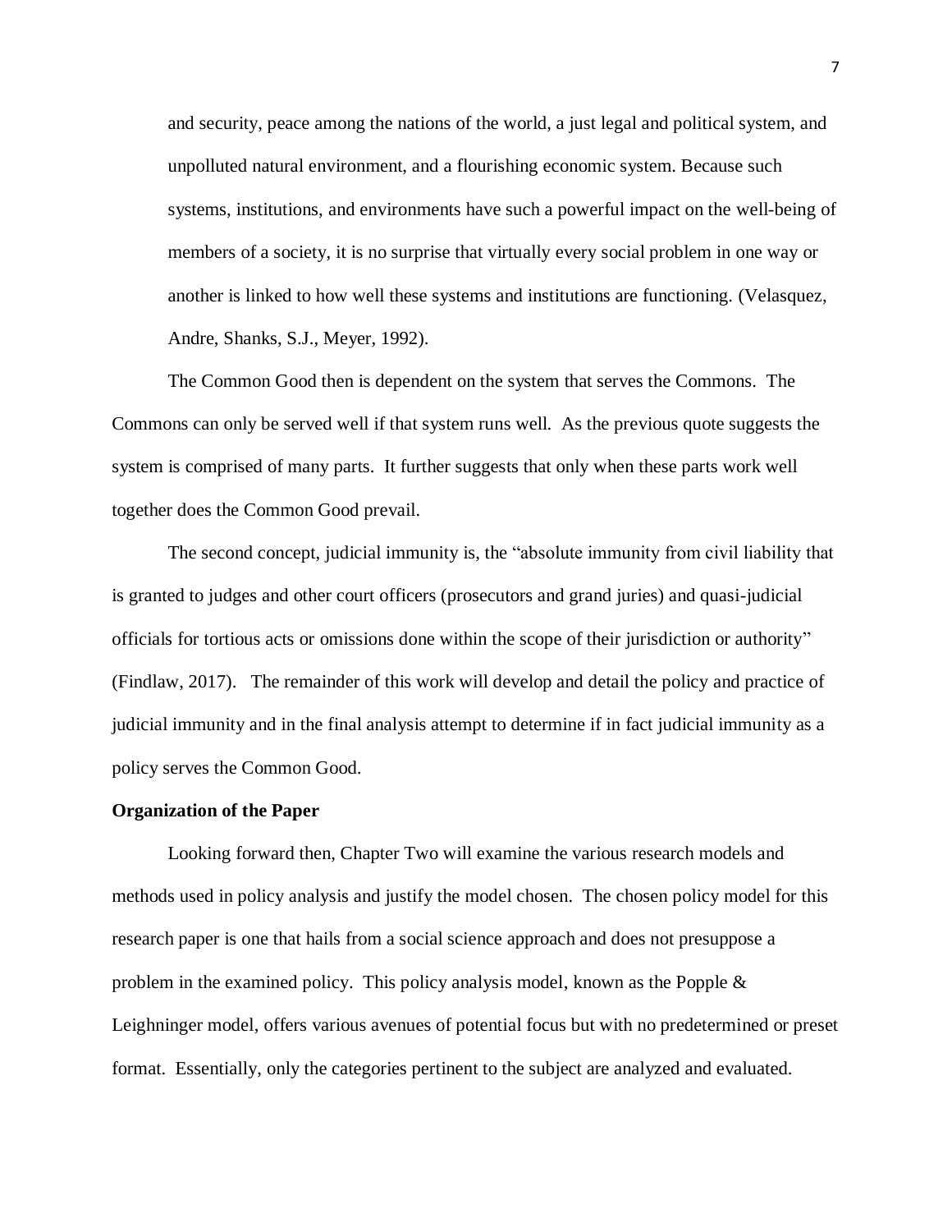> and security, peace among the nations of the world, a just legal and political system, and unpolluted natural environment, and a flourishing economic system. Because such systems, institutions, and environments have such a powerful impact on the well-being of members of a society, it is no surprise that virtually every social problem in one way or another is linked to how well these systems and institutions are functioning. (Velasquez, Andre, Shanks, S.J., Meyer, 1992).

The Common Good then is dependent on the system that serves the Commons. The Commons can only be served well if that system runs well. As the previous quote suggests the system is comprised of many parts. It further suggests that only when these parts work well together does the Common Good prevail.

The second concept, judicial immunity is, the "absolute immunity from civil liability that is granted to judges and other court officers (prosecutors and grand juries) and quasi-judicial officials for tortious acts or omissions done within the scope of their jurisdiction or authority" (Findlaw, 2017). The remainder of this work will develop and detail the policy and practice of judicial immunity and in the final analysis attempt to determine if in fact judicial immunity as a policy serves the Common Good.

**Organization of the Paper**

Looking forward then, Chapter Two will examine the various research models and methods used in policy analysis and justify the model chosen. The chosen policy model for this research paper is one that hails from a social science approach and does not presuppose a problem in the examined policy. This policy analysis model, known as the Popple & Leighninger model, offers various avenues of potential focus but with no predetermined or preset format. Essentially, only the categories pertinent to the subject are analyzed and evaluated.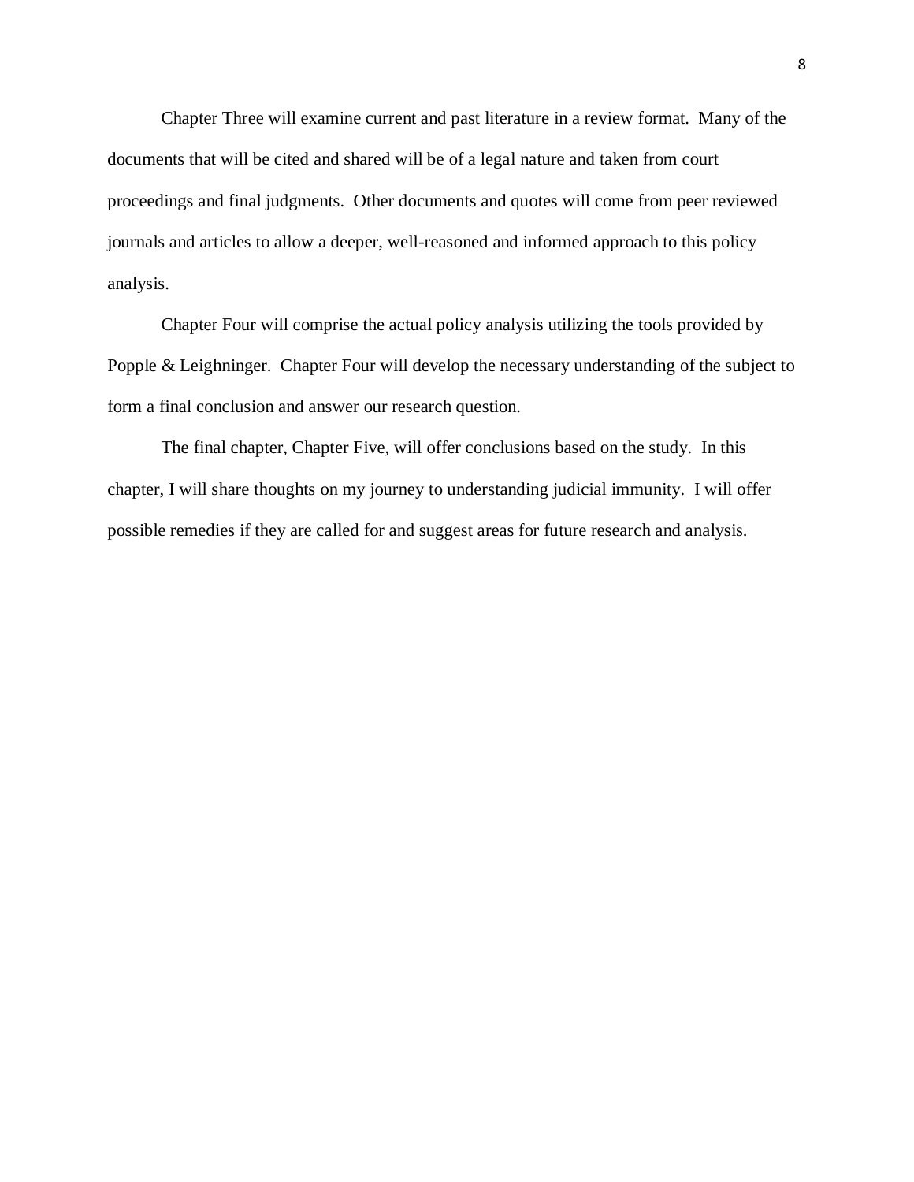Chapter Three will examine current and past literature in a review format. Many of the documents that will be cited and shared will be of a legal nature and taken from court proceedings and final judgments. Other documents and quotes will come from peer reviewed journals and articles to allow a deeper, well-reasoned and informed approach to this policy analysis.

Chapter Four will comprise the actual policy analysis utilizing the tools provided by Popple & Leighninger. Chapter Four will develop the necessary understanding of the subject to form a final conclusion and answer our research question.

The final chapter, Chapter Five, will offer conclusions based on the study. In this chapter, I will share thoughts on my journey to understanding judicial immunity. I will offer possible remedies if they are called for and suggest areas for future research and analysis.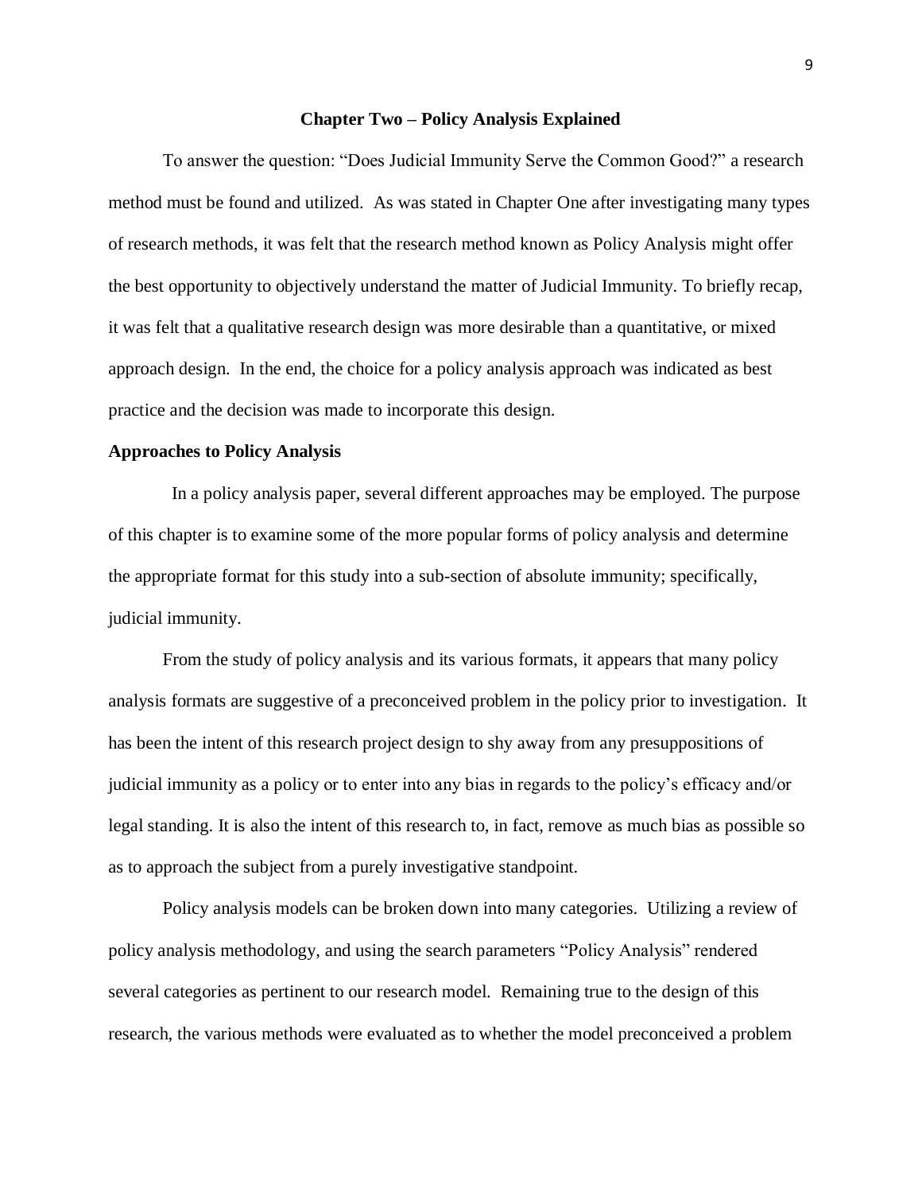## Chapter Two – Policy Analysis Explained

To answer the question: "Does Judicial Immunity Serve the Common Good?" a research method must be found and utilized. As was stated in Chapter One after investigating many types of research methods, it was felt that the research method known as Policy Analysis might offer the best opportunity to objectively understand the matter of Judicial Immunity. To briefly recap, it was felt that a qualitative research design was more desirable than a quantitative, or mixed approach design. In the end, the choice for a policy analysis approach was indicated as best practice and the decision was made to incorporate this design.

### Approaches to Policy Analysis

In a policy analysis paper, several different approaches may be employed. The purpose of this chapter is to examine some of the more popular forms of policy analysis and determine the appropriate format for this study into a sub-section of absolute immunity; specifically, judicial immunity.

From the study of policy analysis and its various formats, it appears that many policy analysis formats are suggestive of a preconceived problem in the policy prior to investigation. It has been the intent of this research project design to shy away from any presuppositions of judicial immunity as a policy or to enter into any bias in regards to the policy's efficacy and/or legal standing. It is also the intent of this research to, in fact, remove as much bias as possible so as to approach the subject from a purely investigative standpoint.

Policy analysis models can be broken down into many categories. Utilizing a review of policy analysis methodology, and using the search parameters "Policy Analysis" rendered several categories as pertinent to our research model. Remaining true to the design of this research, the various methods were evaluated as to whether the model preconceived a problem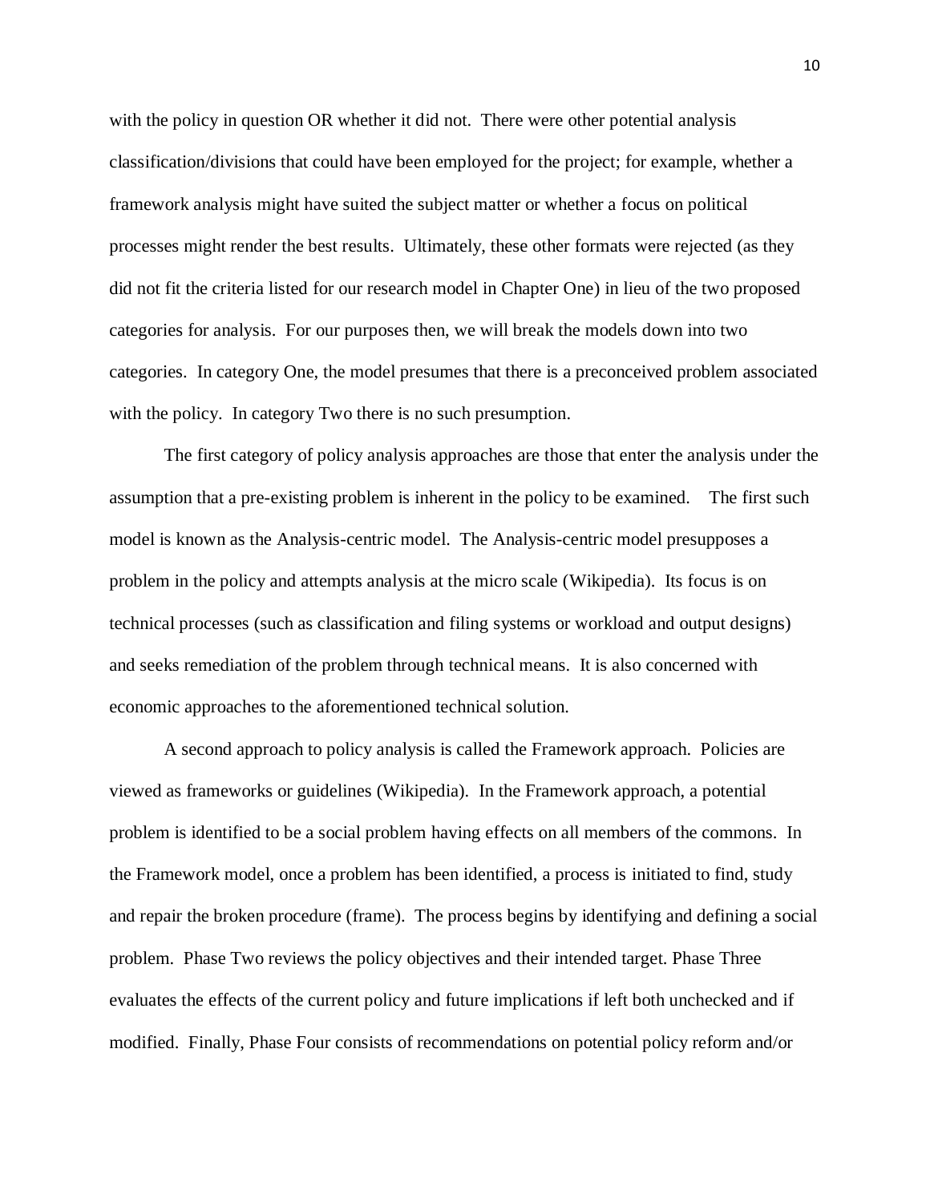with the policy in question OR whether it did not. There were other potential analysis classification/divisions that could have been employed for the project; for example, whether a framework analysis might have suited the subject matter or whether a focus on political processes might render the best results. Ultimately, these other formats were rejected (as they did not fit the criteria listed for our research model in Chapter One) in lieu of the two proposed categories for analysis. For our purposes then, we will break the models down into two categories. In category One, the model presumes that there is a preconceived problem associated with the policy. In category Two there is no such presumption.

The first category of policy analysis approaches are those that enter the analysis under the assumption that a pre-existing problem is inherent in the policy to be examined. The first such model is known as the Analysis-centric model. The Analysis-centric model presupposes a problem in the policy and attempts analysis at the micro scale (Wikipedia). Its focus is on technical processes (such as classification and filing systems or workload and output designs) and seeks remediation of the problem through technical means. It is also concerned with economic approaches to the aforementioned technical solution.

A second approach to policy analysis is called the Framework approach. Policies are viewed as frameworks or guidelines (Wikipedia). In the Framework approach, a potential problem is identified to be a social problem having effects on all members of the commons. In the Framework model, once a problem has been identified, a process is initiated to find, study and repair the broken procedure (frame). The process begins by identifying and defining a social problem. Phase Two reviews the policy objectives and their intended target. Phase Three evaluates the effects of the current policy and future implications if left both unchecked and if modified. Finally, Phase Four consists of recommendations on potential policy reform and/or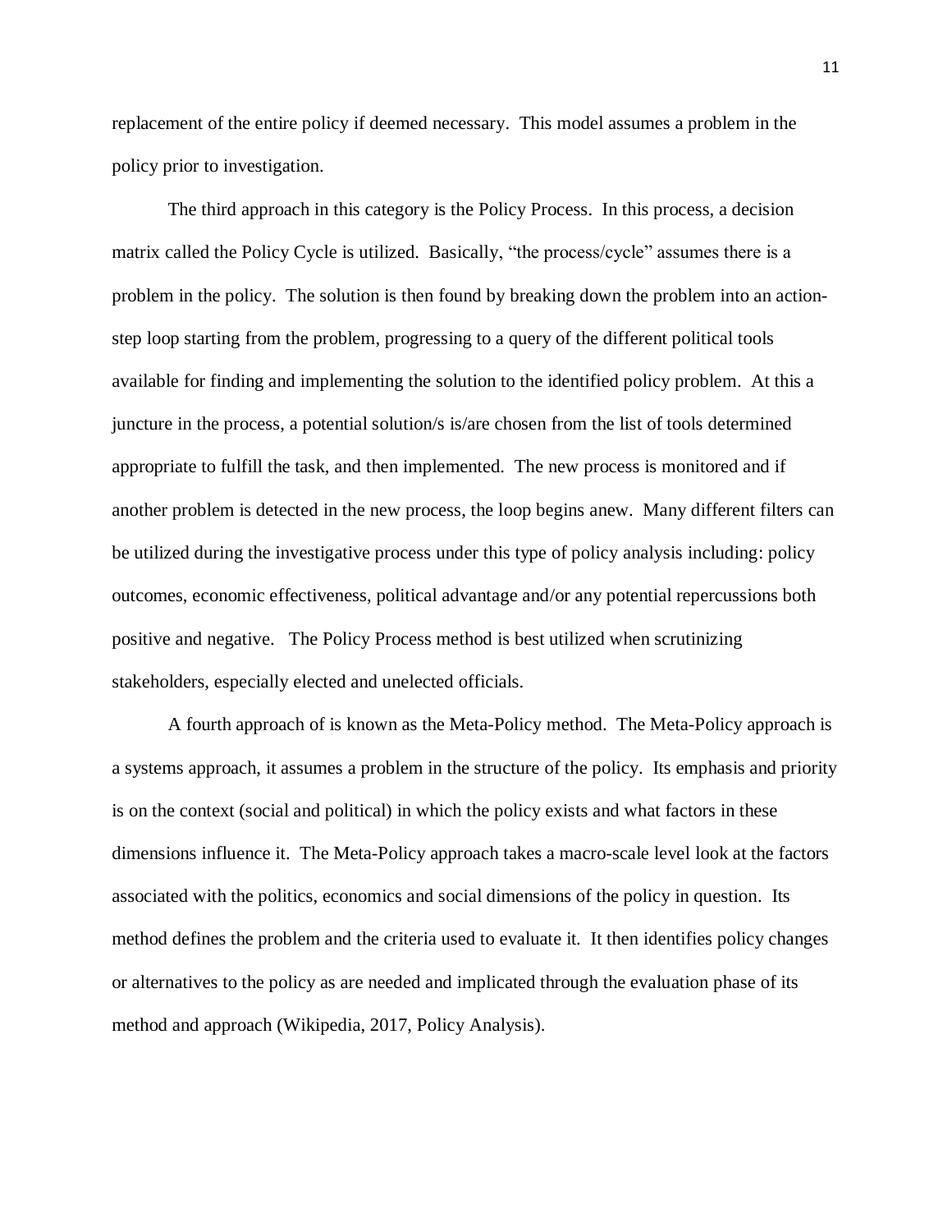replacement of the entire policy if deemed necessary. This model assumes a problem in the policy prior to investigation.

The third approach in this category is the Policy Process. In this process, a decision matrix called the Policy Cycle is utilized. Basically, "the process/cycle" assumes there is a problem in the policy. The solution is then found by breaking down the problem into an action-step loop starting from the problem, progressing to a query of the different political tools available for finding and implementing the solution to the identified policy problem. At this a juncture in the process, a potential solution/s is/are chosen from the list of tools determined appropriate to fulfill the task, and then implemented. The new process is monitored and if another problem is detected in the new process, the loop begins anew. Many different filters can be utilized during the investigative process under this type of policy analysis including: policy outcomes, economic effectiveness, political advantage and/or any potential repercussions both positive and negative. The Policy Process method is best utilized when scrutinizing stakeholders, especially elected and unelected officials.

A fourth approach of is known as the Meta-Policy method. The Meta-Policy approach is a systems approach, it assumes a problem in the structure of the policy. Its emphasis and priority is on the context (social and political) in which the policy exists and what factors in these dimensions influence it. The Meta-Policy approach takes a macro-scale level look at the factors associated with the politics, economics and social dimensions of the policy in question. Its method defines the problem and the criteria used to evaluate it. It then identifies policy changes or alternatives to the policy as are needed and implicated through the evaluation phase of its method and approach (Wikipedia, 2017, Policy Analysis).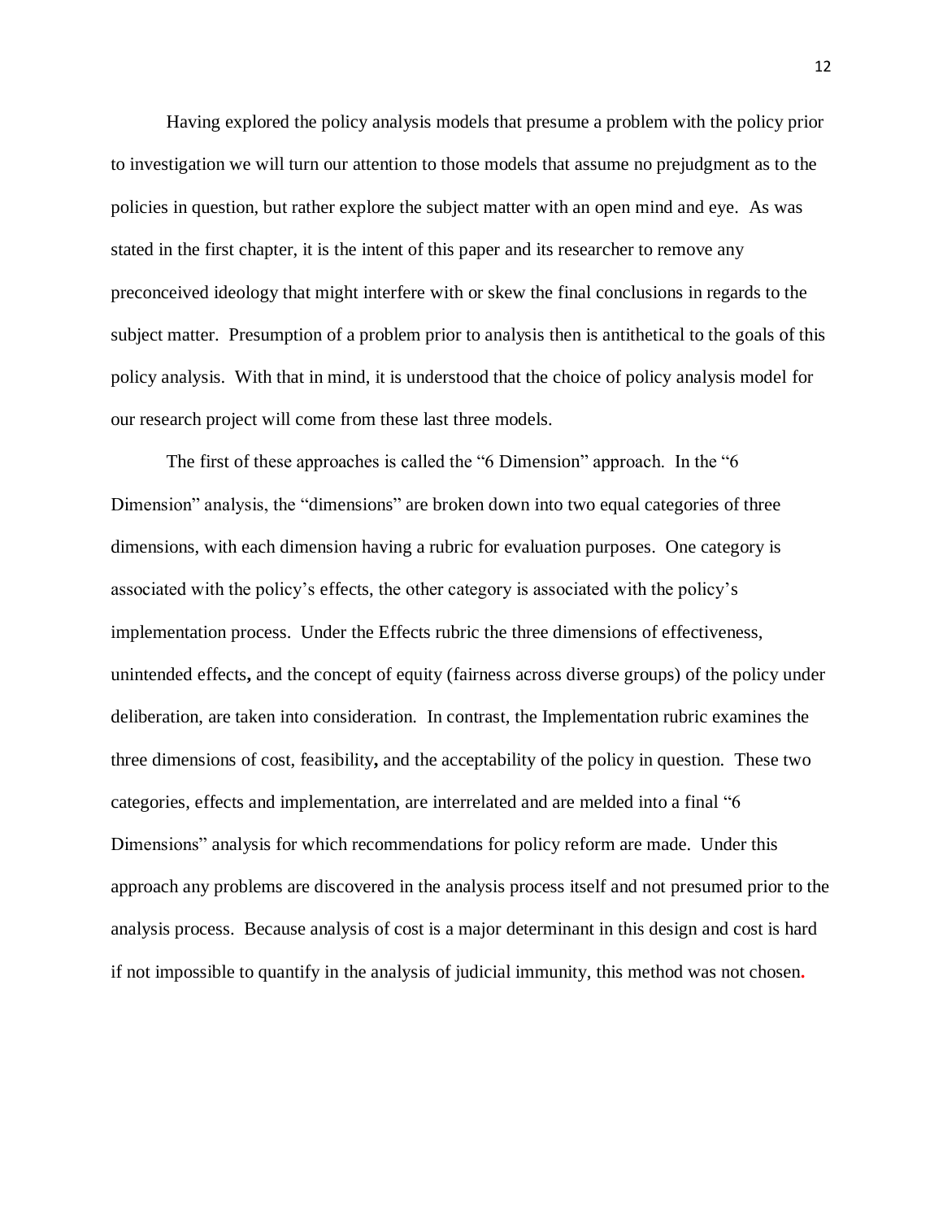Having explored the policy analysis models that presume a problem with the policy prior to investigation we will turn our attention to those models that assume no prejudgment as to the policies in question, but rather explore the subject matter with an open mind and eye. As was stated in the first chapter, it is the intent of this paper and its researcher to remove any preconceived ideology that might interfere with or skew the final conclusions in regards to the subject matter. Presumption of a problem prior to analysis then is antithetical to the goals of this policy analysis. With that in mind, it is understood that the choice of policy analysis model for our research project will come from these last three models.

The first of these approaches is called the "6 Dimension" approach. In the "6 Dimension" analysis, the "dimensions" are broken down into two equal categories of three dimensions, with each dimension having a rubric for evaluation purposes. One category is associated with the policy's effects, the other category is associated with the policy's implementation process. Under the Effects rubric the three dimensions of effectiveness, unintended effects**,** and the concept of equity (fairness across diverse groups) of the policy under deliberation, are taken into consideration. In contrast, the Implementation rubric examines the three dimensions of cost, feasibility**,** and the acceptability of the policy in question. These two categories, effects and implementation, are interrelated and are melded into a final "6 Dimensions" analysis for which recommendations for policy reform are made. Under this approach any problems are discovered in the analysis process itself and not presumed prior to the analysis process. Because analysis of cost is a major determinant in this design and cost is hard if not impossible to quantify in the analysis of judicial immunity, this method was not chosen**.**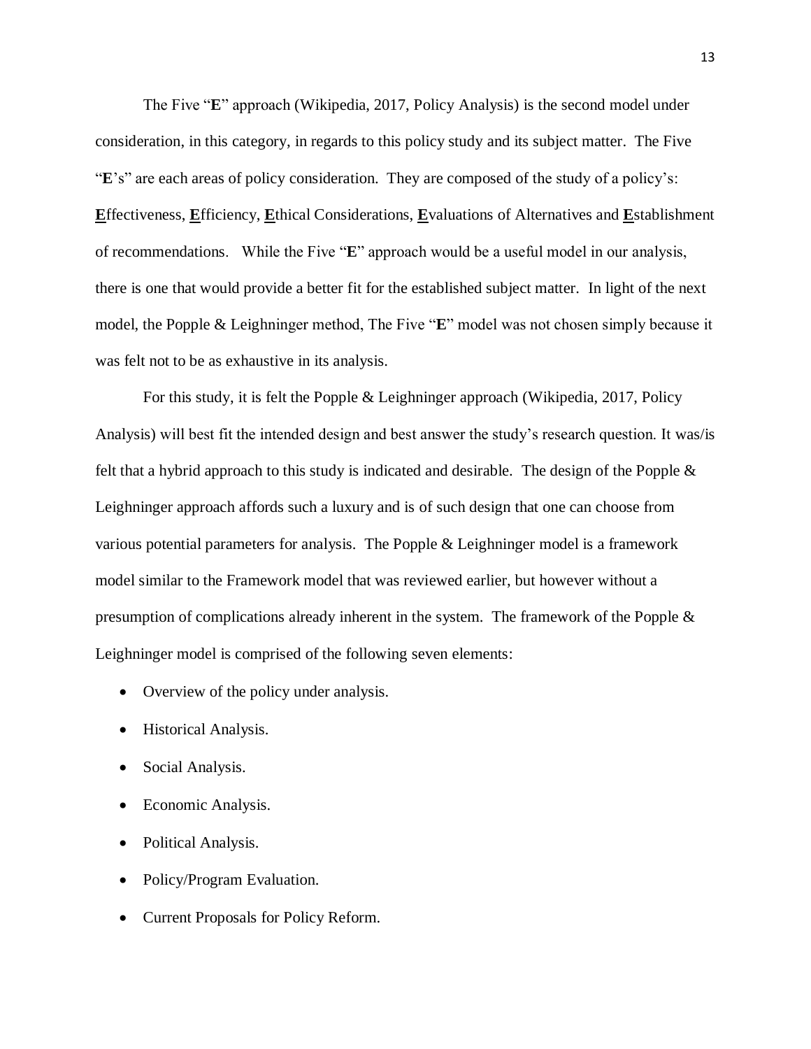The Five "**E**" approach (Wikipedia, 2017, Policy Analysis) is the second model under consideration, in this category, in regards to this policy study and its subject matter. The Five "**E**'s" are each areas of policy consideration. They are composed of the study of a policy's: **E**ffectiveness, **E**fficiency, **E**thical Considerations, **E**valuations of Alternatives and **E**stablishment of recommendations. While the Five "**E**" approach would be a useful model in our analysis, there is one that would provide a better fit for the established subject matter. In light of the next model, the Popple & Leighninger method, The Five "**E**" model was not chosen simply because it was felt not to be as exhaustive in its analysis.

For this study, it is felt the Popple & Leighninger approach (Wikipedia, 2017, Policy Analysis) will best fit the intended design and best answer the study's research question. It was/is felt that a hybrid approach to this study is indicated and desirable. The design of the Popple & Leighninger approach affords such a luxury and is of such design that one can choose from various potential parameters for analysis. The Popple & Leighninger model is a framework model similar to the Framework model that was reviewed earlier, but however without a presumption of complications already inherent in the system. The framework of the Popple & Leighninger model is comprised of the following seven elements:

- Overview of the policy under analysis.
- Historical Analysis.
- Social Analysis.
- Economic Analysis.
- Political Analysis.
- Policy/Program Evaluation.
- Current Proposals for Policy Reform.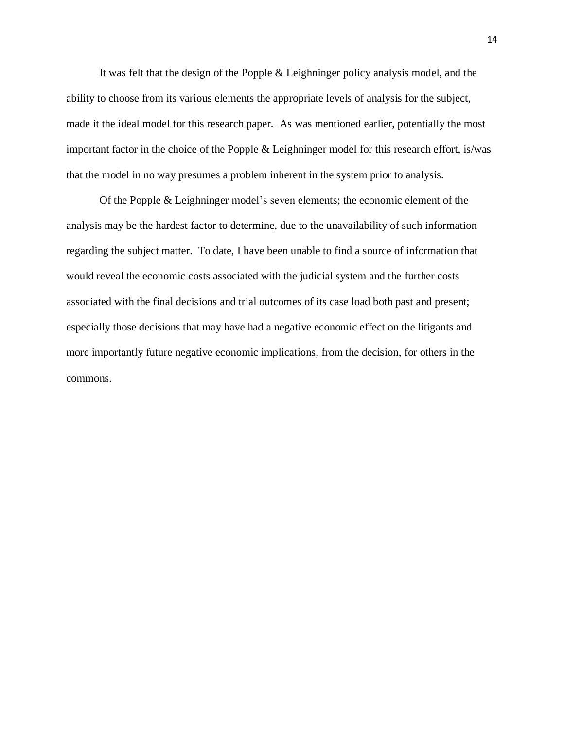It was felt that the design of the Popple & Leighninger policy analysis model, and the ability to choose from its various elements the appropriate levels of analysis for the subject, made it the ideal model for this research paper. As was mentioned earlier, potentially the most important factor in the choice of the Popple & Leighninger model for this research effort, is/was that the model in no way presumes a problem inherent in the system prior to analysis.

Of the Popple & Leighninger model's seven elements; the economic element of the analysis may be the hardest factor to determine, due to the unavailability of such information regarding the subject matter. To date, I have been unable to find a source of information that would reveal the economic costs associated with the judicial system and the further costs associated with the final decisions and trial outcomes of its case load both past and present; especially those decisions that may have had a negative economic effect on the litigants and more importantly future negative economic implications, from the decision, for others in the commons.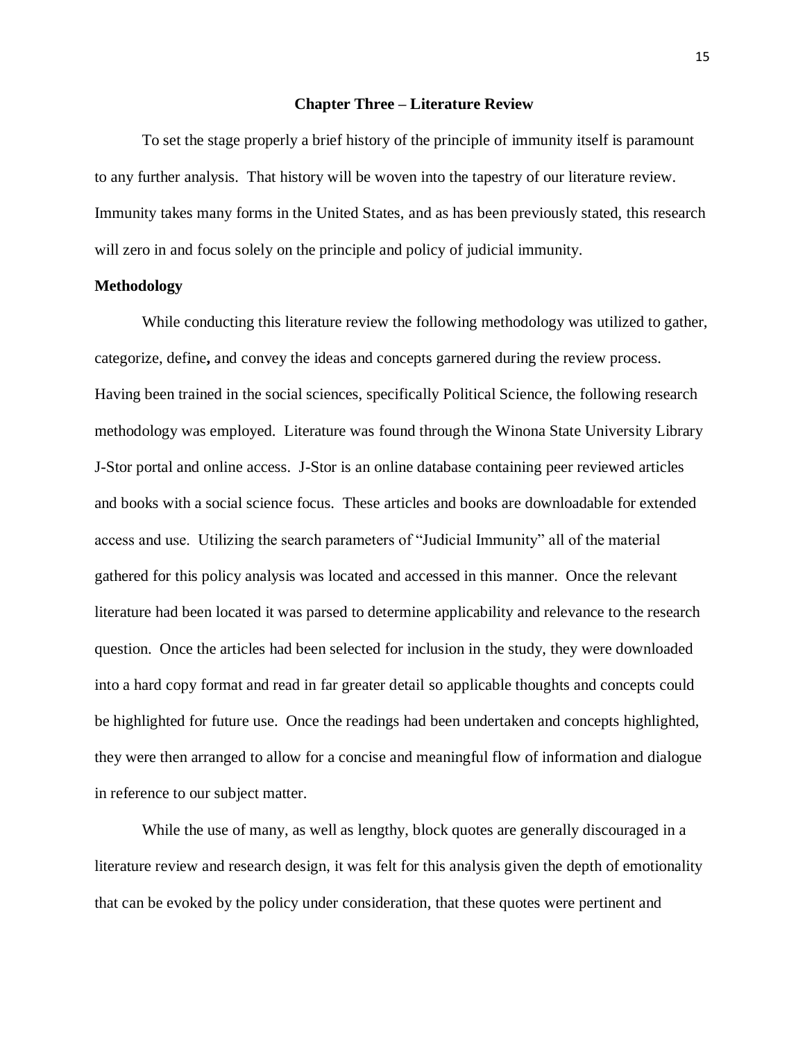# Chapter Three – Literature Review

To set the stage properly a brief history of the principle of immunity itself is paramount to any further analysis. That history will be woven into the tapestry of our literature review. Immunity takes many forms in the United States, and as has been previously stated, this research will zero in and focus solely on the principle and policy of judicial immunity.

## Methodology

While conducting this literature review the following methodology was utilized to gather, categorize, define**,** and convey the ideas and concepts garnered during the review process. Having been trained in the social sciences, specifically Political Science, the following research methodology was employed. Literature was found through the Winona State University Library J-Stor portal and online access. J-Stor is an online database containing peer reviewed articles and books with a social science focus. These articles and books are downloadable for extended access and use. Utilizing the search parameters of "Judicial Immunity" all of the material gathered for this policy analysis was located and accessed in this manner. Once the relevant literature had been located it was parsed to determine applicability and relevance to the research question. Once the articles had been selected for inclusion in the study, they were downloaded into a hard copy format and read in far greater detail so applicable thoughts and concepts could be highlighted for future use. Once the readings had been undertaken and concepts highlighted, they were then arranged to allow for a concise and meaningful flow of information and dialogue in reference to our subject matter.

While the use of many, as well as lengthy, block quotes are generally discouraged in a literature review and research design, it was felt for this analysis given the depth of emotionality that can be evoked by the policy under consideration, that these quotes were pertinent and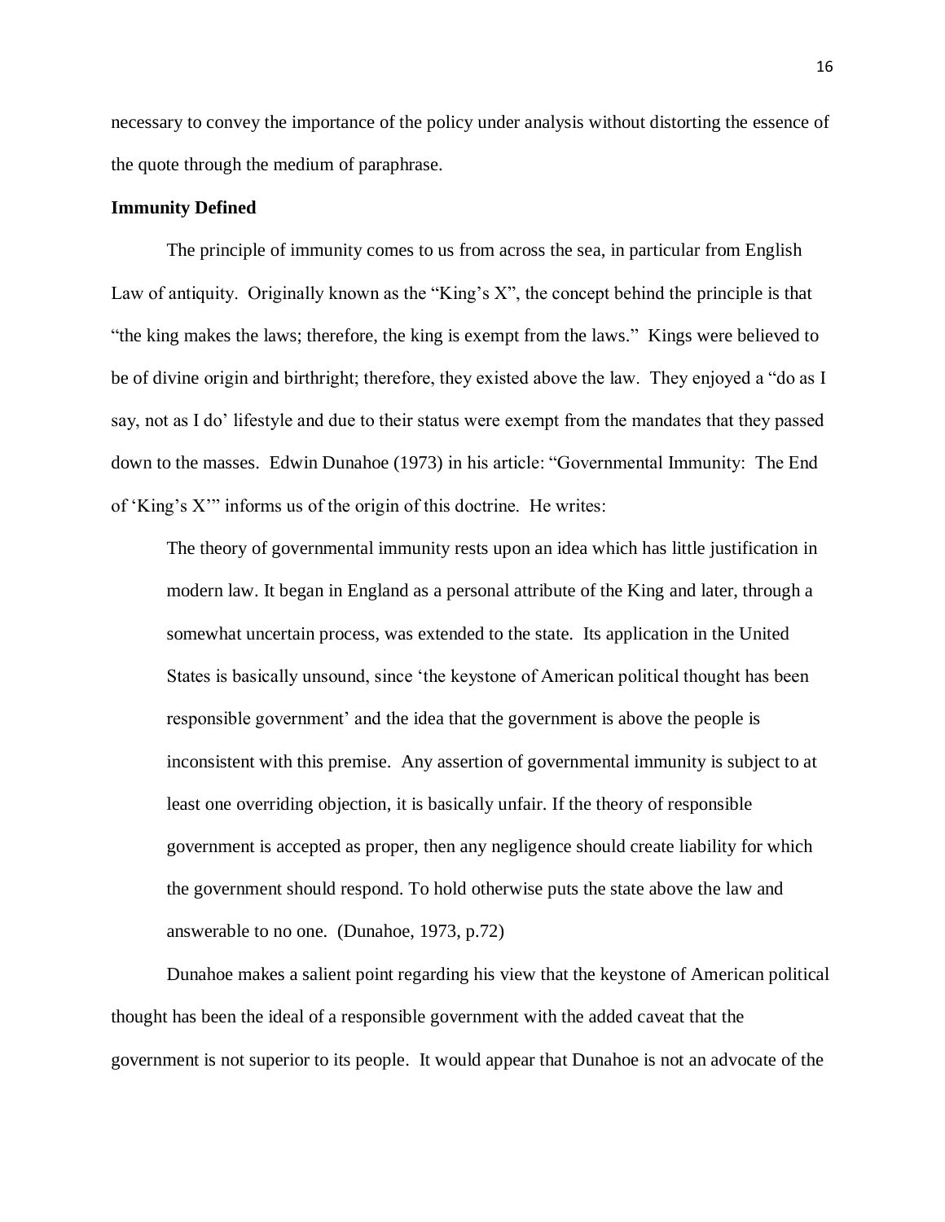necessary to convey the importance of the policy under analysis without distorting the essence of the quote through the medium of paraphrase.

**Immunity Defined**

The principle of immunity comes to us from across the sea, in particular from English Law of antiquity. Originally known as the "King's X", the concept behind the principle is that "the king makes the laws; therefore, the king is exempt from the laws." Kings were believed to be of divine origin and birthright; therefore, they existed above the law. They enjoyed a "do as I say, not as I do' lifestyle and due to their status were exempt from the mandates that they passed down to the masses. Edwin Dunahoe (1973) in his article: "Governmental Immunity: The End of 'King's X'" informs us of the origin of this doctrine. He writes:

> The theory of governmental immunity rests upon an idea which has little justification in modern law. It began in England as a personal attribute of the King and later, through a somewhat uncertain process, was extended to the state. Its application in the United States is basically unsound, since 'the keystone of American political thought has been responsible government' and the idea that the government is above the people is inconsistent with this premise. Any assertion of governmental immunity is subject to at least one overriding objection, it is basically unfair. If the theory of responsible government is accepted as proper, then any negligence should create liability for which the government should respond. To hold otherwise puts the state above the law and answerable to no one. (Dunahoe, 1973, p.72)

Dunahoe makes a salient point regarding his view that the keystone of American political thought has been the ideal of a responsible government with the added caveat that the government is not superior to its people. It would appear that Dunahoe is not an advocate of the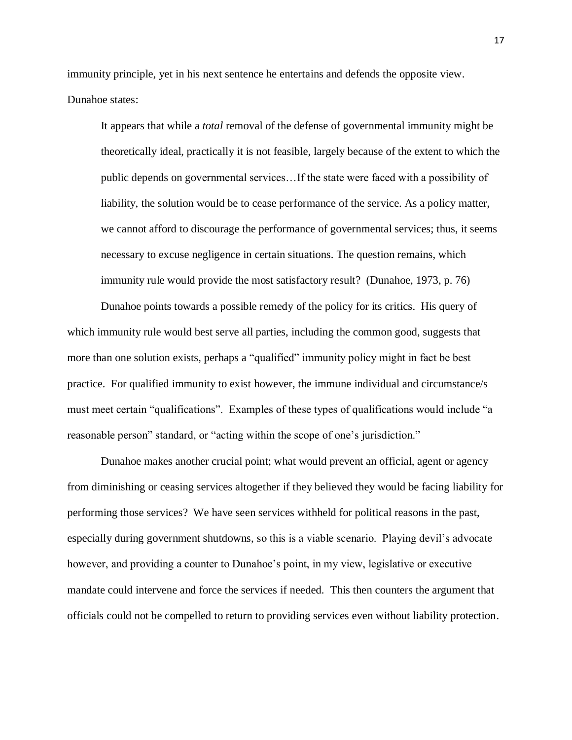immunity principle, yet in his next sentence he entertains and defends the opposite view. Dunahoe states:

> It appears that while a *total* removal of the defense of governmental immunity might be theoretically ideal, practically it is not feasible, largely because of the extent to which the public depends on governmental services…If the state were faced with a possibility of liability, the solution would be to cease performance of the service. As a policy matter, we cannot afford to discourage the performance of governmental services; thus, it seems necessary to excuse negligence in certain situations. The question remains, which immunity rule would provide the most satisfactory result? (Dunahoe, 1973, p. 76)

Dunahoe points towards a possible remedy of the policy for its critics. His query of which immunity rule would best serve all parties, including the common good, suggests that more than one solution exists, perhaps a "qualified" immunity policy might in fact be best practice. For qualified immunity to exist however, the immune individual and circumstance/s must meet certain "qualifications". Examples of these types of qualifications would include "a reasonable person" standard, or "acting within the scope of one's jurisdiction."

Dunahoe makes another crucial point; what would prevent an official, agent or agency from diminishing or ceasing services altogether if they believed they would be facing liability for performing those services? We have seen services withheld for political reasons in the past, especially during government shutdowns, so this is a viable scenario. Playing devil's advocate however, and providing a counter to Dunahoe's point, in my view, legislative or executive mandate could intervene and force the services if needed. This then counters the argument that officials could not be compelled to return to providing services even without liability protection.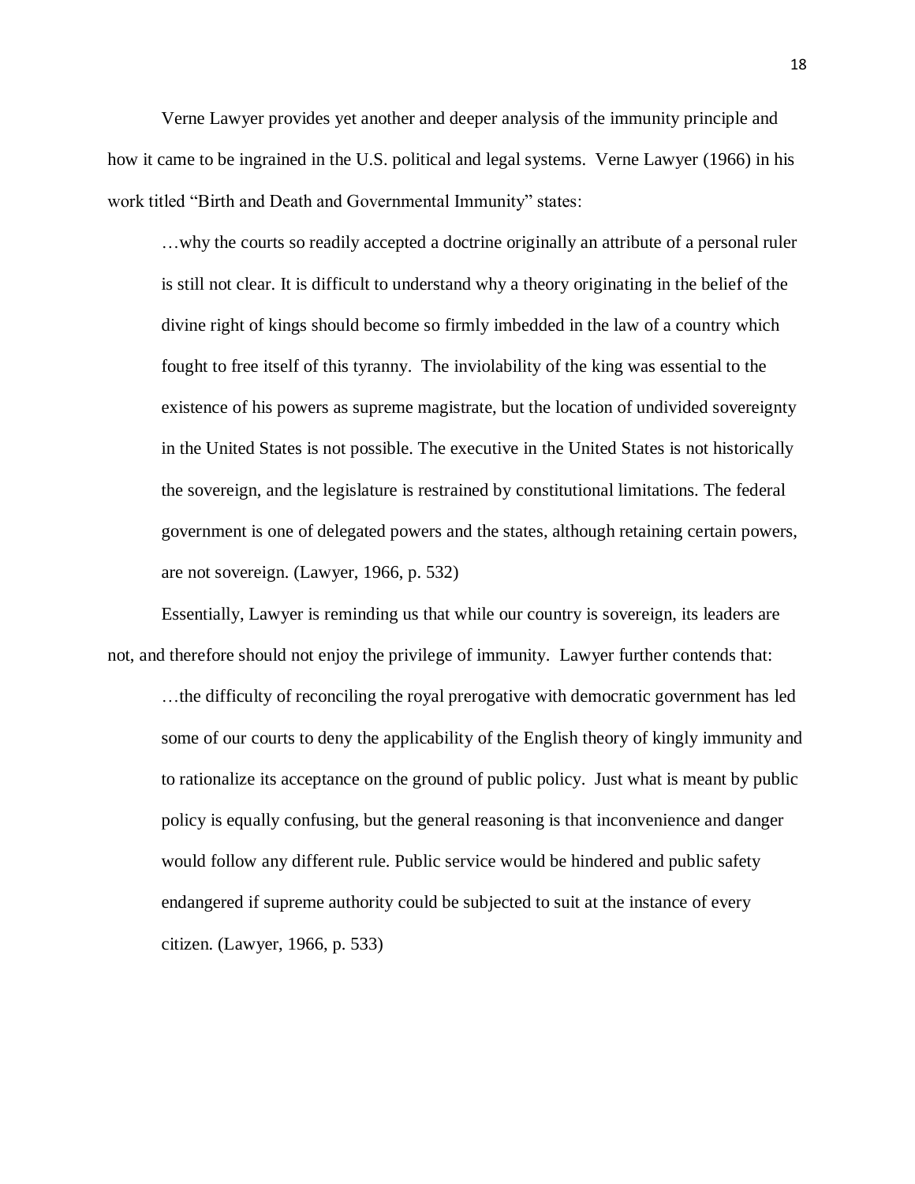Verne Lawyer provides yet another and deeper analysis of the immunity principle and how it came to be ingrained in the U.S. political and legal systems. Verne Lawyer (1966) in his work titled "Birth and Death and Governmental Immunity" states:

> …why the courts so readily accepted a doctrine originally an attribute of a personal ruler is still not clear. It is difficult to understand why a theory originating in the belief of the divine right of kings should become so firmly imbedded in the law of a country which fought to free itself of this tyranny. The inviolability of the king was essential to the existence of his powers as supreme magistrate, but the location of undivided sovereignty in the United States is not possible. The executive in the United States is not historically the sovereign, and the legislature is restrained by constitutional limitations. The federal government is one of delegated powers and the states, although retaining certain powers, are not sovereign. (Lawyer, 1966, p. 532)

Essentially, Lawyer is reminding us that while our country is sovereign, its leaders are not, and therefore should not enjoy the privilege of immunity. Lawyer further contends that:

> …the difficulty of reconciling the royal prerogative with democratic government has led some of our courts to deny the applicability of the English theory of kingly immunity and to rationalize its acceptance on the ground of public policy. Just what is meant by public policy is equally confusing, but the general reasoning is that inconvenience and danger would follow any different rule. Public service would be hindered and public safety endangered if supreme authority could be subjected to suit at the instance of every citizen. (Lawyer, 1966, p. 533)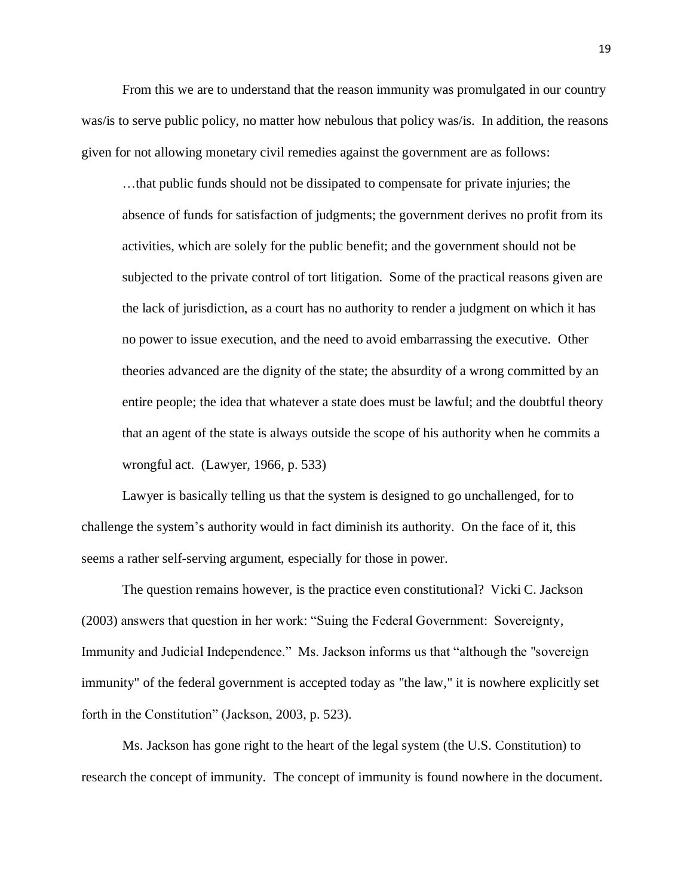From this we are to understand that the reason immunity was promulgated in our country was/is to serve public policy, no matter how nebulous that policy was/is. In addition, the reasons given for not allowing monetary civil remedies against the government are as follows:

> …that public funds should not be dissipated to compensate for private injuries; the absence of funds for satisfaction of judgments; the government derives no profit from its activities, which are solely for the public benefit; and the government should not be subjected to the private control of tort litigation. Some of the practical reasons given are the lack of jurisdiction, as a court has no authority to render a judgment on which it has no power to issue execution, and the need to avoid embarrassing the executive. Other theories advanced are the dignity of the state; the absurdity of a wrong committed by an entire people; the idea that whatever a state does must be lawful; and the doubtful theory that an agent of the state is always outside the scope of his authority when he commits a wrongful act. (Lawyer, 1966, p. 533)

Lawyer is basically telling us that the system is designed to go unchallenged, for to challenge the system's authority would in fact diminish its authority. On the face of it, this seems a rather self-serving argument, especially for those in power.

The question remains however, is the practice even constitutional? Vicki C. Jackson (2003) answers that question in her work: "Suing the Federal Government: Sovereignty, Immunity and Judicial Independence." Ms. Jackson informs us that "although the "sovereign immunity" of the federal government is accepted today as "the law," it is nowhere explicitly set forth in the Constitution" (Jackson, 2003, p. 523).

Ms. Jackson has gone right to the heart of the legal system (the U.S. Constitution) to research the concept of immunity. The concept of immunity is found nowhere in the document.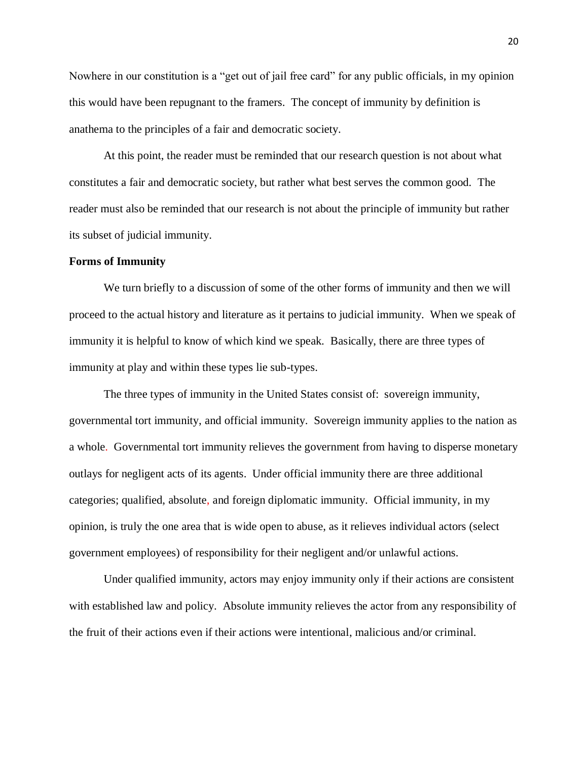Nowhere in our constitution is a "get out of jail free card" for any public officials, in my opinion this would have been repugnant to the framers. The concept of immunity by definition is anathema to the principles of a fair and democratic society.

At this point, the reader must be reminded that our research question is not about what constitutes a fair and democratic society, but rather what best serves the common good. The reader must also be reminded that our research is not about the principle of immunity but rather its subset of judicial immunity.

**Forms of Immunity**

We turn briefly to a discussion of some of the other forms of immunity and then we will proceed to the actual history and literature as it pertains to judicial immunity. When we speak of immunity it is helpful to know of which kind we speak. Basically, there are three types of immunity at play and within these types lie sub-types.

The three types of immunity in the United States consist of: sovereign immunity, governmental tort immunity, and official immunity. Sovereign immunity applies to the nation as a whole. Governmental tort immunity relieves the government from having to disperse monetary outlays for negligent acts of its agents. Under official immunity there are three additional categories; qualified, absolute, and foreign diplomatic immunity. Official immunity, in my opinion, is truly the one area that is wide open to abuse, as it relieves individual actors (select government employees) of responsibility for their negligent and/or unlawful actions.

Under qualified immunity, actors may enjoy immunity only if their actions are consistent with established law and policy. Absolute immunity relieves the actor from any responsibility of the fruit of their actions even if their actions were intentional, malicious and/or criminal.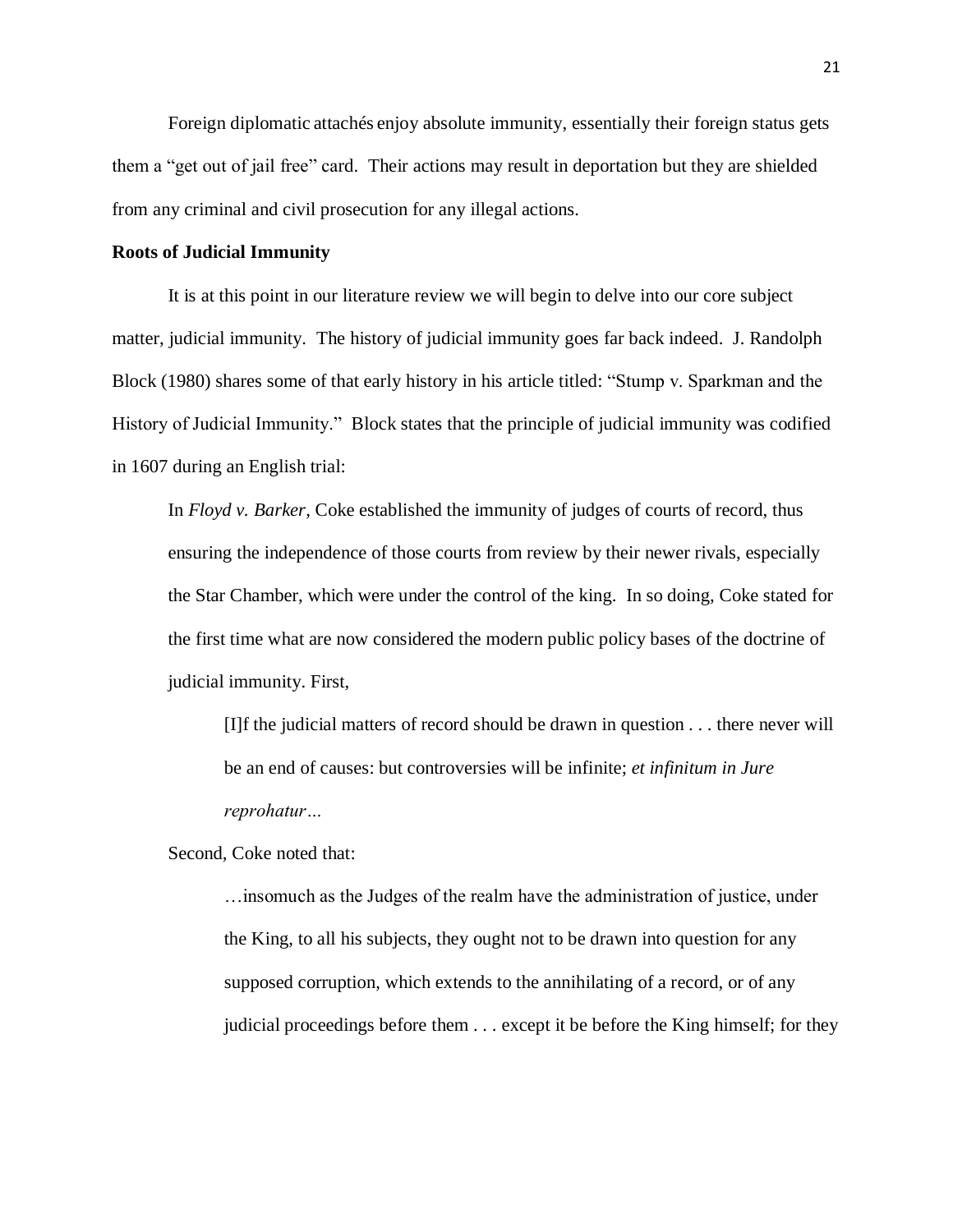Foreign diplomatic attachés enjoy absolute immunity, essentially their foreign status gets them a "get out of jail free" card. Their actions may result in deportation but they are shielded from any criminal and civil prosecution for any illegal actions.

**Roots of Judicial Immunity**

It is at this point in our literature review we will begin to delve into our core subject matter, judicial immunity. The history of judicial immunity goes far back indeed. J. Randolph Block (1980) shares some of that early history in his article titled: "Stump v. Sparkman and the History of Judicial Immunity." Block states that the principle of judicial immunity was codified in 1607 during an English trial:

> In *Floyd v. Barker*, Coke established the immunity of judges of courts of record, thus ensuring the independence of those courts from review by their newer rivals, especially the Star Chamber, which were under the control of the king. In so doing, Coke stated for the first time what are now considered the modern public policy bases of the doctrine of judicial immunity. First,
>
> > [I]f the judicial matters of record should be drawn in question . . . there never will be an end of causes: but controversies will be infinite; *et infinitum in Jure reprohatur…*
>
> Second, Coke noted that:
>
> > …insomuch as the Judges of the realm have the administration of justice, under the King, to all his subjects, they ought not to be drawn into question for any supposed corruption, which extends to the annihilating of a record, or of any judicial proceedings before them . . . except it be before the King himself; for they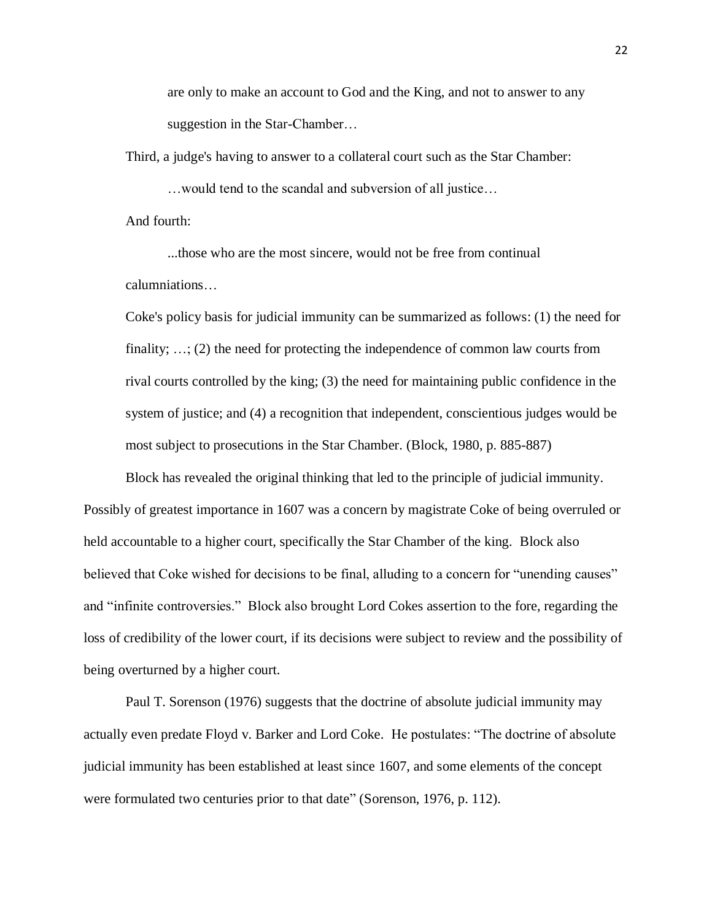> are only to make an account to God and the King, and not to answer to any suggestion in the Star-Chamber…
>
> Third, a judge's having to answer to a collateral court such as the Star Chamber:
>
> > …would tend to the scandal and subversion of all justice…
>
> And fourth:
>
> > ...those who are the most sincere, would not be free from continual calumniations…
>
> Coke's policy basis for judicial immunity can be summarized as follows: (1) the need for finality; …; (2) the need for protecting the independence of common law courts from rival courts controlled by the king; (3) the need for maintaining public confidence in the system of justice; and (4) a recognition that independent, conscientious judges would be most subject to prosecutions in the Star Chamber. (Block, 1980, p. 885-887)

Block has revealed the original thinking that led to the principle of judicial immunity. Possibly of greatest importance in 1607 was a concern by magistrate Coke of being overruled or held accountable to a higher court, specifically the Star Chamber of the king. Block also believed that Coke wished for decisions to be final, alluding to a concern for "unending causes" and "infinite controversies." Block also brought Lord Cokes assertion to the fore, regarding the loss of credibility of the lower court, if its decisions were subject to review and the possibility of being overturned by a higher court.

Paul T. Sorenson (1976) suggests that the doctrine of absolute judicial immunity may actually even predate Floyd v. Barker and Lord Coke. He postulates: "The doctrine of absolute judicial immunity has been established at least since 1607, and some elements of the concept were formulated two centuries prior to that date" (Sorenson, 1976, p. 112).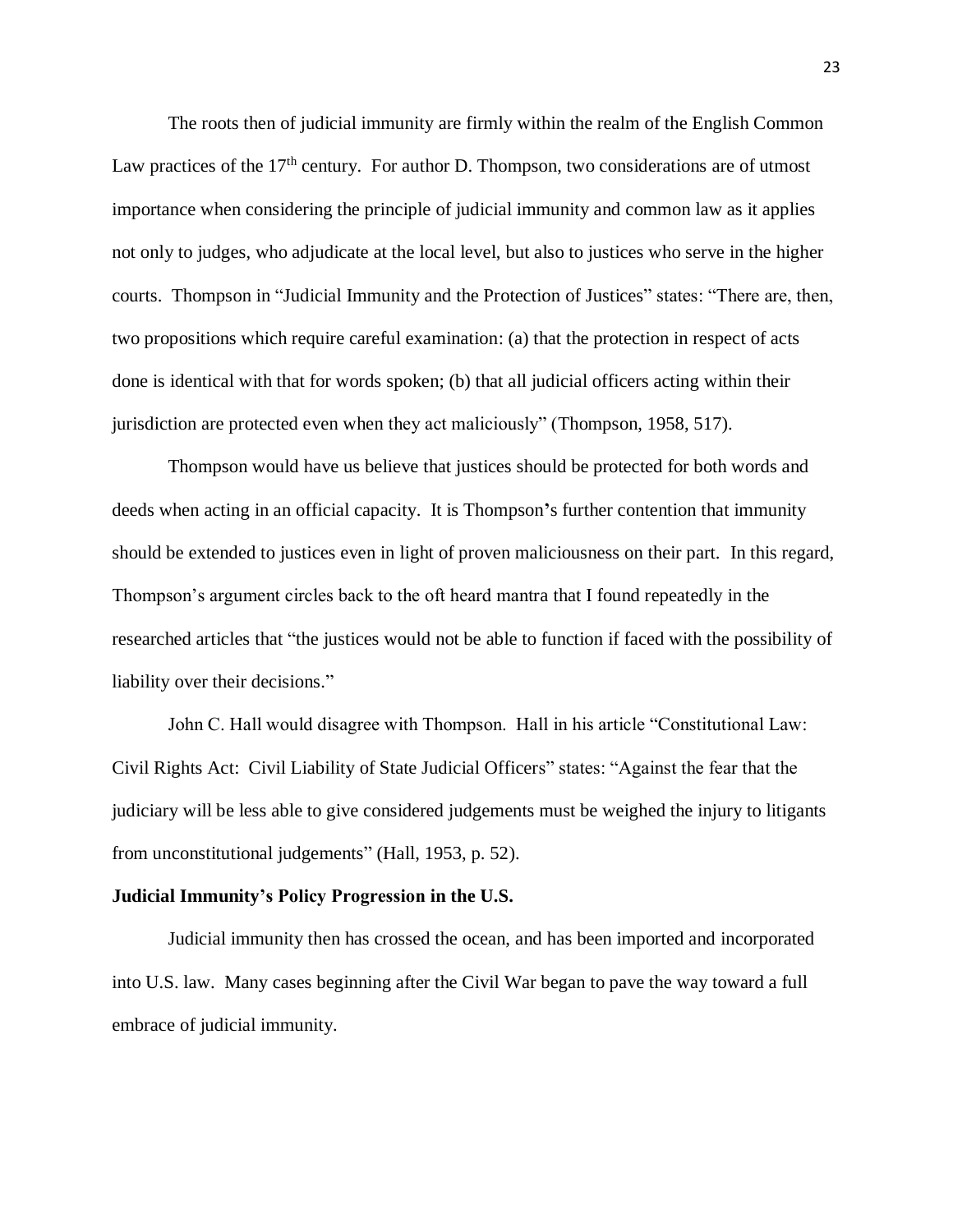The roots then of judicial immunity are firmly within the realm of the English Common Law practices of the 17th century. For author D. Thompson, two considerations are of utmost importance when considering the principle of judicial immunity and common law as it applies not only to judges, who adjudicate at the local level, but also to justices who serve in the higher courts. Thompson in "Judicial Immunity and the Protection of Justices" states: "There are, then, two propositions which require careful examination: (a) that the protection in respect of acts done is identical with that for words spoken; (b) that all judicial officers acting within their jurisdiction are protected even when they act maliciously" (Thompson, 1958, 517).

Thompson would have us believe that justices should be protected for both words and deeds when acting in an official capacity. It is Thompson's further contention that immunity should be extended to justices even in light of proven maliciousness on their part. In this regard, Thompson's argument circles back to the oft heard mantra that I found repeatedly in the researched articles that "the justices would not be able to function if faced with the possibility of liability over their decisions."

John C. Hall would disagree with Thompson. Hall in his article "Constitutional Law: Civil Rights Act: Civil Liability of State Judicial Officers" states: "Against the fear that the judiciary will be less able to give considered judgements must be weighed the injury to litigants from unconstitutional judgements" (Hall, 1953, p. 52).

**Judicial Immunity's Policy Progression in the U.S.**

Judicial immunity then has crossed the ocean, and has been imported and incorporated into U.S. law. Many cases beginning after the Civil War began to pave the way toward a full embrace of judicial immunity.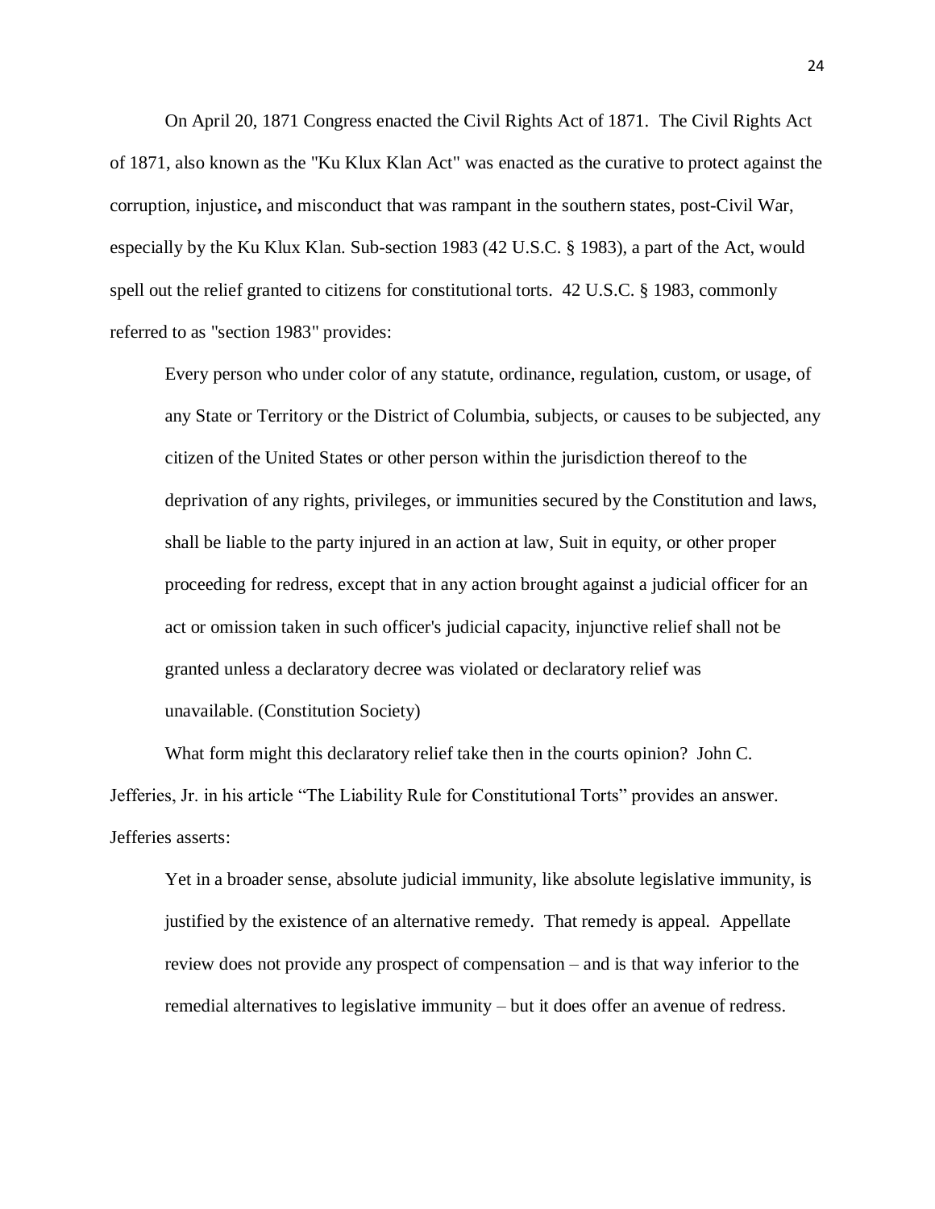On April 20, 1871 Congress enacted the Civil Rights Act of 1871. The Civil Rights Act of 1871, also known as the "Ku Klux Klan Act" was enacted as the curative to protect against the corruption, injustice**,** and misconduct that was rampant in the southern states, post-Civil War, especially by the Ku Klux Klan. Sub-section 1983 (42 U.S.C. § 1983), a part of the Act, would spell out the relief granted to citizens for constitutional torts. 42 U.S.C. § 1983, commonly referred to as "section 1983" provides:

> Every person who under color of any statute, ordinance, regulation, custom, or usage, of any State or Territory or the District of Columbia, subjects, or causes to be subjected, any citizen of the United States or other person within the jurisdiction thereof to the deprivation of any rights, privileges, or immunities secured by the Constitution and laws, shall be liable to the party injured in an action at law, Suit in equity, or other proper proceeding for redress, except that in any action brought against a judicial officer for an act or omission taken in such officer's judicial capacity, injunctive relief shall not be granted unless a declaratory decree was violated or declaratory relief was unavailable. (Constitution Society)

What form might this declaratory relief take then in the courts opinion? John C. Jefferies, Jr. in his article "The Liability Rule for Constitutional Torts" provides an answer. Jefferies asserts:

> Yet in a broader sense, absolute judicial immunity, like absolute legislative immunity, is justified by the existence of an alternative remedy. That remedy is appeal. Appellate review does not provide any prospect of compensation – and is that way inferior to the remedial alternatives to legislative immunity – but it does offer an avenue of redress.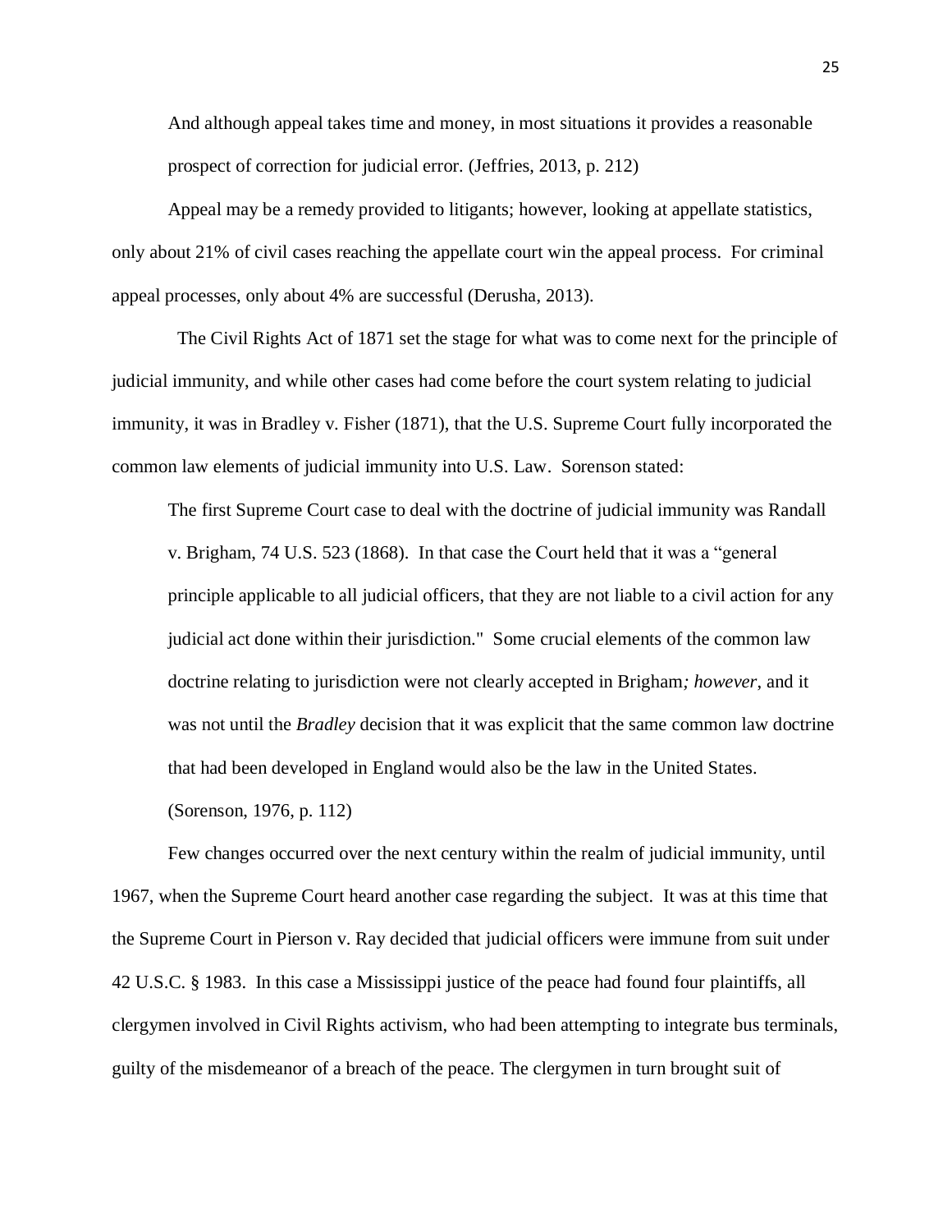> And although appeal takes time and money, in most situations it provides a reasonable prospect of correction for judicial error. (Jeffries, 2013, p. 212)

Appeal may be a remedy provided to litigants; however, looking at appellate statistics, only about 21% of civil cases reaching the appellate court win the appeal process. For criminal appeal processes, only about 4% are successful (Derusha, 2013).

The Civil Rights Act of 1871 set the stage for what was to come next for the principle of judicial immunity, and while other cases had come before the court system relating to judicial immunity, it was in Bradley v. Fisher (1871), that the U.S. Supreme Court fully incorporated the common law elements of judicial immunity into U.S. Law. Sorenson stated:

> The first Supreme Court case to deal with the doctrine of judicial immunity was Randall v. Brigham, 74 U.S. 523 (1868). In that case the Court held that it was a "general principle applicable to all judicial officers, that they are not liable to a civil action for any judicial act done within their jurisdiction." Some crucial elements of the common law doctrine relating to jurisdiction were not clearly accepted in Brigham*; however*, and it was not until the *Bradley* decision that it was explicit that the same common law doctrine that had been developed in England would also be the law in the United States. (Sorenson, 1976, p. 112)

Few changes occurred over the next century within the realm of judicial immunity, until 1967, when the Supreme Court heard another case regarding the subject. It was at this time that the Supreme Court in Pierson v. Ray decided that judicial officers were immune from suit under 42 U.S.C. § 1983. In this case a Mississippi justice of the peace had found four plaintiffs, all clergymen involved in Civil Rights activism, who had been attempting to integrate bus terminals, guilty of the misdemeanor of a breach of the peace. The clergymen in turn brought suit of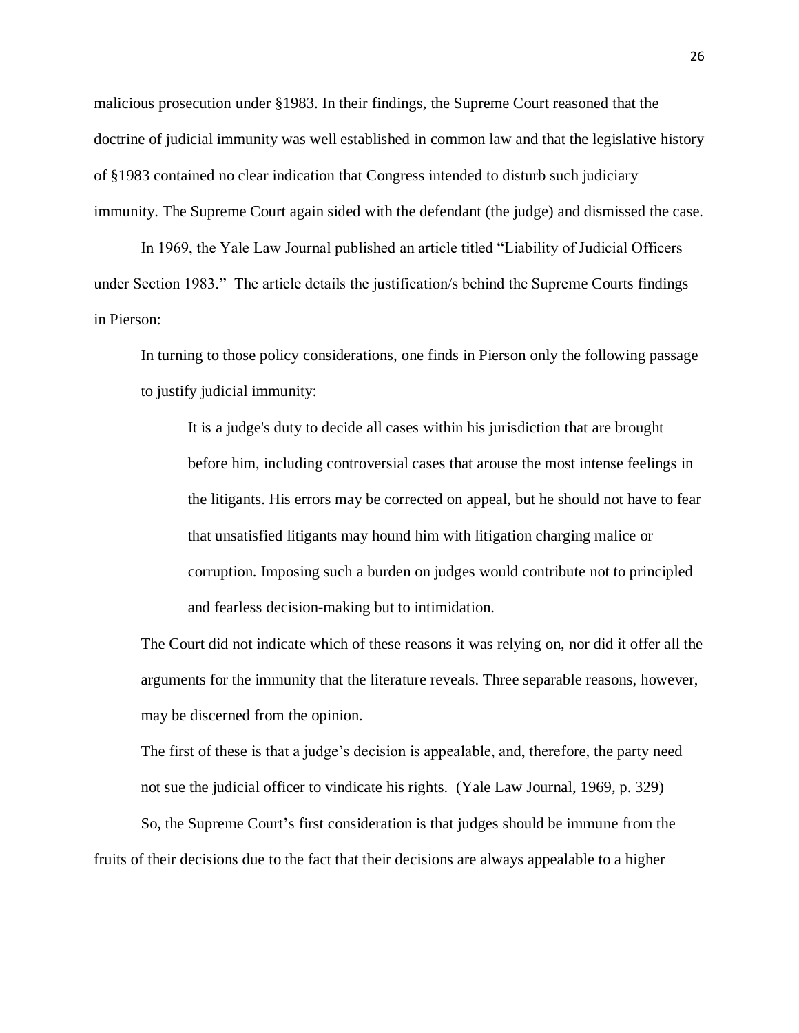malicious prosecution under §1983. In their findings, the Supreme Court reasoned that the doctrine of judicial immunity was well established in common law and that the legislative history of §1983 contained no clear indication that Congress intended to disturb such judiciary immunity. The Supreme Court again sided with the defendant (the judge) and dismissed the case.

In 1969, the Yale Law Journal published an article titled "Liability of Judicial Officers under Section 1983." The article details the justification/s behind the Supreme Courts findings in Pierson:

> In turning to those policy considerations, one finds in Pierson only the following passage to justify judicial immunity:
>
> > It is a judge's duty to decide all cases within his jurisdiction that are brought before him, including controversial cases that arouse the most intense feelings in the litigants. His errors may be corrected on appeal, but he should not have to fear that unsatisfied litigants may hound him with litigation charging malice or corruption. Imposing such a burden on judges would contribute not to principled and fearless decision-making but to intimidation.
>
> The Court did not indicate which of these reasons it was relying on, nor did it offer all the arguments for the immunity that the literature reveals. Three separable reasons, however, may be discerned from the opinion.
>
> The first of these is that a judge's decision is appealable, and, therefore, the party need not sue the judicial officer to vindicate his rights. (Yale Law Journal, 1969, p. 329)

So, the Supreme Court's first consideration is that judges should be immune from the fruits of their decisions due to the fact that their decisions are always appealable to a higher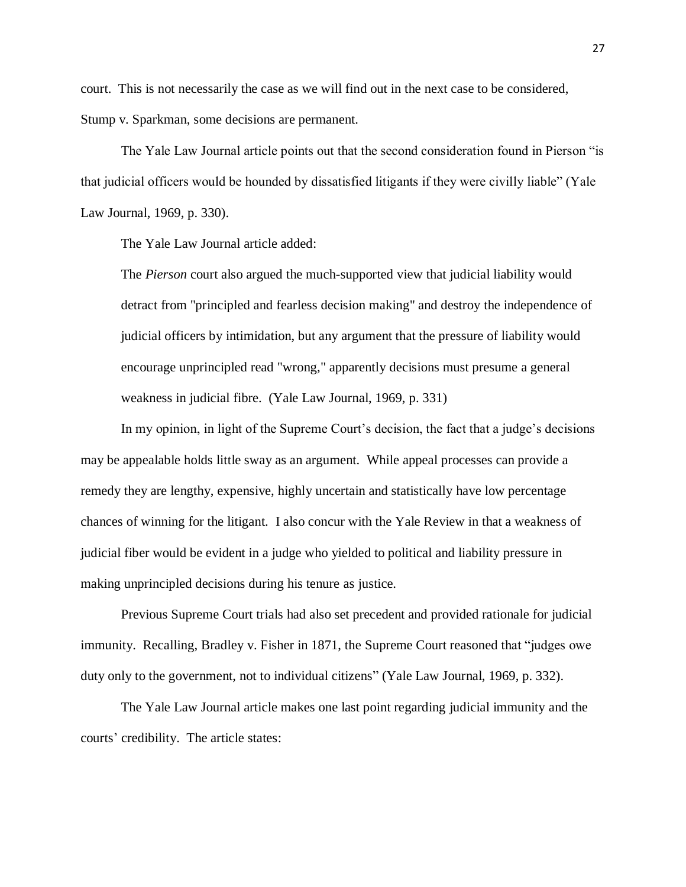court. This is not necessarily the case as we will find out in the next case to be considered, Stump v. Sparkman, some decisions are permanent.

The Yale Law Journal article points out that the second consideration found in Pierson "is that judicial officers would be hounded by dissatisfied litigants if they were civilly liable" (Yale Law Journal, 1969, p. 330).

The Yale Law Journal article added:

> The *Pierson* court also argued the much-supported view that judicial liability would detract from "principled and fearless decision making" and destroy the independence of judicial officers by intimidation, but any argument that the pressure of liability would encourage unprincipled read "wrong," apparently decisions must presume a general weakness in judicial fibre. (Yale Law Journal, 1969, p. 331)

In my opinion, in light of the Supreme Court's decision, the fact that a judge's decisions may be appealable holds little sway as an argument. While appeal processes can provide a remedy they are lengthy, expensive, highly uncertain and statistically have low percentage chances of winning for the litigant. I also concur with the Yale Review in that a weakness of judicial fiber would be evident in a judge who yielded to political and liability pressure in making unprincipled decisions during his tenure as justice.

Previous Supreme Court trials had also set precedent and provided rationale for judicial immunity. Recalling, Bradley v. Fisher in 1871, the Supreme Court reasoned that "judges owe duty only to the government, not to individual citizens" (Yale Law Journal, 1969, p. 332).

The Yale Law Journal article makes one last point regarding judicial immunity and the courts' credibility. The article states: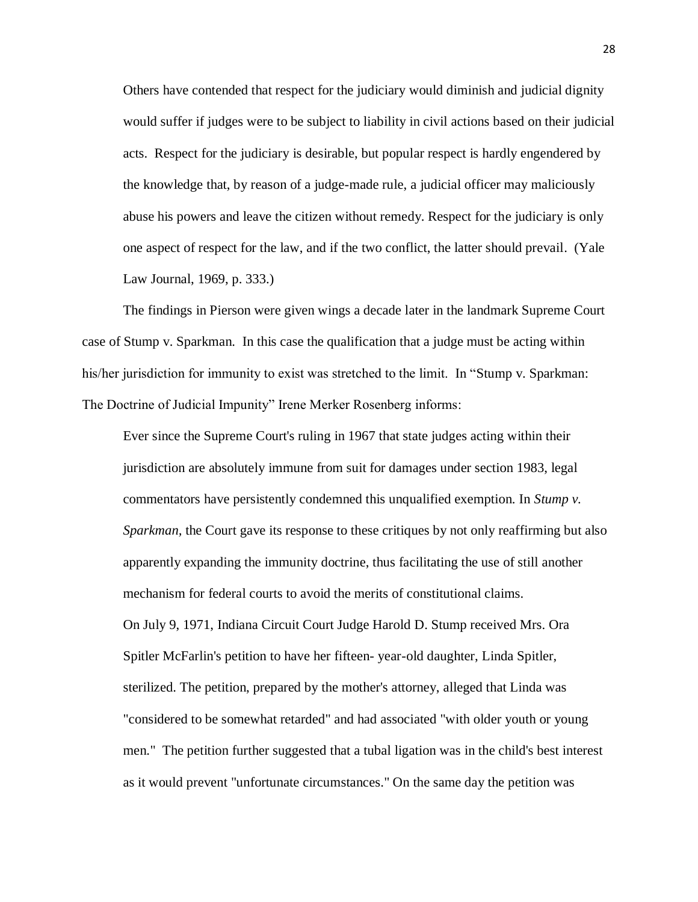> Others have contended that respect for the judiciary would diminish and judicial dignity would suffer if judges were to be subject to liability in civil actions based on their judicial acts. Respect for the judiciary is desirable, but popular respect is hardly engendered by the knowledge that, by reason of a judge-made rule, a judicial officer may maliciously abuse his powers and leave the citizen without remedy. Respect for the judiciary is only one aspect of respect for the law, and if the two conflict, the latter should prevail. (Yale Law Journal, 1969, p. 333.)

The findings in Pierson were given wings a decade later in the landmark Supreme Court case of Stump v. Sparkman. In this case the qualification that a judge must be acting within his/her jurisdiction for immunity to exist was stretched to the limit. In "Stump v. Sparkman: The Doctrine of Judicial Impunity" Irene Merker Rosenberg informs:

> Ever since the Supreme Court's ruling in 1967 that state judges acting within their jurisdiction are absolutely immune from suit for damages under section 1983, legal commentators have persistently condemned this unqualified exemption. In *Stump v. Sparkman,* the Court gave its response to these critiques by not only reaffirming but also apparently expanding the immunity doctrine, thus facilitating the use of still another mechanism for federal courts to avoid the merits of constitutional claims.
>
> On July 9, 1971, Indiana Circuit Court Judge Harold D. Stump received Mrs. Ora Spitler McFarlin's petition to have her fifteen- year-old daughter, Linda Spitler, sterilized. The petition, prepared by the mother's attorney, alleged that Linda was "considered to be somewhat retarded" and had associated "with older youth or young men." The petition further suggested that a tubal ligation was in the child's best interest as it would prevent "unfortunate circumstances." On the same day the petition was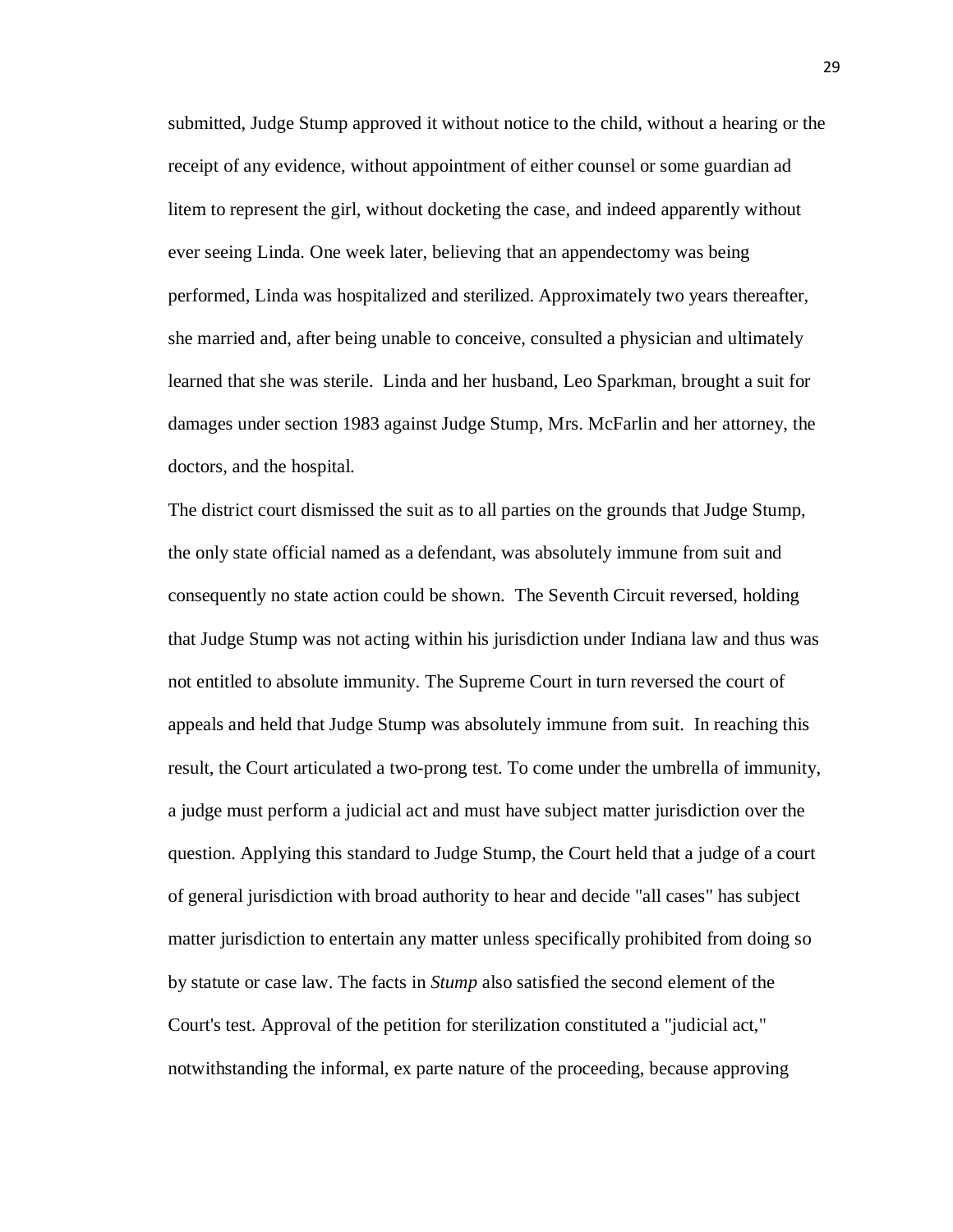submitted, Judge Stump approved it without notice to the child, without a hearing or the receipt of any evidence, without appointment of either counsel or some guardian ad litem to represent the girl, without docketing the case, and indeed apparently without ever seeing Linda. One week later, believing that an appendectomy was being performed, Linda was hospitalized and sterilized. Approximately two years thereafter, she married and, after being unable to conceive, consulted a physician and ultimately learned that she was sterile. Linda and her husband, Leo Sparkman, brought a suit for damages under section 1983 against Judge Stump, Mrs. McFarlin and her attorney, the doctors, and the hospital.

The district court dismissed the suit as to all parties on the grounds that Judge Stump, the only state official named as a defendant, was absolutely immune from suit and consequently no state action could be shown. The Seventh Circuit reversed, holding that Judge Stump was not acting within his jurisdiction under Indiana law and thus was not entitled to absolute immunity. The Supreme Court in turn reversed the court of appeals and held that Judge Stump was absolutely immune from suit. In reaching this result, the Court articulated a two-prong test. To come under the umbrella of immunity, a judge must perform a judicial act and must have subject matter jurisdiction over the question. Applying this standard to Judge Stump, the Court held that a judge of a court of general jurisdiction with broad authority to hear and decide "all cases" has subject matter jurisdiction to entertain any matter unless specifically prohibited from doing so by statute or case law. The facts in *Stump* also satisfied the second element of the Court's test. Approval of the petition for sterilization constituted a "judicial act," notwithstanding the informal, ex parte nature of the proceeding, because approving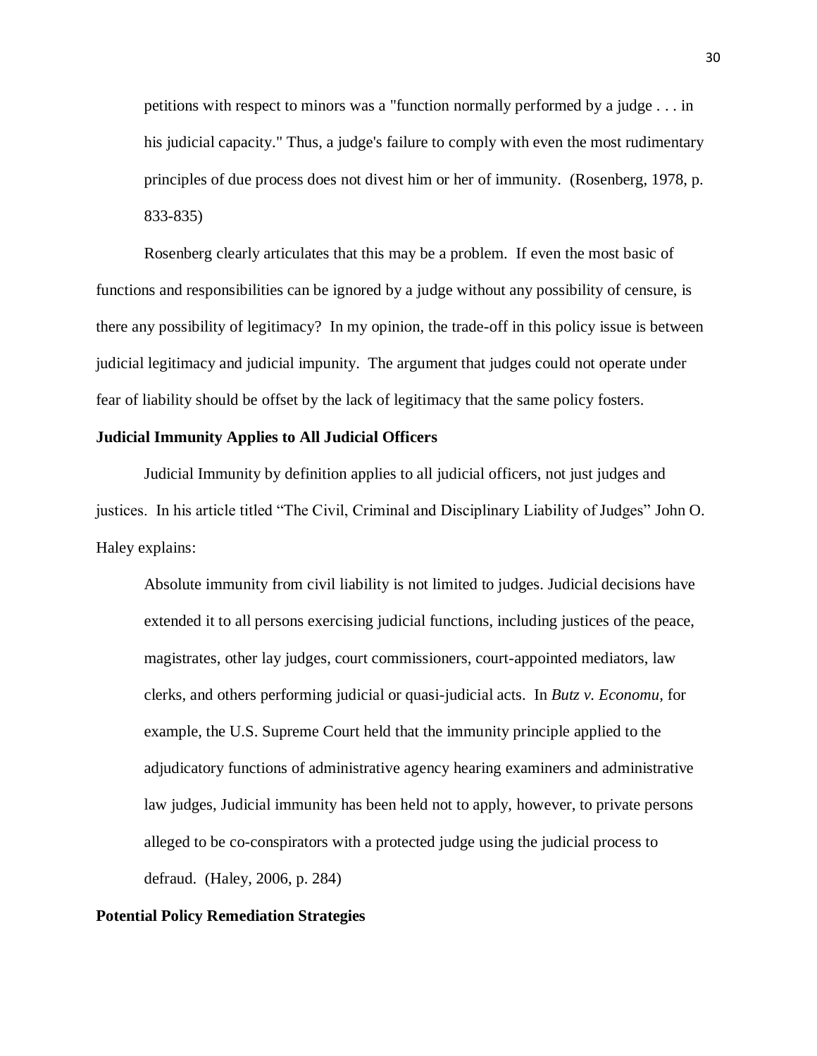> petitions with respect to minors was a "function normally performed by a judge . . . in his judicial capacity." Thus, a judge's failure to comply with even the most rudimentary principles of due process does not divest him or her of immunity. (Rosenberg, 1978, p. 833-835)

Rosenberg clearly articulates that this may be a problem. If even the most basic of functions and responsibilities can be ignored by a judge without any possibility of censure, is there any possibility of legitimacy? In my opinion, the trade-off in this policy issue is between judicial legitimacy and judicial impunity. The argument that judges could not operate under fear of liability should be offset by the lack of legitimacy that the same policy fosters.

**Judicial Immunity Applies to All Judicial Officers**

Judicial Immunity by definition applies to all judicial officers, not just judges and justices. In his article titled "The Civil, Criminal and Disciplinary Liability of Judges" John O. Haley explains:

> Absolute immunity from civil liability is not limited to judges. Judicial decisions have extended it to all persons exercising judicial functions, including justices of the peace, magistrates, other lay judges, court commissioners, court-appointed mediators, law clerks, and others performing judicial or quasi-judicial acts. In *Butz v. Economu,* for example, the U.S. Supreme Court held that the immunity principle applied to the adjudicatory functions of administrative agency hearing examiners and administrative law judges, Judicial immunity has been held not to apply, however, to private persons alleged to be co-conspirators with a protected judge using the judicial process to defraud. (Haley, 2006, p. 284)

**Potential Policy Remediation Strategies**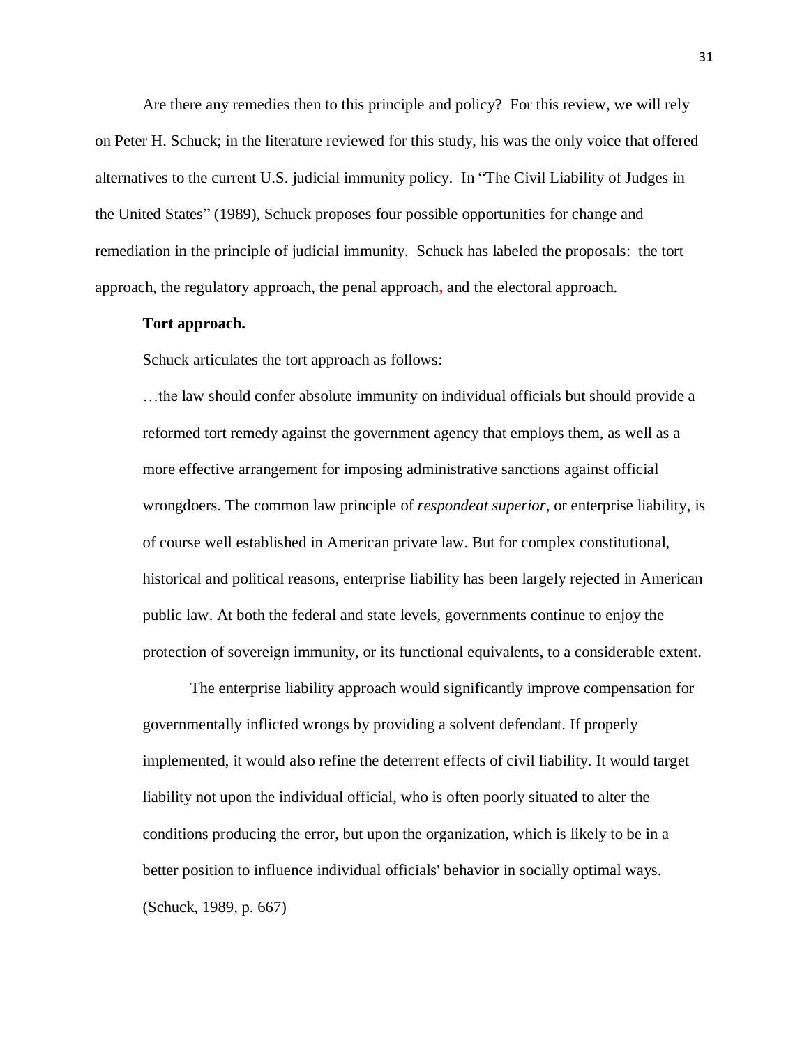Are there any remedies then to this principle and policy? For this review, we will rely on Peter H. Schuck; in the literature reviewed for this study, his was the only voice that offered alternatives to the current U.S. judicial immunity policy. In "The Civil Liability of Judges in the United States" (1989), Schuck proposes four possible opportunities for change and remediation in the principle of judicial immunity. Schuck has labeled the proposals: the tort approach, the regulatory approach, the penal approach, and the electoral approach.

**Tort approach.**

Schuck articulates the tort approach as follows:

> …the law should confer absolute immunity on individual officials but should provide a reformed tort remedy against the government agency that employs them, as well as a more effective arrangement for imposing administrative sanctions against official wrongdoers. The common law principle of *respondeat superior*, or enterprise liability, is of course well established in American private law. But for complex constitutional, historical and political reasons, enterprise liability has been largely rejected in American public law. At both the federal and state levels, governments continue to enjoy the protection of sovereign immunity, or its functional equivalents, to a considerable extent.
>
> The enterprise liability approach would significantly improve compensation for governmentally inflicted wrongs by providing a solvent defendant. If properly implemented, it would also refine the deterrent effects of civil liability. It would target liability not upon the individual official, who is often poorly situated to alter the conditions producing the error, but upon the organization, which is likely to be in a better position to influence individual officials' behavior in socially optimal ways. (Schuck, 1989, p. 667)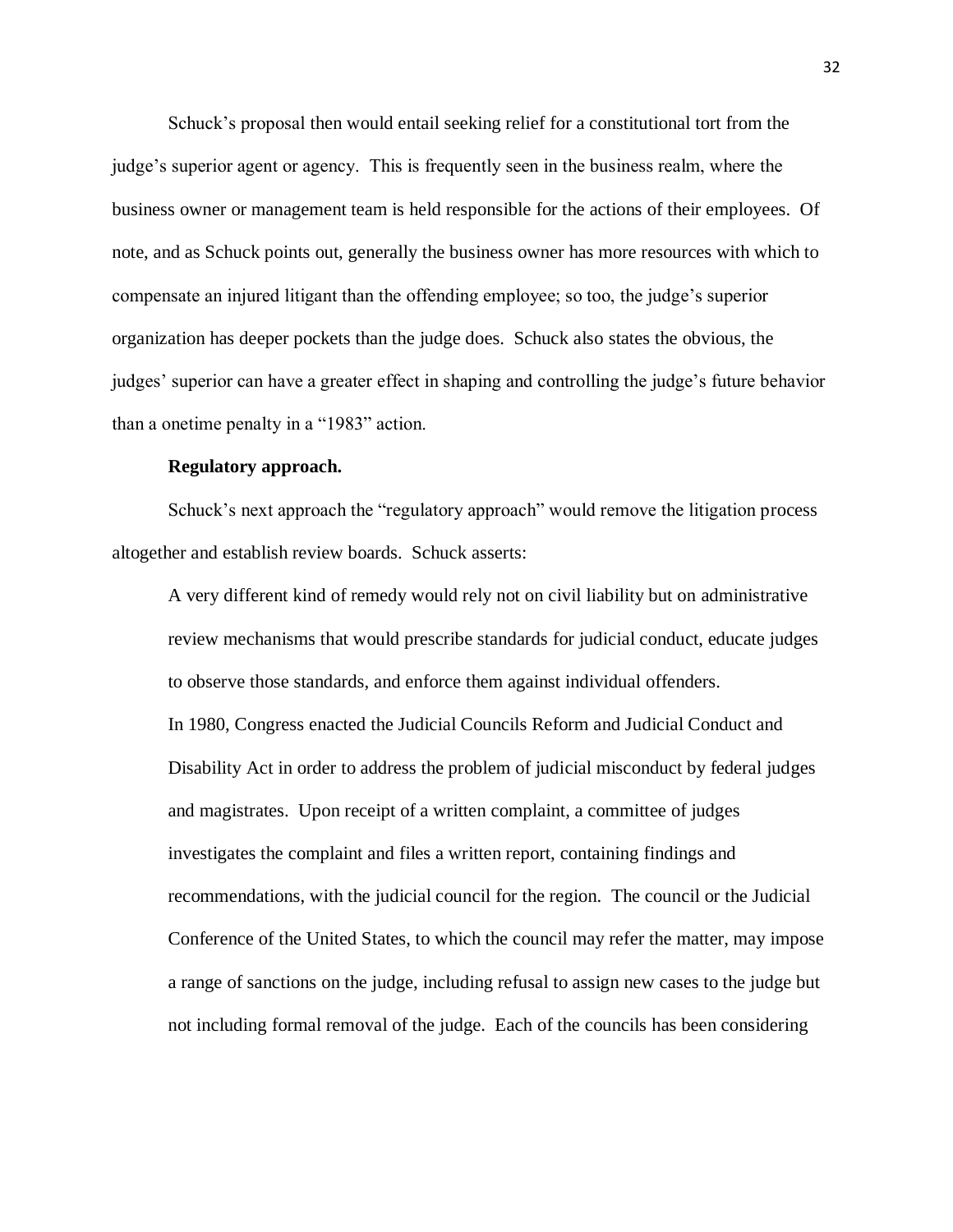Schuck's proposal then would entail seeking relief for a constitutional tort from the judge's superior agent or agency. This is frequently seen in the business realm, where the business owner or management team is held responsible for the actions of their employees. Of note, and as Schuck points out, generally the business owner has more resources with which to compensate an injured litigant than the offending employee; so too, the judge's superior organization has deeper pockets than the judge does. Schuck also states the obvious, the judges' superior can have a greater effect in shaping and controlling the judge's future behavior than a onetime penalty in a "1983" action.

**Regulatory approach.**

Schuck's next approach the "regulatory approach" would remove the litigation process altogether and establish review boards. Schuck asserts:

> A very different kind of remedy would rely not on civil liability but on administrative review mechanisms that would prescribe standards for judicial conduct, educate judges to observe those standards, and enforce them against individual offenders.
>
> In 1980, Congress enacted the Judicial Councils Reform and Judicial Conduct and Disability Act in order to address the problem of judicial misconduct by federal judges and magistrates. Upon receipt of a written complaint, a committee of judges investigates the complaint and files a written report, containing findings and recommendations, with the judicial council for the region. The council or the Judicial Conference of the United States, to which the council may refer the matter, may impose a range of sanctions on the judge, including refusal to assign new cases to the judge but not including formal removal of the judge. Each of the councils has been considering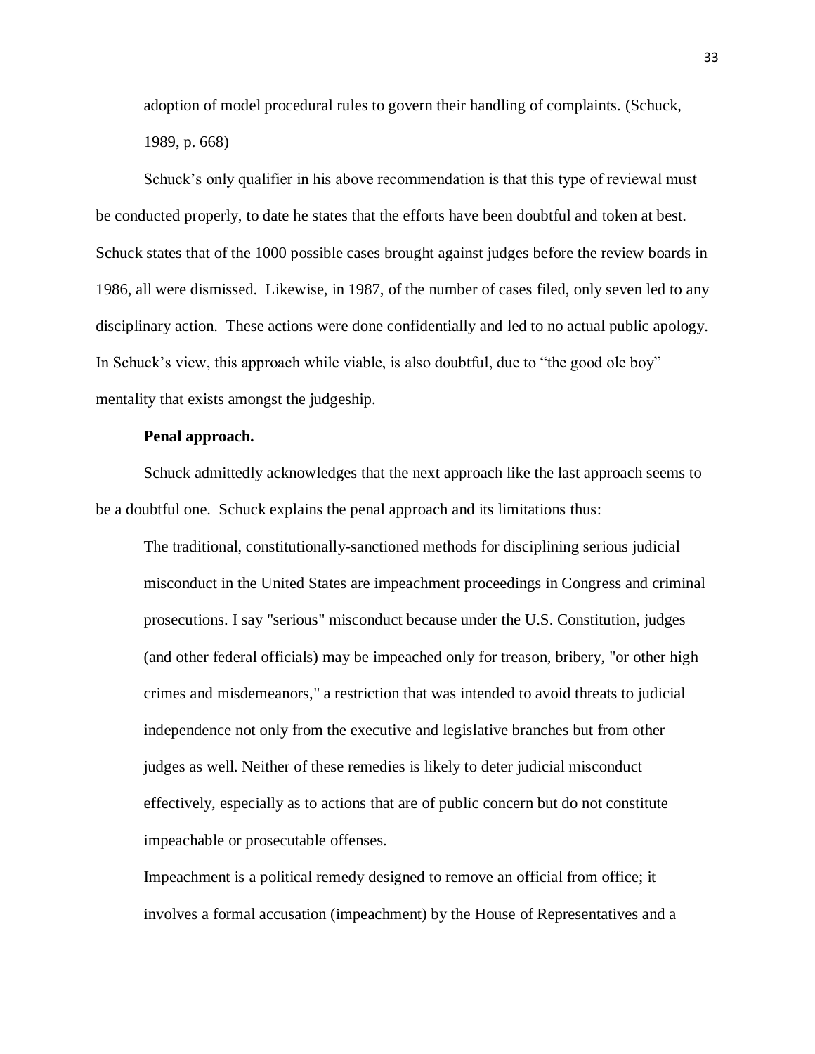adoption of model procedural rules to govern their handling of complaints. (Schuck, 1989, p. 668)

Schuck's only qualifier in his above recommendation is that this type of reviewal must be conducted properly, to date he states that the efforts have been doubtful and token at best. Schuck states that of the 1000 possible cases brought against judges before the review boards in 1986, all were dismissed. Likewise, in 1987, of the number of cases filed, only seven led to any disciplinary action. These actions were done confidentially and led to no actual public apology. In Schuck's view, this approach while viable, is also doubtful, due to "the good ole boy" mentality that exists amongst the judgeship.

**Penal approach.**

Schuck admittedly acknowledges that the next approach like the last approach seems to be a doubtful one. Schuck explains the penal approach and its limitations thus:

> The traditional, constitutionally-sanctioned methods for disciplining serious judicial misconduct in the United States are impeachment proceedings in Congress and criminal prosecutions. I say "serious" misconduct because under the U.S. Constitution, judges (and other federal officials) may be impeached only for treason, bribery, "or other high crimes and misdemeanors," a restriction that was intended to avoid threats to judicial independence not only from the executive and legislative branches but from other judges as well. Neither of these remedies is likely to deter judicial misconduct effectively, especially as to actions that are of public concern but do not constitute impeachable or prosecutable offenses.
>
> Impeachment is a political remedy designed to remove an official from office; it involves a formal accusation (impeachment) by the House of Representatives and a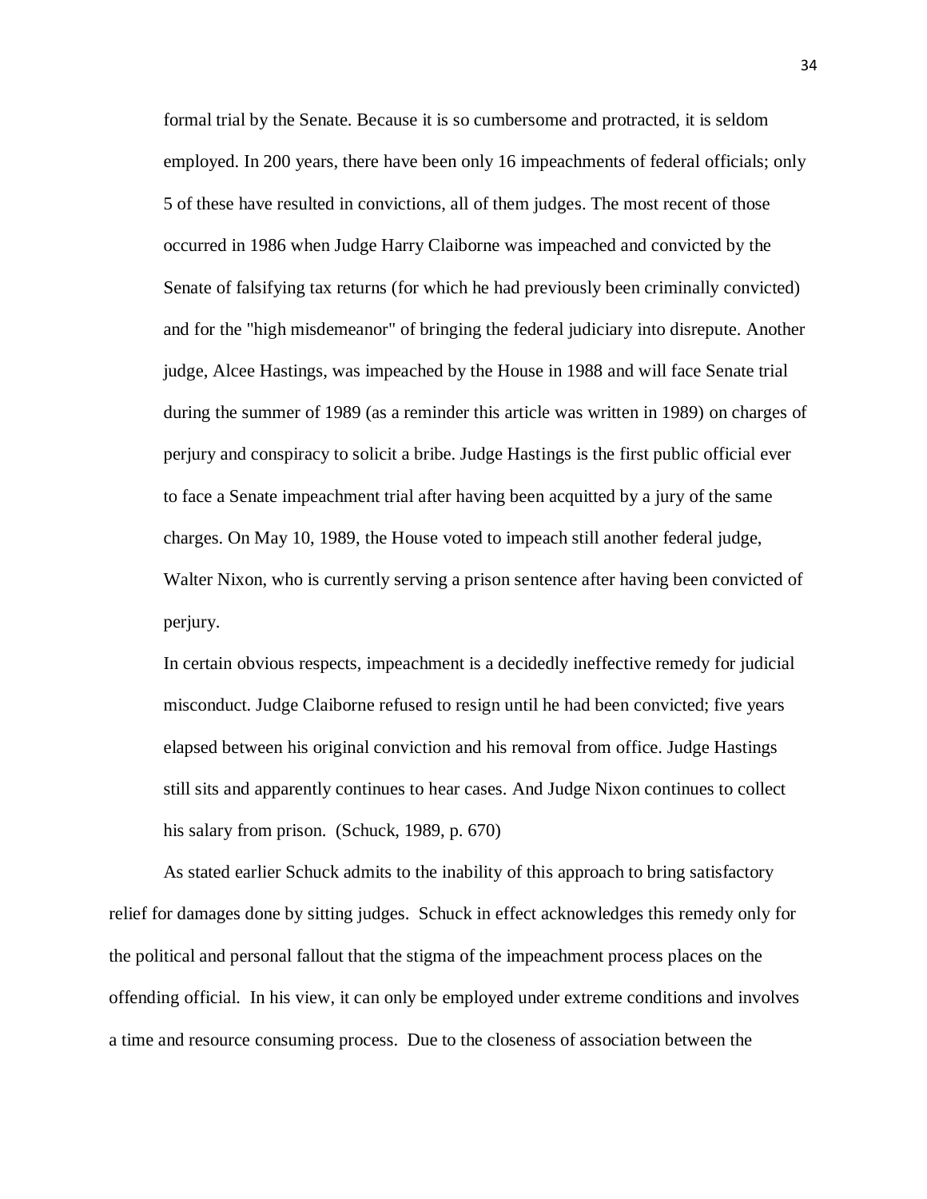> formal trial by the Senate. Because it is so cumbersome and protracted, it is seldom employed. In 200 years, there have been only 16 impeachments of federal officials; only 5 of these have resulted in convictions, all of them judges. The most recent of those occurred in 1986 when Judge Harry Claiborne was impeached and convicted by the Senate of falsifying tax returns (for which he had previously been criminally convicted) and for the "high misdemeanor" of bringing the federal judiciary into disrepute. Another judge, Alcee Hastings, was impeached by the House in 1988 and will face Senate trial during the summer of 1989 (as a reminder this article was written in 1989) on charges of perjury and conspiracy to solicit a bribe. Judge Hastings is the first public official ever to face a Senate impeachment trial after having been acquitted by a jury of the same charges. On May 10, 1989, the House voted to impeach still another federal judge, Walter Nixon, who is currently serving a prison sentence after having been convicted of perjury.
>
> In certain obvious respects, impeachment is a decidedly ineffective remedy for judicial misconduct. Judge Claiborne refused to resign until he had been convicted; five years elapsed between his original conviction and his removal from office. Judge Hastings still sits and apparently continues to hear cases. And Judge Nixon continues to collect his salary from prison. (Schuck, 1989, p. 670)

As stated earlier Schuck admits to the inability of this approach to bring satisfactory relief for damages done by sitting judges. Schuck in effect acknowledges this remedy only for the political and personal fallout that the stigma of the impeachment process places on the offending official. In his view, it can only be employed under extreme conditions and involves a time and resource consuming process. Due to the closeness of association between the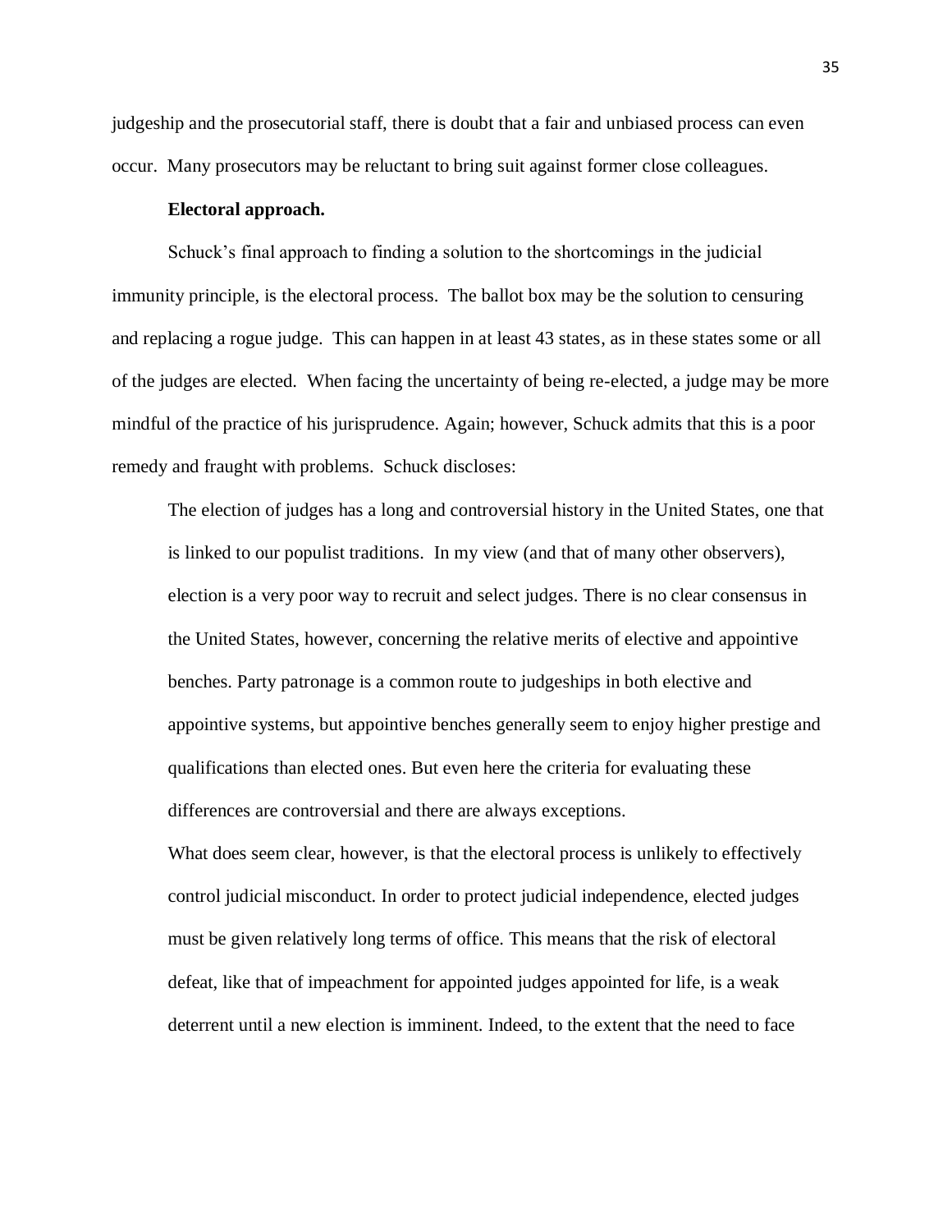judgeship and the prosecutorial staff, there is doubt that a fair and unbiased process can even occur. Many prosecutors may be reluctant to bring suit against former close colleagues.

**Electoral approach.**

Schuck's final approach to finding a solution to the shortcomings in the judicial immunity principle, is the electoral process. The ballot box may be the solution to censuring and replacing a rogue judge. This can happen in at least 43 states, as in these states some or all of the judges are elected. When facing the uncertainty of being re-elected, a judge may be more mindful of the practice of his jurisprudence. Again; however, Schuck admits that this is a poor remedy and fraught with problems. Schuck discloses:

> The election of judges has a long and controversial history in the United States, one that is linked to our populist traditions. In my view (and that of many other observers), election is a very poor way to recruit and select judges. There is no clear consensus in the United States, however, concerning the relative merits of elective and appointive benches. Party patronage is a common route to judgeships in both elective and appointive systems, but appointive benches generally seem to enjoy higher prestige and qualifications than elected ones. But even here the criteria for evaluating these differences are controversial and there are always exceptions.
>
> What does seem clear, however, is that the electoral process is unlikely to effectively control judicial misconduct. In order to protect judicial independence, elected judges must be given relatively long terms of office. This means that the risk of electoral defeat, like that of impeachment for appointed judges appointed for life, is a weak deterrent until a new election is imminent. Indeed, to the extent that the need to face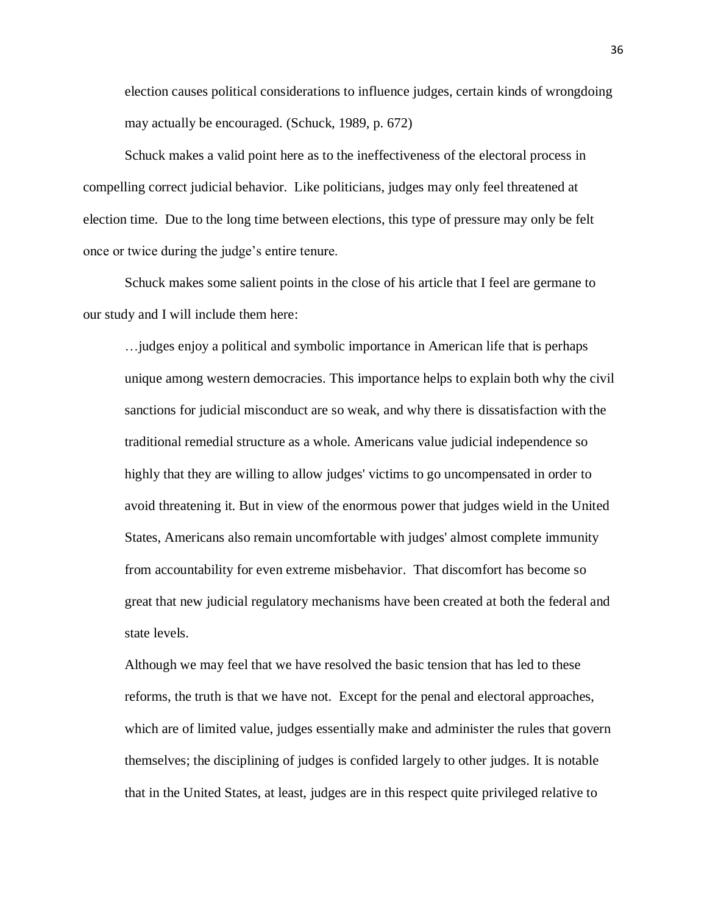election causes political considerations to influence judges, certain kinds of wrongdoing may actually be encouraged. (Schuck, 1989, p. 672)

Schuck makes a valid point here as to the ineffectiveness of the electoral process in compelling correct judicial behavior. Like politicians, judges may only feel threatened at election time. Due to the long time between elections, this type of pressure may only be felt once or twice during the judge's entire tenure.

Schuck makes some salient points in the close of his article that I feel are germane to our study and I will include them here:

> …judges enjoy a political and symbolic importance in American life that is perhaps unique among western democracies. This importance helps to explain both why the civil sanctions for judicial misconduct are so weak, and why there is dissatisfaction with the traditional remedial structure as a whole. Americans value judicial independence so highly that they are willing to allow judges' victims to go uncompensated in order to avoid threatening it. But in view of the enormous power that judges wield in the United States, Americans also remain uncomfortable with judges' almost complete immunity from accountability for even extreme misbehavior. That discomfort has become so great that new judicial regulatory mechanisms have been created at both the federal and state levels.
>
> Although we may feel that we have resolved the basic tension that has led to these reforms, the truth is that we have not. Except for the penal and electoral approaches, which are of limited value, judges essentially make and administer the rules that govern themselves; the disciplining of judges is confided largely to other judges. It is notable that in the United States, at least, judges are in this respect quite privileged relative to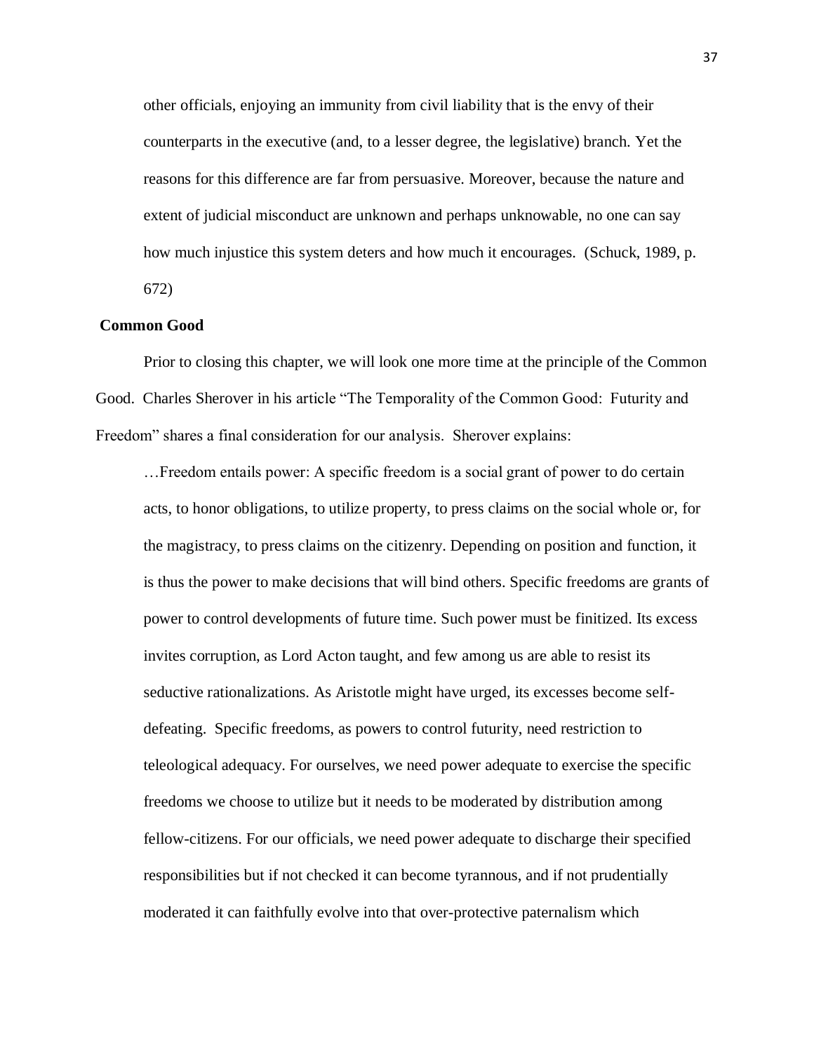> other officials, enjoying an immunity from civil liability that is the envy of their counterparts in the executive (and, to a lesser degree, the legislative) branch. Yet the reasons for this difference are far from persuasive. Moreover, because the nature and extent of judicial misconduct are unknown and perhaps unknowable, no one can say how much injustice this system deters and how much it encourages. (Schuck, 1989, p. 672)

**Common Good**

Prior to closing this chapter, we will look one more time at the principle of the Common Good. Charles Sherover in his article "The Temporality of the Common Good: Futurity and Freedom" shares a final consideration for our analysis. Sherover explains:

> …Freedom entails power: A specific freedom is a social grant of power to do certain acts, to honor obligations, to utilize property, to press claims on the social whole or, for the magistracy, to press claims on the citizenry. Depending on position and function, it is thus the power to make decisions that will bind others. Specific freedoms are grants of power to control developments of future time. Such power must be finitized. Its excess invites corruption, as Lord Acton taught, and few among us are able to resist its seductive rationalizations. As Aristotle might have urged, its excesses become self-defeating. Specific freedoms, as powers to control futurity, need restriction to teleological adequacy. For ourselves, we need power adequate to exercise the specific freedoms we choose to utilize but it needs to be moderated by distribution among fellow-citizens. For our officials, we need power adequate to discharge their specified responsibilities but if not checked it can become tyrannous, and if not prudentially moderated it can faithfully evolve into that over-protective paternalism which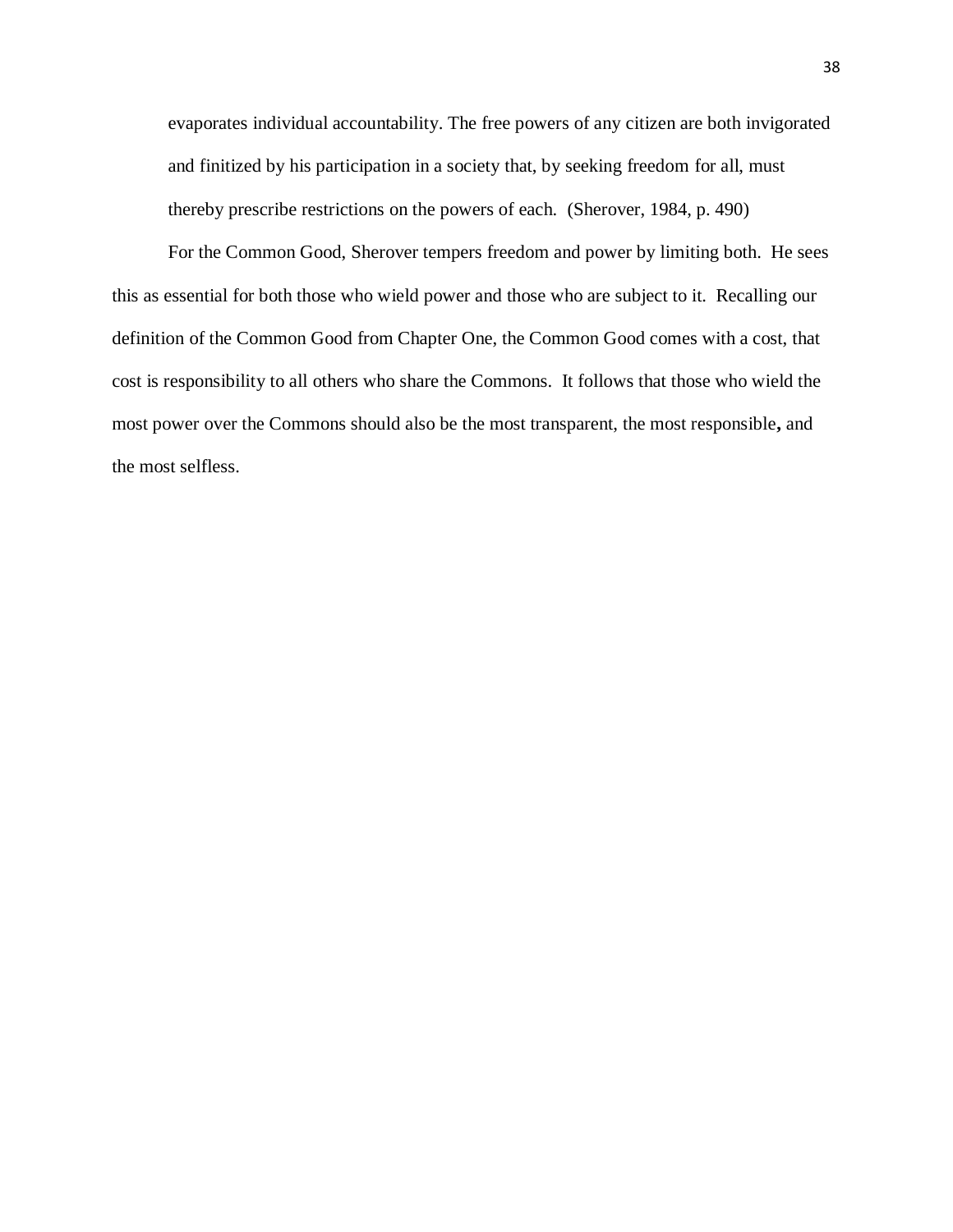> evaporates individual accountability. The free powers of any citizen are both invigorated and finitized by his participation in a society that, by seeking freedom for all, must thereby prescribe restrictions on the powers of each. (Sherover, 1984, p. 490)

For the Common Good, Sherover tempers freedom and power by limiting both. He sees this as essential for both those who wield power and those who are subject to it. Recalling our definition of the Common Good from Chapter One, the Common Good comes with a cost, that cost is responsibility to all others who share the Commons. It follows that those who wield the most power over the Commons should also be the most transparent, the most responsible, and the most selfless.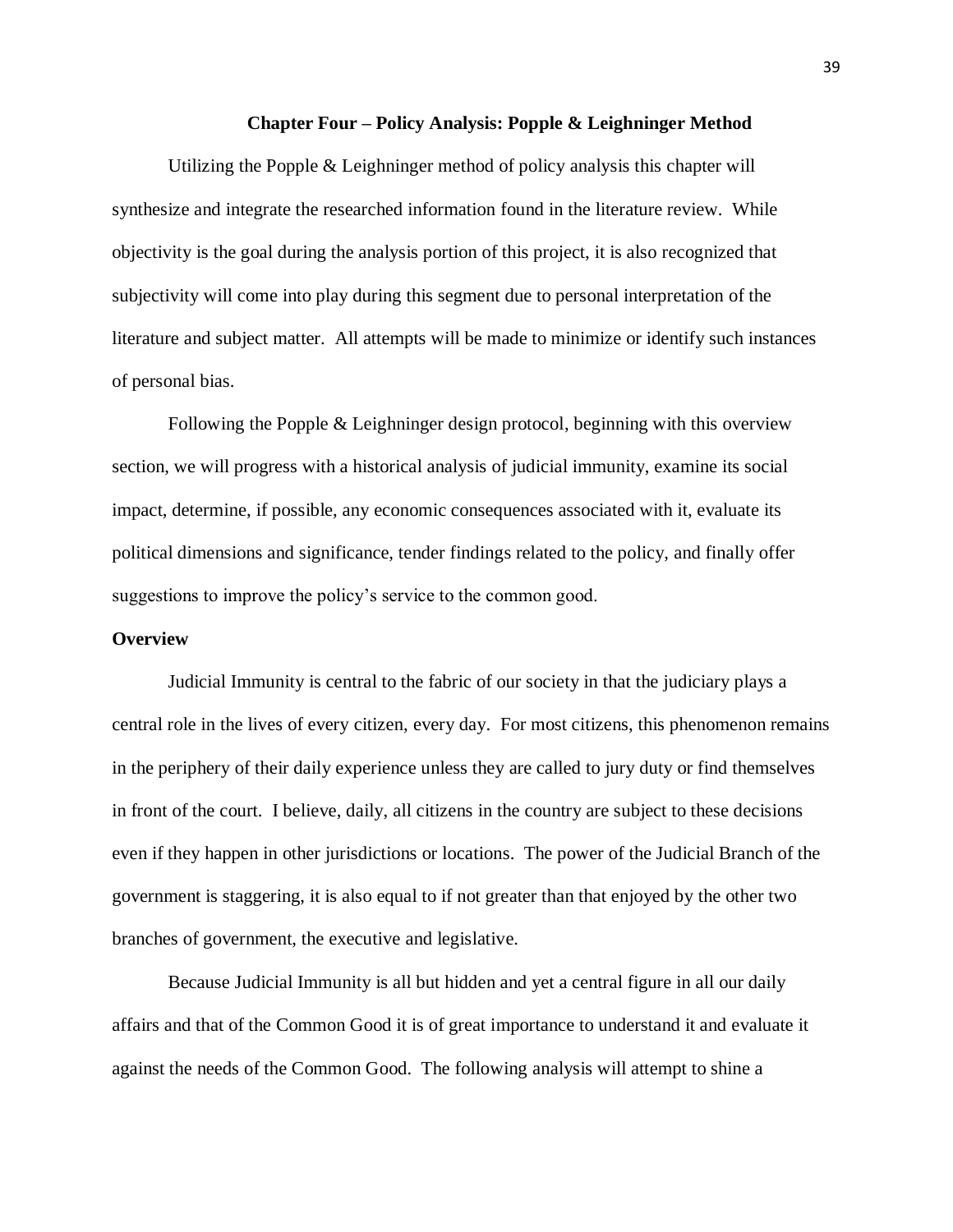## Chapter Four – Policy Analysis: Popple & Leighninger Method

Utilizing the Popple & Leighninger method of policy analysis this chapter will synthesize and integrate the researched information found in the literature review. While objectivity is the goal during the analysis portion of this project, it is also recognized that subjectivity will come into play during this segment due to personal interpretation of the literature and subject matter. All attempts will be made to minimize or identify such instances of personal bias.

Following the Popple & Leighninger design protocol, beginning with this overview section, we will progress with a historical analysis of judicial immunity, examine its social impact, determine, if possible, any economic consequences associated with it, evaluate its political dimensions and significance, tender findings related to the policy, and finally offer suggestions to improve the policy's service to the common good.

### Overview

Judicial Immunity is central to the fabric of our society in that the judiciary plays a central role in the lives of every citizen, every day. For most citizens, this phenomenon remains in the periphery of their daily experience unless they are called to jury duty or find themselves in front of the court. I believe, daily, all citizens in the country are subject to these decisions even if they happen in other jurisdictions or locations. The power of the Judicial Branch of the government is staggering, it is also equal to if not greater than that enjoyed by the other two branches of government, the executive and legislative.

Because Judicial Immunity is all but hidden and yet a central figure in all our daily affairs and that of the Common Good it is of great importance to understand it and evaluate it against the needs of the Common Good. The following analysis will attempt to shine a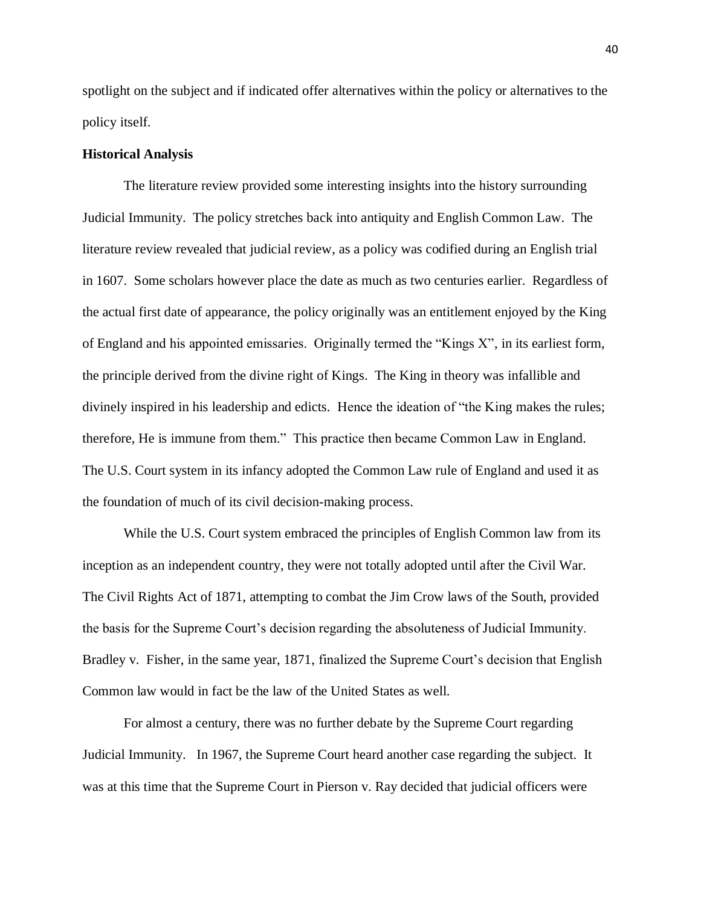spotlight on the subject and if indicated offer alternatives within the policy or alternatives to the policy itself.

**Historical Analysis**

The literature review provided some interesting insights into the history surrounding Judicial Immunity. The policy stretches back into antiquity and English Common Law. The literature review revealed that judicial review, as a policy was codified during an English trial in 1607. Some scholars however place the date as much as two centuries earlier. Regardless of the actual first date of appearance, the policy originally was an entitlement enjoyed by the King of England and his appointed emissaries. Originally termed the "Kings X", in its earliest form, the principle derived from the divine right of Kings. The King in theory was infallible and divinely inspired in his leadership and edicts. Hence the ideation of "the King makes the rules; therefore, He is immune from them." This practice then became Common Law in England. The U.S. Court system in its infancy adopted the Common Law rule of England and used it as the foundation of much of its civil decision-making process.

While the U.S. Court system embraced the principles of English Common law from its inception as an independent country, they were not totally adopted until after the Civil War. The Civil Rights Act of 1871, attempting to combat the Jim Crow laws of the South, provided the basis for the Supreme Court's decision regarding the absoluteness of Judicial Immunity. Bradley v. Fisher, in the same year, 1871, finalized the Supreme Court's decision that English Common law would in fact be the law of the United States as well.

For almost a century, there was no further debate by the Supreme Court regarding Judicial Immunity. In 1967, the Supreme Court heard another case regarding the subject. It was at this time that the Supreme Court in Pierson v. Ray decided that judicial officers were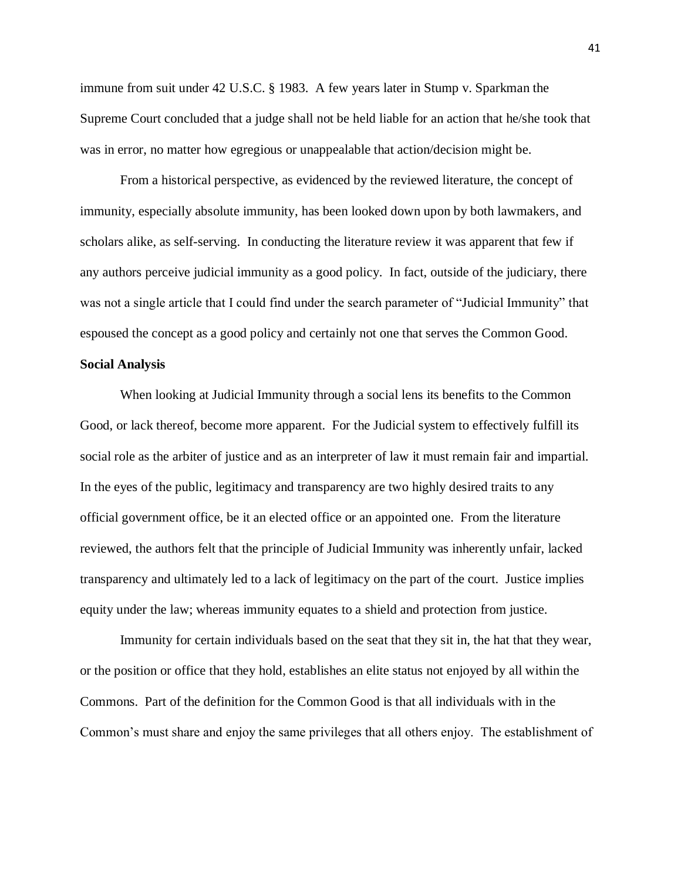immune from suit under 42 U.S.C. § 1983. A few years later in Stump v. Sparkman the Supreme Court concluded that a judge shall not be held liable for an action that he/she took that was in error, no matter how egregious or unappealable that action/decision might be.

From a historical perspective, as evidenced by the reviewed literature, the concept of immunity, especially absolute immunity, has been looked down upon by both lawmakers, and scholars alike, as self-serving. In conducting the literature review it was apparent that few if any authors perceive judicial immunity as a good policy. In fact, outside of the judiciary, there was not a single article that I could find under the search parameter of "Judicial Immunity" that espoused the concept as a good policy and certainly not one that serves the Common Good.

**Social Analysis**

When looking at Judicial Immunity through a social lens its benefits to the Common Good, or lack thereof, become more apparent. For the Judicial system to effectively fulfill its social role as the arbiter of justice and as an interpreter of law it must remain fair and impartial. In the eyes of the public, legitimacy and transparency are two highly desired traits to any official government office, be it an elected office or an appointed one. From the literature reviewed, the authors felt that the principle of Judicial Immunity was inherently unfair, lacked transparency and ultimately led to a lack of legitimacy on the part of the court. Justice implies equity under the law; whereas immunity equates to a shield and protection from justice.

Immunity for certain individuals based on the seat that they sit in, the hat that they wear, or the position or office that they hold, establishes an elite status not enjoyed by all within the Commons. Part of the definition for the Common Good is that all individuals with in the Common's must share and enjoy the same privileges that all others enjoy. The establishment of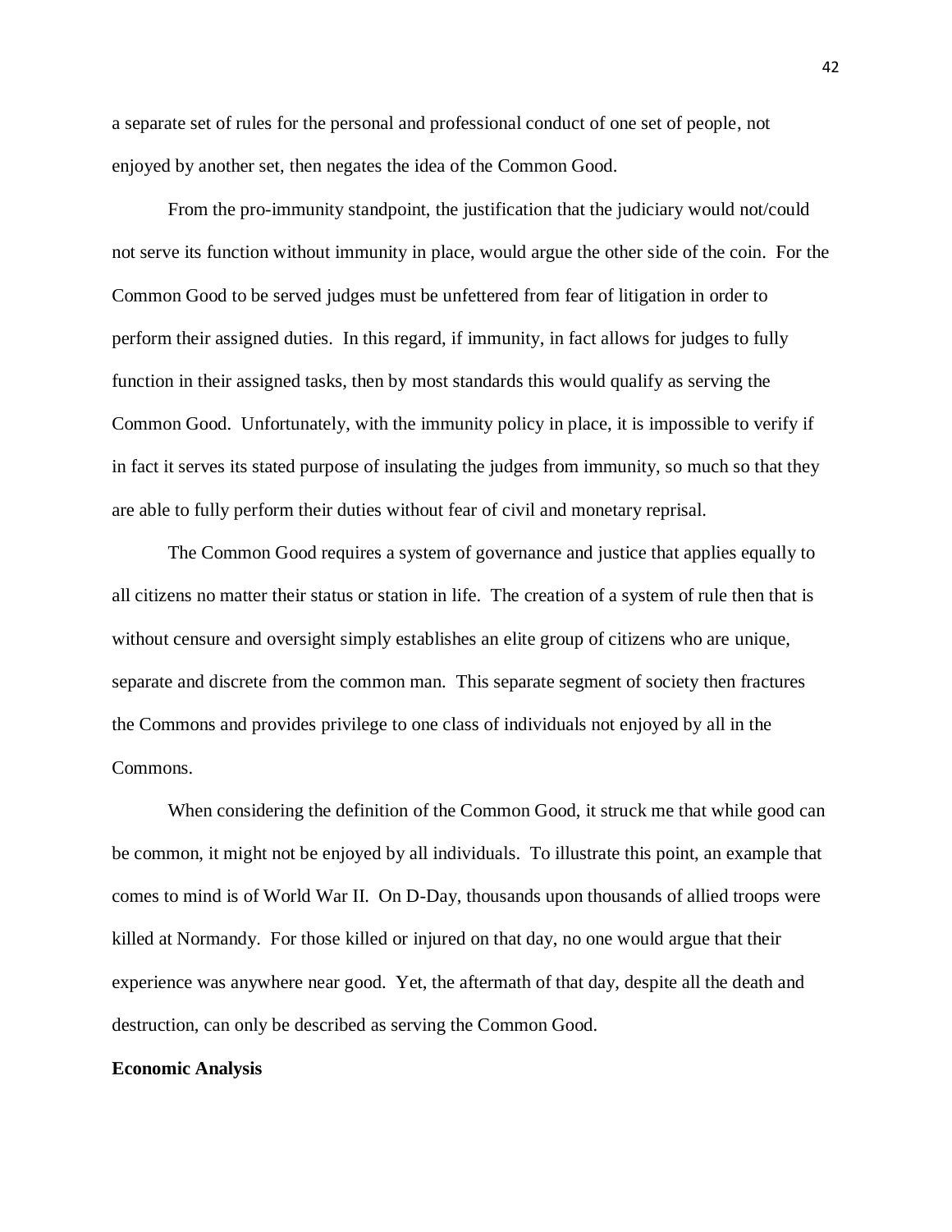a separate set of rules for the personal and professional conduct of one set of people, not enjoyed by another set, then negates the idea of the Common Good.

From the pro-immunity standpoint, the justification that the judiciary would not/could not serve its function without immunity in place, would argue the other side of the coin. For the Common Good to be served judges must be unfettered from fear of litigation in order to perform their assigned duties. In this regard, if immunity, in fact allows for judges to fully function in their assigned tasks, then by most standards this would qualify as serving the Common Good. Unfortunately, with the immunity policy in place, it is impossible to verify if in fact it serves its stated purpose of insulating the judges from immunity, so much so that they are able to fully perform their duties without fear of civil and monetary reprisal.

The Common Good requires a system of governance and justice that applies equally to all citizens no matter their status or station in life. The creation of a system of rule then that is without censure and oversight simply establishes an elite group of citizens who are unique, separate and discrete from the common man. This separate segment of society then fractures the Commons and provides privilege to one class of individuals not enjoyed by all in the Commons.

When considering the definition of the Common Good, it struck me that while good can be common, it might not be enjoyed by all individuals. To illustrate this point, an example that comes to mind is of World War II. On D-Day, thousands upon thousands of allied troops were killed at Normandy. For those killed or injured on that day, no one would argue that their experience was anywhere near good. Yet, the aftermath of that day, despite all the death and destruction, can only be described as serving the Common Good.

**Economic Analysis**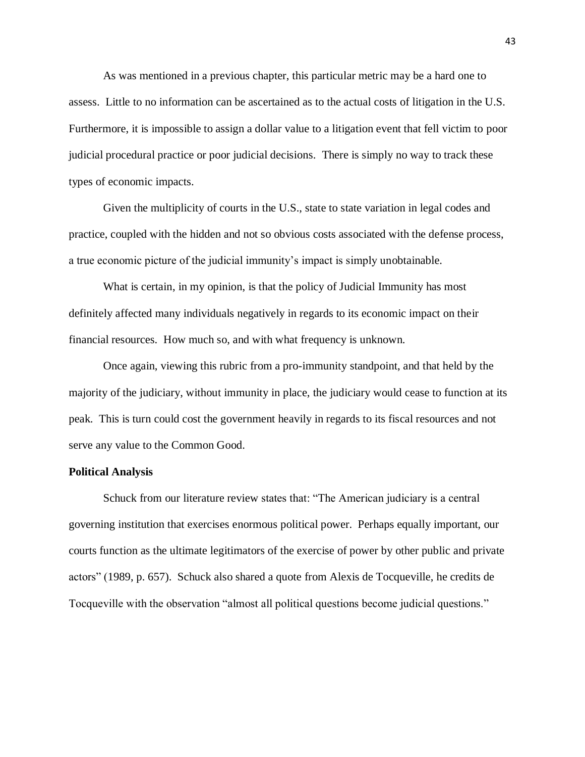As was mentioned in a previous chapter, this particular metric may be a hard one to assess. Little to no information can be ascertained as to the actual costs of litigation in the U.S. Furthermore, it is impossible to assign a dollar value to a litigation event that fell victim to poor judicial procedural practice or poor judicial decisions. There is simply no way to track these types of economic impacts.

Given the multiplicity of courts in the U.S., state to state variation in legal codes and practice, coupled with the hidden and not so obvious costs associated with the defense process, a true economic picture of the judicial immunity's impact is simply unobtainable.

What is certain, in my opinion, is that the policy of Judicial Immunity has most definitely affected many individuals negatively in regards to its economic impact on their financial resources. How much so, and with what frequency is unknown.

Once again, viewing this rubric from a pro-immunity standpoint, and that held by the majority of the judiciary, without immunity in place, the judiciary would cease to function at its peak. This is turn could cost the government heavily in regards to its fiscal resources and not serve any value to the Common Good.

**Political Analysis**

Schuck from our literature review states that: "The American judiciary is a central governing institution that exercises enormous political power. Perhaps equally important, our courts function as the ultimate legitimators of the exercise of power by other public and private actors" (1989, p. 657). Schuck also shared a quote from Alexis de Tocqueville, he credits de Tocqueville with the observation "almost all political questions become judicial questions."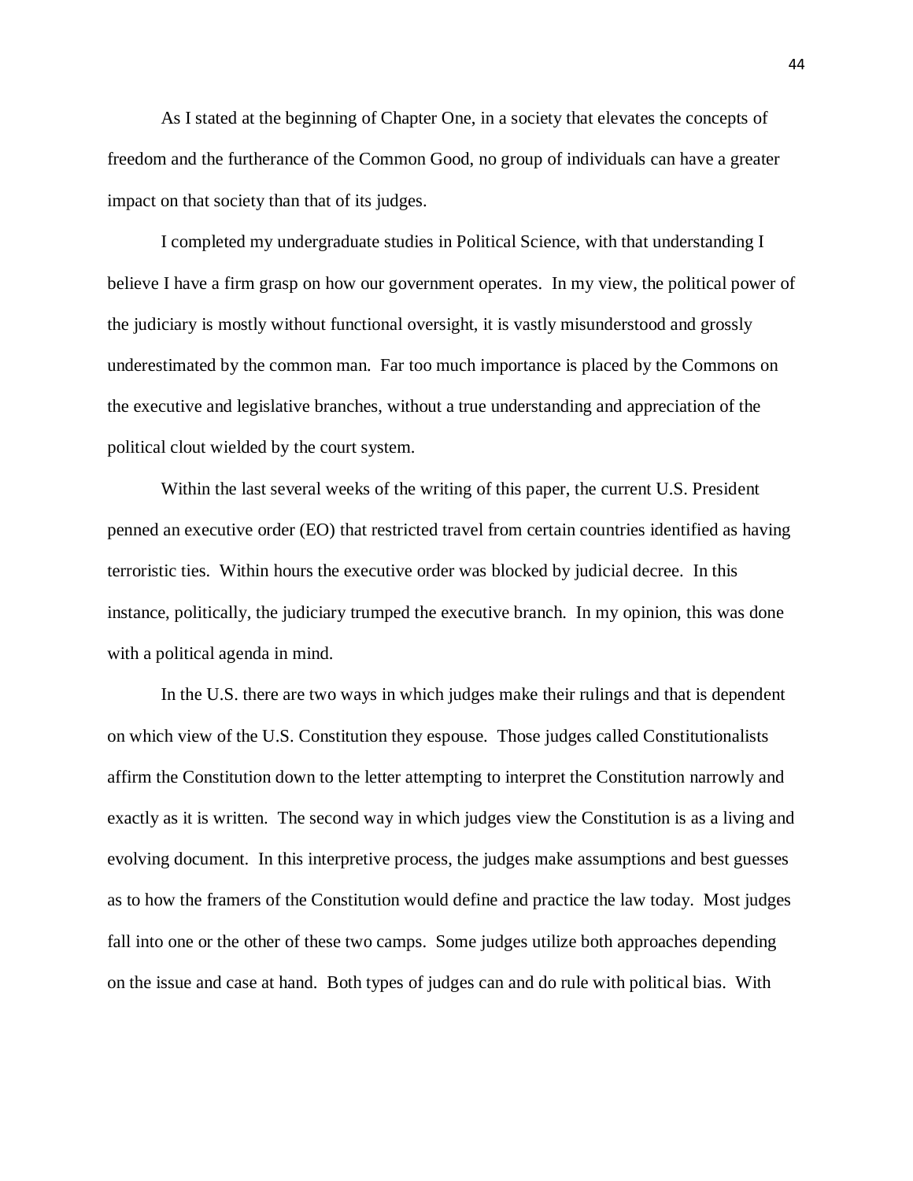As I stated at the beginning of Chapter One, in a society that elevates the concepts of freedom and the furtherance of the Common Good, no group of individuals can have a greater impact on that society than that of its judges.

I completed my undergraduate studies in Political Science, with that understanding I believe I have a firm grasp on how our government operates. In my view, the political power of the judiciary is mostly without functional oversight, it is vastly misunderstood and grossly underestimated by the common man. Far too much importance is placed by the Commons on the executive and legislative branches, without a true understanding and appreciation of the political clout wielded by the court system.

Within the last several weeks of the writing of this paper, the current U.S. President penned an executive order (EO) that restricted travel from certain countries identified as having terroristic ties. Within hours the executive order was blocked by judicial decree. In this instance, politically, the judiciary trumped the executive branch. In my opinion, this was done with a political agenda in mind.

In the U.S. there are two ways in which judges make their rulings and that is dependent on which view of the U.S. Constitution they espouse. Those judges called Constitutionalists affirm the Constitution down to the letter attempting to interpret the Constitution narrowly and exactly as it is written. The second way in which judges view the Constitution is as a living and evolving document. In this interpretive process, the judges make assumptions and best guesses as to how the framers of the Constitution would define and practice the law today. Most judges fall into one or the other of these two camps. Some judges utilize both approaches depending on the issue and case at hand. Both types of judges can and do rule with political bias. With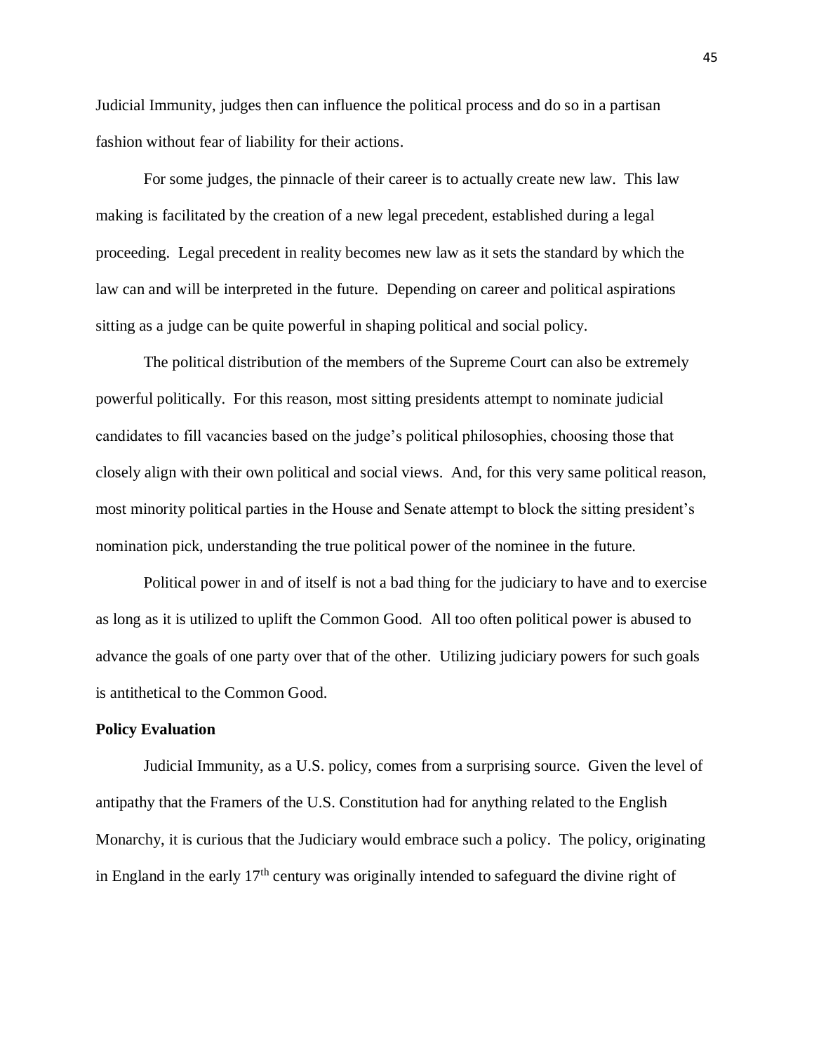Judicial Immunity, judges then can influence the political process and do so in a partisan fashion without fear of liability for their actions.

For some judges, the pinnacle of their career is to actually create new law. This law making is facilitated by the creation of a new legal precedent, established during a legal proceeding. Legal precedent in reality becomes new law as it sets the standard by which the law can and will be interpreted in the future. Depending on career and political aspirations sitting as a judge can be quite powerful in shaping political and social policy.

The political distribution of the members of the Supreme Court can also be extremely powerful politically. For this reason, most sitting presidents attempt to nominate judicial candidates to fill vacancies based on the judge's political philosophies, choosing those that closely align with their own political and social views. And, for this very same political reason, most minority political parties in the House and Senate attempt to block the sitting president's nomination pick, understanding the true political power of the nominee in the future.

Political power in and of itself is not a bad thing for the judiciary to have and to exercise as long as it is utilized to uplift the Common Good. All too often political power is abused to advance the goals of one party over that of the other. Utilizing judiciary powers for such goals is antithetical to the Common Good.

**Policy Evaluation**

Judicial Immunity, as a U.S. policy, comes from a surprising source. Given the level of antipathy that the Framers of the U.S. Constitution had for anything related to the English Monarchy, it is curious that the Judiciary would embrace such a policy. The policy, originating in England in the early 17th century was originally intended to safeguard the divine right of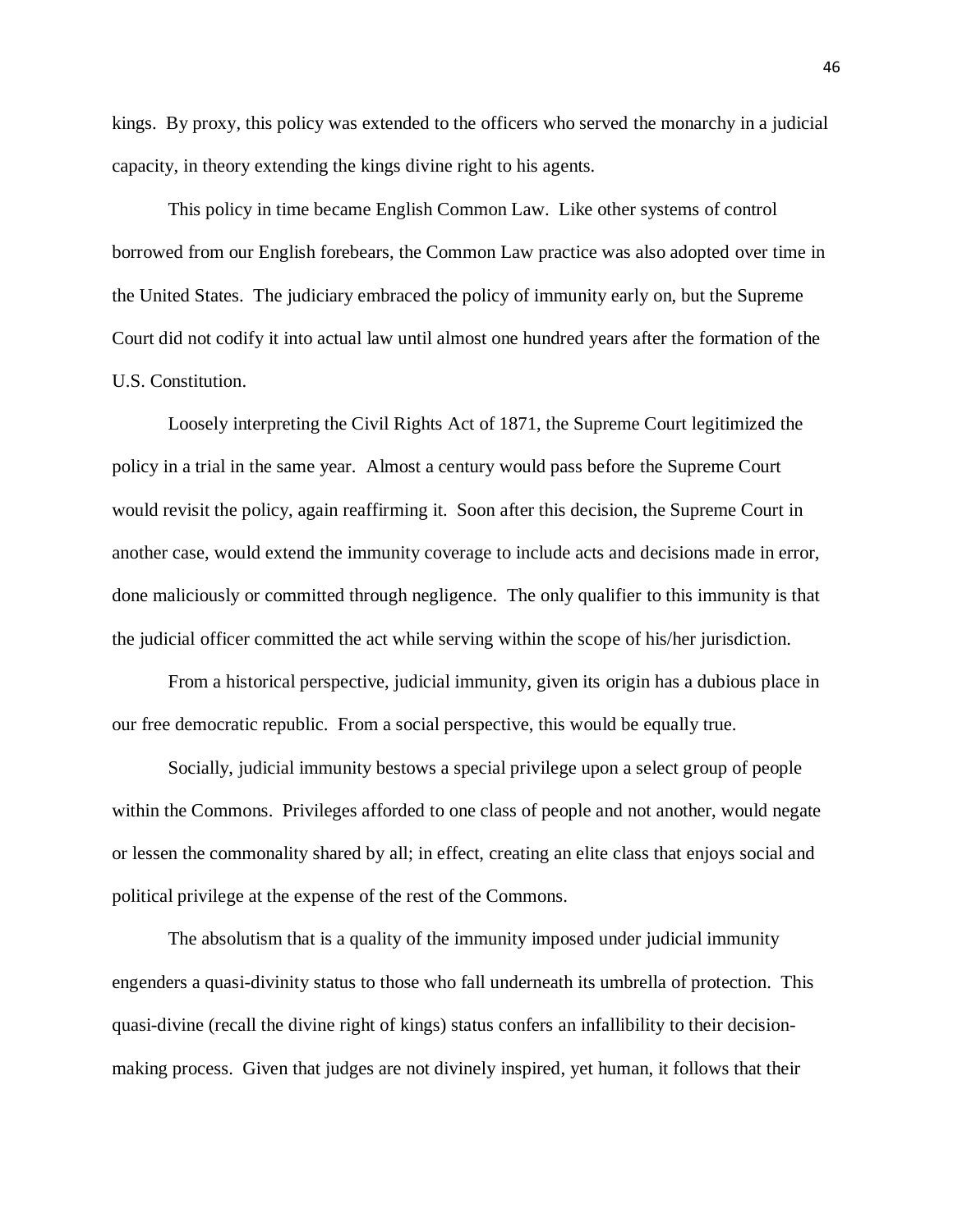kings. By proxy, this policy was extended to the officers who served the monarchy in a judicial capacity, in theory extending the kings divine right to his agents.

This policy in time became English Common Law. Like other systems of control borrowed from our English forebears, the Common Law practice was also adopted over time in the United States. The judiciary embraced the policy of immunity early on, but the Supreme Court did not codify it into actual law until almost one hundred years after the formation of the U.S. Constitution.

Loosely interpreting the Civil Rights Act of 1871, the Supreme Court legitimized the policy in a trial in the same year. Almost a century would pass before the Supreme Court would revisit the policy, again reaffirming it. Soon after this decision, the Supreme Court in another case, would extend the immunity coverage to include acts and decisions made in error, done maliciously or committed through negligence. The only qualifier to this immunity is that the judicial officer committed the act while serving within the scope of his/her jurisdiction.

From a historical perspective, judicial immunity, given its origin has a dubious place in our free democratic republic. From a social perspective, this would be equally true.

Socially, judicial immunity bestows a special privilege upon a select group of people within the Commons. Privileges afforded to one class of people and not another, would negate or lessen the commonality shared by all; in effect, creating an elite class that enjoys social and political privilege at the expense of the rest of the Commons.

The absolutism that is a quality of the immunity imposed under judicial immunity engenders a quasi-divinity status to those who fall underneath its umbrella of protection. This quasi-divine (recall the divine right of kings) status confers an infallibility to their decision-making process. Given that judges are not divinely inspired, yet human, it follows that their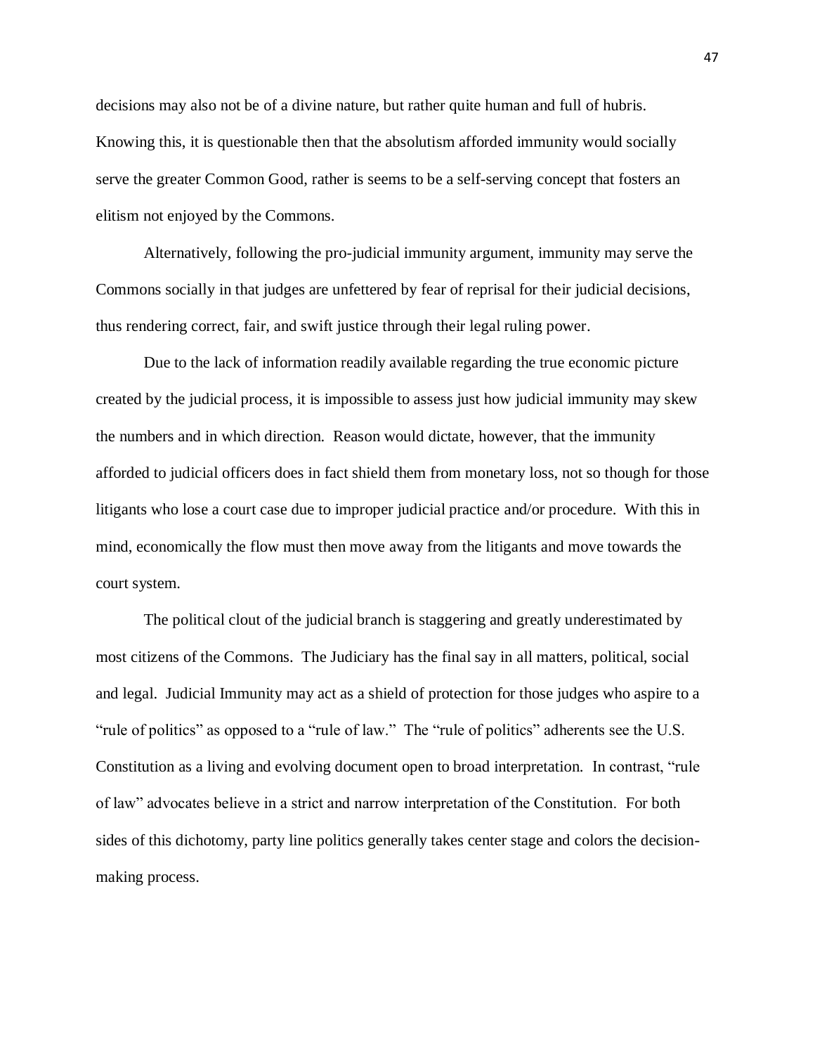decisions may also not be of a divine nature, but rather quite human and full of hubris. Knowing this, it is questionable then that the absolutism afforded immunity would socially serve the greater Common Good, rather is seems to be a self-serving concept that fosters an elitism not enjoyed by the Commons.

Alternatively, following the pro-judicial immunity argument, immunity may serve the Commons socially in that judges are unfettered by fear of reprisal for their judicial decisions, thus rendering correct, fair, and swift justice through their legal ruling power.

Due to the lack of information readily available regarding the true economic picture created by the judicial process, it is impossible to assess just how judicial immunity may skew the numbers and in which direction. Reason would dictate, however, that the immunity afforded to judicial officers does in fact shield them from monetary loss, not so though for those litigants who lose a court case due to improper judicial practice and/or procedure. With this in mind, economically the flow must then move away from the litigants and move towards the court system.

The political clout of the judicial branch is staggering and greatly underestimated by most citizens of the Commons. The Judiciary has the final say in all matters, political, social and legal. Judicial Immunity may act as a shield of protection for those judges who aspire to a "rule of politics" as opposed to a "rule of law." The "rule of politics" adherents see the U.S. Constitution as a living and evolving document open to broad interpretation. In contrast, "rule of law" advocates believe in a strict and narrow interpretation of the Constitution. For both sides of this dichotomy, party line politics generally takes center stage and colors the decision-making process.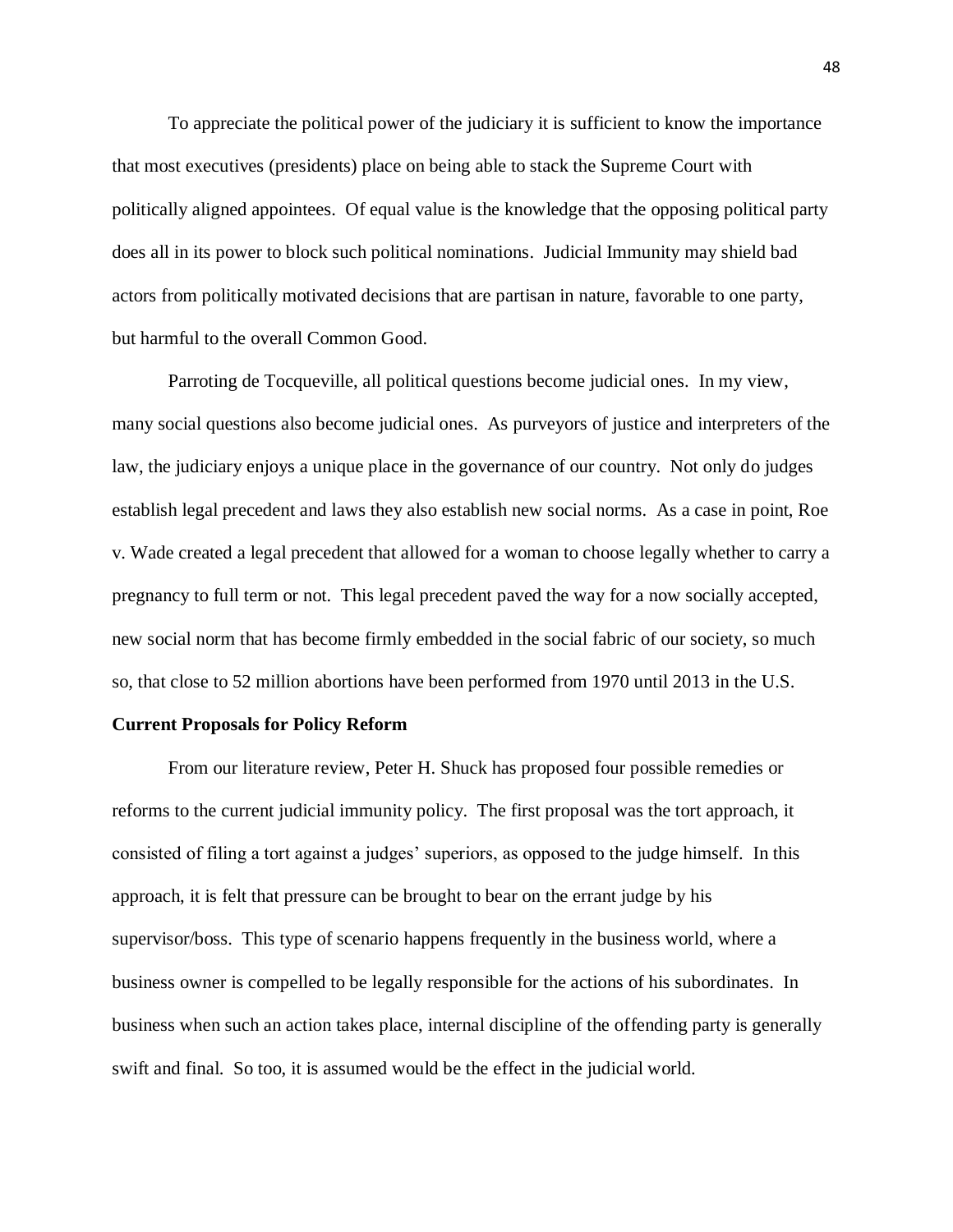To appreciate the political power of the judiciary it is sufficient to know the importance that most executives (presidents) place on being able to stack the Supreme Court with politically aligned appointees. Of equal value is the knowledge that the opposing political party does all in its power to block such political nominations. Judicial Immunity may shield bad actors from politically motivated decisions that are partisan in nature, favorable to one party, but harmful to the overall Common Good.

Parroting de Tocqueville, all political questions become judicial ones. In my view, many social questions also become judicial ones. As purveyors of justice and interpreters of the law, the judiciary enjoys a unique place in the governance of our country. Not only do judges establish legal precedent and laws they also establish new social norms. As a case in point, Roe v. Wade created a legal precedent that allowed for a woman to choose legally whether to carry a pregnancy to full term or not. This legal precedent paved the way for a now socially accepted, new social norm that has become firmly embedded in the social fabric of our society, so much so, that close to 52 million abortions have been performed from 1970 until 2013 in the U.S.

**Current Proposals for Policy Reform**

From our literature review, Peter H. Shuck has proposed four possible remedies or reforms to the current judicial immunity policy. The first proposal was the tort approach, it consisted of filing a tort against a judges' superiors, as opposed to the judge himself. In this approach, it is felt that pressure can be brought to bear on the errant judge by his supervisor/boss. This type of scenario happens frequently in the business world, where a business owner is compelled to be legally responsible for the actions of his subordinates. In business when such an action takes place, internal discipline of the offending party is generally swift and final. So too, it is assumed would be the effect in the judicial world.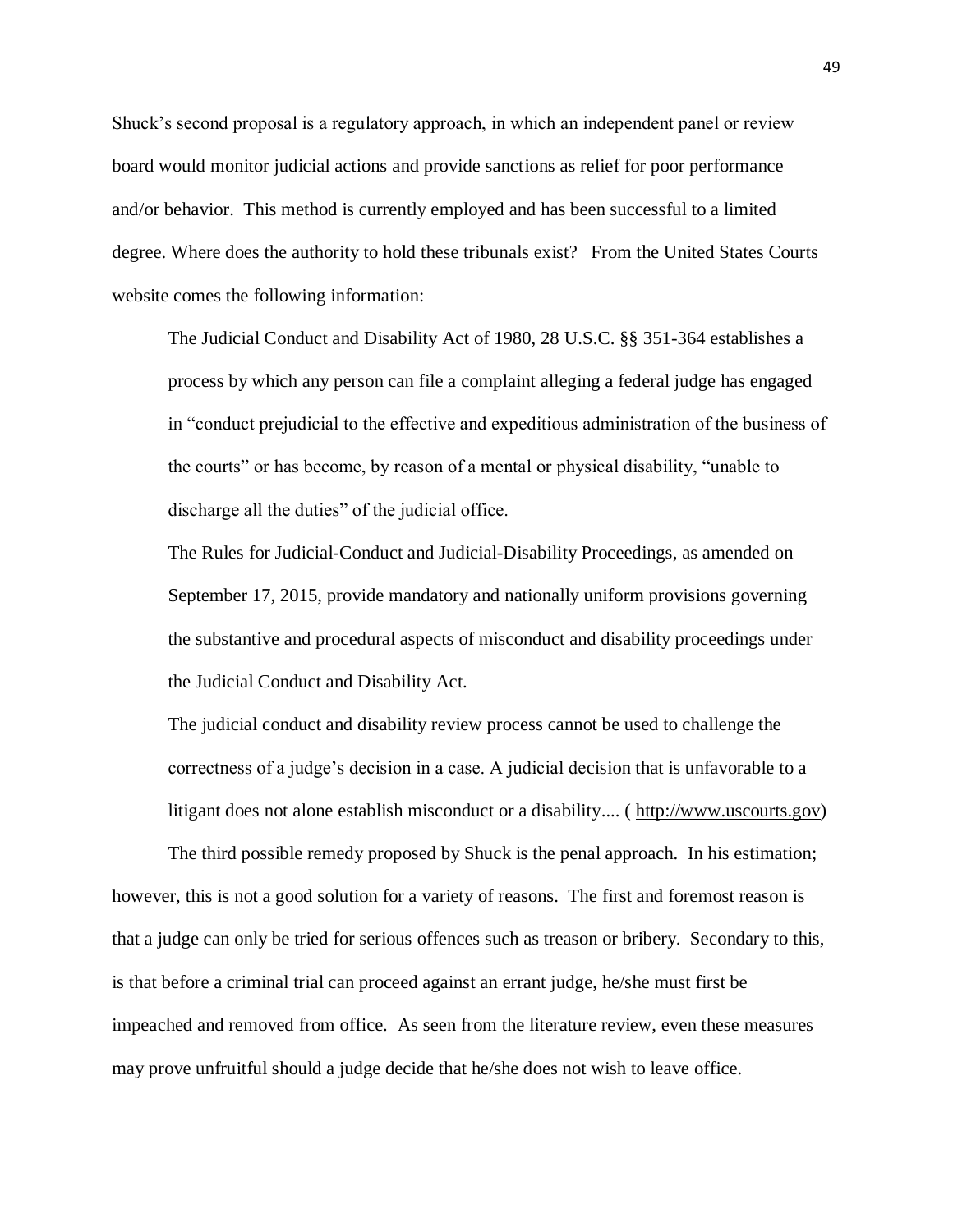Shuck's second proposal is a regulatory approach, in which an independent panel or review board would monitor judicial actions and provide sanctions as relief for poor performance and/or behavior. This method is currently employed and has been successful to a limited degree. Where does the authority to hold these tribunals exist? From the United States Courts website comes the following information:

> The Judicial Conduct and Disability Act of 1980, 28 U.S.C. §§ 351-364 establishes a process by which any person can file a complaint alleging a federal judge has engaged in "conduct prejudicial to the effective and expeditious administration of the business of the courts" or has become, by reason of a mental or physical disability, "unable to discharge all the duties" of the judicial office.
>
> The Rules for Judicial-Conduct and Judicial-Disability Proceedings, as amended on September 17, 2015, provide mandatory and nationally uniform provisions governing the substantive and procedural aspects of misconduct and disability proceedings under the Judicial Conduct and Disability Act.
>
> The judicial conduct and disability review process cannot be used to challenge the correctness of a judge's decision in a case. A judicial decision that is unfavorable to a litigant does not alone establish misconduct or a disability.... ( http://www.uscourts.gov)

The third possible remedy proposed by Shuck is the penal approach. In his estimation; however, this is not a good solution for a variety of reasons. The first and foremost reason is that a judge can only be tried for serious offences such as treason or bribery. Secondary to this, is that before a criminal trial can proceed against an errant judge, he/she must first be impeached and removed from office. As seen from the literature review, even these measures may prove unfruitful should a judge decide that he/she does not wish to leave office.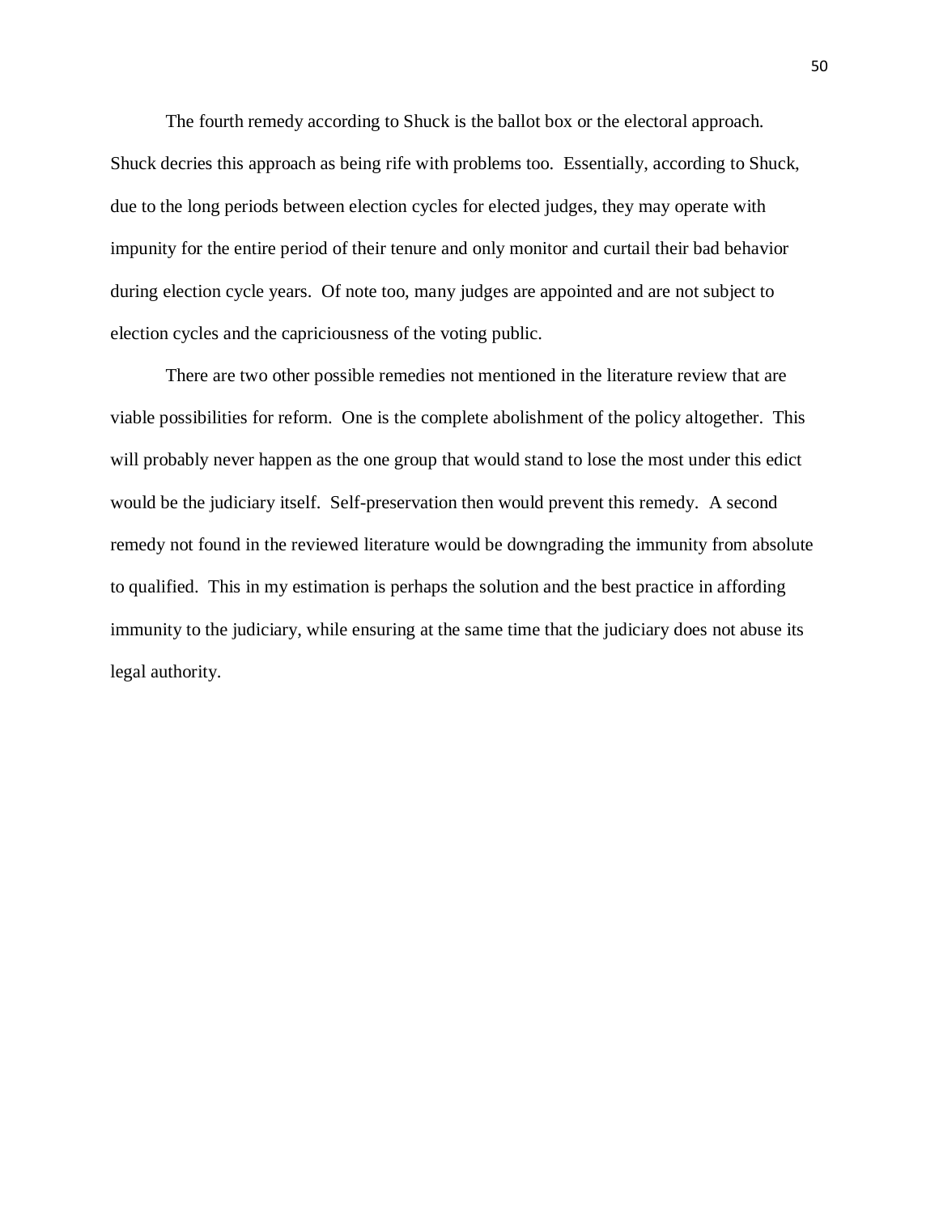The fourth remedy according to Shuck is the ballot box or the electoral approach. Shuck decries this approach as being rife with problems too. Essentially, according to Shuck, due to the long periods between election cycles for elected judges, they may operate with impunity for the entire period of their tenure and only monitor and curtail their bad behavior during election cycle years. Of note too, many judges are appointed and are not subject to election cycles and the capriciousness of the voting public.

There are two other possible remedies not mentioned in the literature review that are viable possibilities for reform. One is the complete abolishment of the policy altogether. This will probably never happen as the one group that would stand to lose the most under this edict would be the judiciary itself. Self-preservation then would prevent this remedy. A second remedy not found in the reviewed literature would be downgrading the immunity from absolute to qualified. This in my estimation is perhaps the solution and the best practice in affording immunity to the judiciary, while ensuring at the same time that the judiciary does not abuse its legal authority.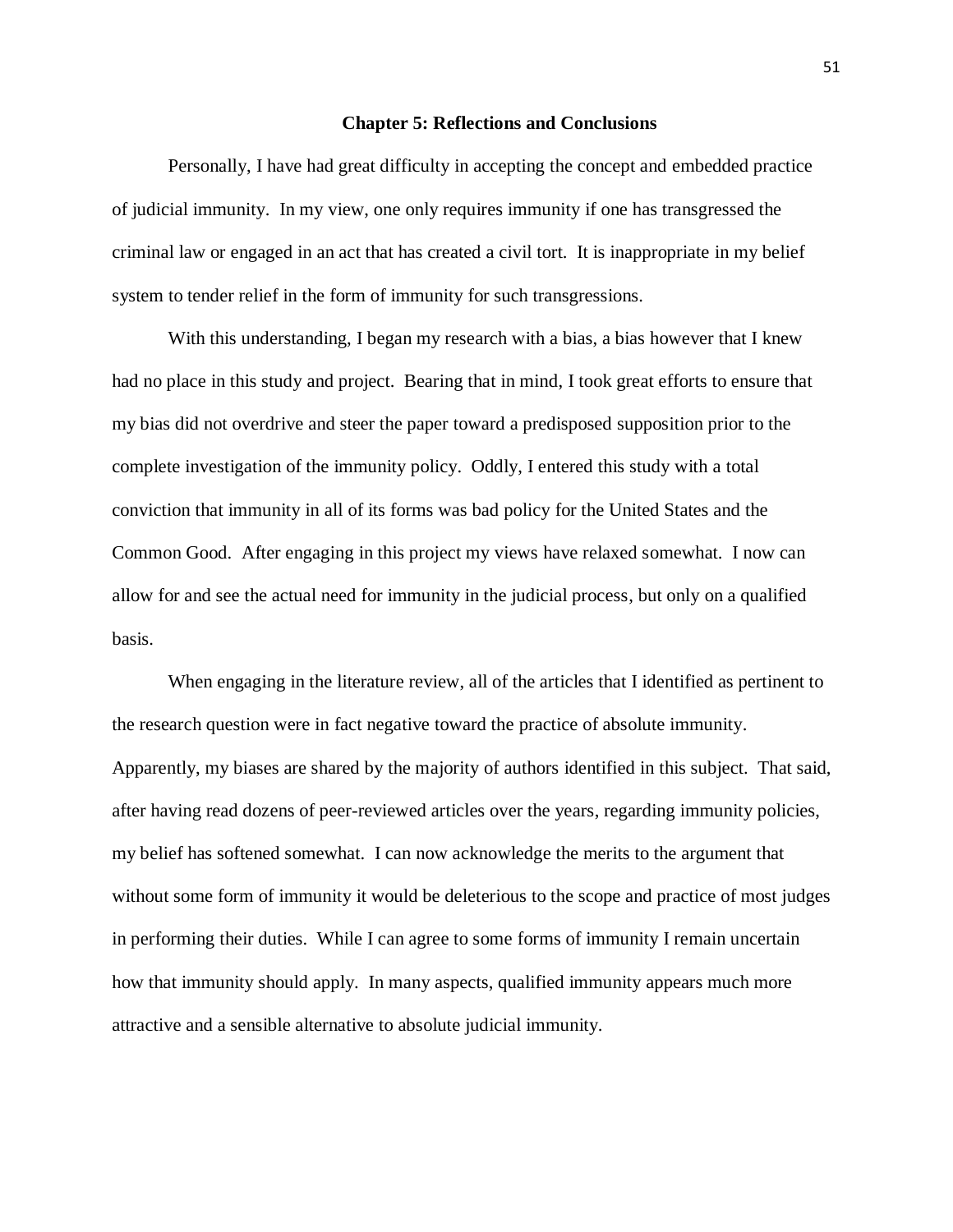## Chapter 5: Reflections and Conclusions

Personally, I have had great difficulty in accepting the concept and embedded practice of judicial immunity. In my view, one only requires immunity if one has transgressed the criminal law or engaged in an act that has created a civil tort. It is inappropriate in my belief system to tender relief in the form of immunity for such transgressions.

With this understanding, I began my research with a bias, a bias however that I knew had no place in this study and project. Bearing that in mind, I took great efforts to ensure that my bias did not overdrive and steer the paper toward a predisposed supposition prior to the complete investigation of the immunity policy. Oddly, I entered this study with a total conviction that immunity in all of its forms was bad policy for the United States and the Common Good. After engaging in this project my views have relaxed somewhat. I now can allow for and see the actual need for immunity in the judicial process, but only on a qualified basis.

When engaging in the literature review, all of the articles that I identified as pertinent to the research question were in fact negative toward the practice of absolute immunity. Apparently, my biases are shared by the majority of authors identified in this subject. That said, after having read dozens of peer-reviewed articles over the years, regarding immunity policies, my belief has softened somewhat. I can now acknowledge the merits to the argument that without some form of immunity it would be deleterious to the scope and practice of most judges in performing their duties. While I can agree to some forms of immunity I remain uncertain how that immunity should apply. In many aspects, qualified immunity appears much more attractive and a sensible alternative to absolute judicial immunity.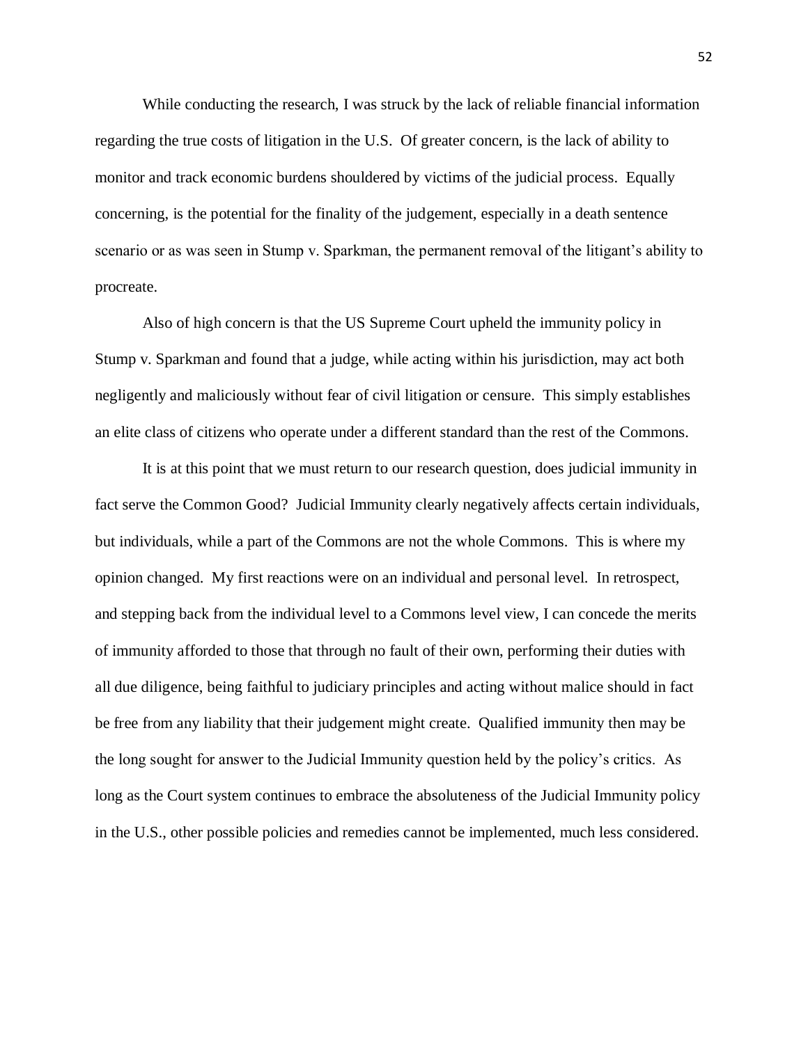While conducting the research, I was struck by the lack of reliable financial information regarding the true costs of litigation in the U.S. Of greater concern, is the lack of ability to monitor and track economic burdens shouldered by victims of the judicial process. Equally concerning, is the potential for the finality of the judgement, especially in a death sentence scenario or as was seen in Stump v. Sparkman, the permanent removal of the litigant's ability to procreate.

Also of high concern is that the US Supreme Court upheld the immunity policy in Stump v. Sparkman and found that a judge, while acting within his jurisdiction, may act both negligently and maliciously without fear of civil litigation or censure. This simply establishes an elite class of citizens who operate under a different standard than the rest of the Commons.

It is at this point that we must return to our research question, does judicial immunity in fact serve the Common Good? Judicial Immunity clearly negatively affects certain individuals, but individuals, while a part of the Commons are not the whole Commons. This is where my opinion changed. My first reactions were on an individual and personal level. In retrospect, and stepping back from the individual level to a Commons level view, I can concede the merits of immunity afforded to those that through no fault of their own, performing their duties with all due diligence, being faithful to judiciary principles and acting without malice should in fact be free from any liability that their judgement might create. Qualified immunity then may be the long sought for answer to the Judicial Immunity question held by the policy's critics. As long as the Court system continues to embrace the absoluteness of the Judicial Immunity policy in the U.S., other possible policies and remedies cannot be implemented, much less considered.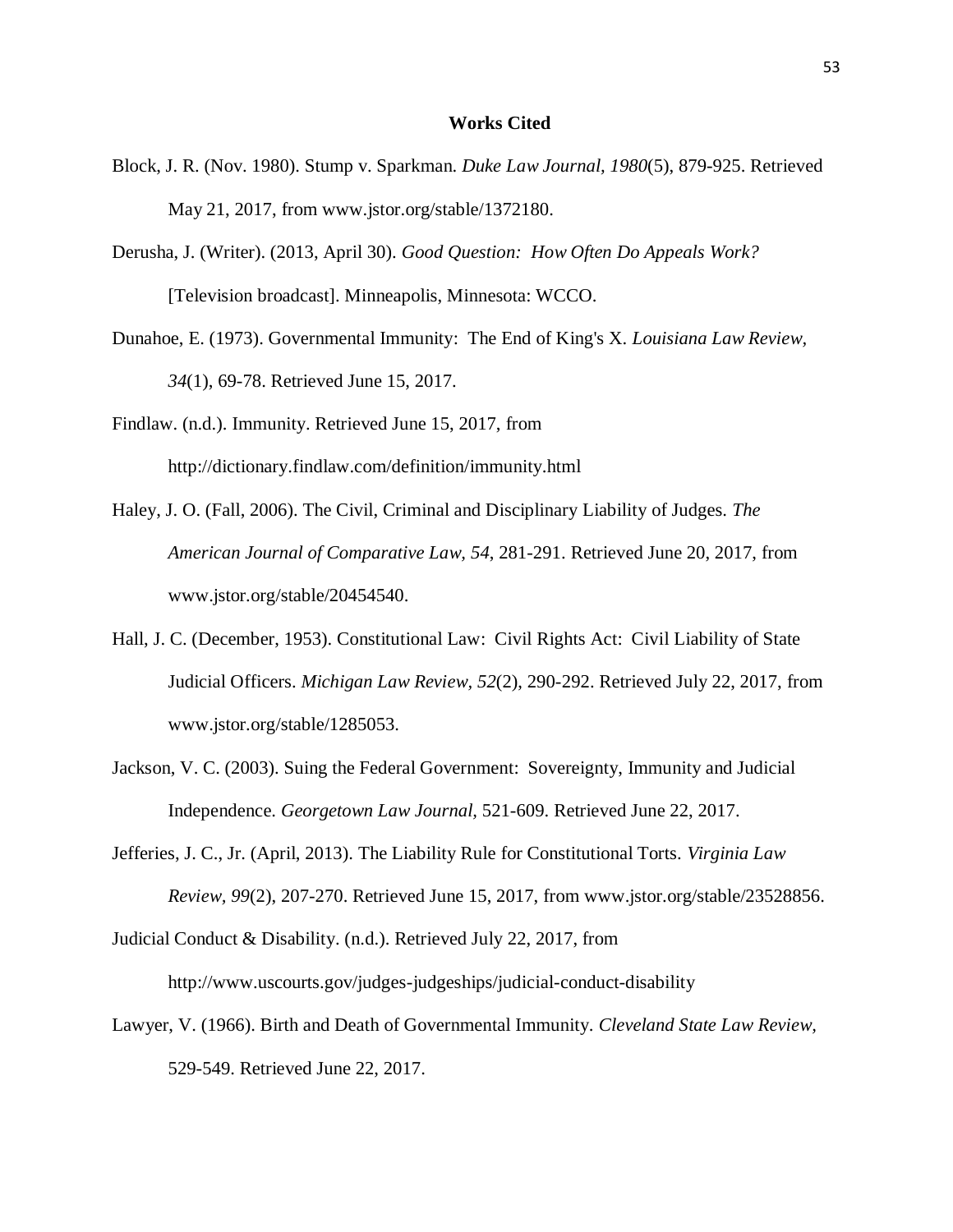# Works Cited

Block, J. R. (Nov. 1980). Stump v. Sparkman. *Duke Law Journal, 1980*(5), 879-925. Retrieved May 21, 2017, from www.jstor.org/stable/1372180.

Derusha, J. (Writer). (2013, April 30). *Good Question: How Often Do Appeals Work?* [Television broadcast]. Minneapolis, Minnesota: WCCO.

Dunahoe, E. (1973). Governmental Immunity: The End of King's X. *Louisiana Law Review, 34*(1), 69-78. Retrieved June 15, 2017.

Findlaw. (n.d.). Immunity. Retrieved June 15, 2017, from http://dictionary.findlaw.com/definition/immunity.html

Haley, J. O. (Fall, 2006). The Civil, Criminal and Disciplinary Liability of Judges. *The American Journal of Comparative Law, 54*, 281-291. Retrieved June 20, 2017, from www.jstor.org/stable/20454540.

Hall, J. C. (December, 1953). Constitutional Law: Civil Rights Act: Civil Liability of State Judicial Officers. *Michigan Law Review, 52*(2), 290-292. Retrieved July 22, 2017, from www.jstor.org/stable/1285053.

Jackson, V. C. (2003). Suing the Federal Government: Sovereignty, Immunity and Judicial Independence. *Georgetown Law Journal*, 521-609. Retrieved June 22, 2017.

Jefferies, J. C., Jr. (April, 2013). The Liability Rule for Constitutional Torts. *Virginia Law Review, 99*(2), 207-270. Retrieved June 15, 2017, from www.jstor.org/stable/23528856.

Judicial Conduct & Disability. (n.d.). Retrieved July 22, 2017, from http://www.uscourts.gov/judges-judgeships/judicial-conduct-disability

Lawyer, V. (1966). Birth and Death of Governmental Immunity. *Cleveland State Law Review*, 529-549. Retrieved June 22, 2017.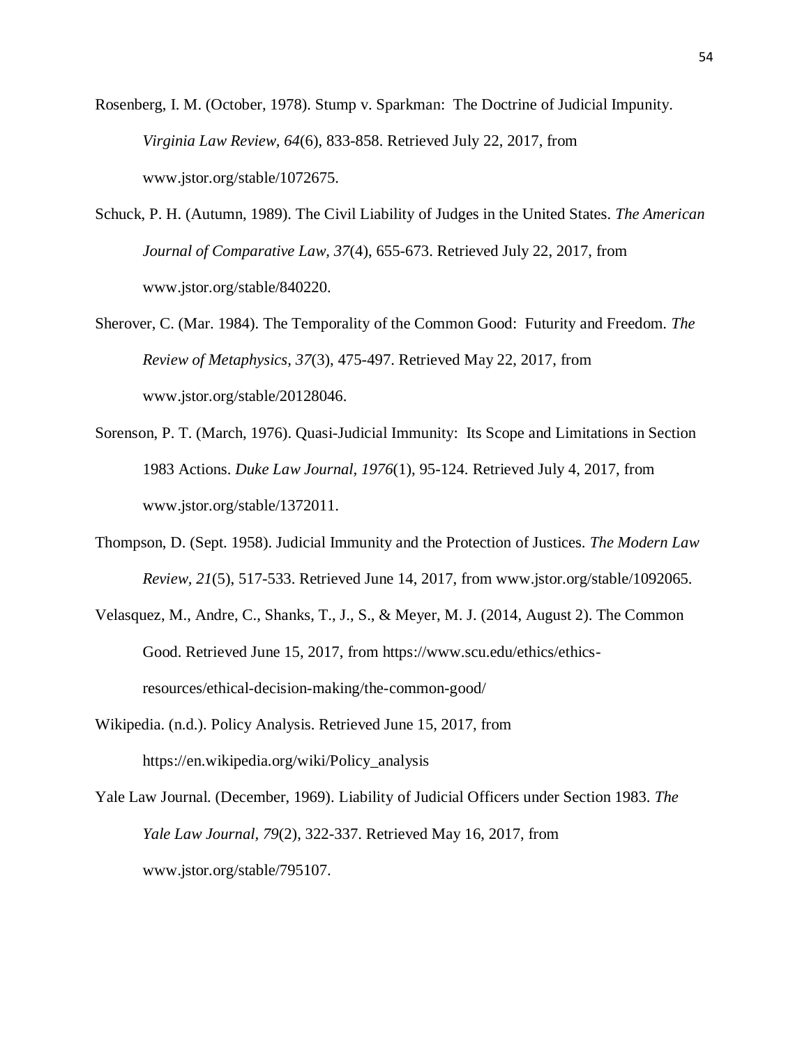Rosenberg, I. M. (October, 1978). Stump v. Sparkman: The Doctrine of Judicial Impunity. *Virginia Law Review, 64*(6), 833-858. Retrieved July 22, 2017, from www.jstor.org/stable/1072675.

Schuck, P. H. (Autumn, 1989). The Civil Liability of Judges in the United States. *The American Journal of Comparative Law, 37*(4), 655-673. Retrieved July 22, 2017, from www.jstor.org/stable/840220.

Sherover, C. (Mar. 1984). The Temporality of the Common Good: Futurity and Freedom. *The Review of Metaphysics, 37*(3), 475-497. Retrieved May 22, 2017, from www.jstor.org/stable/20128046.

Sorenson, P. T. (March, 1976). Quasi-Judicial Immunity: Its Scope and Limitations in Section 1983 Actions. *Duke Law Journal, 1976*(1), 95-124. Retrieved July 4, 2017, from www.jstor.org/stable/1372011.

Thompson, D. (Sept. 1958). Judicial Immunity and the Protection of Justices. *The Modern Law Review, 21*(5), 517-533. Retrieved June 14, 2017, from www.jstor.org/stable/1092065.

Velasquez, M., Andre, C., Shanks, T., J., S., & Meyer, M. J. (2014, August 2). The Common Good. Retrieved June 15, 2017, from https://www.scu.edu/ethics/ethics-resources/ethical-decision-making/the-common-good/

Wikipedia. (n.d.). Policy Analysis. Retrieved June 15, 2017, from https://en.wikipedia.org/wiki/Policy_analysis

Yale Law Journal. (December, 1969). Liability of Judicial Officers under Section 1983. *The Yale Law Journal, 79*(2), 322-337. Retrieved May 16, 2017, from www.jstor.org/stable/795107.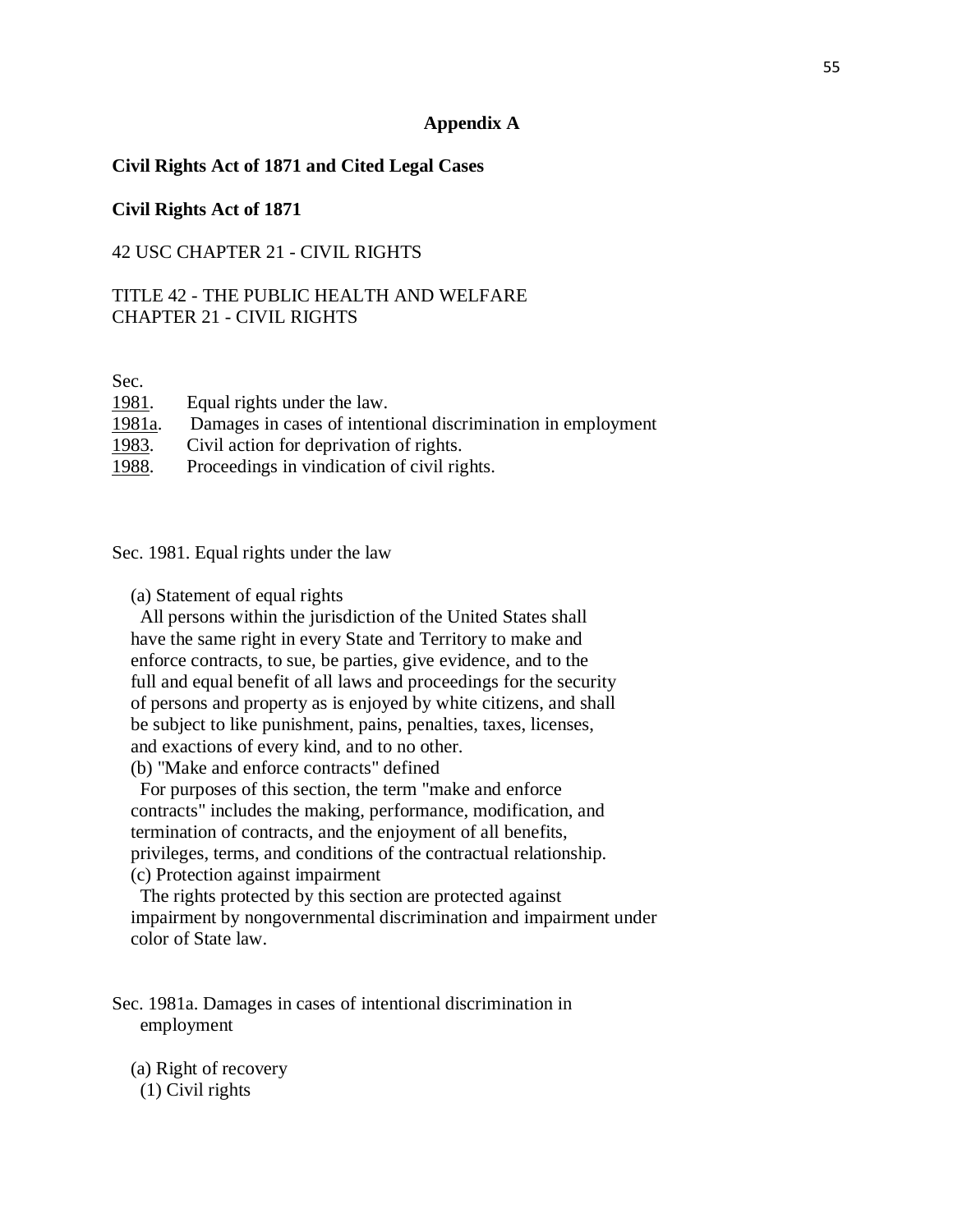## Appendix A

**Civil Rights Act of 1871 and Cited Legal Cases**

**Civil Rights Act of 1871**

42 USC CHAPTER 21 - CIVIL RIGHTS

TITLE 42 - THE PUBLIC HEALTH AND WELFARE
CHAPTER 21 - CIVIL RIGHTS

Sec.
1981. Equal rights under the law.
1981a. Damages in cases of intentional discrimination in employment
1983. Civil action for deprivation of rights.
1988. Proceedings in vindication of civil rights.

Sec. 1981. Equal rights under the law

(a) Statement of equal rights
All persons within the jurisdiction of the United States shall have the same right in every State and Territory to make and enforce contracts, to sue, be parties, give evidence, and to the full and equal benefit of all laws and proceedings for the security of persons and property as is enjoyed by white citizens, and shall be subject to like punishment, pains, penalties, taxes, licenses, and exactions of every kind, and to no other.
(b) "Make and enforce contracts" defined
For purposes of this section, the term "make and enforce contracts" includes the making, performance, modification, and termination of contracts, and the enjoyment of all benefits, privileges, terms, and conditions of the contractual relationship.
(c) Protection against impairment
The rights protected by this section are protected against impairment by nongovernmental discrimination and impairment under color of State law.

Sec. 1981a. Damages in cases of intentional discrimination in employment

(a) Right of recovery
(1) Civil rights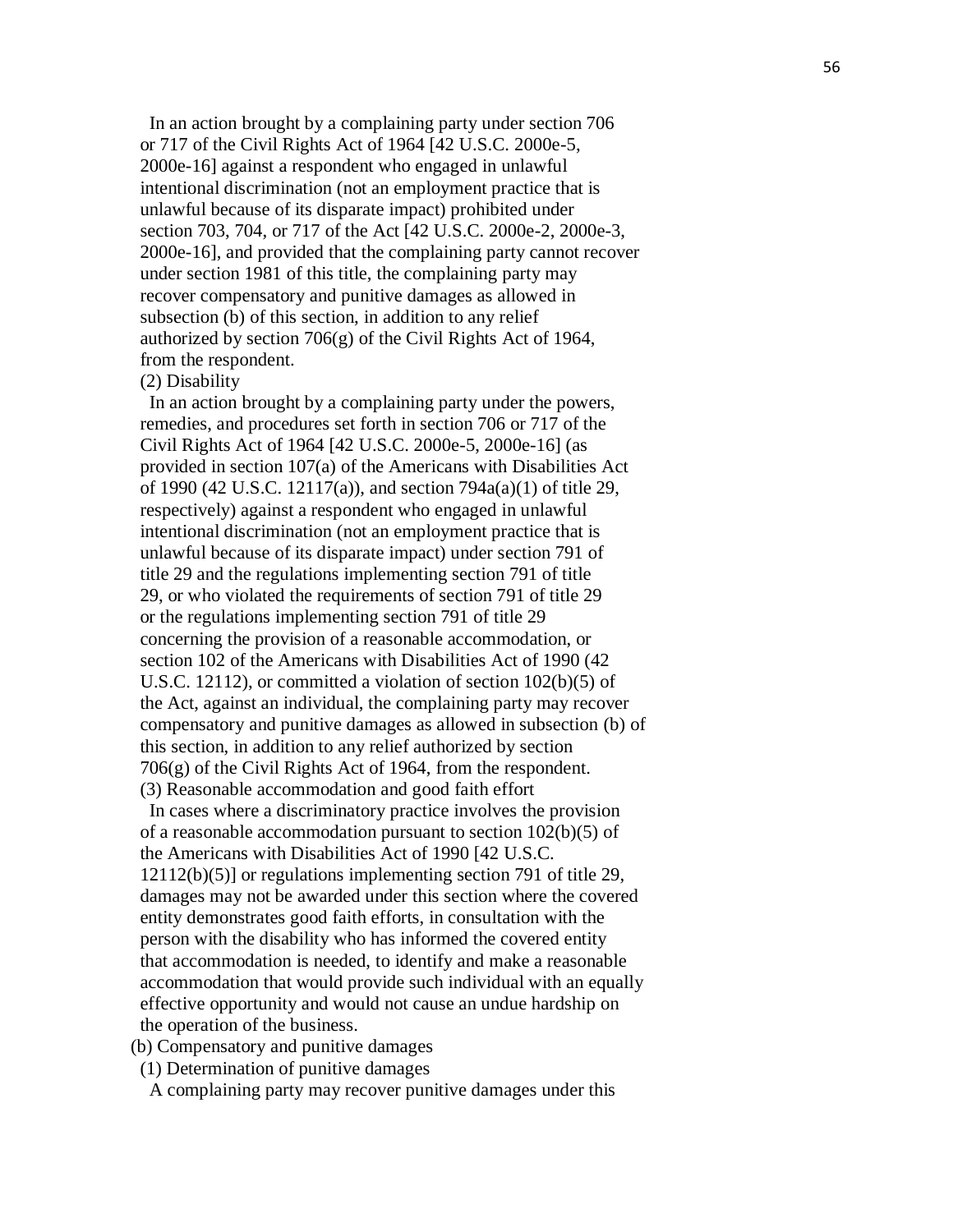In an action brought by a complaining party under section 706 or 717 of the Civil Rights Act of 1964 [42 U.S.C. 2000e-5, 2000e-16] against a respondent who engaged in unlawful intentional discrimination (not an employment practice that is unlawful because of its disparate impact) prohibited under section 703, 704, or 717 of the Act [42 U.S.C. 2000e-2, 2000e-3, 2000e-16], and provided that the complaining party cannot recover under section 1981 of this title, the complaining party may recover compensatory and punitive damages as allowed in subsection (b) of this section, in addition to any relief authorized by section 706(g) of the Civil Rights Act of 1964, from the respondent.

(2) Disability

In an action brought by a complaining party under the powers, remedies, and procedures set forth in section 706 or 717 of the Civil Rights Act of 1964 [42 U.S.C. 2000e-5, 2000e-16] (as provided in section 107(a) of the Americans with Disabilities Act of 1990 (42 U.S.C. 12117(a)), and section 794a(a)(1) of title 29, respectively) against a respondent who engaged in unlawful intentional discrimination (not an employment practice that is unlawful because of its disparate impact) under section 791 of title 29 and the regulations implementing section 791 of title 29, or who violated the requirements of section 791 of title 29 or the regulations implementing section 791 of title 29 concerning the provision of a reasonable accommodation, or section 102 of the Americans with Disabilities Act of 1990 (42 U.S.C. 12112), or committed a violation of section 102(b)(5) of the Act, against an individual, the complaining party may recover compensatory and punitive damages as allowed in subsection (b) of this section, in addition to any relief authorized by section 706(g) of the Civil Rights Act of 1964, from the respondent.

(3) Reasonable accommodation and good faith effort

In cases where a discriminatory practice involves the provision of a reasonable accommodation pursuant to section 102(b)(5) of the Americans with Disabilities Act of 1990 [42 U.S.C. 12112(b)(5)] or regulations implementing section 791 of title 29, damages may not be awarded under this section where the covered entity demonstrates good faith efforts, in consultation with the person with the disability who has informed the covered entity that accommodation is needed, to identify and make a reasonable accommodation that would provide such individual with an equally effective opportunity and would not cause an undue hardship on the operation of the business.

(b) Compensatory and punitive damages

(1) Determination of punitive damages

A complaining party may recover punitive damages under this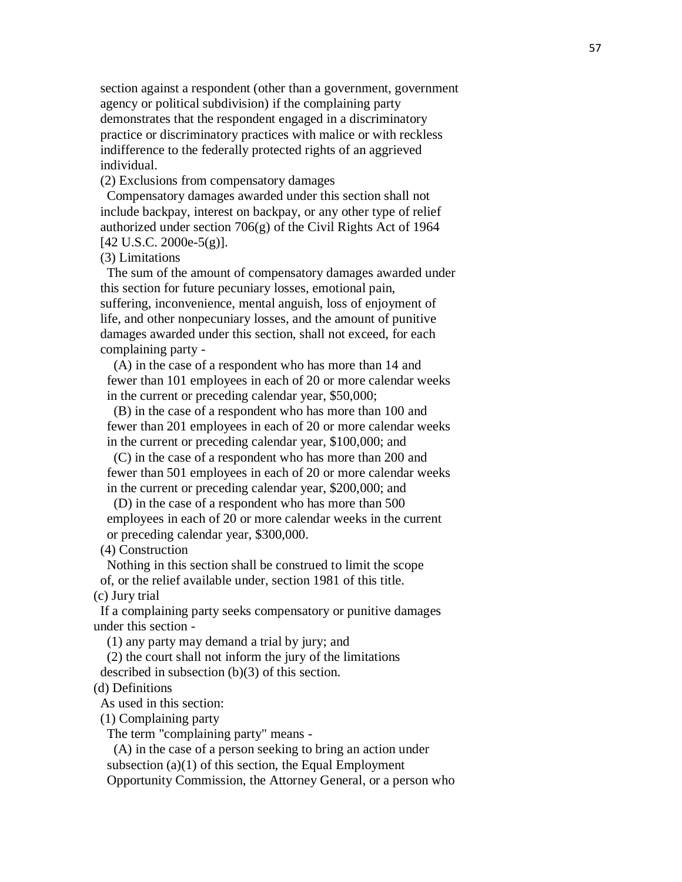section against a respondent (other than a government, government agency or political subdivision) if the complaining party demonstrates that the respondent engaged in a discriminatory practice or discriminatory practices with malice or with reckless indifference to the federally protected rights of an aggrieved individual.

(2) Exclusions from compensatory damages

Compensatory damages awarded under this section shall not include backpay, interest on backpay, or any other type of relief authorized under section 706(g) of the Civil Rights Act of 1964 [42 U.S.C. 2000e-5(g)].

(3) Limitations

The sum of the amount of compensatory damages awarded under this section for future pecuniary losses, emotional pain, suffering, inconvenience, mental anguish, loss of enjoyment of life, and other nonpecuniary losses, and the amount of punitive damages awarded under this section, shall not exceed, for each complaining party -

(A) in the case of a respondent who has more than 14 and fewer than 101 employees in each of 20 or more calendar weeks in the current or preceding calendar year, $50,000;

(B) in the case of a respondent who has more than 100 and fewer than 201 employees in each of 20 or more calendar weeks in the current or preceding calendar year, $100,000; and

(C) in the case of a respondent who has more than 200 and fewer than 501 employees in each of 20 or more calendar weeks in the current or preceding calendar year, $200,000; and

(D) in the case of a respondent who has more than 500 employees in each of 20 or more calendar weeks in the current or preceding calendar year, $300,000.

(4) Construction

Nothing in this section shall be construed to limit the scope of, or the relief available under, section 1981 of this title.

(c) Jury trial

If a complaining party seeks compensatory or punitive damages under this section -

(1) any party may demand a trial by jury; and

(2) the court shall not inform the jury of the limitations described in subsection (b)(3) of this section.

(d) Definitions

As used in this section:

(1) Complaining party

The term "complaining party" means -

(A) in the case of a person seeking to bring an action under subsection (a)(1) of this section, the Equal Employment Opportunity Commission, the Attorney General, or a person who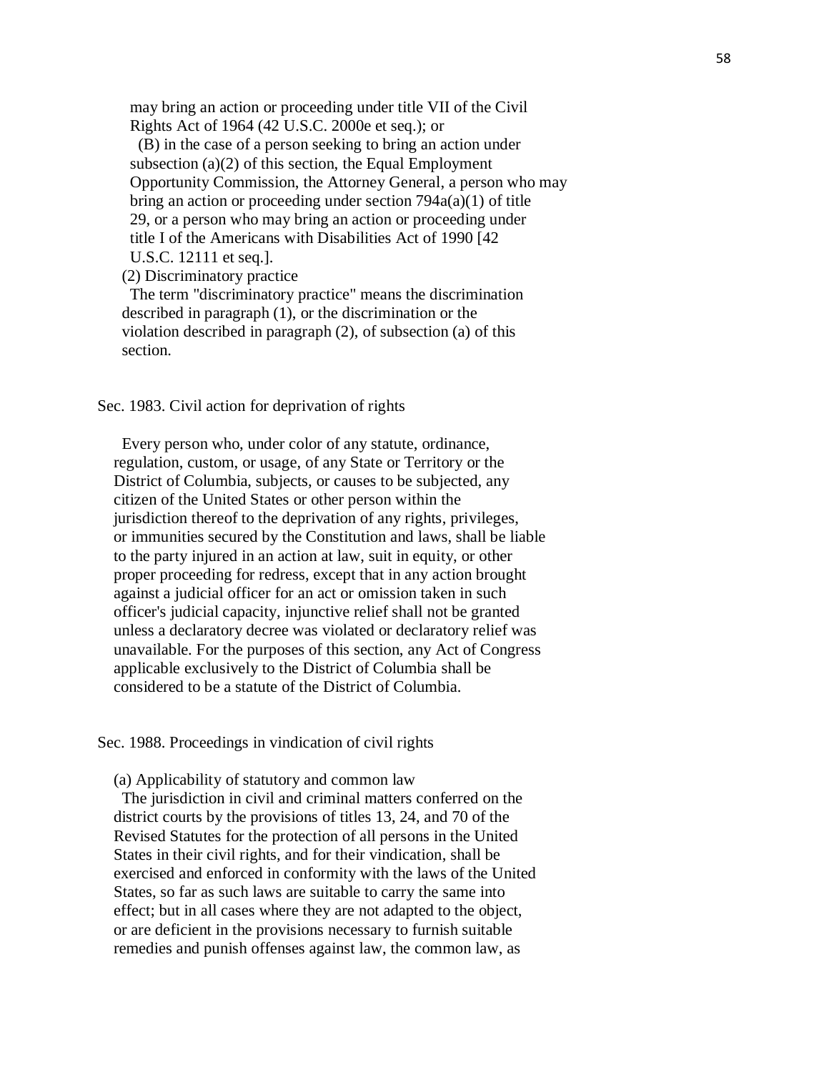may bring an action or proceeding under title VII of the Civil Rights Act of 1964 (42 U.S.C. 2000e et seq.); or

(B) in the case of a person seeking to bring an action under subsection (a)(2) of this section, the Equal Employment Opportunity Commission, the Attorney General, a person who may bring an action or proceeding under section 794a(a)(1) of title 29, or a person who may bring an action or proceeding under title I of the Americans with Disabilities Act of 1990 [42 U.S.C. 12111 et seq.].

(2) Discriminatory practice

The term "discriminatory practice" means the discrimination described in paragraph (1), or the discrimination or the violation described in paragraph (2), of subsection (a) of this section.

## Sec. 1983. Civil action for deprivation of rights

Every person who, under color of any statute, ordinance, regulation, custom, or usage, of any State or Territory or the District of Columbia, subjects, or causes to be subjected, any citizen of the United States or other person within the jurisdiction thereof to the deprivation of any rights, privileges, or immunities secured by the Constitution and laws, shall be liable to the party injured in an action at law, suit in equity, or other proper proceeding for redress, except that in any action brought against a judicial officer for an act or omission taken in such officer's judicial capacity, injunctive relief shall not be granted unless a declaratory decree was violated or declaratory relief was unavailable. For the purposes of this section, any Act of Congress applicable exclusively to the District of Columbia shall be considered to be a statute of the District of Columbia.

## Sec. 1988. Proceedings in vindication of civil rights

(a) Applicability of statutory and common law

The jurisdiction in civil and criminal matters conferred on the district courts by the provisions of titles 13, 24, and 70 of the Revised Statutes for the protection of all persons in the United States in their civil rights, and for their vindication, shall be exercised and enforced in conformity with the laws of the United States, so far as such laws are suitable to carry the same into effect; but in all cases where they are not adapted to the object, or are deficient in the provisions necessary to furnish suitable remedies and punish offenses against law, the common law, as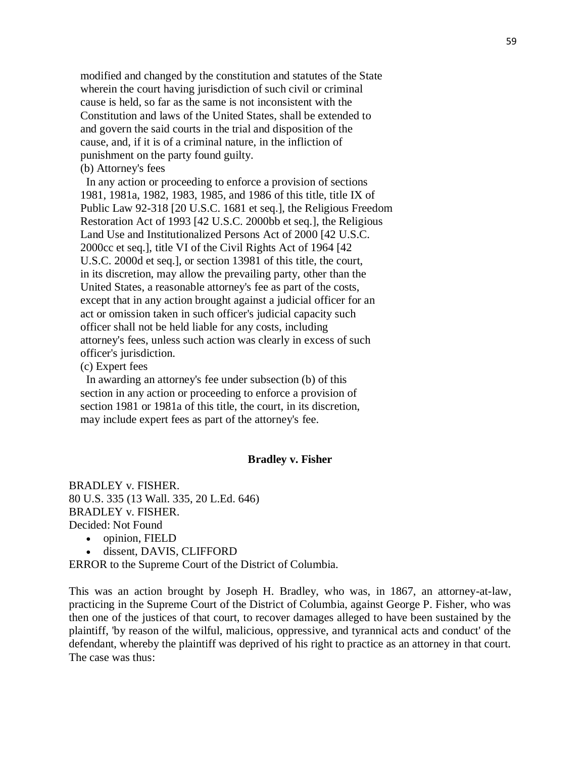modified and changed by the constitution and statutes of the State wherein the court having jurisdiction of such civil or criminal cause is held, so far as the same is not inconsistent with the Constitution and laws of the United States, shall be extended to and govern the said courts in the trial and disposition of the cause, and, if it is of a criminal nature, in the infliction of punishment on the party found guilty.

(b) Attorney's fees

In any action or proceeding to enforce a provision of sections 1981, 1981a, 1982, 1983, 1985, and 1986 of this title, title IX of Public Law 92-318 [20 U.S.C. 1681 et seq.], the Religious Freedom Restoration Act of 1993 [42 U.S.C. 2000bb et seq.], the Religious Land Use and Institutionalized Persons Act of 2000 [42 U.S.C. 2000cc et seq.], title VI of the Civil Rights Act of 1964 [42 U.S.C. 2000d et seq.], or section 13981 of this title, the court, in its discretion, may allow the prevailing party, other than the United States, a reasonable attorney's fee as part of the costs, except that in any action brought against a judicial officer for an act or omission taken in such officer's judicial capacity such officer shall not be held liable for any costs, including attorney's fees, unless such action was clearly in excess of such officer's jurisdiction.

(c) Expert fees

In awarding an attorney's fee under subsection (b) of this section in any action or proceeding to enforce a provision of section 1981 or 1981a of this title, the court, in its discretion, may include expert fees as part of the attorney's fee.

## Bradley v. Fisher

BRADLEY v. FISHER.
80 U.S. 335 (13 Wall. 335, 20 L.Ed. 646)
BRADLEY v. FISHER.
Decided: Not Found

- opinion, FIELD
- dissent, DAVIS, CLIFFORD

ERROR to the Supreme Court of the District of Columbia.

This was an action brought by Joseph H. Bradley, who was, in 1867, an attorney-at-law, practicing in the Supreme Court of the District of Columbia, against George P. Fisher, who was then one of the justices of that court, to recover damages alleged to have been sustained by the plaintiff, 'by reason of the wilful, malicious, oppressive, and tyrannical acts and conduct' of the defendant, whereby the plaintiff was deprived of his right to practice as an attorney in that court. The case was thus: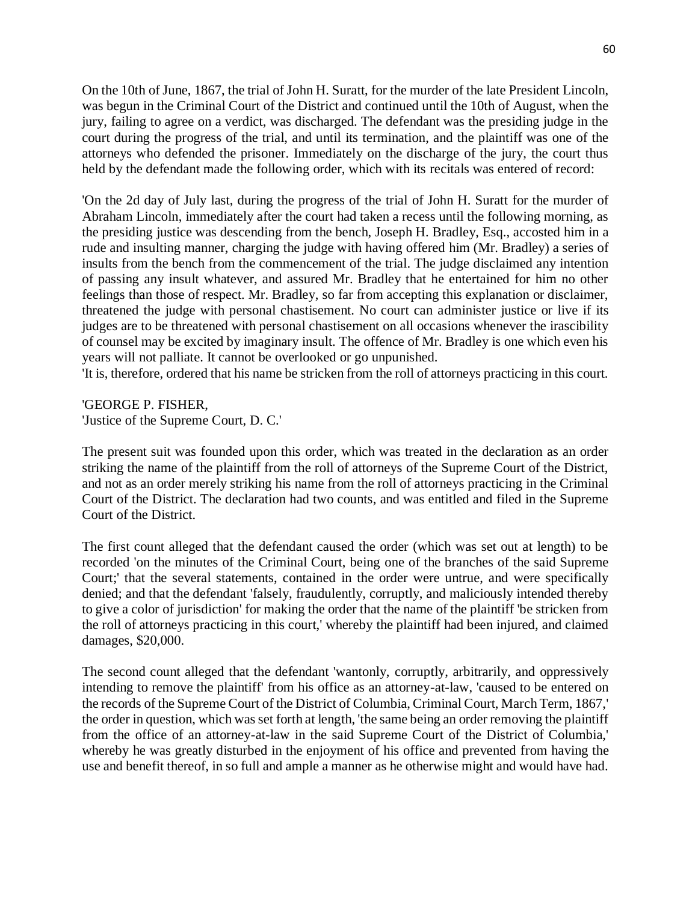On the 10th of June, 1867, the trial of John H. Suratt, for the murder of the late President Lincoln, was begun in the Criminal Court of the District and continued until the 10th of August, when the jury, failing to agree on a verdict, was discharged. The defendant was the presiding judge in the court during the progress of the trial, and until its termination, and the plaintiff was one of the attorneys who defended the prisoner. Immediately on the discharge of the jury, the court thus held by the defendant made the following order, which with its recitals was entered of record:

'On the 2d day of July last, during the progress of the trial of John H. Suratt for the murder of Abraham Lincoln, immediately after the court had taken a recess until the following morning, as the presiding justice was descending from the bench, Joseph H. Bradley, Esq., accosted him in a rude and insulting manner, charging the judge with having offered him (Mr. Bradley) a series of insults from the bench from the commencement of the trial. The judge disclaimed any intention of passing any insult whatever, and assured Mr. Bradley that he entertained for him no other feelings than those of respect. Mr. Bradley, so far from accepting this explanation or disclaimer, threatened the judge with personal chastisement. No court can administer justice or live if its judges are to be threatened with personal chastisement on all occasions whenever the irascibility of counsel may be excited by imaginary insult. The offence of Mr. Bradley is one which even his years will not palliate. It cannot be overlooked or go unpunished.

'It is, therefore, ordered that his name be stricken from the roll of attorneys practicing in this court.

'GEORGE P. FISHER,
'Justice of the Supreme Court, D. C.'

The present suit was founded upon this order, which was treated in the declaration as an order striking the name of the plaintiff from the roll of attorneys of the Supreme Court of the District, and not as an order merely striking his name from the roll of attorneys practicing in the Criminal Court of the District. The declaration had two counts, and was entitled and filed in the Supreme Court of the District.

The first count alleged that the defendant caused the order (which was set out at length) to be recorded 'on the minutes of the Criminal Court, being one of the branches of the said Supreme Court;' that the several statements, contained in the order were untrue, and were specifically denied; and that the defendant 'falsely, fraudulently, corruptly, and maliciously intended thereby to give a color of jurisdiction' for making the order that the name of the plaintiff 'be stricken from the roll of attorneys practicing in this court,' whereby the plaintiff had been injured, and claimed damages, $20,000.

The second count alleged that the defendant 'wantonly, corruptly, arbitrarily, and oppressively intending to remove the plaintiff' from his office as an attorney-at-law, 'caused to be entered on the records of the Supreme Court of the District of Columbia, Criminal Court, March Term, 1867,' the order in question, which was set forth at length, 'the same being an order removing the plaintiff from the office of an attorney-at-law in the said Supreme Court of the District of Columbia,' whereby he was greatly disturbed in the enjoyment of his office and prevented from having the use and benefit thereof, in so full and ample a manner as he otherwise might and would have had.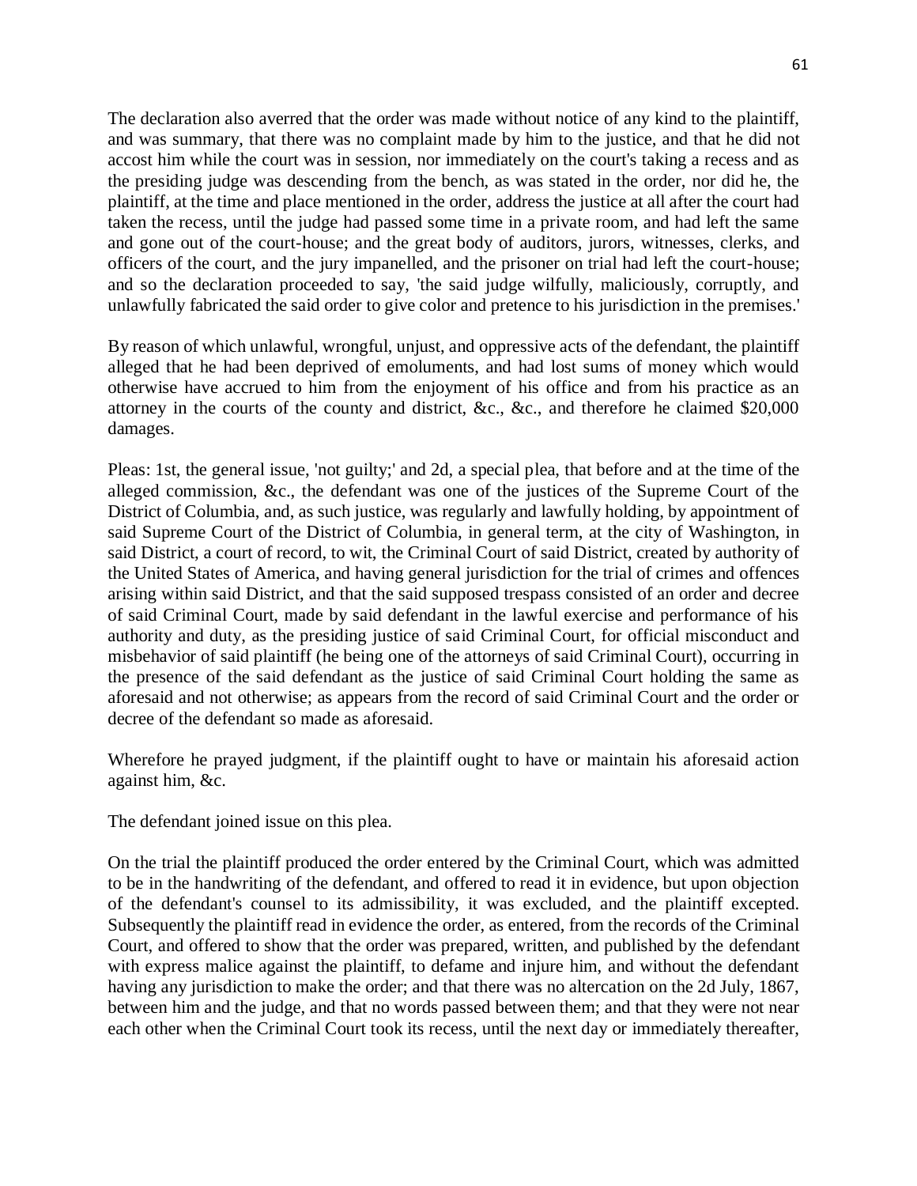The declaration also averred that the order was made without notice of any kind to the plaintiff, and was summary, that there was no complaint made by him to the justice, and that he did not accost him while the court was in session, nor immediately on the court's taking a recess and as the presiding judge was descending from the bench, as was stated in the order, nor did he, the plaintiff, at the time and place mentioned in the order, address the justice at all after the court had taken the recess, until the judge had passed some time in a private room, and had left the same and gone out of the court-house; and the great body of auditors, jurors, witnesses, clerks, and officers of the court, and the jury impanelled, and the prisoner on trial had left the court-house; and so the declaration proceeded to say, 'the said judge wilfully, maliciously, corruptly, and unlawfully fabricated the said order to give color and pretence to his jurisdiction in the premises.'

By reason of which unlawful, wrongful, unjust, and oppressive acts of the defendant, the plaintiff alleged that he had been deprived of emoluments, and had lost sums of money which would otherwise have accrued to him from the enjoyment of his office and from his practice as an attorney in the courts of the county and district, &c., &c., and therefore he claimed $20,000 damages.

Pleas: 1st, the general issue, 'not guilty;' and 2d, a special plea, that before and at the time of the alleged commission, &c., the defendant was one of the justices of the Supreme Court of the District of Columbia, and, as such justice, was regularly and lawfully holding, by appointment of said Supreme Court of the District of Columbia, in general term, at the city of Washington, in said District, a court of record, to wit, the Criminal Court of said District, created by authority of the United States of America, and having general jurisdiction for the trial of crimes and offences arising within said District, and that the said supposed trespass consisted of an order and decree of said Criminal Court, made by said defendant in the lawful exercise and performance of his authority and duty, as the presiding justice of said Criminal Court, for official misconduct and misbehavior of said plaintiff (he being one of the attorneys of said Criminal Court), occurring in the presence of the said defendant as the justice of said Criminal Court holding the same as aforesaid and not otherwise; as appears from the record of said Criminal Court and the order or decree of the defendant so made as aforesaid.

Wherefore he prayed judgment, if the plaintiff ought to have or maintain his aforesaid action against him, &c.

The defendant joined issue on this plea.

On the trial the plaintiff produced the order entered by the Criminal Court, which was admitted to be in the handwriting of the defendant, and offered to read it in evidence, but upon objection of the defendant's counsel to its admissibility, it was excluded, and the plaintiff excepted. Subsequently the plaintiff read in evidence the order, as entered, from the records of the Criminal Court, and offered to show that the order was prepared, written, and published by the defendant with express malice against the plaintiff, to defame and injure him, and without the defendant having any jurisdiction to make the order; and that there was no altercation on the 2d July, 1867, between him and the judge, and that no words passed between them; and that they were not near each other when the Criminal Court took its recess, until the next day or immediately thereafter,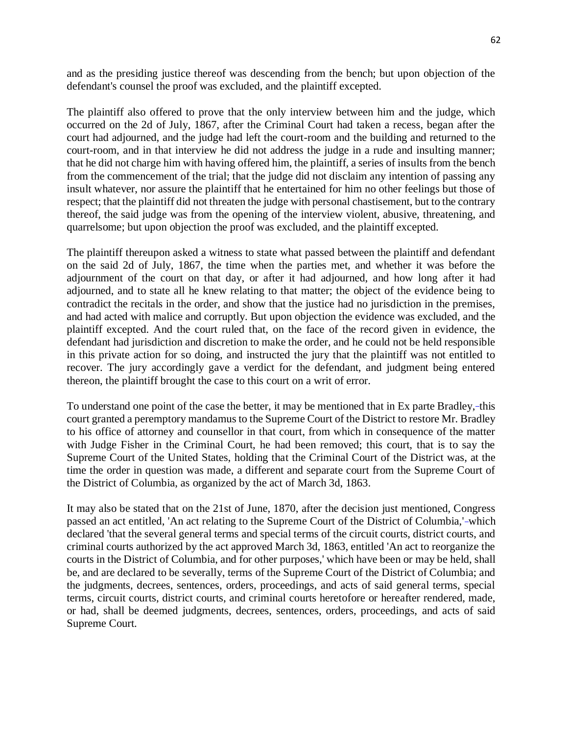and as the presiding justice thereof was descending from the bench; but upon objection of the defendant's counsel the proof was excluded, and the plaintiff excepted.

The plaintiff also offered to prove that the only interview between him and the judge, which occurred on the 2d of July, 1867, after the Criminal Court had taken a recess, began after the court had adjourned, and the judge had left the court-room and the building and returned to the court-room, and in that interview he did not address the judge in a rude and insulting manner; that he did not charge him with having offered him, the plaintiff, a series of insults from the bench from the commencement of the trial; that the judge did not disclaim any intention of passing any insult whatever, nor assure the plaintiff that he entertained for him no other feelings but those of respect; that the plaintiff did not threaten the judge with personal chastisement, but to the contrary thereof, the said judge was from the opening of the interview violent, abusive, threatening, and quarrelsome; but upon objection the proof was excluded, and the plaintiff excepted.

The plaintiff thereupon asked a witness to state what passed between the plaintiff and defendant on the said 2d of July, 1867, the time when the parties met, and whether it was before the adjournment of the court on that day, or after it had adjourned, and how long after it had adjourned, and to state all he knew relating to that matter; the object of the evidence being to contradict the recitals in the order, and show that the justice had no jurisdiction in the premises, and had acted with malice and corruptly. But upon objection the evidence was excluded, and the plaintiff excepted. And the court ruled that, on the face of the record given in evidence, the defendant had jurisdiction and discretion to make the order, and he could not be held responsible in this private action for so doing, and instructed the jury that the plaintiff was not entitled to recover. The jury accordingly gave a verdict for the defendant, and judgment being entered thereon, the plaintiff brought the case to this court on a writ of error.

To understand one point of the case the better, it may be mentioned that in Ex parte Bradley, this court granted a peremptory mandamus to the Supreme Court of the District to restore Mr. Bradley to his office of attorney and counsellor in that court, from which in consequence of the matter with Judge Fisher in the Criminal Court, he had been removed; this court, that is to say the Supreme Court of the United States, holding that the Criminal Court of the District was, at the time the order in question was made, a different and separate court from the Supreme Court of the District of Columbia, as organized by the act of March 3d, 1863.

It may also be stated that on the 21st of June, 1870, after the decision just mentioned, Congress passed an act entitled, 'An act relating to the Supreme Court of the District of Columbia,' which declared 'that the several general terms and special terms of the circuit courts, district courts, and criminal courts authorized by the act approved March 3d, 1863, entitled 'An act to reorganize the courts in the District of Columbia, and for other purposes,' which have been or may be held, shall be, and are declared to be severally, terms of the Supreme Court of the District of Columbia; and the judgments, decrees, sentences, orders, proceedings, and acts of said general terms, special terms, circuit courts, district courts, and criminal courts heretofore or hereafter rendered, made, or had, shall be deemed judgments, decrees, sentences, orders, proceedings, and acts of said Supreme Court.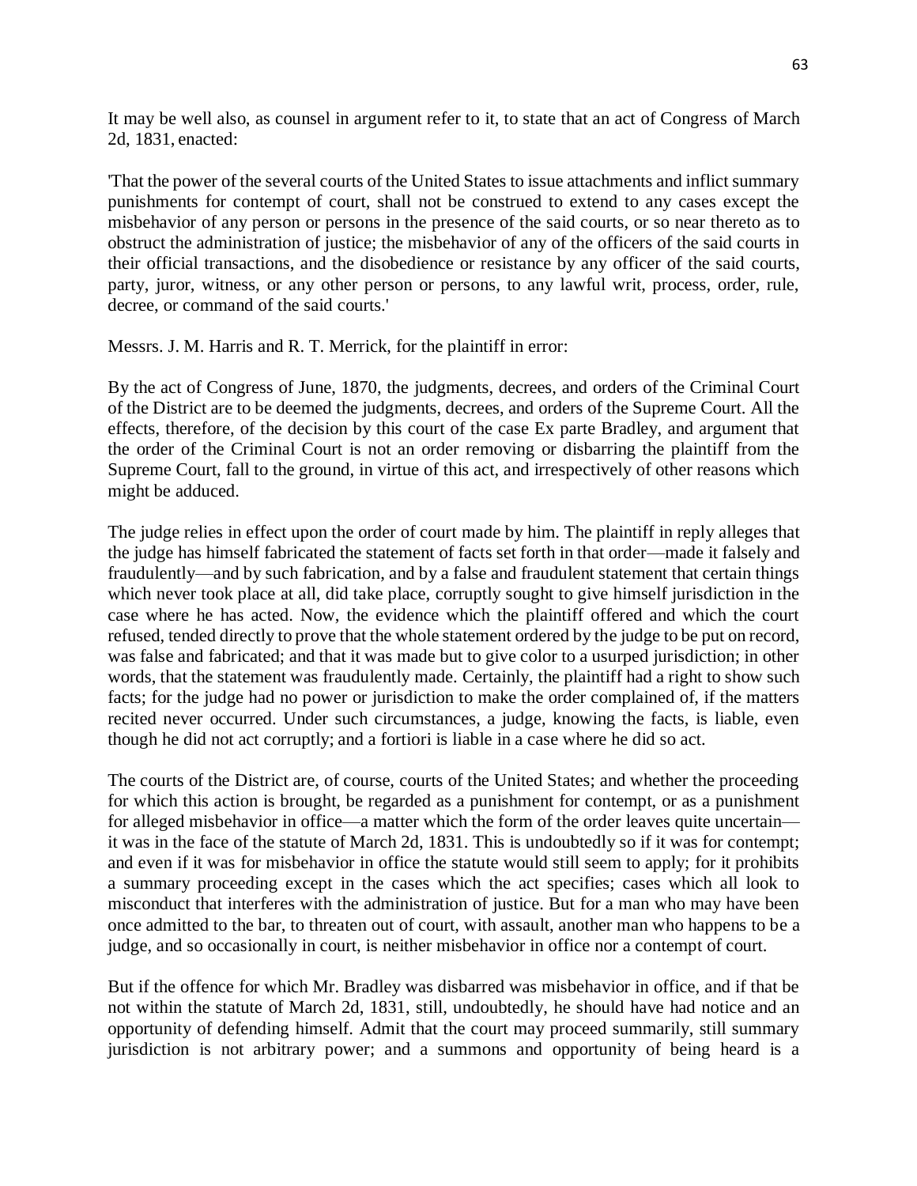It may be well also, as counsel in argument refer to it, to state that an act of Congress of March 2d, 1831, enacted:

'That the power of the several courts of the United States to issue attachments and inflict summary punishments for contempt of court, shall not be construed to extend to any cases except the misbehavior of any person or persons in the presence of the said courts, or so near thereto as to obstruct the administration of justice; the misbehavior of any of the officers of the said courts in their official transactions, and the disobedience or resistance by any officer of the said courts, party, juror, witness, or any other person or persons, to any lawful writ, process, order, rule, decree, or command of the said courts.'

Messrs. J. M. Harris and R. T. Merrick, for the plaintiff in error:

By the act of Congress of June, 1870, the judgments, decrees, and orders of the Criminal Court of the District are to be deemed the judgments, decrees, and orders of the Supreme Court. All the effects, therefore, of the decision by this court of the case Ex parte Bradley, and argument that the order of the Criminal Court is not an order removing or disbarring the plaintiff from the Supreme Court, fall to the ground, in virtue of this act, and irrespectively of other reasons which might be adduced.

The judge relies in effect upon the order of court made by him. The plaintiff in reply alleges that the judge has himself fabricated the statement of facts set forth in that order—made it falsely and fraudulently—and by such fabrication, and by a false and fraudulent statement that certain things which never took place at all, did take place, corruptly sought to give himself jurisdiction in the case where he has acted. Now, the evidence which the plaintiff offered and which the court refused, tended directly to prove that the whole statement ordered by the judge to be put on record, was false and fabricated; and that it was made but to give color to a usurped jurisdiction; in other words, that the statement was fraudulently made. Certainly, the plaintiff had a right to show such facts; for the judge had no power or jurisdiction to make the order complained of, if the matters recited never occurred. Under such circumstances, a judge, knowing the facts, is liable, even though he did not act corruptly; and a fortiori is liable in a case where he did so act.

The courts of the District are, of course, courts of the United States; and whether the proceeding for which this action is brought, be regarded as a punishment for contempt, or as a punishment for alleged misbehavior in office—a matter which the form of the order leaves quite uncertain—it was in the face of the statute of March 2d, 1831. This is undoubtedly so if it was for contempt; and even if it was for misbehavior in office the statute would still seem to apply; for it prohibits a summary proceeding except in the cases which the act specifies; cases which all look to misconduct that interferes with the administration of justice. But for a man who may have been once admitted to the bar, to threaten out of court, with assault, another man who happens to be a judge, and so occasionally in court, is neither misbehavior in office nor a contempt of court.

But if the offence for which Mr. Bradley was disbarred was misbehavior in office, and if that be not within the statute of March 2d, 1831, still, undoubtedly, he should have had notice and an opportunity of defending himself. Admit that the court may proceed summarily, still summary jurisdiction is not arbitrary power; and a summons and opportunity of being heard is a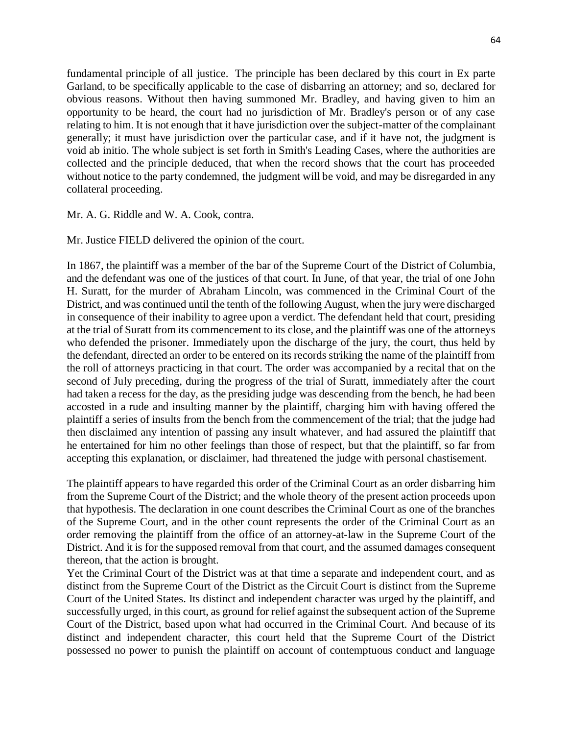fundamental principle of all justice. The principle has been declared by this court in Ex parte Garland, to be specifically applicable to the case of disbarring an attorney; and so, declared for obvious reasons. Without then having summoned Mr. Bradley, and having given to him an opportunity to be heard, the court had no jurisdiction of Mr. Bradley's person or of any case relating to him. It is not enough that it have jurisdiction over the subject-matter of the complainant generally; it must have jurisdiction over the particular case, and if it have not, the judgment is void ab initio. The whole subject is set forth in Smith's Leading Cases, where the authorities are collected and the principle deduced, that when the record shows that the court has proceeded without notice to the party condemned, the judgment will be void, and may be disregarded in any collateral proceeding.

Mr. A. G. Riddle and W. A. Cook, contra.

Mr. Justice FIELD delivered the opinion of the court.

In 1867, the plaintiff was a member of the bar of the Supreme Court of the District of Columbia, and the defendant was one of the justices of that court. In June, of that year, the trial of one John H. Suratt, for the murder of Abraham Lincoln, was commenced in the Criminal Court of the District, and was continued until the tenth of the following August, when the jury were discharged in consequence of their inability to agree upon a verdict. The defendant held that court, presiding at the trial of Suratt from its commencement to its close, and the plaintiff was one of the attorneys who defended the prisoner. Immediately upon the discharge of the jury, the court, thus held by the defendant, directed an order to be entered on its records striking the name of the plaintiff from the roll of attorneys practicing in that court. The order was accompanied by a recital that on the second of July preceding, during the progress of the trial of Suratt, immediately after the court had taken a recess for the day, as the presiding judge was descending from the bench, he had been accosted in a rude and insulting manner by the plaintiff, charging him with having offered the plaintiff a series of insults from the bench from the commencement of the trial; that the judge had then disclaimed any intention of passing any insult whatever, and had assured the plaintiff that he entertained for him no other feelings than those of respect, but that the plaintiff, so far from accepting this explanation, or disclaimer, had threatened the judge with personal chastisement.

The plaintiff appears to have regarded this order of the Criminal Court as an order disbarring him from the Supreme Court of the District; and the whole theory of the present action proceeds upon that hypothesis. The declaration in one count describes the Criminal Court as one of the branches of the Supreme Court, and in the other count represents the order of the Criminal Court as an order removing the plaintiff from the office of an attorney-at-law in the Supreme Court of the District. And it is for the supposed removal from that court, and the assumed damages consequent thereon, that the action is brought.

Yet the Criminal Court of the District was at that time a separate and independent court, and as distinct from the Supreme Court of the District as the Circuit Court is distinct from the Supreme Court of the United States. Its distinct and independent character was urged by the plaintiff, and successfully urged, in this court, as ground for relief against the subsequent action of the Supreme Court of the District, based upon what had occurred in the Criminal Court. And because of its distinct and independent character, this court held that the Supreme Court of the District possessed no power to punish the plaintiff on account of contemptuous conduct and language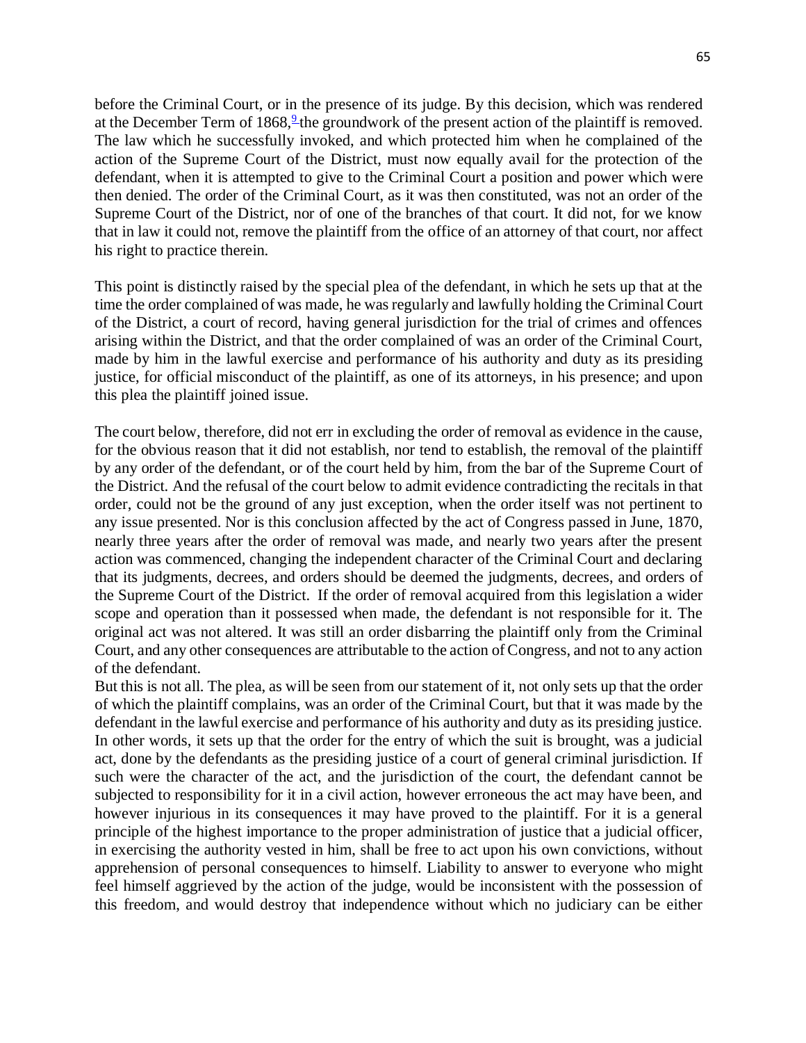before the Criminal Court, or in the presence of its judge. By this decision, which was rendered at the December Term of 1868,[9] the groundwork of the present action of the plaintiff is removed. The law which he successfully invoked, and which protected him when he complained of the action of the Supreme Court of the District, must now equally avail for the protection of the defendant, when it is attempted to give to the Criminal Court a position and power which were then denied. The order of the Criminal Court, as it was then constituted, was not an order of the Supreme Court of the District, nor of one of the branches of that court. It did not, for we know that in law it could not, remove the plaintiff from the office of an attorney of that court, nor affect his right to practice therein.

This point is distinctly raised by the special plea of the defendant, in which he sets up that at the time the order complained of was made, he was regularly and lawfully holding the Criminal Court of the District, a court of record, having general jurisdiction for the trial of crimes and offences arising within the District, and that the order complained of was an order of the Criminal Court, made by him in the lawful exercise and performance of his authority and duty as its presiding justice, for official misconduct of the plaintiff, as one of its attorneys, in his presence; and upon this plea the plaintiff joined issue.

The court below, therefore, did not err in excluding the order of removal as evidence in the cause, for the obvious reason that it did not establish, nor tend to establish, the removal of the plaintiff by any order of the defendant, or of the court held by him, from the bar of the Supreme Court of the District. And the refusal of the court below to admit evidence contradicting the recitals in that order, could not be the ground of any just exception, when the order itself was not pertinent to any issue presented. Nor is this conclusion affected by the act of Congress passed in June, 1870, nearly three years after the order of removal was made, and nearly two years after the present action was commenced, changing the independent character of the Criminal Court and declaring that its judgments, decrees, and orders should be deemed the judgments, decrees, and orders of the Supreme Court of the District. If the order of removal acquired from this legislation a wider scope and operation than it possessed when made, the defendant is not responsible for it. The original act was not altered. It was still an order disbarring the plaintiff only from the Criminal Court, and any other consequences are attributable to the action of Congress, and not to any action of the defendant.

But this is not all. The plea, as will be seen from our statement of it, not only sets up that the order of which the plaintiff complains, was an order of the Criminal Court, but that it was made by the defendant in the lawful exercise and performance of his authority and duty as its presiding justice. In other words, it sets up that the order for the entry of which the suit is brought, was a judicial act, done by the defendants as the presiding justice of a court of general criminal jurisdiction. If such were the character of the act, and the jurisdiction of the court, the defendant cannot be subjected to responsibility for it in a civil action, however erroneous the act may have been, and however injurious in its consequences it may have proved to the plaintiff. For it is a general principle of the highest importance to the proper administration of justice that a judicial officer, in exercising the authority vested in him, shall be free to act upon his own convictions, without apprehension of personal consequences to himself. Liability to answer to everyone who might feel himself aggrieved by the action of the judge, would be inconsistent with the possession of this freedom, and would destroy that independence without which no judiciary can be either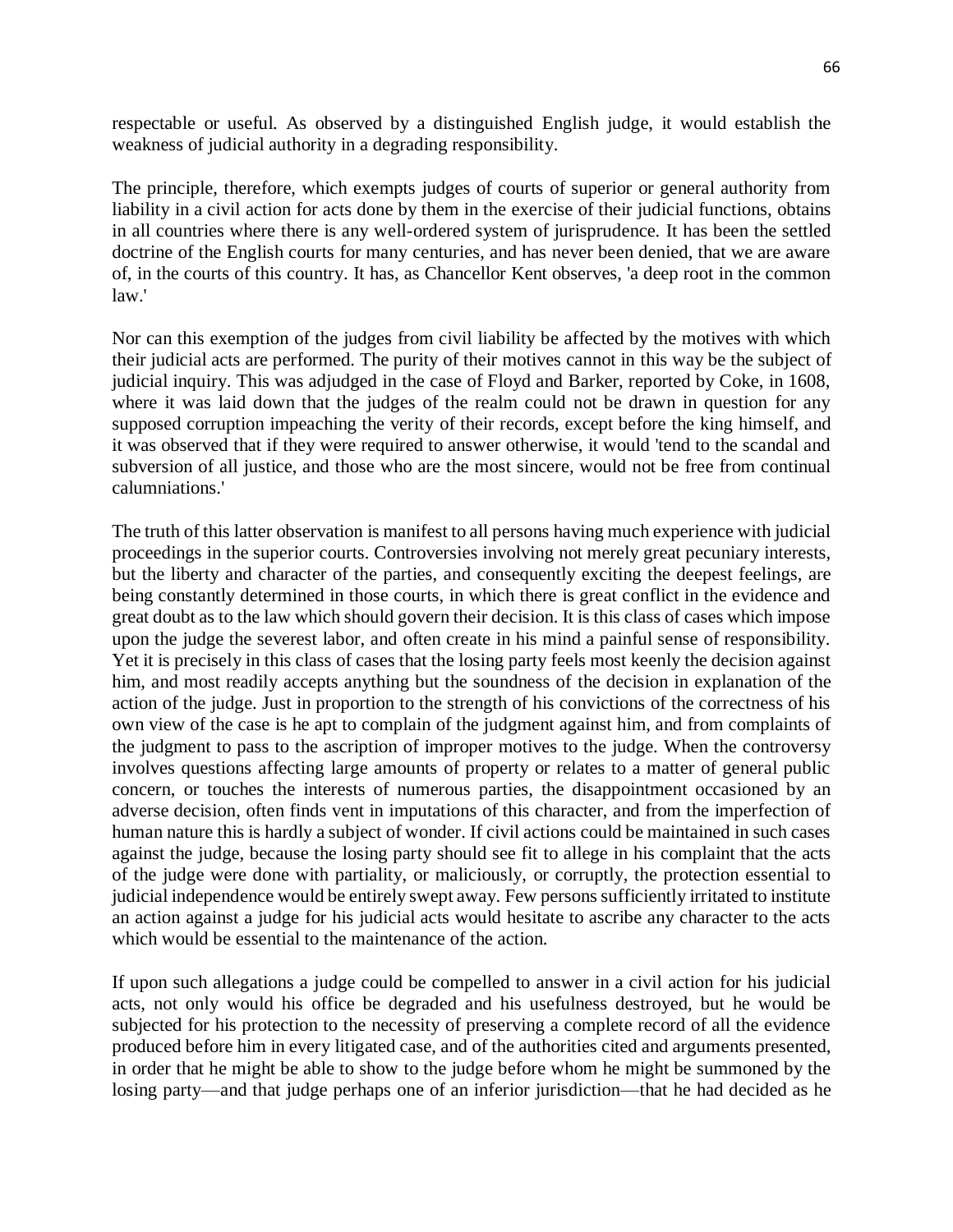respectable or useful. As observed by a distinguished English judge, it would establish the weakness of judicial authority in a degrading responsibility.

The principle, therefore, which exempts judges of courts of superior or general authority from liability in a civil action for acts done by them in the exercise of their judicial functions, obtains in all countries where there is any well-ordered system of jurisprudence. It has been the settled doctrine of the English courts for many centuries, and has never been denied, that we are aware of, in the courts of this country. It has, as Chancellor Kent observes, 'a deep root in the common law.'

Nor can this exemption of the judges from civil liability be affected by the motives with which their judicial acts are performed. The purity of their motives cannot in this way be the subject of judicial inquiry. This was adjudged in the case of Floyd and Barker, reported by Coke, in 1608, where it was laid down that the judges of the realm could not be drawn in question for any supposed corruption impeaching the verity of their records, except before the king himself, and it was observed that if they were required to answer otherwise, it would 'tend to the scandal and subversion of all justice, and those who are the most sincere, would not be free from continual calumniations.'

The truth of this latter observation is manifest to all persons having much experience with judicial proceedings in the superior courts. Controversies involving not merely great pecuniary interests, but the liberty and character of the parties, and consequently exciting the deepest feelings, are being constantly determined in those courts, in which there is great conflict in the evidence and great doubt as to the law which should govern their decision. It is this class of cases which impose upon the judge the severest labor, and often create in his mind a painful sense of responsibility. Yet it is precisely in this class of cases that the losing party feels most keenly the decision against him, and most readily accepts anything but the soundness of the decision in explanation of the action of the judge. Just in proportion to the strength of his convictions of the correctness of his own view of the case is he apt to complain of the judgment against him, and from complaints of the judgment to pass to the ascription of improper motives to the judge. When the controversy involves questions affecting large amounts of property or relates to a matter of general public concern, or touches the interests of numerous parties, the disappointment occasioned by an adverse decision, often finds vent in imputations of this character, and from the imperfection of human nature this is hardly a subject of wonder. If civil actions could be maintained in such cases against the judge, because the losing party should see fit to allege in his complaint that the acts of the judge were done with partiality, or maliciously, or corruptly, the protection essential to judicial independence would be entirely swept away. Few persons sufficiently irritated to institute an action against a judge for his judicial acts would hesitate to ascribe any character to the acts which would be essential to the maintenance of the action.

If upon such allegations a judge could be compelled to answer in a civil action for his judicial acts, not only would his office be degraded and his usefulness destroyed, but he would be subjected for his protection to the necessity of preserving a complete record of all the evidence produced before him in every litigated case, and of the authorities cited and arguments presented, in order that he might be able to show to the judge before whom he might be summoned by the losing party—and that judge perhaps one of an inferior jurisdiction—that he had decided as he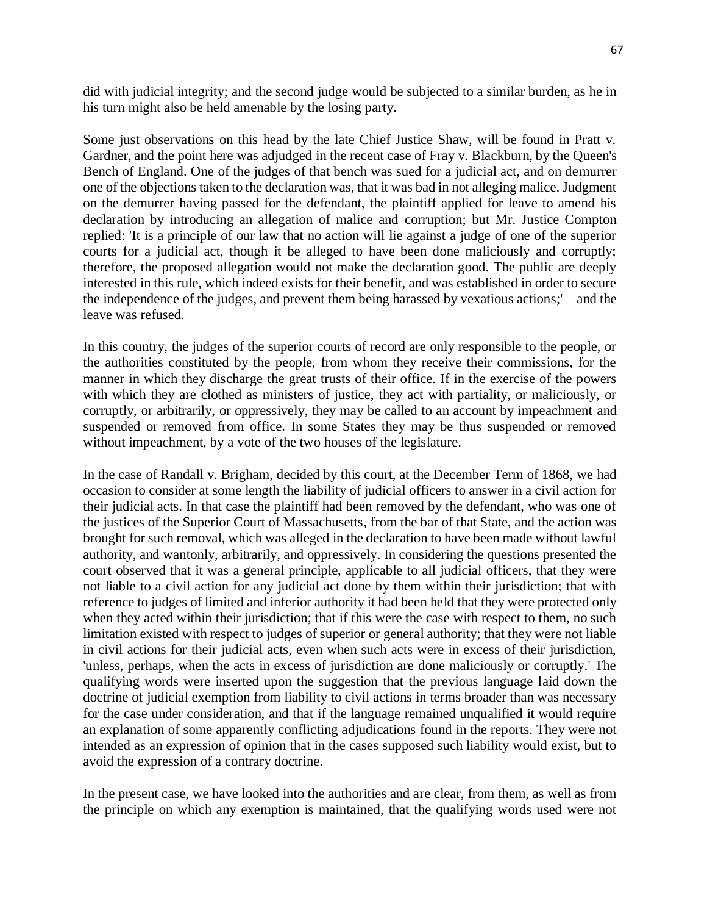did with judicial integrity; and the second judge would be subjected to a similar burden, as he in his turn might also be held amenable by the losing party.

Some just observations on this head by the late Chief Justice Shaw, will be found in Pratt v. Gardner, and the point here was adjudged in the recent case of Fray v. Blackburn, by the Queen's Bench of England. One of the judges of that bench was sued for a judicial act, and on demurrer one of the objections taken to the declaration was, that it was bad in not alleging malice. Judgment on the demurrer having passed for the defendant, the plaintiff applied for leave to amend his declaration by introducing an allegation of malice and corruption; but Mr. Justice Compton replied: 'It is a principle of our law that no action will lie against a judge of one of the superior courts for a judicial act, though it be alleged to have been done maliciously and corruptly; therefore, the proposed allegation would not make the declaration good. The public are deeply interested in this rule, which indeed exists for their benefit, and was established in order to secure the independence of the judges, and prevent them being harassed by vexatious actions;'—and the leave was refused.

In this country, the judges of the superior courts of record are only responsible to the people, or the authorities constituted by the people, from whom they receive their commissions, for the manner in which they discharge the great trusts of their office. If in the exercise of the powers with which they are clothed as ministers of justice, they act with partiality, or maliciously, or corruptly, or arbitrarily, or oppressively, they may be called to an account by impeachment and suspended or removed from office. In some States they may be thus suspended or removed without impeachment, by a vote of the two houses of the legislature.

In the case of Randall v. Brigham, decided by this court, at the December Term of 1868, we had occasion to consider at some length the liability of judicial officers to answer in a civil action for their judicial acts. In that case the plaintiff had been removed by the defendant, who was one of the justices of the Superior Court of Massachusetts, from the bar of that State, and the action was brought for such removal, which was alleged in the declaration to have been made without lawful authority, and wantonly, arbitrarily, and oppressively. In considering the questions presented the court observed that it was a general principle, applicable to all judicial officers, that they were not liable to a civil action for any judicial act done by them within their jurisdiction; that with reference to judges of limited and inferior authority it had been held that they were protected only when they acted within their jurisdiction; that if this were the case with respect to them, no such limitation existed with respect to judges of superior or general authority; that they were not liable in civil actions for their judicial acts, even when such acts were in excess of their jurisdiction, 'unless, perhaps, when the acts in excess of jurisdiction are done maliciously or corruptly.' The qualifying words were inserted upon the suggestion that the previous language laid down the doctrine of judicial exemption from liability to civil actions in terms broader than was necessary for the case under consideration, and that if the language remained unqualified it would require an explanation of some apparently conflicting adjudications found in the reports. They were not intended as an expression of opinion that in the cases supposed such liability would exist, but to avoid the expression of a contrary doctrine.

In the present case, we have looked into the authorities and are clear, from them, as well as from the principle on which any exemption is maintained, that the qualifying words used were not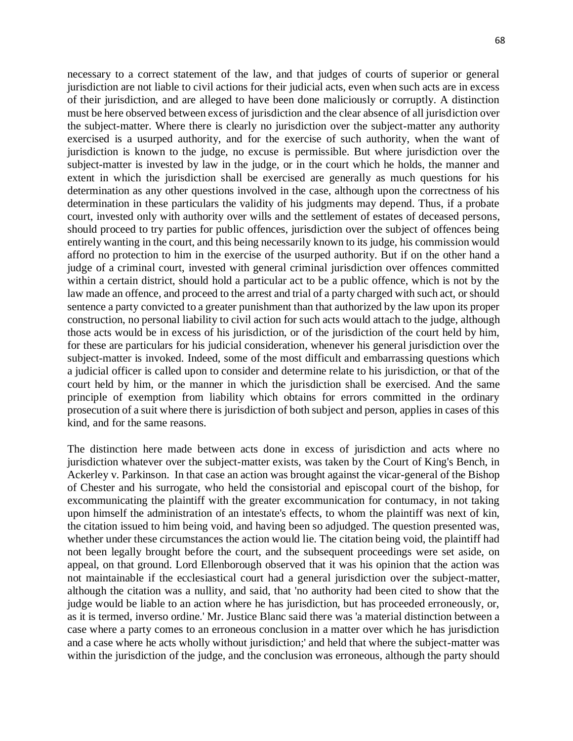necessary to a correct statement of the law, and that judges of courts of superior or general jurisdiction are not liable to civil actions for their judicial acts, even when such acts are in excess of their jurisdiction, and are alleged to have been done maliciously or corruptly. A distinction must be here observed between excess of jurisdiction and the clear absence of all jurisdiction over the subject-matter. Where there is clearly no jurisdiction over the subject-matter any authority exercised is a usurped authority, and for the exercise of such authority, when the want of jurisdiction is known to the judge, no excuse is permissible. But where jurisdiction over the subject-matter is invested by law in the judge, or in the court which he holds, the manner and extent in which the jurisdiction shall be exercised are generally as much questions for his determination as any other questions involved in the case, although upon the correctness of his determination in these particulars the validity of his judgments may depend. Thus, if a probate court, invested only with authority over wills and the settlement of estates of deceased persons, should proceed to try parties for public offences, jurisdiction over the subject of offences being entirely wanting in the court, and this being necessarily known to its judge, his commission would afford no protection to him in the exercise of the usurped authority. But if on the other hand a judge of a criminal court, invested with general criminal jurisdiction over offences committed within a certain district, should hold a particular act to be a public offence, which is not by the law made an offence, and proceed to the arrest and trial of a party charged with such act, or should sentence a party convicted to a greater punishment than that authorized by the law upon its proper construction, no personal liability to civil action for such acts would attach to the judge, although those acts would be in excess of his jurisdiction, or of the jurisdiction of the court held by him, for these are particulars for his judicial consideration, whenever his general jurisdiction over the subject-matter is invoked. Indeed, some of the most difficult and embarrassing questions which a judicial officer is called upon to consider and determine relate to his jurisdiction, or that of the court held by him, or the manner in which the jurisdiction shall be exercised. And the same principle of exemption from liability which obtains for errors committed in the ordinary prosecution of a suit where there is jurisdiction of both subject and person, applies in cases of this kind, and for the same reasons.

The distinction here made between acts done in excess of jurisdiction and acts where no jurisdiction whatever over the subject-matter exists, was taken by the Court of King's Bench, in Ackerley v. Parkinson. In that case an action was brought against the vicar-general of the Bishop of Chester and his surrogate, who held the consistorial and episcopal court of the bishop, for excommunicating the plaintiff with the greater excommunication for contumacy, in not taking upon himself the administration of an intestate's effects, to whom the plaintiff was next of kin, the citation issued to him being void, and having been so adjudged. The question presented was, whether under these circumstances the action would lie. The citation being void, the plaintiff had not been legally brought before the court, and the subsequent proceedings were set aside, on appeal, on that ground. Lord Ellenborough observed that it was his opinion that the action was not maintainable if the ecclesiastical court had a general jurisdiction over the subject-matter, although the citation was a nullity, and said, that 'no authority had been cited to show that the judge would be liable to an action where he has jurisdiction, but has proceeded erroneously, or, as it is termed, inverso ordine.' Mr. Justice Blanc said there was 'a material distinction between a case where a party comes to an erroneous conclusion in a matter over which he has jurisdiction and a case where he acts wholly without jurisdiction;' and held that where the subject-matter was within the jurisdiction of the judge, and the conclusion was erroneous, although the party should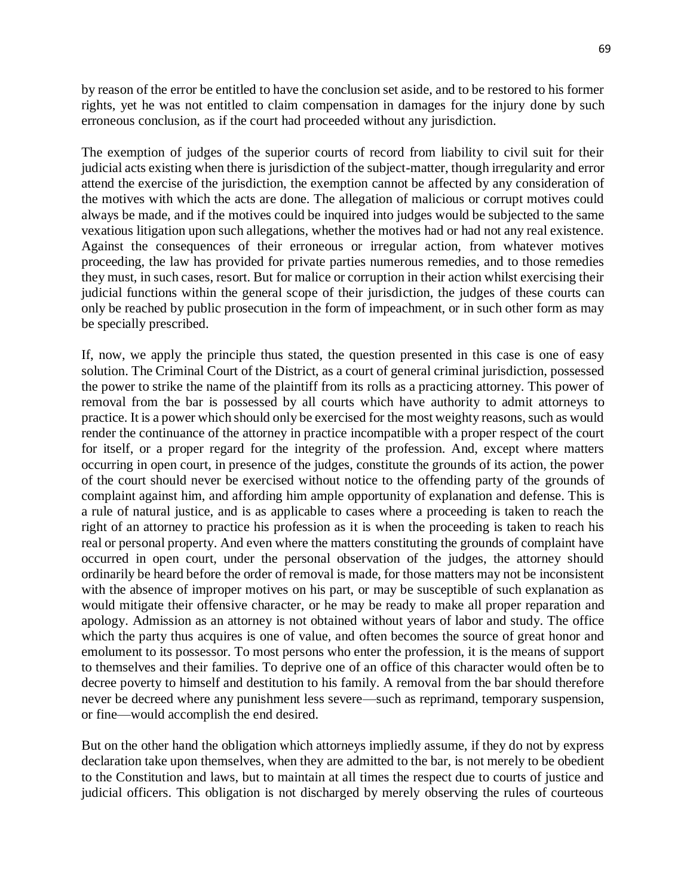by reason of the error be entitled to have the conclusion set aside, and to be restored to his former rights, yet he was not entitled to claim compensation in damages for the injury done by such erroneous conclusion, as if the court had proceeded without any jurisdiction.

The exemption of judges of the superior courts of record from liability to civil suit for their judicial acts existing when there is jurisdiction of the subject-matter, though irregularity and error attend the exercise of the jurisdiction, the exemption cannot be affected by any consideration of the motives with which the acts are done. The allegation of malicious or corrupt motives could always be made, and if the motives could be inquired into judges would be subjected to the same vexatious litigation upon such allegations, whether the motives had or had not any real existence. Against the consequences of their erroneous or irregular action, from whatever motives proceeding, the law has provided for private parties numerous remedies, and to those remedies they must, in such cases, resort. But for malice or corruption in their action whilst exercising their judicial functions within the general scope of their jurisdiction, the judges of these courts can only be reached by public prosecution in the form of impeachment, or in such other form as may be specially prescribed.

If, now, we apply the principle thus stated, the question presented in this case is one of easy solution. The Criminal Court of the District, as a court of general criminal jurisdiction, possessed the power to strike the name of the plaintiff from its rolls as a practicing attorney. This power of removal from the bar is possessed by all courts which have authority to admit attorneys to practice. It is a power which should only be exercised for the most weighty reasons, such as would render the continuance of the attorney in practice incompatible with a proper respect of the court for itself, or a proper regard for the integrity of the profession. And, except where matters occurring in open court, in presence of the judges, constitute the grounds of its action, the power of the court should never be exercised without notice to the offending party of the grounds of complaint against him, and affording him ample opportunity of explanation and defense. This is a rule of natural justice, and is as applicable to cases where a proceeding is taken to reach the right of an attorney to practice his profession as it is when the proceeding is taken to reach his real or personal property. And even where the matters constituting the grounds of complaint have occurred in open court, under the personal observation of the judges, the attorney should ordinarily be heard before the order of removal is made, for those matters may not be inconsistent with the absence of improper motives on his part, or may be susceptible of such explanation as would mitigate their offensive character, or he may be ready to make all proper reparation and apology. Admission as an attorney is not obtained without years of labor and study. The office which the party thus acquires is one of value, and often becomes the source of great honor and emolument to its possessor. To most persons who enter the profession, it is the means of support to themselves and their families. To deprive one of an office of this character would often be to decree poverty to himself and destitution to his family. A removal from the bar should therefore never be decreed where any punishment less severe—such as reprimand, temporary suspension, or fine—would accomplish the end desired.

But on the other hand the obligation which attorneys impliedly assume, if they do not by express declaration take upon themselves, when they are admitted to the bar, is not merely to be obedient to the Constitution and laws, but to maintain at all times the respect due to courts of justice and judicial officers. This obligation is not discharged by merely observing the rules of courteous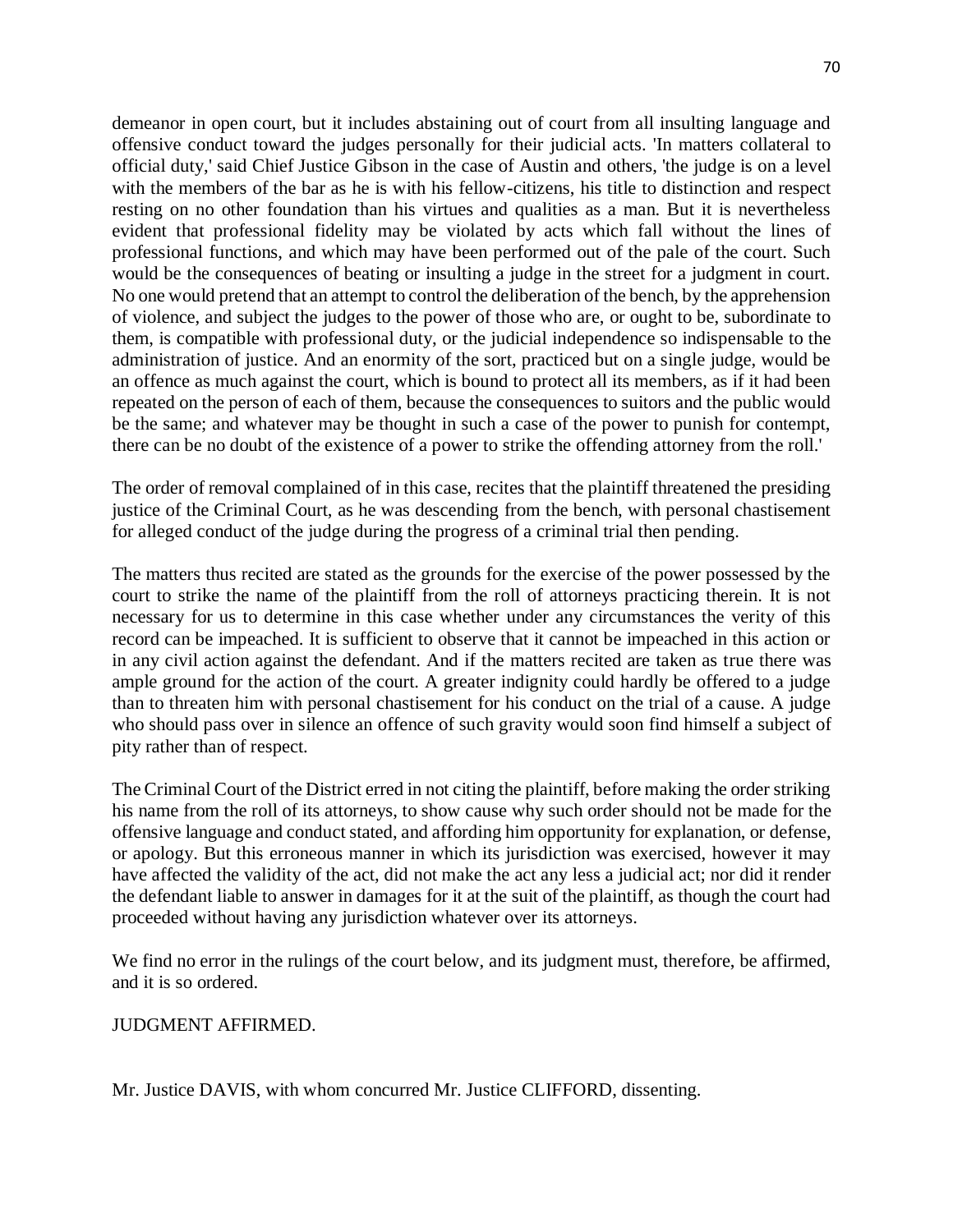demeanor in open court, but it includes abstaining out of court from all insulting language and offensive conduct toward the judges personally for their judicial acts. 'In matters collateral to official duty,' said Chief Justice Gibson in the case of Austin and others, 'the judge is on a level with the members of the bar as he is with his fellow-citizens, his title to distinction and respect resting on no other foundation than his virtues and qualities as a man. But it is nevertheless evident that professional fidelity may be violated by acts which fall without the lines of professional functions, and which may have been performed out of the pale of the court. Such would be the consequences of beating or insulting a judge in the street for a judgment in court. No one would pretend that an attempt to control the deliberation of the bench, by the apprehension of violence, and subject the judges to the power of those who are, or ought to be, subordinate to them, is compatible with professional duty, or the judicial independence so indispensable to the administration of justice. And an enormity of the sort, practiced but on a single judge, would be an offence as much against the court, which is bound to protect all its members, as if it had been repeated on the person of each of them, because the consequences to suitors and the public would be the same; and whatever may be thought in such a case of the power to punish for contempt, there can be no doubt of the existence of a power to strike the offending attorney from the roll.'

The order of removal complained of in this case, recites that the plaintiff threatened the presiding justice of the Criminal Court, as he was descending from the bench, with personal chastisement for alleged conduct of the judge during the progress of a criminal trial then pending.

The matters thus recited are stated as the grounds for the exercise of the power possessed by the court to strike the name of the plaintiff from the roll of attorneys practicing therein. It is not necessary for us to determine in this case whether under any circumstances the verity of this record can be impeached. It is sufficient to observe that it cannot be impeached in this action or in any civil action against the defendant. And if the matters recited are taken as true there was ample ground for the action of the court. A greater indignity could hardly be offered to a judge than to threaten him with personal chastisement for his conduct on the trial of a cause. A judge who should pass over in silence an offence of such gravity would soon find himself a subject of pity rather than of respect.

The Criminal Court of the District erred in not citing the plaintiff, before making the order striking his name from the roll of its attorneys, to show cause why such order should not be made for the offensive language and conduct stated, and affording him opportunity for explanation, or defense, or apology. But this erroneous manner in which its jurisdiction was exercised, however it may have affected the validity of the act, did not make the act any less a judicial act; nor did it render the defendant liable to answer in damages for it at the suit of the plaintiff, as though the court had proceeded without having any jurisdiction whatever over its attorneys.

We find no error in the rulings of the court below, and its judgment must, therefore, be affirmed, and it is so ordered.

JUDGMENT AFFIRMED.

Mr. Justice DAVIS, with whom concurred Mr. Justice CLIFFORD, dissenting.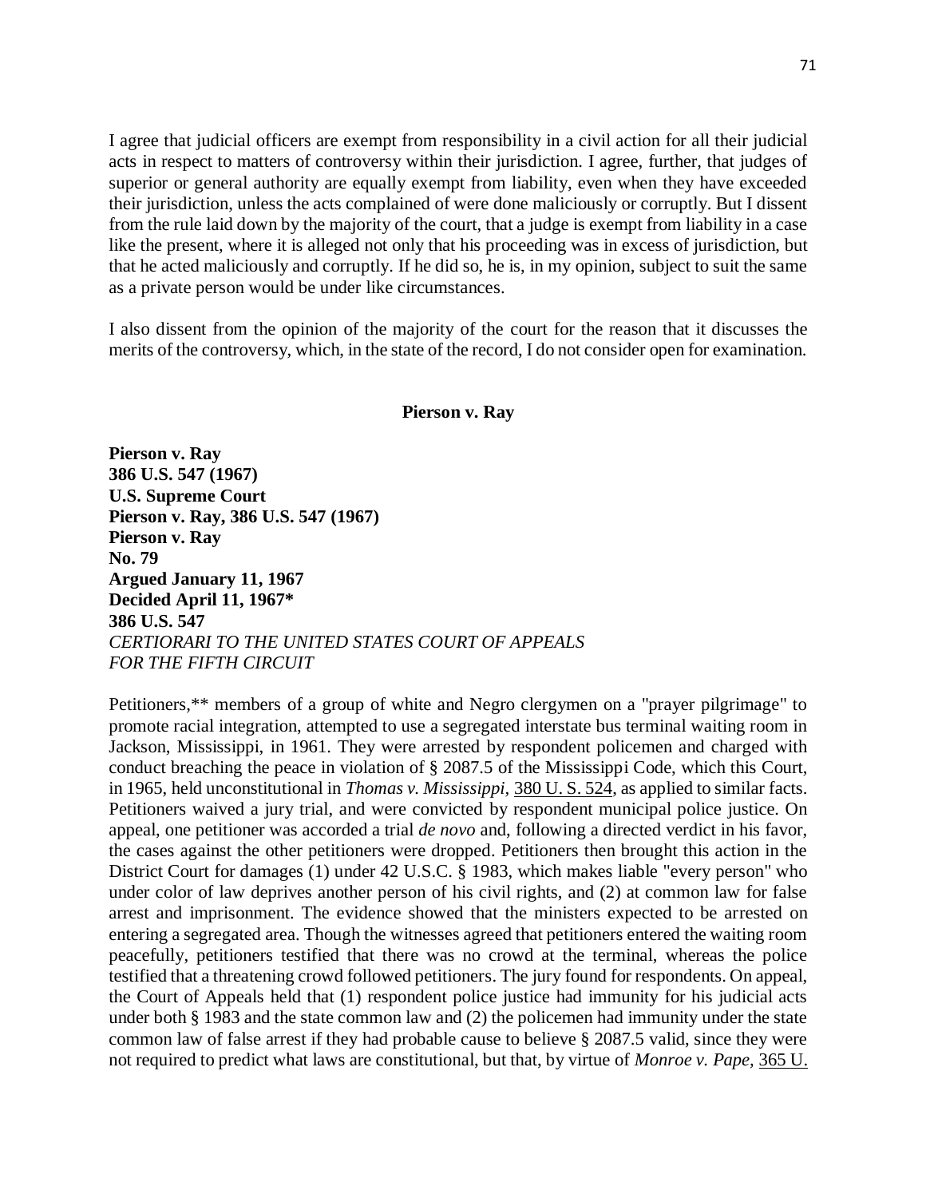I agree that judicial officers are exempt from responsibility in a civil action for all their judicial acts in respect to matters of controversy within their jurisdiction. I agree, further, that judges of superior or general authority are equally exempt from liability, even when they have exceeded their jurisdiction, unless the acts complained of were done maliciously or corruptly. But I dissent from the rule laid down by the majority of the court, that a judge is exempt from liability in a case like the present, where it is alleged not only that his proceeding was in excess of jurisdiction, but that he acted maliciously and corruptly. If he did so, he is, in my opinion, subject to suit the same as a private person would be under like circumstances.

I also dissent from the opinion of the majority of the court for the reason that it discusses the merits of the controversy, which, in the state of the record, I do not consider open for examination.

## Pierson v. Ray

**Pierson v. Ray**
**386 U.S. 547 (1967)**
**U.S. Supreme Court**
**Pierson v. Ray, 386 U.S. 547 (1967)**
**Pierson v. Ray**
**No. 79**
**Argued January 11, 1967**
**Decided April 11, 1967***
**386 U.S. 547**
*CERTIORARI TO THE UNITED STATES COURT OF APPEALS FOR THE FIFTH CIRCUIT*

Petitioners,** members of a group of white and Negro clergymen on a "prayer pilgrimage" to promote racial integration, attempted to use a segregated interstate bus terminal waiting room in Jackson, Mississippi, in 1961. They were arrested by respondent policemen and charged with conduct breaching the peace in violation of § 2087.5 of the Mississippi Code, which this Court, in 1965, held unconstitutional in *Thomas v. Mississippi*, 380 U. S. 524, as applied to similar facts. Petitioners waived a jury trial, and were convicted by respondent municipal police justice. On appeal, one petitioner was accorded a trial *de novo* and, following a directed verdict in his favor, the cases against the other petitioners were dropped. Petitioners then brought this action in the District Court for damages (1) under 42 U.S.C. § 1983, which makes liable "every person" who under color of law deprives another person of his civil rights, and (2) at common law for false arrest and imprisonment. The evidence showed that the ministers expected to be arrested on entering a segregated area. Though the witnesses agreed that petitioners entered the waiting room peacefully, petitioners testified that there was no crowd at the terminal, whereas the police testified that a threatening crowd followed petitioners. The jury found for respondents. On appeal, the Court of Appeals held that (1) respondent police justice had immunity for his judicial acts under both § 1983 and the state common law and (2) the policemen had immunity under the state common law of false arrest if they had probable cause to believe § 2087.5 valid, since they were not required to predict what laws are constitutional, but that, by virtue of *Monroe v. Pape*, 365 U.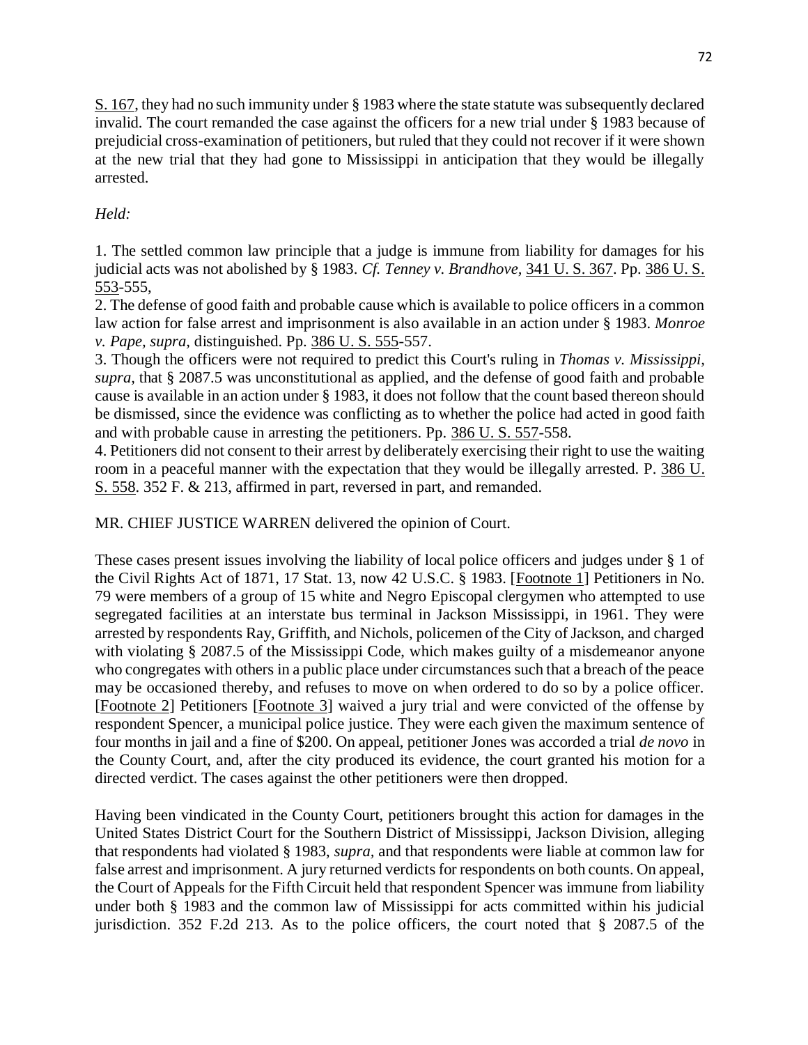S. 167, they had no such immunity under § 1983 where the state statute was subsequently declared invalid. The court remanded the case against the officers for a new trial under § 1983 because of prejudicial cross-examination of petitioners, but ruled that they could not recover if it were shown at the new trial that they had gone to Mississippi in anticipation that they would be illegally arrested.

*Held:*

1. The settled common law principle that a judge is immune from liability for damages for his judicial acts was not abolished by § 1983. *Cf. Tenney v. Brandhove*, 341 U. S. 367. Pp. 386 U. S. 553-555,
2. The defense of good faith and probable cause which is available to police officers in a common law action for false arrest and imprisonment is also available in an action under § 1983. *Monroe v. Pape, supra,* distinguished. Pp. 386 U. S. 555-557.
3. Though the officers were not required to predict this Court's ruling in *Thomas v. Mississippi, supra,* that § 2087.5 was unconstitutional as applied, and the defense of good faith and probable cause is available in an action under § 1983, it does not follow that the count based thereon should be dismissed, since the evidence was conflicting as to whether the police had acted in good faith and with probable cause in arresting the petitioners. Pp. 386 U. S. 557-558.
4. Petitioners did not consent to their arrest by deliberately exercising their right to use the waiting room in a peaceful manner with the expectation that they would be illegally arrested. P. 386 U. S. 558. 352 F. & 213, affirmed in part, reversed in part, and remanded.

MR. CHIEF JUSTICE WARREN delivered the opinion of Court.

These cases present issues involving the liability of local police officers and judges under § 1 of the Civil Rights Act of 1871, 17 Stat. 13, now 42 U.S.C. § 1983. [Footnote 1] Petitioners in No. 79 were members of a group of 15 white and Negro Episcopal clergymen who attempted to use segregated facilities at an interstate bus terminal in Jackson Mississippi, in 1961. They were arrested by respondents Ray, Griffith, and Nichols, policemen of the City of Jackson, and charged with violating § 2087.5 of the Mississippi Code, which makes guilty of a misdemeanor anyone who congregates with others in a public place under circumstances such that a breach of the peace may be occasioned thereby, and refuses to move on when ordered to do so by a police officer. [Footnote 2] Petitioners [Footnote 3] waived a jury trial and were convicted of the offense by respondent Spencer, a municipal police justice. They were each given the maximum sentence of four months in jail and a fine of $200. On appeal, petitioner Jones was accorded a trial *de novo* in the County Court, and, after the city produced its evidence, the court granted his motion for a directed verdict. The cases against the other petitioners were then dropped.

Having been vindicated in the County Court, petitioners brought this action for damages in the United States District Court for the Southern District of Mississippi, Jackson Division, alleging that respondents had violated § 1983, *supra,* and that respondents were liable at common law for false arrest and imprisonment. A jury returned verdicts for respondents on both counts. On appeal, the Court of Appeals for the Fifth Circuit held that respondent Spencer was immune from liability under both § 1983 and the common law of Mississippi for acts committed within his judicial jurisdiction. 352 F.2d 213. As to the police officers, the court noted that § 2087.5 of the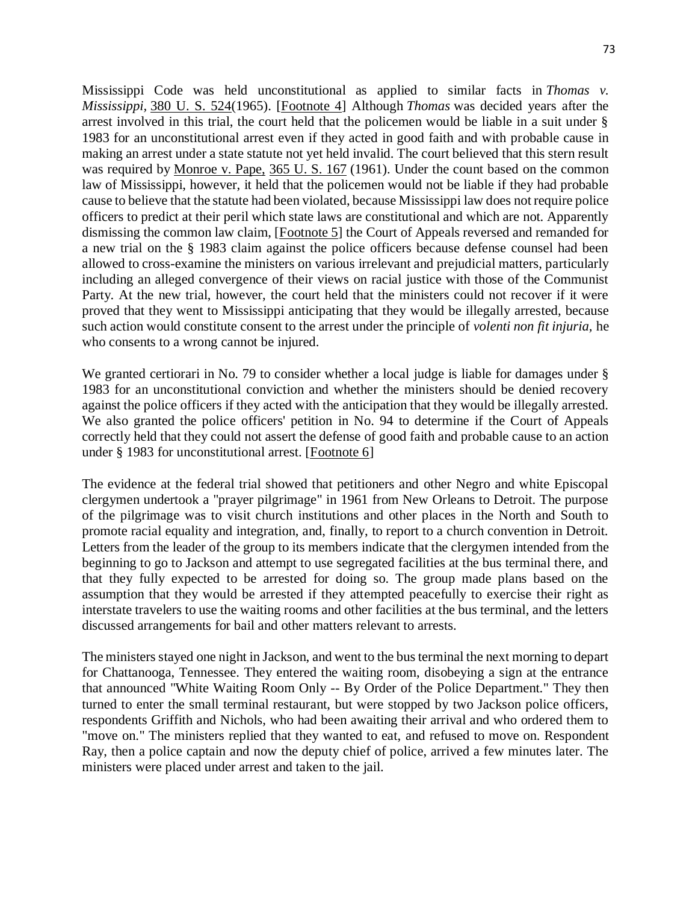Mississippi Code was held unconstitutional as applied to similar facts in *Thomas v. Mississippi*, 380 U. S. 524(1965). [Footnote 4] Although *Thomas* was decided years after the arrest involved in this trial, the court held that the policemen would be liable in a suit under § 1983 for an unconstitutional arrest even if they acted in good faith and with probable cause in making an arrest under a state statute not yet held invalid. The court believed that this stern result was required by Monroe v. Pape, 365 U. S. 167 (1961). Under the count based on the common law of Mississippi, however, it held that the policemen would not be liable if they had probable cause to believe that the statute had been violated, because Mississippi law does not require police officers to predict at their peril which state laws are constitutional and which are not. Apparently dismissing the common law claim, [Footnote 5] the Court of Appeals reversed and remanded for a new trial on the § 1983 claim against the police officers because defense counsel had been allowed to cross-examine the ministers on various irrelevant and prejudicial matters, particularly including an alleged convergence of their views on racial justice with those of the Communist Party. At the new trial, however, the court held that the ministers could not recover if it were proved that they went to Mississippi anticipating that they would be illegally arrested, because such action would constitute consent to the arrest under the principle of *volenti non fit injuria,* he who consents to a wrong cannot be injured.

We granted certiorari in No. 79 to consider whether a local judge is liable for damages under § 1983 for an unconstitutional conviction and whether the ministers should be denied recovery against the police officers if they acted with the anticipation that they would be illegally arrested. We also granted the police officers' petition in No. 94 to determine if the Court of Appeals correctly held that they could not assert the defense of good faith and probable cause to an action under § 1983 for unconstitutional arrest. [Footnote 6]

The evidence at the federal trial showed that petitioners and other Negro and white Episcopal clergymen undertook a "prayer pilgrimage" in 1961 from New Orleans to Detroit. The purpose of the pilgrimage was to visit church institutions and other places in the North and South to promote racial equality and integration, and, finally, to report to a church convention in Detroit. Letters from the leader of the group to its members indicate that the clergymen intended from the beginning to go to Jackson and attempt to use segregated facilities at the bus terminal there, and that they fully expected to be arrested for doing so. The group made plans based on the assumption that they would be arrested if they attempted peacefully to exercise their right as interstate travelers to use the waiting rooms and other facilities at the bus terminal, and the letters discussed arrangements for bail and other matters relevant to arrests.

The ministers stayed one night in Jackson, and went to the bus terminal the next morning to depart for Chattanooga, Tennessee. They entered the waiting room, disobeying a sign at the entrance that announced "White Waiting Room Only -- By Order of the Police Department." They then turned to enter the small terminal restaurant, but were stopped by two Jackson police officers, respondents Griffith and Nichols, who had been awaiting their arrival and who ordered them to "move on." The ministers replied that they wanted to eat, and refused to move on. Respondent Ray, then a police captain and now the deputy chief of police, arrived a few minutes later. The ministers were placed under arrest and taken to the jail.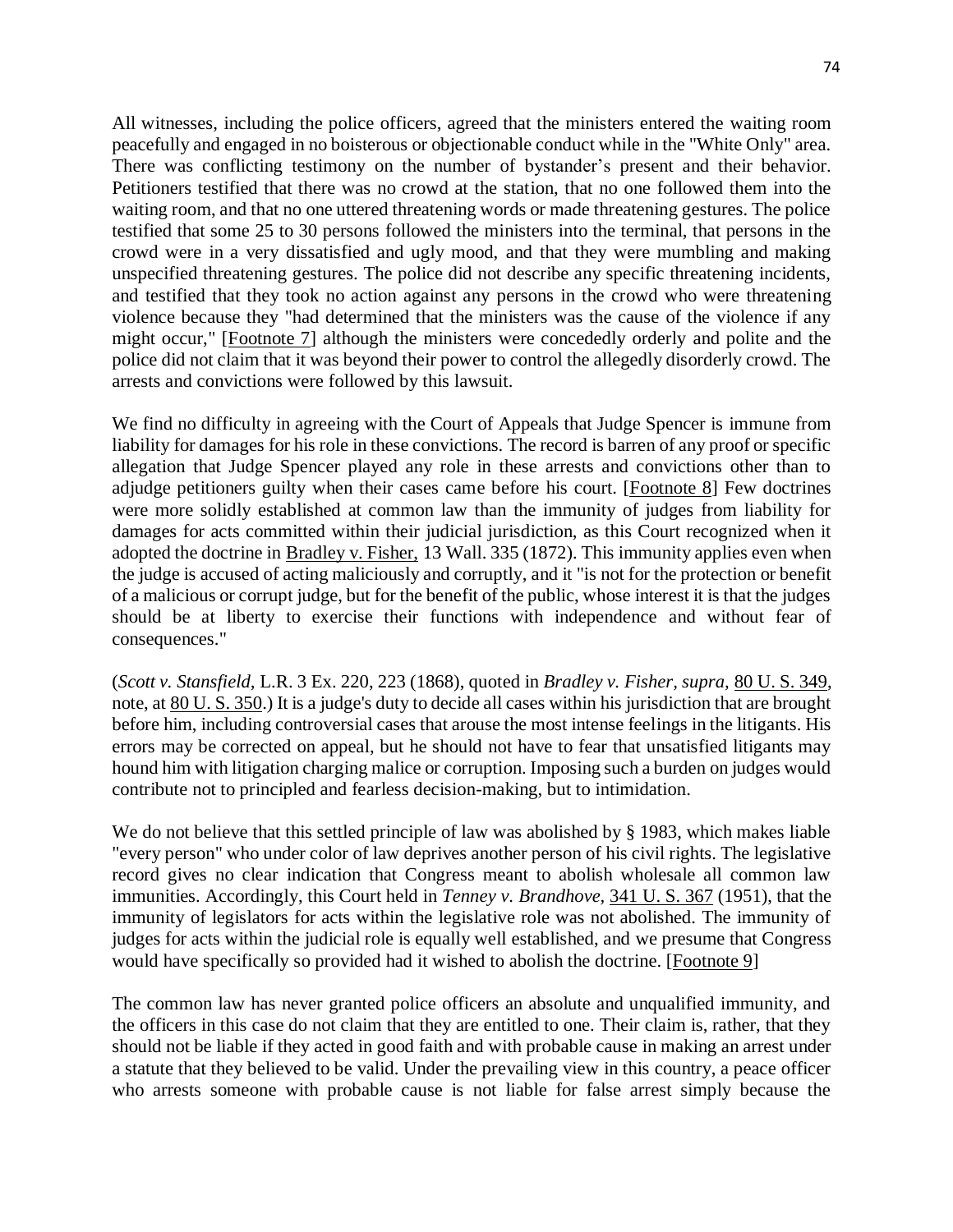All witnesses, including the police officers, agreed that the ministers entered the waiting room peacefully and engaged in no boisterous or objectionable conduct while in the "White Only" area. There was conflicting testimony on the number of bystander's present and their behavior. Petitioners testified that there was no crowd at the station, that no one followed them into the waiting room, and that no one uttered threatening words or made threatening gestures. The police testified that some 25 to 30 persons followed the ministers into the terminal, that persons in the crowd were in a very dissatisfied and ugly mood, and that they were mumbling and making unspecified threatening gestures. The police did not describe any specific threatening incidents, and testified that they took no action against any persons in the crowd who were threatening violence because they "had determined that the ministers was the cause of the violence if any might occur," [Footnote 7] although the ministers were concededly orderly and polite and the police did not claim that it was beyond their power to control the allegedly disorderly crowd. The arrests and convictions were followed by this lawsuit.

We find no difficulty in agreeing with the Court of Appeals that Judge Spencer is immune from liability for damages for his role in these convictions. The record is barren of any proof or specific allegation that Judge Spencer played any role in these arrests and convictions other than to adjudge petitioners guilty when their cases came before his court. [Footnote 8] Few doctrines were more solidly established at common law than the immunity of judges from liability for damages for acts committed within their judicial jurisdiction, as this Court recognized when it adopted the doctrine in Bradley v. Fisher, 13 Wall. 335 (1872). This immunity applies even when the judge is accused of acting maliciously and corruptly, and it "is not for the protection or benefit of a malicious or corrupt judge, but for the benefit of the public, whose interest it is that the judges should be at liberty to exercise their functions with independence and without fear of consequences."

(*Scott v. Stansfield*, L.R. 3 Ex. 220, 223 (1868), quoted in *Bradley v. Fisher, supra*, 80 U. S. 349, note, at 80 U. S. 350.) It is a judge's duty to decide all cases within his jurisdiction that are brought before him, including controversial cases that arouse the most intense feelings in the litigants. His errors may be corrected on appeal, but he should not have to fear that unsatisfied litigants may hound him with litigation charging malice or corruption. Imposing such a burden on judges would contribute not to principled and fearless decision-making, but to intimidation.

We do not believe that this settled principle of law was abolished by § 1983, which makes liable "every person" who under color of law deprives another person of his civil rights. The legislative record gives no clear indication that Congress meant to abolish wholesale all common law immunities. Accordingly, this Court held in *Tenney v. Brandhove*, 341 U. S. 367 (1951), that the immunity of legislators for acts within the legislative role was not abolished. The immunity of judges for acts within the judicial role is equally well established, and we presume that Congress would have specifically so provided had it wished to abolish the doctrine. [Footnote 9]

The common law has never granted police officers an absolute and unqualified immunity, and the officers in this case do not claim that they are entitled to one. Their claim is, rather, that they should not be liable if they acted in good faith and with probable cause in making an arrest under a statute that they believed to be valid. Under the prevailing view in this country, a peace officer who arrests someone with probable cause is not liable for false arrest simply because the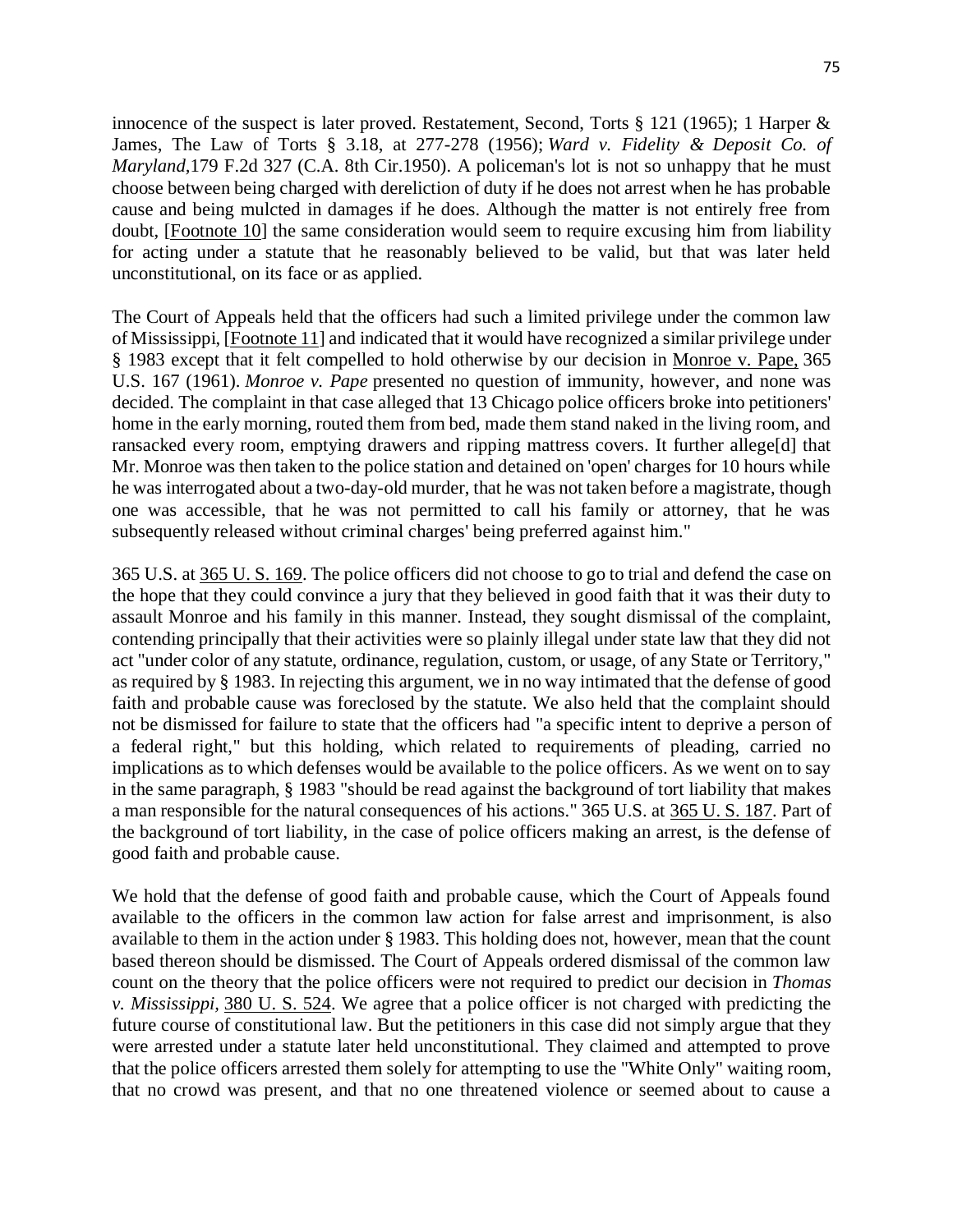innocence of the suspect is later proved. Restatement, Second, Torts § 121 (1965); 1 Harper & James, The Law of Torts § 3.18, at 277-278 (1956); *Ward v. Fidelity & Deposit Co. of Maryland*,179 F.2d 327 (C.A. 8th Cir.1950). A policeman's lot is not so unhappy that he must choose between being charged with dereliction of duty if he does not arrest when he has probable cause and being mulcted in damages if he does. Although the matter is not entirely free from doubt, [Footnote 10] the same consideration would seem to require excusing him from liability for acting under a statute that he reasonably believed to be valid, but that was later held unconstitutional, on its face or as applied.

The Court of Appeals held that the officers had such a limited privilege under the common law of Mississippi, [Footnote 11] and indicated that it would have recognized a similar privilege under § 1983 except that it felt compelled to hold otherwise by our decision in Monroe v. Pape, 365 U.S. 167 (1961). *Monroe v. Pape* presented no question of immunity, however, and none was decided. The complaint in that case alleged that 13 Chicago police officers broke into petitioners' home in the early morning, routed them from bed, made them stand naked in the living room, and ransacked every room, emptying drawers and ripping mattress covers. It further allege[d] that Mr. Monroe was then taken to the police station and detained on 'open' charges for 10 hours while he was interrogated about a two-day-old murder, that he was not taken before a magistrate, though one was accessible, that he was not permitted to call his family or attorney, that he was subsequently released without criminal charges' being preferred against him."

365 U.S. at 365 U. S. 169. The police officers did not choose to go to trial and defend the case on the hope that they could convince a jury that they believed in good faith that it was their duty to assault Monroe and his family in this manner. Instead, they sought dismissal of the complaint, contending principally that their activities were so plainly illegal under state law that they did not act "under color of any statute, ordinance, regulation, custom, or usage, of any State or Territory," as required by § 1983. In rejecting this argument, we in no way intimated that the defense of good faith and probable cause was foreclosed by the statute. We also held that the complaint should not be dismissed for failure to state that the officers had "a specific intent to deprive a person of a federal right," but this holding, which related to requirements of pleading, carried no implications as to which defenses would be available to the police officers. As we went on to say in the same paragraph, § 1983 "should be read against the background of tort liability that makes a man responsible for the natural consequences of his actions." 365 U.S. at 365 U. S. 187. Part of the background of tort liability, in the case of police officers making an arrest, is the defense of good faith and probable cause.

We hold that the defense of good faith and probable cause, which the Court of Appeals found available to the officers in the common law action for false arrest and imprisonment, is also available to them in the action under § 1983. This holding does not, however, mean that the count based thereon should be dismissed. The Court of Appeals ordered dismissal of the common law count on the theory that the police officers were not required to predict our decision in *Thomas v. Mississippi*, 380 U. S. 524. We agree that a police officer is not charged with predicting the future course of constitutional law. But the petitioners in this case did not simply argue that they were arrested under a statute later held unconstitutional. They claimed and attempted to prove that the police officers arrested them solely for attempting to use the "White Only" waiting room, that no crowd was present, and that no one threatened violence or seemed about to cause a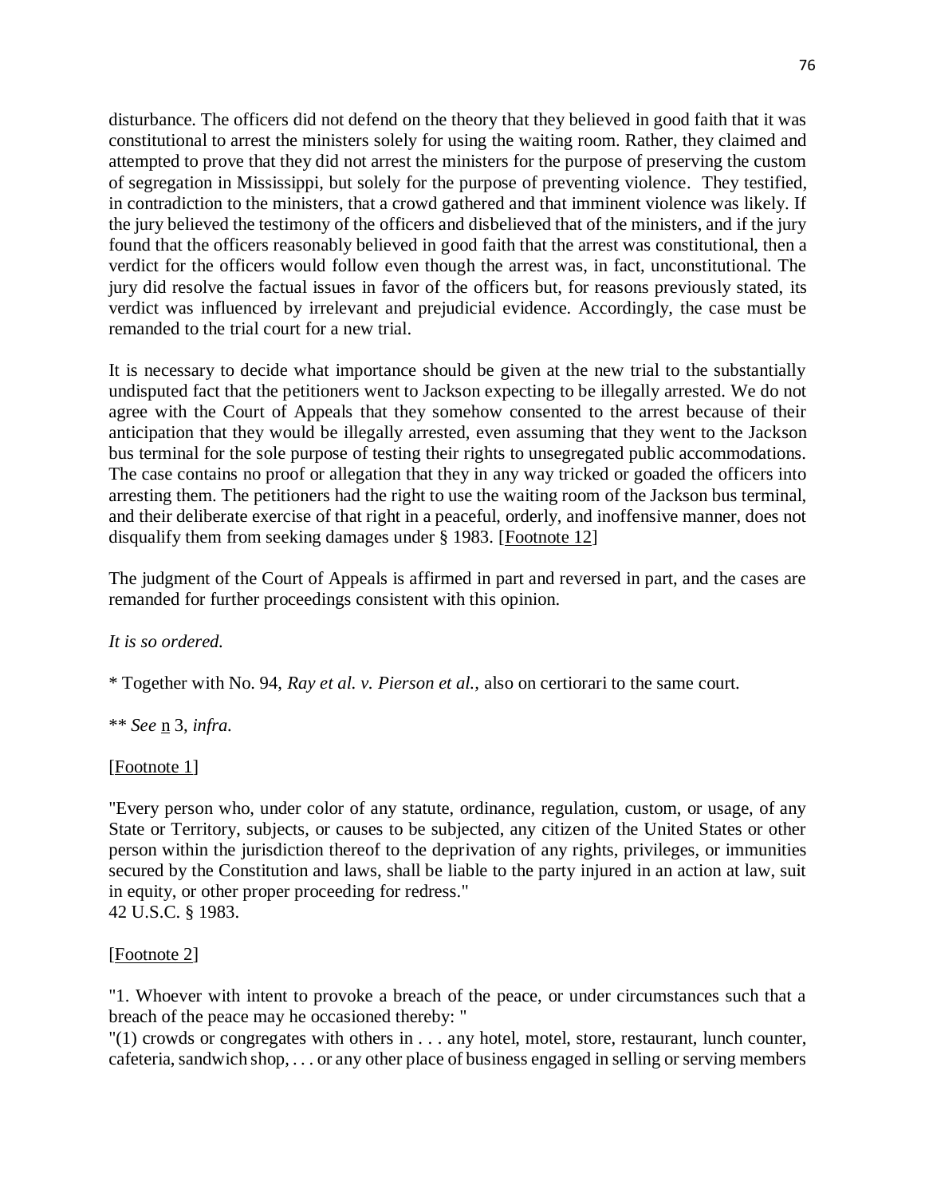disturbance. The officers did not defend on the theory that they believed in good faith that it was constitutional to arrest the ministers solely for using the waiting room. Rather, they claimed and attempted to prove that they did not arrest the ministers for the purpose of preserving the custom of segregation in Mississippi, but solely for the purpose of preventing violence. They testified, in contradiction to the ministers, that a crowd gathered and that imminent violence was likely. If the jury believed the testimony of the officers and disbelieved that of the ministers, and if the jury found that the officers reasonably believed in good faith that the arrest was constitutional, then a verdict for the officers would follow even though the arrest was, in fact, unconstitutional. The jury did resolve the factual issues in favor of the officers but, for reasons previously stated, its verdict was influenced by irrelevant and prejudicial evidence. Accordingly, the case must be remanded to the trial court for a new trial.

It is necessary to decide what importance should be given at the new trial to the substantially undisputed fact that the petitioners went to Jackson expecting to be illegally arrested. We do not agree with the Court of Appeals that they somehow consented to the arrest because of their anticipation that they would be illegally arrested, even assuming that they went to the Jackson bus terminal for the sole purpose of testing their rights to unsegregated public accommodations. The case contains no proof or allegation that they in any way tricked or goaded the officers into arresting them. The petitioners had the right to use the waiting room of the Jackson bus terminal, and their deliberate exercise of that right in a peaceful, orderly, and inoffensive manner, does not disqualify them from seeking damages under § 1983. [Footnote 12]

The judgment of the Court of Appeals is affirmed in part and reversed in part, and the cases are remanded for further proceedings consistent with this opinion.

*It is so ordered.*

* Together with No. 94, *Ray et al. v. Pierson et al.*, also on certiorari to the same court.

** *See* n 3, *infra.*

[Footnote 1]

"Every person who, under color of any statute, ordinance, regulation, custom, or usage, of any State or Territory, subjects, or causes to be subjected, any citizen of the United States or other person within the jurisdiction thereof to the deprivation of any rights, privileges, or immunities secured by the Constitution and laws, shall be liable to the party injured in an action at law, suit in equity, or other proper proceeding for redress."
42 U.S.C. § 1983.

[Footnote 2]

"1. Whoever with intent to provoke a breach of the peace, or under circumstances such that a breach of the peace may he occasioned thereby: "
"(1) crowds or congregates with others in . . . any hotel, motel, store, restaurant, lunch counter, cafeteria, sandwich shop, . . . or any other place of business engaged in selling or serving members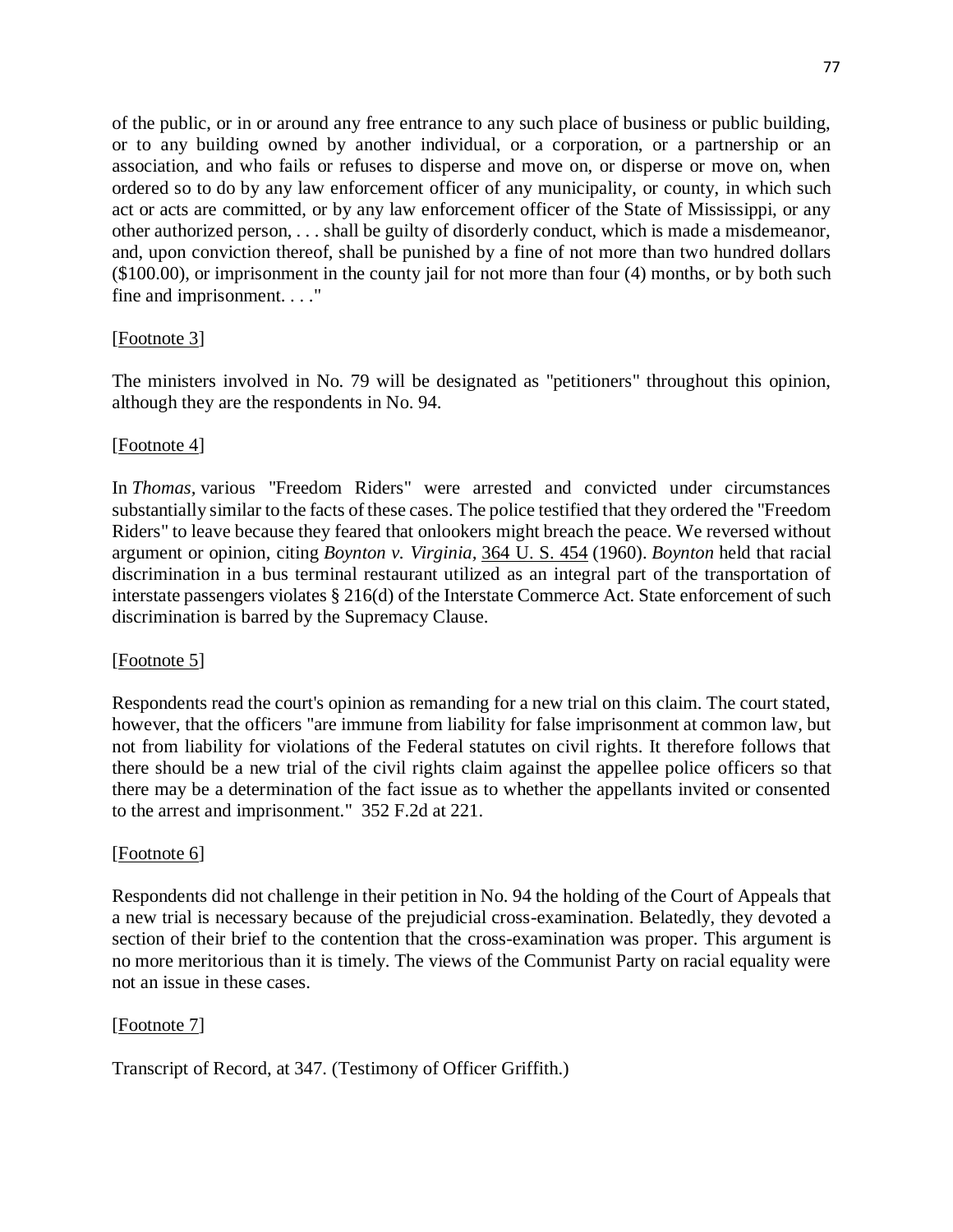of the public, or in or around any free entrance to any such place of business or public building, or to any building owned by another individual, or a corporation, or a partnership or an association, and who fails or refuses to disperse and move on, or disperse or move on, when ordered so to do by any law enforcement officer of any municipality, or county, in which such act or acts are committed, or by any law enforcement officer of the State of Mississippi, or any other authorized person, . . . shall be guilty of disorderly conduct, which is made a misdemeanor, and, upon conviction thereof, shall be punished by a fine of not more than two hundred dollars ($100.00), or imprisonment in the county jail for not more than four (4) months, or by both such fine and imprisonment. . . ."

[Footnote 3]

The ministers involved in No. 79 will be designated as "petitioners" throughout this opinion, although they are the respondents in No. 94.

[Footnote 4]

In *Thomas*, various "Freedom Riders" were arrested and convicted under circumstances substantially similar to the facts of these cases. The police testified that they ordered the "Freedom Riders" to leave because they feared that onlookers might breach the peace. We reversed without argument or opinion, citing *Boynton v. Virginia*, 364 U. S. 454 (1960). *Boynton* held that racial discrimination in a bus terminal restaurant utilized as an integral part of the transportation of interstate passengers violates § 216(d) of the Interstate Commerce Act. State enforcement of such discrimination is barred by the Supremacy Clause.

[Footnote 5]

Respondents read the court's opinion as remanding for a new trial on this claim. The court stated, however, that the officers "are immune from liability for false imprisonment at common law, but not from liability for violations of the Federal statutes on civil rights. It therefore follows that there should be a new trial of the civil rights claim against the appellee police officers so that there may be a determination of the fact issue as to whether the appellants invited or consented to the arrest and imprisonment." 352 F.2d at 221.

[Footnote 6]

Respondents did not challenge in their petition in No. 94 the holding of the Court of Appeals that a new trial is necessary because of the prejudicial cross-examination. Belatedly, they devoted a section of their brief to the contention that the cross-examination was proper. This argument is no more meritorious than it is timely. The views of the Communist Party on racial equality were not an issue in these cases.

[Footnote 7]

Transcript of Record, at 347. (Testimony of Officer Griffith.)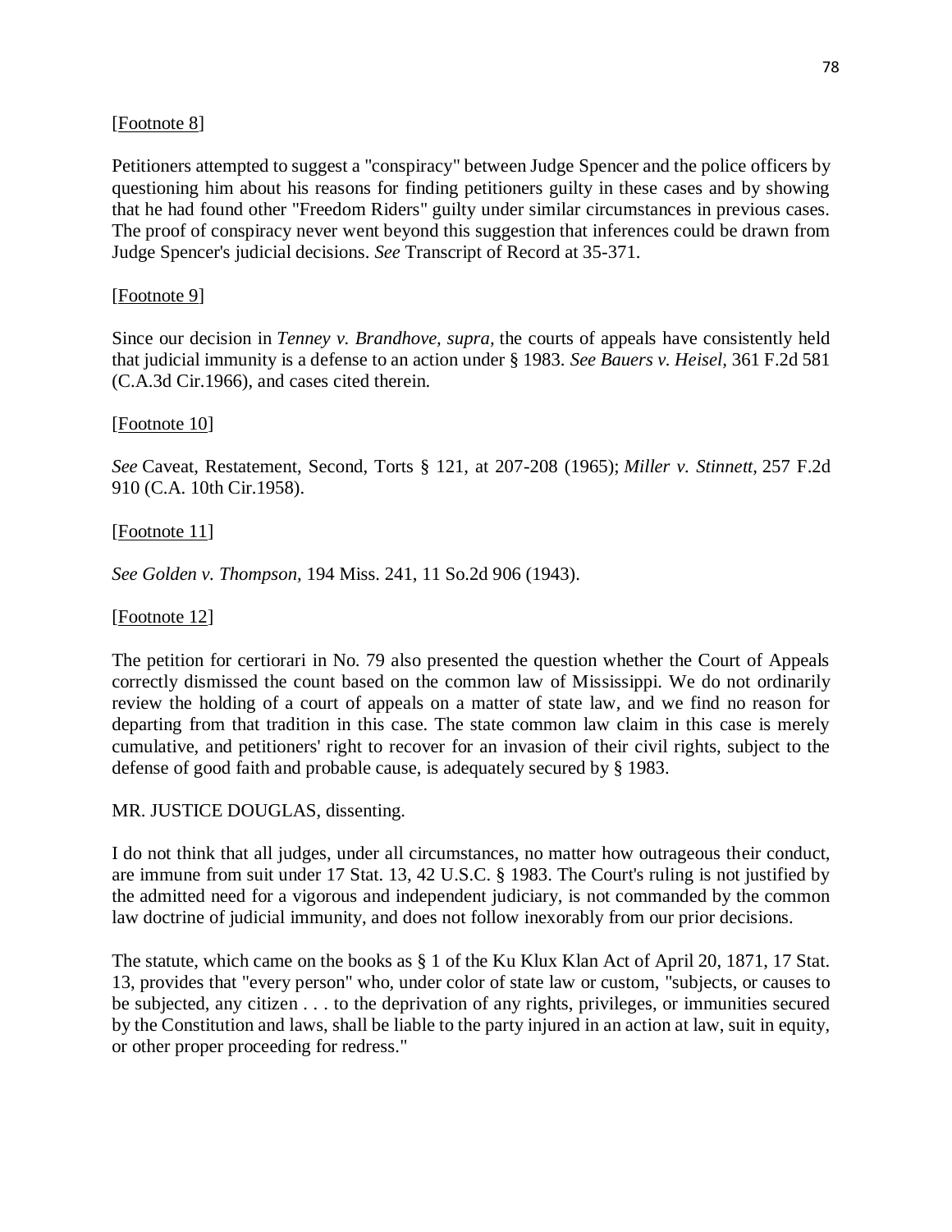[Footnote 8]

Petitioners attempted to suggest a "conspiracy" between Judge Spencer and the police officers by questioning him about his reasons for finding petitioners guilty in these cases and by showing that he had found other "Freedom Riders" guilty under similar circumstances in previous cases. The proof of conspiracy never went beyond this suggestion that inferences could be drawn from Judge Spencer's judicial decisions. *See* Transcript of Record at 35-371.

[Footnote 9]

Since our decision in *Tenney v. Brandhove, supra*, the courts of appeals have consistently held that judicial immunity is a defense to an action under § 1983. *See Bauers v. Heisel*, 361 F.2d 581 (C.A.3d Cir.1966), and cases cited therein.

[Footnote 10]

*See* Caveat, Restatement, Second, Torts § 121, at 207-208 (1965); *Miller v. Stinnett*, 257 F.2d 910 (C.A. 10th Cir.1958).

[Footnote 11]

*See Golden v. Thompson*, 194 Miss. 241, 11 So.2d 906 (1943).

[Footnote 12]

The petition for certiorari in No. 79 also presented the question whether the Court of Appeals correctly dismissed the count based on the common law of Mississippi. We do not ordinarily review the holding of a court of appeals on a matter of state law, and we find no reason for departing from that tradition in this case. The state common law claim in this case is merely cumulative, and petitioners' right to recover for an invasion of their civil rights, subject to the defense of good faith and probable cause, is adequately secured by § 1983.

MR. JUSTICE DOUGLAS, dissenting.

I do not think that all judges, under all circumstances, no matter how outrageous their conduct, are immune from suit under 17 Stat. 13, 42 U.S.C. § 1983. The Court's ruling is not justified by the admitted need for a vigorous and independent judiciary, is not commanded by the common law doctrine of judicial immunity, and does not follow inexorably from our prior decisions.

The statute, which came on the books as § 1 of the Ku Klux Klan Act of April 20, 1871, 17 Stat. 13, provides that "every person" who, under color of state law or custom, "subjects, or causes to be subjected, any citizen . . . to the deprivation of any rights, privileges, or immunities secured by the Constitution and laws, shall be liable to the party injured in an action at law, suit in equity, or other proper proceeding for redress."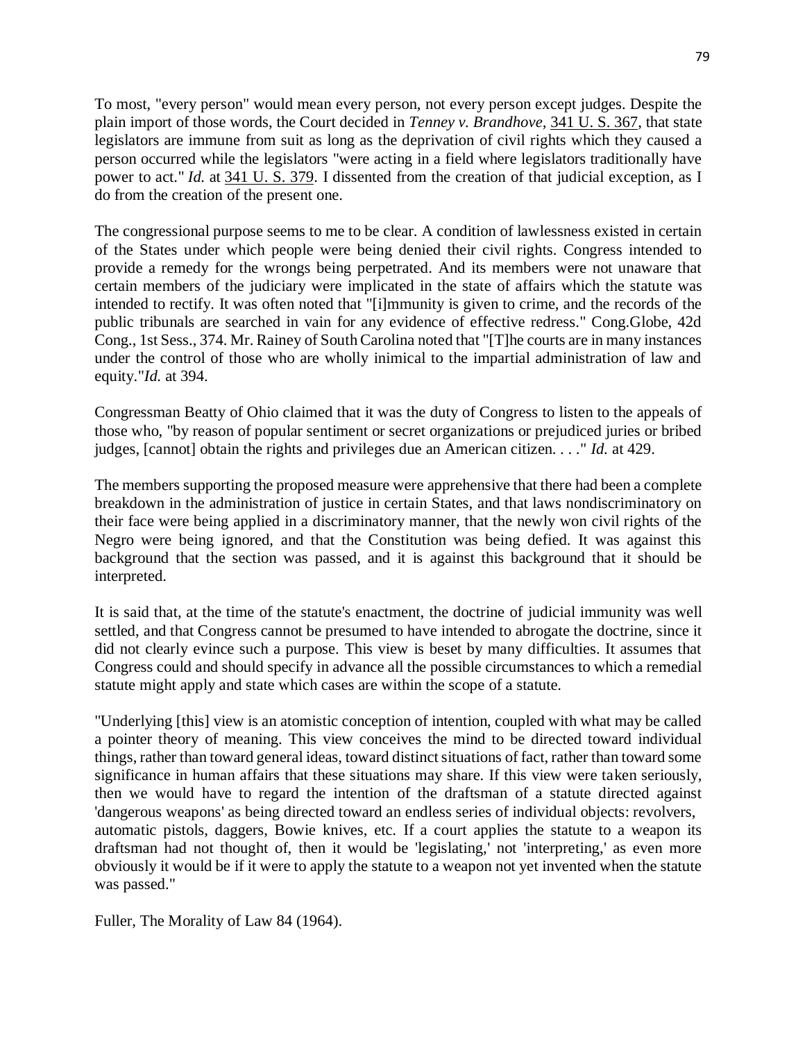To most, "every person" would mean every person, not every person except judges. Despite the plain import of those words, the Court decided in *Tenney v. Brandhove*, 341 U. S. 367, that state legislators are immune from suit as long as the deprivation of civil rights which they caused a person occurred while the legislators "were acting in a field where legislators traditionally have power to act." *Id.* at 341 U. S. 379. I dissented from the creation of that judicial exception, as I do from the creation of the present one.

The congressional purpose seems to me to be clear. A condition of lawlessness existed in certain of the States under which people were being denied their civil rights. Congress intended to provide a remedy for the wrongs being perpetrated. And its members were not unaware that certain members of the judiciary were implicated in the state of affairs which the statute was intended to rectify. It was often noted that "[i]mmunity is given to crime, and the records of the public tribunals are searched in vain for any evidence of effective redress." Cong.Globe, 42d Cong., 1st Sess., 374. Mr. Rainey of South Carolina noted that "[T]he courts are in many instances under the control of those who are wholly inimical to the impartial administration of law and equity."*Id.* at 394.

Congressman Beatty of Ohio claimed that it was the duty of Congress to listen to the appeals of those who, "by reason of popular sentiment or secret organizations or prejudiced juries or bribed judges, [cannot] obtain the rights and privileges due an American citizen. . . ." *Id.* at 429.

The members supporting the proposed measure were apprehensive that there had been a complete breakdown in the administration of justice in certain States, and that laws nondiscriminatory on their face were being applied in a discriminatory manner, that the newly won civil rights of the Negro were being ignored, and that the Constitution was being defied. It was against this background that the section was passed, and it is against this background that it should be interpreted.

It is said that, at the time of the statute's enactment, the doctrine of judicial immunity was well settled, and that Congress cannot be presumed to have intended to abrogate the doctrine, since it did not clearly evince such a purpose. This view is beset by many difficulties. It assumes that Congress could and should specify in advance all the possible circumstances to which a remedial statute might apply and state which cases are within the scope of a statute.

"Underlying [this] view is an atomistic conception of intention, coupled with what may be called a pointer theory of meaning. This view conceives the mind to be directed toward individual things, rather than toward general ideas, toward distinct situations of fact, rather than toward some significance in human affairs that these situations may share. If this view were taken seriously, then we would have to regard the intention of the draftsman of a statute directed against 'dangerous weapons' as being directed toward an endless series of individual objects: revolvers, automatic pistols, daggers, Bowie knives, etc. If a court applies the statute to a weapon its draftsman had not thought of, then it would be 'legislating,' not 'interpreting,' as even more obviously it would be if it were to apply the statute to a weapon not yet invented when the statute was passed."

Fuller, The Morality of Law 84 (1964).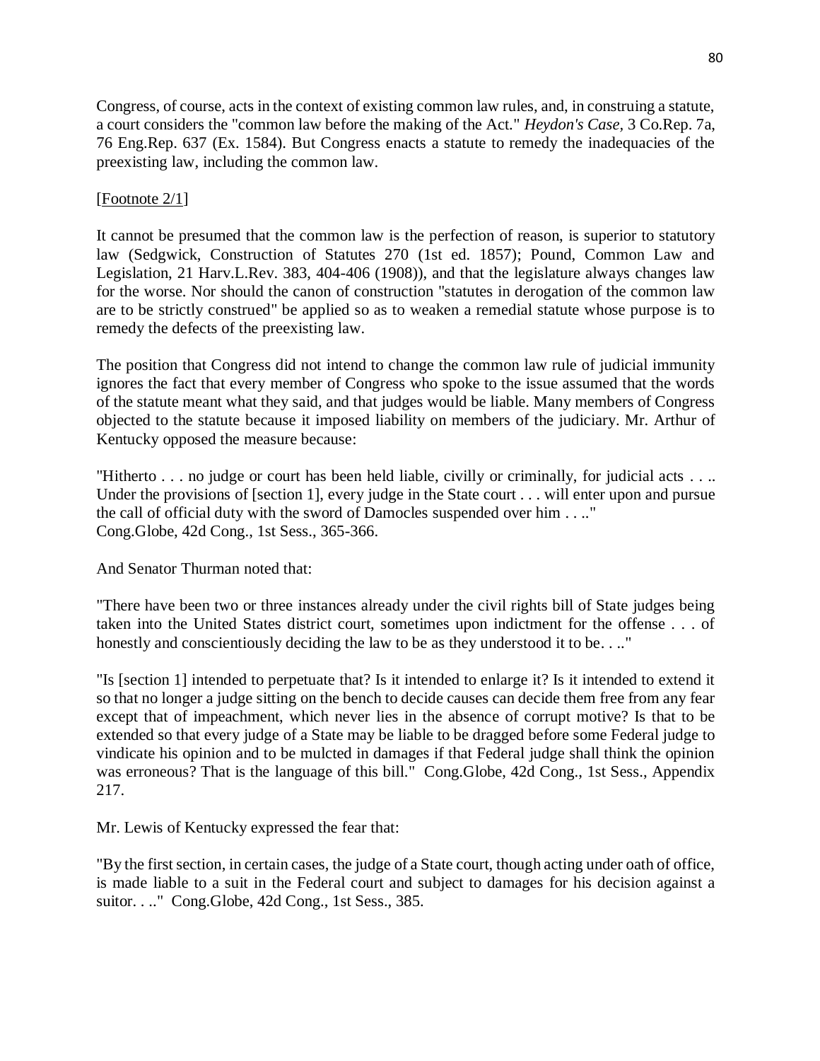Congress, of course, acts in the context of existing common law rules, and, in construing a statute, a court considers the "common law before the making of the Act." *Heydon's Case*, 3 Co.Rep. 7a, 76 Eng.Rep. 637 (Ex. 1584). But Congress enacts a statute to remedy the inadequacies of the preexisting law, including the common law.

[Footnote 2/1]

It cannot be presumed that the common law is the perfection of reason, is superior to statutory law (Sedgwick, Construction of Statutes 270 (1st ed. 1857); Pound, Common Law and Legislation, 21 Harv.L.Rev. 383, 404-406 (1908)), and that the legislature always changes law for the worse. Nor should the canon of construction "statutes in derogation of the common law are to be strictly construed" be applied so as to weaken a remedial statute whose purpose is to remedy the defects of the preexisting law.

The position that Congress did not intend to change the common law rule of judicial immunity ignores the fact that every member of Congress who spoke to the issue assumed that the words of the statute meant what they said, and that judges would be liable. Many members of Congress objected to the statute because it imposed liability on members of the judiciary. Mr. Arthur of Kentucky opposed the measure because:

"Hitherto . . . no judge or court has been held liable, civilly or criminally, for judicial acts . . .. Under the provisions of [section 1], every judge in the State court . . . will enter upon and pursue the call of official duty with the sword of Damocles suspended over him . . .."
Cong.Globe, 42d Cong., 1st Sess., 365-366.

And Senator Thurman noted that:

"There have been two or three instances already under the civil rights bill of State judges being taken into the United States district court, sometimes upon indictment for the offense . . . of honestly and conscientiously deciding the law to be as they understood it to be. . .."

"Is [section 1] intended to perpetuate that? Is it intended to enlarge it? Is it intended to extend it so that no longer a judge sitting on the bench to decide causes can decide them free from any fear except that of impeachment, which never lies in the absence of corrupt motive? Is that to be extended so that every judge of a State may be liable to be dragged before some Federal judge to vindicate his opinion and to be mulcted in damages if that Federal judge shall think the opinion was erroneous? That is the language of this bill." Cong.Globe, 42d Cong., 1st Sess., Appendix 217.

Mr. Lewis of Kentucky expressed the fear that:

"By the first section, in certain cases, the judge of a State court, though acting under oath of office, is made liable to a suit in the Federal court and subject to damages for his decision against a suitor. . .." Cong.Globe, 42d Cong., 1st Sess., 385.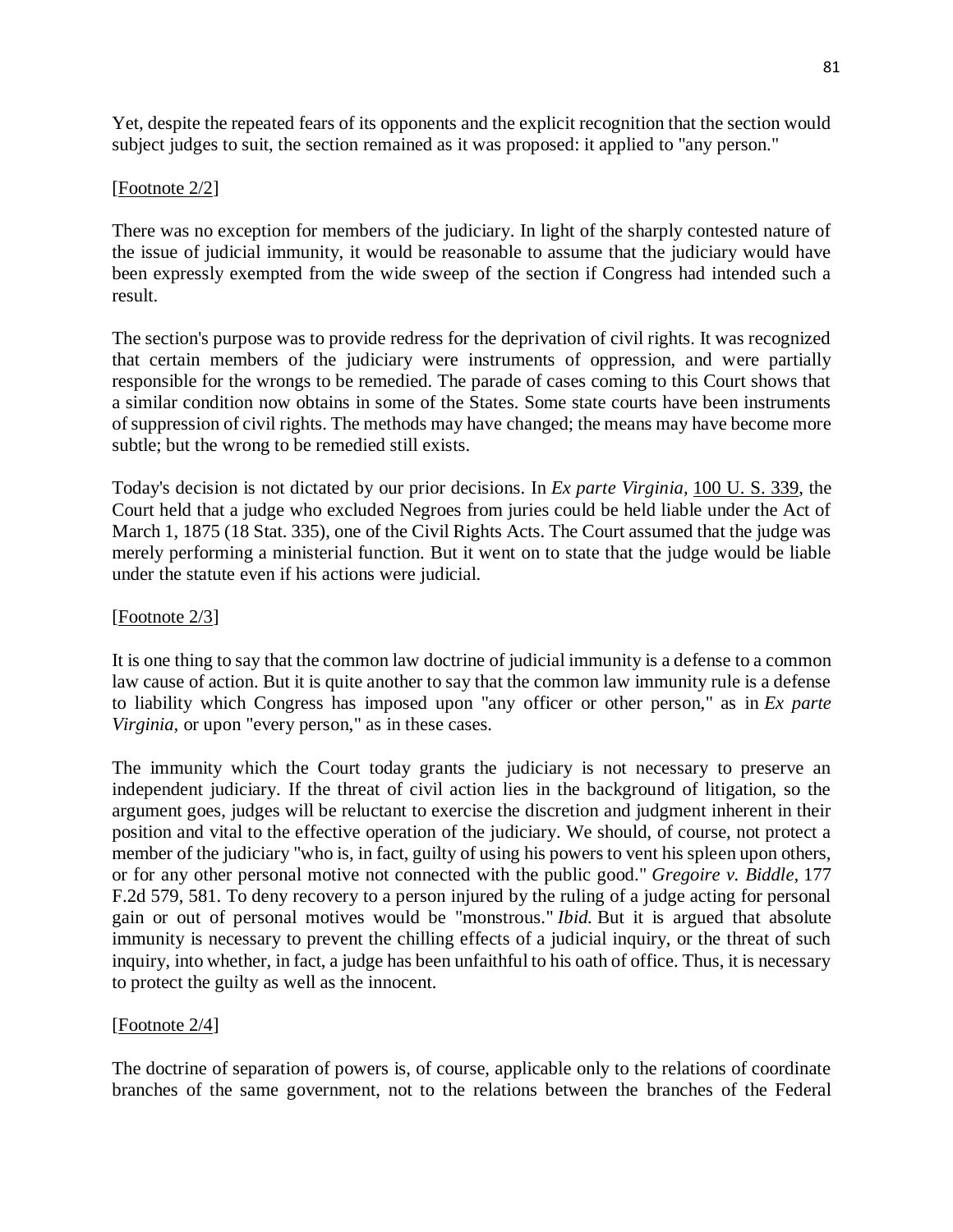Yet, despite the repeated fears of its opponents and the explicit recognition that the section would subject judges to suit, the section remained as it was proposed: it applied to "any person."

[Footnote 2/2]

There was no exception for members of the judiciary. In light of the sharply contested nature of the issue of judicial immunity, it would be reasonable to assume that the judiciary would have been expressly exempted from the wide sweep of the section if Congress had intended such a result.

The section's purpose was to provide redress for the deprivation of civil rights. It was recognized that certain members of the judiciary were instruments of oppression, and were partially responsible for the wrongs to be remedied. The parade of cases coming to this Court shows that a similar condition now obtains in some of the States. Some state courts have been instruments of suppression of civil rights. The methods may have changed; the means may have become more subtle; but the wrong to be remedied still exists.

Today's decision is not dictated by our prior decisions. In *Ex parte Virginia,* 100 U. S. 339, the Court held that a judge who excluded Negroes from juries could be held liable under the Act of March 1, 1875 (18 Stat. 335), one of the Civil Rights Acts. The Court assumed that the judge was merely performing a ministerial function. But it went on to state that the judge would be liable under the statute even if his actions were judicial.

[Footnote 2/3]

It is one thing to say that the common law doctrine of judicial immunity is a defense to a common law cause of action. But it is quite another to say that the common law immunity rule is a defense to liability which Congress has imposed upon "any officer or other person," as in *Ex parte Virginia,* or upon "every person," as in these cases.

The immunity which the Court today grants the judiciary is not necessary to preserve an independent judiciary. If the threat of civil action lies in the background of litigation, so the argument goes, judges will be reluctant to exercise the discretion and judgment inherent in their position and vital to the effective operation of the judiciary. We should, of course, not protect a member of the judiciary "who is, in fact, guilty of using his powers to vent his spleen upon others, or for any other personal motive not connected with the public good." *Gregoire v. Biddle*, 177 F.2d 579, 581. To deny recovery to a person injured by the ruling of a judge acting for personal gain or out of personal motives would be "monstrous." *Ibid.* But it is argued that absolute immunity is necessary to prevent the chilling effects of a judicial inquiry, or the threat of such inquiry, into whether, in fact, a judge has been unfaithful to his oath of office. Thus, it is necessary to protect the guilty as well as the innocent.

[Footnote 2/4]

The doctrine of separation of powers is, of course, applicable only to the relations of coordinate branches of the same government, not to the relations between the branches of the Federal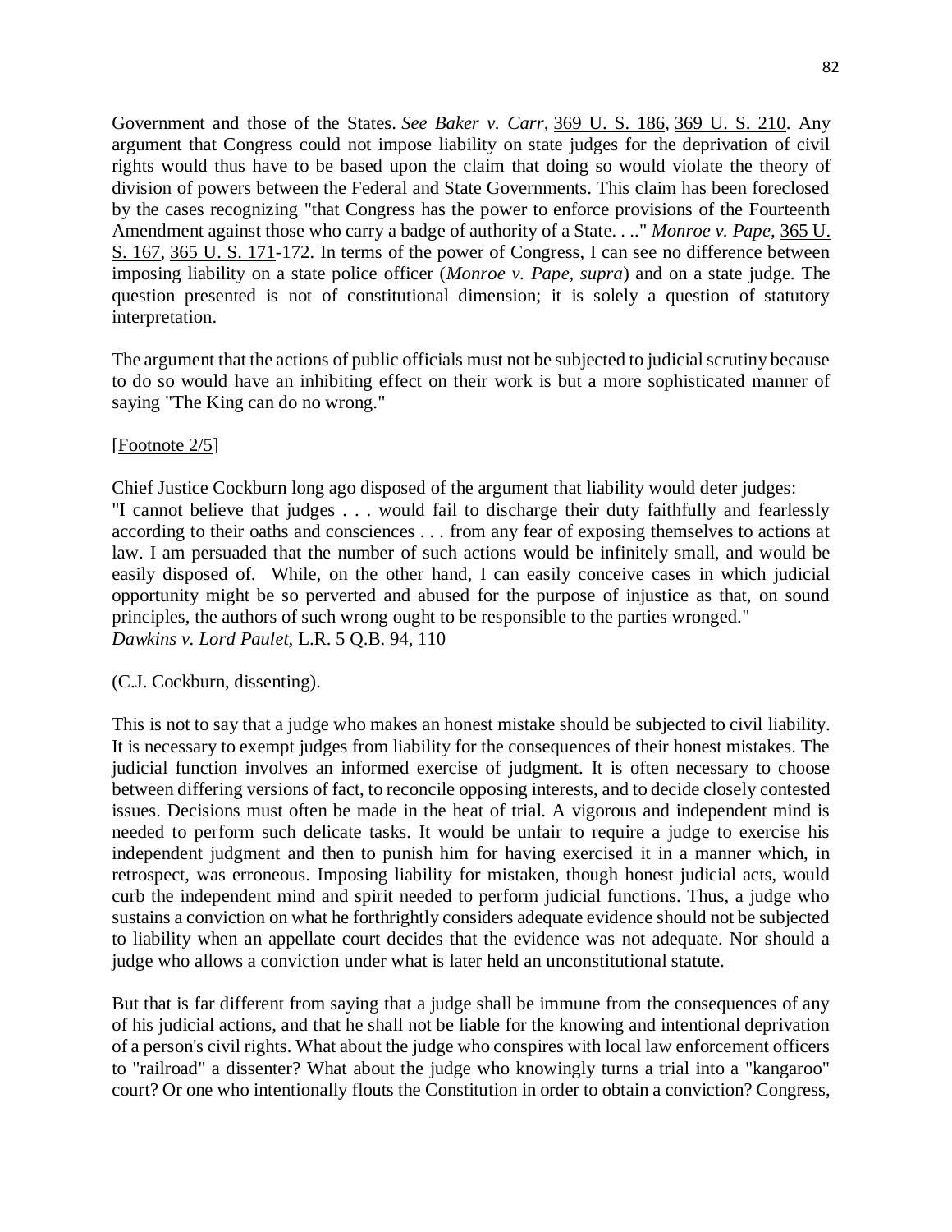Government and those of the States. *See Baker v. Carr,* 369 U. S. 186, 369 U. S. 210. Any argument that Congress could not impose liability on state judges for the deprivation of civil rights would thus have to be based upon the claim that doing so would violate the theory of division of powers between the Federal and State Governments. This claim has been foreclosed by the cases recognizing "that Congress has the power to enforce provisions of the Fourteenth Amendment against those who carry a badge of authority of a State. . .." *Monroe v. Pape,* 365 U. S. 167, 365 U. S. 171-172. In terms of the power of Congress, I can see no difference between imposing liability on a state police officer (*Monroe v. Pape, supra*) and on a state judge. The question presented is not of constitutional dimension; it is solely a question of statutory interpretation.

The argument that the actions of public officials must not be subjected to judicial scrutiny because to do so would have an inhibiting effect on their work is but a more sophisticated manner of saying "The King can do no wrong."

[Footnote 2/5]

Chief Justice Cockburn long ago disposed of the argument that liability would deter judges:
"I cannot believe that judges . . . would fail to discharge their duty faithfully and fearlessly according to their oaths and consciences . . . from any fear of exposing themselves to actions at law. I am persuaded that the number of such actions would be infinitely small, and would be easily disposed of. While, on the other hand, I can easily conceive cases in which judicial opportunity might be so perverted and abused for the purpose of injustice as that, on sound principles, the authors of such wrong ought to be responsible to the parties wronged."
*Dawkins v. Lord Paulet,* L.R. 5 Q.B. 94, 110

(C.J. Cockburn, dissenting).

This is not to say that a judge who makes an honest mistake should be subjected to civil liability. It is necessary to exempt judges from liability for the consequences of their honest mistakes. The judicial function involves an informed exercise of judgment. It is often necessary to choose between differing versions of fact, to reconcile opposing interests, and to decide closely contested issues. Decisions must often be made in the heat of trial. A vigorous and independent mind is needed to perform such delicate tasks. It would be unfair to require a judge to exercise his independent judgment and then to punish him for having exercised it in a manner which, in retrospect, was erroneous. Imposing liability for mistaken, though honest judicial acts, would curb the independent mind and spirit needed to perform judicial functions. Thus, a judge who sustains a conviction on what he forthrightly considers adequate evidence should not be subjected to liability when an appellate court decides that the evidence was not adequate. Nor should a judge who allows a conviction under what is later held an unconstitutional statute.

But that is far different from saying that a judge shall be immune from the consequences of any of his judicial actions, and that he shall not be liable for the knowing and intentional deprivation of a person's civil rights. What about the judge who conspires with local law enforcement officers to "railroad" a dissenter? What about the judge who knowingly turns a trial into a "kangaroo" court? Or one who intentionally flouts the Constitution in order to obtain a conviction? Congress,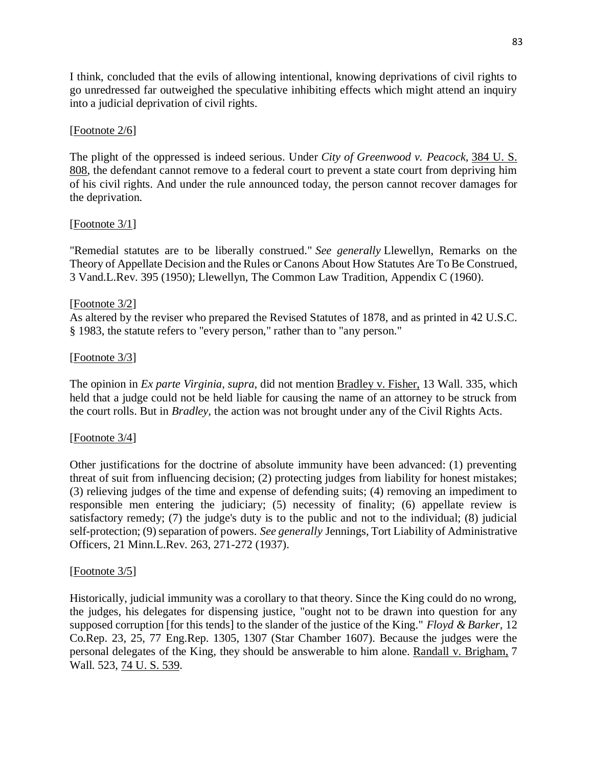I think, concluded that the evils of allowing intentional, knowing deprivations of civil rights to go unredressed far outweighed the speculative inhibiting effects which might attend an inquiry into a judicial deprivation of civil rights.

[Footnote 2/6]

The plight of the oppressed is indeed serious. Under *City of Greenwood v. Peacock,* 384 U. S. 808, the defendant cannot remove to a federal court to prevent a state court from depriving him of his civil rights. And under the rule announced today, the person cannot recover damages for the deprivation.

[Footnote 3/1]

"Remedial statutes are to be liberally construed." *See generally* Llewellyn, Remarks on the Theory of Appellate Decision and the Rules or Canons About How Statutes Are To Be Construed, 3 Vand.L.Rev. 395 (1950); Llewellyn, The Common Law Tradition, Appendix C (1960).

[Footnote 3/2]

As altered by the reviser who prepared the Revised Statutes of 1878, and as printed in 42 U.S.C. § 1983, the statute refers to "every person," rather than to "any person."

[Footnote 3/3]

The opinion in *Ex parte Virginia, supra,* did not mention Bradley v. Fisher, 13 Wall. 335, which held that a judge could not be held liable for causing the name of an attorney to be struck from the court rolls. But in *Bradley,* the action was not brought under any of the Civil Rights Acts.

[Footnote 3/4]

Other justifications for the doctrine of absolute immunity have been advanced: (1) preventing threat of suit from influencing decision; (2) protecting judges from liability for honest mistakes; (3) relieving judges of the time and expense of defending suits; (4) removing an impediment to responsible men entering the judiciary; (5) necessity of finality; (6) appellate review is satisfactory remedy; (7) the judge's duty is to the public and not to the individual; (8) judicial self-protection; (9) separation of powers. *See generally* Jennings, Tort Liability of Administrative Officers, 21 Minn.L.Rev. 263, 271-272 (1937).

[Footnote 3/5]

Historically, judicial immunity was a corollary to that theory. Since the King could do no wrong, the judges, his delegates for dispensing justice, "ought not to be drawn into question for any supposed corruption [for this tends] to the slander of the justice of the King." *Floyd & Barker,* 12 Co.Rep. 23, 25, 77 Eng.Rep. 1305, 1307 (Star Chamber 1607). Because the judges were the personal delegates of the King, they should be answerable to him alone. Randall v. Brigham, 7 Wall. 523, 74 U. S. 539.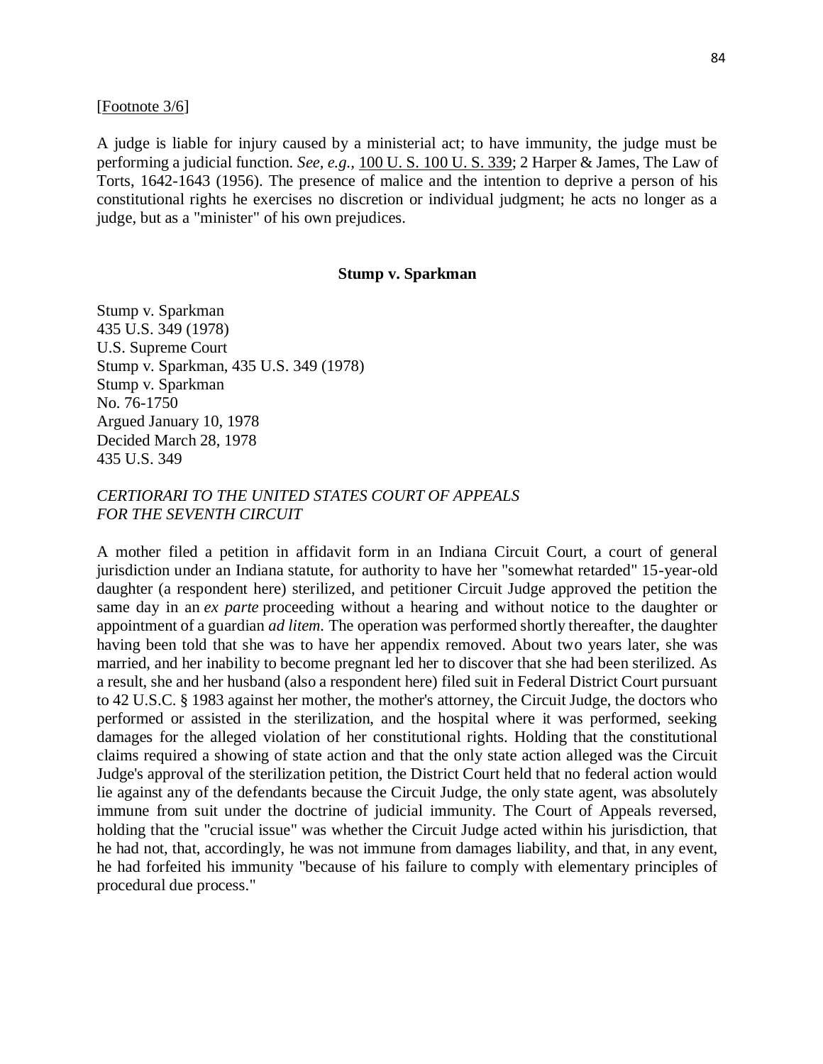[Footnote 3/6]

A judge is liable for injury caused by a ministerial act; to have immunity, the judge must be performing a judicial function. *See, e.g.,* 100 U. S. 100 U. S. 339; 2 Harper & James, The Law of Torts, 1642-1643 (1956). The presence of malice and the intention to deprive a person of his constitutional rights he exercises no discretion or individual judgment; he acts no longer as a judge, but as a "minister" of his own prejudices.

### Stump v. Sparkman

Stump v. Sparkman
435 U.S. 349 (1978)
U.S. Supreme Court
Stump v. Sparkman, 435 U.S. 349 (1978)
Stump v. Sparkman
No. 76-1750
Argued January 10, 1978
Decided March 28, 1978
435 U.S. 349

*CERTIORARI TO THE UNITED STATES COURT OF APPEALS FOR THE SEVENTH CIRCUIT*

A mother filed a petition in affidavit form in an Indiana Circuit Court, a court of general jurisdiction under an Indiana statute, for authority to have her "somewhat retarded" 15-year-old daughter (a respondent here) sterilized, and petitioner Circuit Judge approved the petition the same day in an *ex parte* proceeding without a hearing and without notice to the daughter or appointment of a guardian *ad litem.* The operation was performed shortly thereafter, the daughter having been told that she was to have her appendix removed. About two years later, she was married, and her inability to become pregnant led her to discover that she had been sterilized. As a result, she and her husband (also a respondent here) filed suit in Federal District Court pursuant to 42 U.S.C. § 1983 against her mother, the mother's attorney, the Circuit Judge, the doctors who performed or assisted in the sterilization, and the hospital where it was performed, seeking damages for the alleged violation of her constitutional rights. Holding that the constitutional claims required a showing of state action and that the only state action alleged was the Circuit Judge's approval of the sterilization petition, the District Court held that no federal action would lie against any of the defendants because the Circuit Judge, the only state agent, was absolutely immune from suit under the doctrine of judicial immunity. The Court of Appeals reversed, holding that the "crucial issue" was whether the Circuit Judge acted within his jurisdiction, that he had not, that, accordingly, he was not immune from damages liability, and that, in any event, he had forfeited his immunity "because of his failure to comply with elementary principles of procedural due process."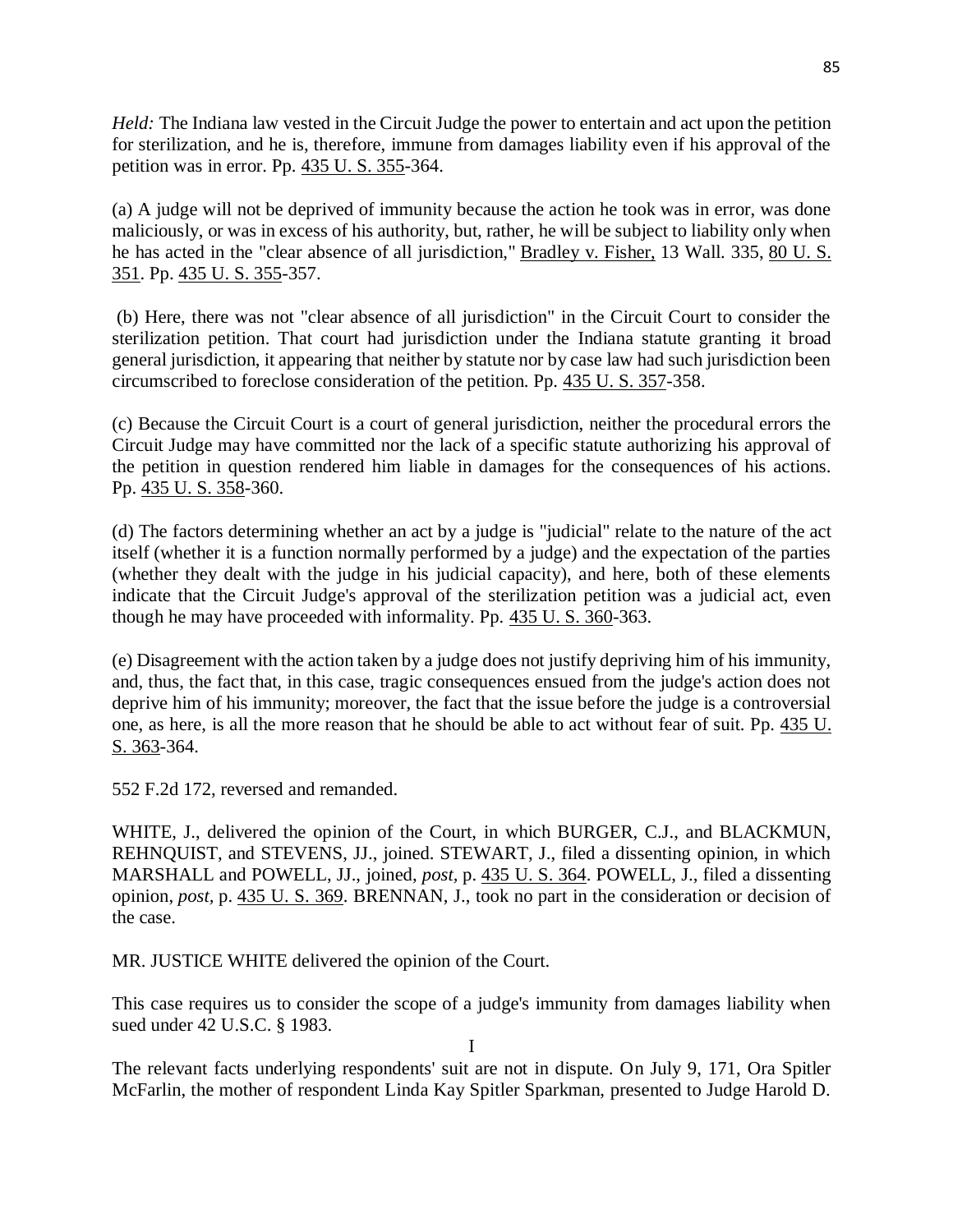*Held:* The Indiana law vested in the Circuit Judge the power to entertain and act upon the petition for sterilization, and he is, therefore, immune from damages liability even if his approval of the petition was in error. Pp. 435 U. S. 355-364.

(a) A judge will not be deprived of immunity because the action he took was in error, was done maliciously, or was in excess of his authority, but, rather, he will be subject to liability only when he has acted in the "clear absence of all jurisdiction," Bradley v. Fisher, 13 Wall. 335, 80 U. S. 351. Pp. 435 U. S. 355-357.

(b) Here, there was not "clear absence of all jurisdiction" in the Circuit Court to consider the sterilization petition. That court had jurisdiction under the Indiana statute granting it broad general jurisdiction, it appearing that neither by statute nor by case law had such jurisdiction been circumscribed to foreclose consideration of the petition. Pp. 435 U. S. 357-358.

(c) Because the Circuit Court is a court of general jurisdiction, neither the procedural errors the Circuit Judge may have committed nor the lack of a specific statute authorizing his approval of the petition in question rendered him liable in damages for the consequences of his actions. Pp. 435 U. S. 358-360.

(d) The factors determining whether an act by a judge is "judicial" relate to the nature of the act itself (whether it is a function normally performed by a judge) and the expectation of the parties (whether they dealt with the judge in his judicial capacity), and here, both of these elements indicate that the Circuit Judge's approval of the sterilization petition was a judicial act, even though he may have proceeded with informality. Pp. 435 U. S. 360-363.

(e) Disagreement with the action taken by a judge does not justify depriving him of his immunity, and, thus, the fact that, in this case, tragic consequences ensued from the judge's action does not deprive him of his immunity; moreover, the fact that the issue before the judge is a controversial one, as here, is all the more reason that he should be able to act without fear of suit. Pp. 435 U. S. 363-364.

552 F.2d 172, reversed and remanded.

WHITE, J., delivered the opinion of the Court, in which BURGER, C.J., and BLACKMUN, REHNQUIST, and STEVENS, JJ., joined. STEWART, J., filed a dissenting opinion, in which MARSHALL and POWELL, JJ., joined, *post,* p. 435 U. S. 364. POWELL, J., filed a dissenting opinion, *post,* p. 435 U. S. 369. BRENNAN, J., took no part in the consideration or decision of the case.

MR. JUSTICE WHITE delivered the opinion of the Court.

This case requires us to consider the scope of a judge's immunity from damages liability when sued under 42 U.S.C. § 1983.

I

The relevant facts underlying respondents' suit are not in dispute. On July 9, 171, Ora Spitler McFarlin, the mother of respondent Linda Kay Spitler Sparkman, presented to Judge Harold D.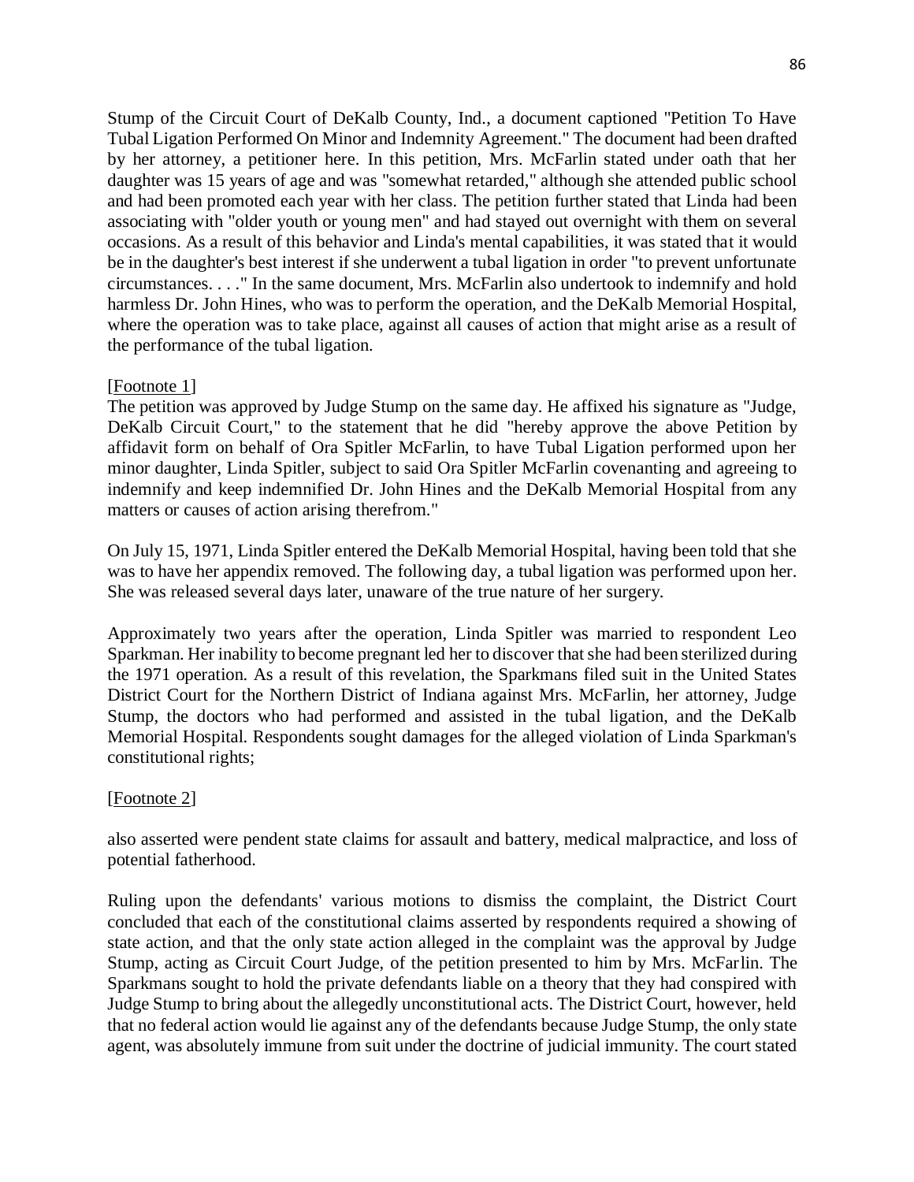Stump of the Circuit Court of DeKalb County, Ind., a document captioned "Petition To Have Tubal Ligation Performed On Minor and Indemnity Agreement." The document had been drafted by her attorney, a petitioner here. In this petition, Mrs. McFarlin stated under oath that her daughter was 15 years of age and was "somewhat retarded," although she attended public school and had been promoted each year with her class. The petition further stated that Linda had been associating with "older youth or young men" and had stayed out overnight with them on several occasions. As a result of this behavior and Linda's mental capabilities, it was stated that it would be in the daughter's best interest if she underwent a tubal ligation in order "to prevent unfortunate circumstances. . . ." In the same document, Mrs. McFarlin also undertook to indemnify and hold harmless Dr. John Hines, who was to perform the operation, and the DeKalb Memorial Hospital, where the operation was to take place, against all causes of action that might arise as a result of the performance of the tubal ligation.

[Footnote 1]

The petition was approved by Judge Stump on the same day. He affixed his signature as "Judge, DeKalb Circuit Court," to the statement that he did "hereby approve the above Petition by affidavit form on behalf of Ora Spitler McFarlin, to have Tubal Ligation performed upon her minor daughter, Linda Spitler, subject to said Ora Spitler McFarlin covenanting and agreeing to indemnify and keep indemnified Dr. John Hines and the DeKalb Memorial Hospital from any matters or causes of action arising therefrom."

On July 15, 1971, Linda Spitler entered the DeKalb Memorial Hospital, having been told that she was to have her appendix removed. The following day, a tubal ligation was performed upon her. She was released several days later, unaware of the true nature of her surgery.

Approximately two years after the operation, Linda Spitler was married to respondent Leo Sparkman. Her inability to become pregnant led her to discover that she had been sterilized during the 1971 operation. As a result of this revelation, the Sparkmans filed suit in the United States District Court for the Northern District of Indiana against Mrs. McFarlin, her attorney, Judge Stump, the doctors who had performed and assisted in the tubal ligation, and the DeKalb Memorial Hospital. Respondents sought damages for the alleged violation of Linda Sparkman's constitutional rights;

[Footnote 2]

also asserted were pendent state claims for assault and battery, medical malpractice, and loss of potential fatherhood.

Ruling upon the defendants' various motions to dismiss the complaint, the District Court concluded that each of the constitutional claims asserted by respondents required a showing of state action, and that the only state action alleged in the complaint was the approval by Judge Stump, acting as Circuit Court Judge, of the petition presented to him by Mrs. McFarlin. The Sparkmans sought to hold the private defendants liable on a theory that they had conspired with Judge Stump to bring about the allegedly unconstitutional acts. The District Court, however, held that no federal action would lie against any of the defendants because Judge Stump, the only state agent, was absolutely immune from suit under the doctrine of judicial immunity. The court stated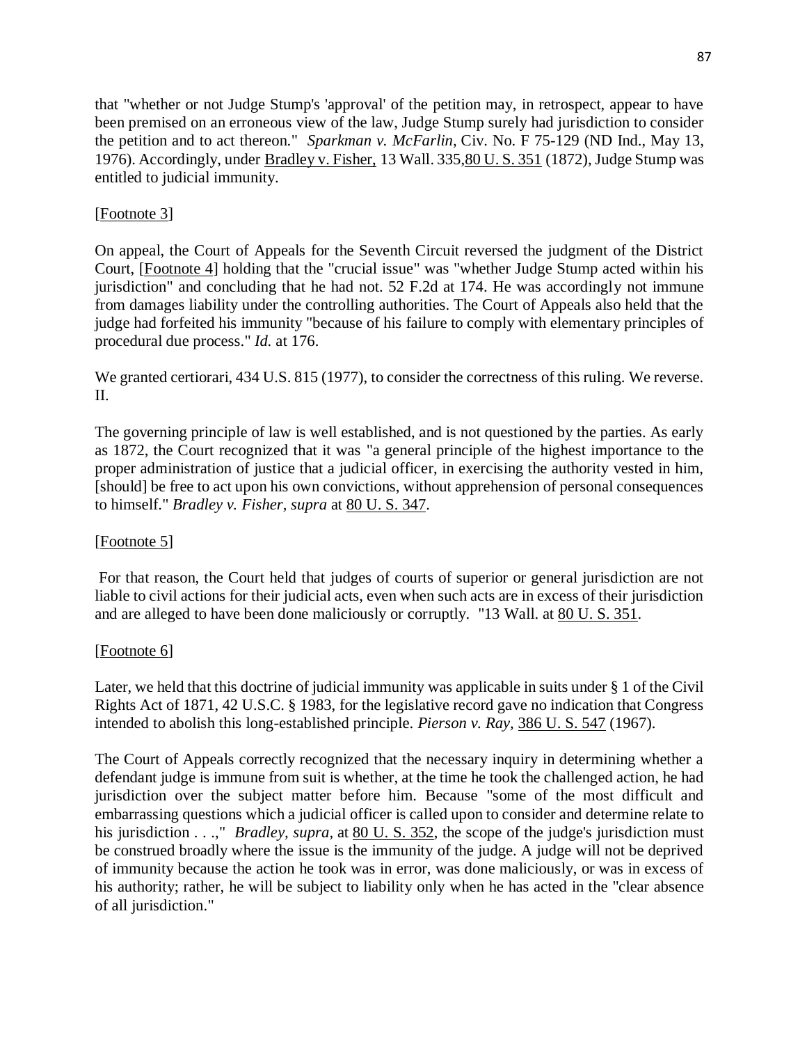that "whether or not Judge Stump's 'approval' of the petition may, in retrospect, appear to have been premised on an erroneous view of the law, Judge Stump surely had jurisdiction to consider the petition and to act thereon." *Sparkman v. McFarlin,* Civ. No. F 75-129 (ND Ind., May 13, 1976). Accordingly, under Bradley v. Fisher, 13 Wall. 335, 80 U. S. 351 (1872), Judge Stump was entitled to judicial immunity.

[Footnote 3]

On appeal, the Court of Appeals for the Seventh Circuit reversed the judgment of the District Court, [Footnote 4] holding that the "crucial issue" was "whether Judge Stump acted within his jurisdiction" and concluding that he had not. 52 F.2d at 174. He was accordingly not immune from damages liability under the controlling authorities. The Court of Appeals also held that the judge had forfeited his immunity "because of his failure to comply with elementary principles of procedural due process." *Id.* at 176.

We granted certiorari, 434 U.S. 815 (1977), to consider the correctness of this ruling. We reverse.
II.

The governing principle of law is well established, and is not questioned by the parties. As early as 1872, the Court recognized that it was "a general principle of the highest importance to the proper administration of justice that a judicial officer, in exercising the authority vested in him, [should] be free to act upon his own convictions, without apprehension of personal consequences to himself." *Bradley v. Fisher, supra* at 80 U. S. 347.

[Footnote 5]

For that reason, the Court held that judges of courts of superior or general jurisdiction are not liable to civil actions for their judicial acts, even when such acts are in excess of their jurisdiction and are alleged to have been done maliciously or corruptly. "13 Wall. at 80 U. S. 351.

[Footnote 6]

Later, we held that this doctrine of judicial immunity was applicable in suits under § 1 of the Civil Rights Act of 1871, 42 U.S.C. § 1983, for the legislative record gave no indication that Congress intended to abolish this long-established principle. *Pierson v. Ray,* 386 U. S. 547 (1967).

The Court of Appeals correctly recognized that the necessary inquiry in determining whether a defendant judge is immune from suit is whether, at the time he took the challenged action, he had jurisdiction over the subject matter before him. Because "some of the most difficult and embarrassing questions which a judicial officer is called upon to consider and determine relate to his jurisdiction . . .," *Bradley, supra,* at 80 U. S. 352, the scope of the judge's jurisdiction must be construed broadly where the issue is the immunity of the judge. A judge will not be deprived of immunity because the action he took was in error, was done maliciously, or was in excess of his authority; rather, he will be subject to liability only when he has acted in the "clear absence of all jurisdiction."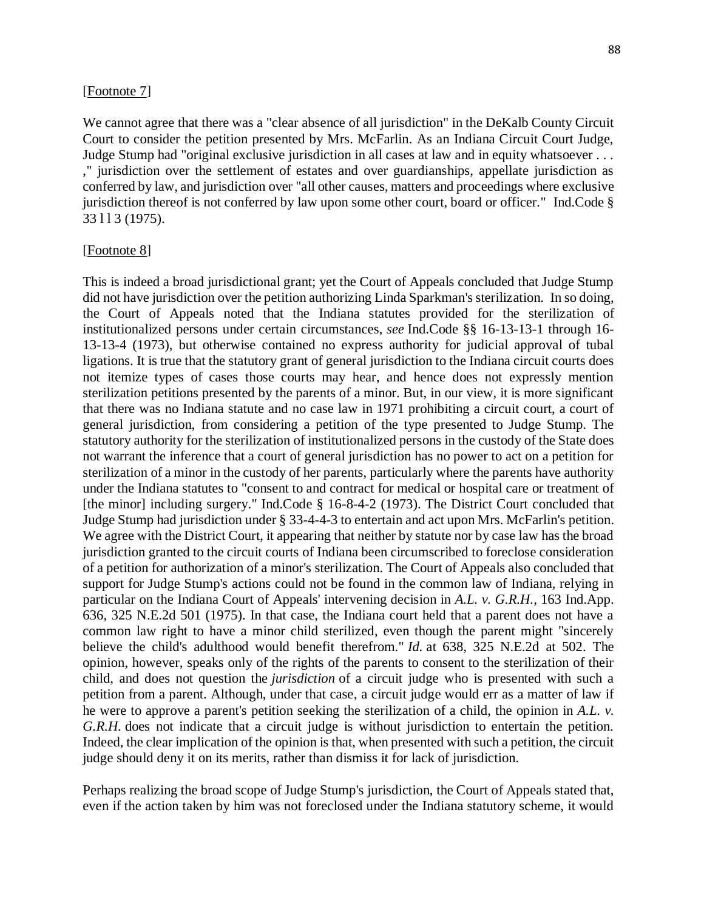[Footnote 7]

We cannot agree that there was a "clear absence of all jurisdiction" in the DeKalb County Circuit Court to consider the petition presented by Mrs. McFarlin. As an Indiana Circuit Court Judge, Judge Stump had "original exclusive jurisdiction in all cases at law and in equity whatsoever . . . ," jurisdiction over the settlement of estates and over guardianships, appellate jurisdiction as conferred by law, and jurisdiction over "all other causes, matters and proceedings where exclusive jurisdiction thereof is not conferred by law upon some other court, board or officer." Ind.Code § 33 l l 3 (1975).

[Footnote 8]

This is indeed a broad jurisdictional grant; yet the Court of Appeals concluded that Judge Stump did not have jurisdiction over the petition authorizing Linda Sparkman's sterilization. In so doing, the Court of Appeals noted that the Indiana statutes provided for the sterilization of institutionalized persons under certain circumstances, *see* Ind.Code §§ 16-13-13-1 through 16-13-13-4 (1973), but otherwise contained no express authority for judicial approval of tubal ligations. It is true that the statutory grant of general jurisdiction to the Indiana circuit courts does not itemize types of cases those courts may hear, and hence does not expressly mention sterilization petitions presented by the parents of a minor. But, in our view, it is more significant that there was no Indiana statute and no case law in 1971 prohibiting a circuit court, a court of general jurisdiction, from considering a petition of the type presented to Judge Stump. The statutory authority for the sterilization of institutionalized persons in the custody of the State does not warrant the inference that a court of general jurisdiction has no power to act on a petition for sterilization of a minor in the custody of her parents, particularly where the parents have authority under the Indiana statutes to "consent to and contract for medical or hospital care or treatment of [the minor] including surgery." Ind.Code § 16-8-4-2 (1973). The District Court concluded that Judge Stump had jurisdiction under § 33-4-4-3 to entertain and act upon Mrs. McFarlin's petition. We agree with the District Court, it appearing that neither by statute nor by case law has the broad jurisdiction granted to the circuit courts of Indiana been circumscribed to foreclose consideration of a petition for authorization of a minor's sterilization. The Court of Appeals also concluded that support for Judge Stump's actions could not be found in the common law of Indiana, relying in particular on the Indiana Court of Appeals' intervening decision in *A.L. v. G.R.H.*, 163 Ind.App. 636, 325 N.E.2d 501 (1975). In that case, the Indiana court held that a parent does not have a common law right to have a minor child sterilized, even though the parent might "sincerely believe the child's adulthood would benefit therefrom." *Id.* at 638, 325 N.E.2d at 502. The opinion, however, speaks only of the rights of the parents to consent to the sterilization of their child, and does not question the *jurisdiction* of a circuit judge who is presented with such a petition from a parent. Although, under that case, a circuit judge would err as a matter of law if he were to approve a parent's petition seeking the sterilization of a child, the opinion in *A.L. v. G.R.H.* does not indicate that a circuit judge is without jurisdiction to entertain the petition. Indeed, the clear implication of the opinion is that, when presented with such a petition, the circuit judge should deny it on its merits, rather than dismiss it for lack of jurisdiction.

Perhaps realizing the broad scope of Judge Stump's jurisdiction, the Court of Appeals stated that, even if the action taken by him was not foreclosed under the Indiana statutory scheme, it would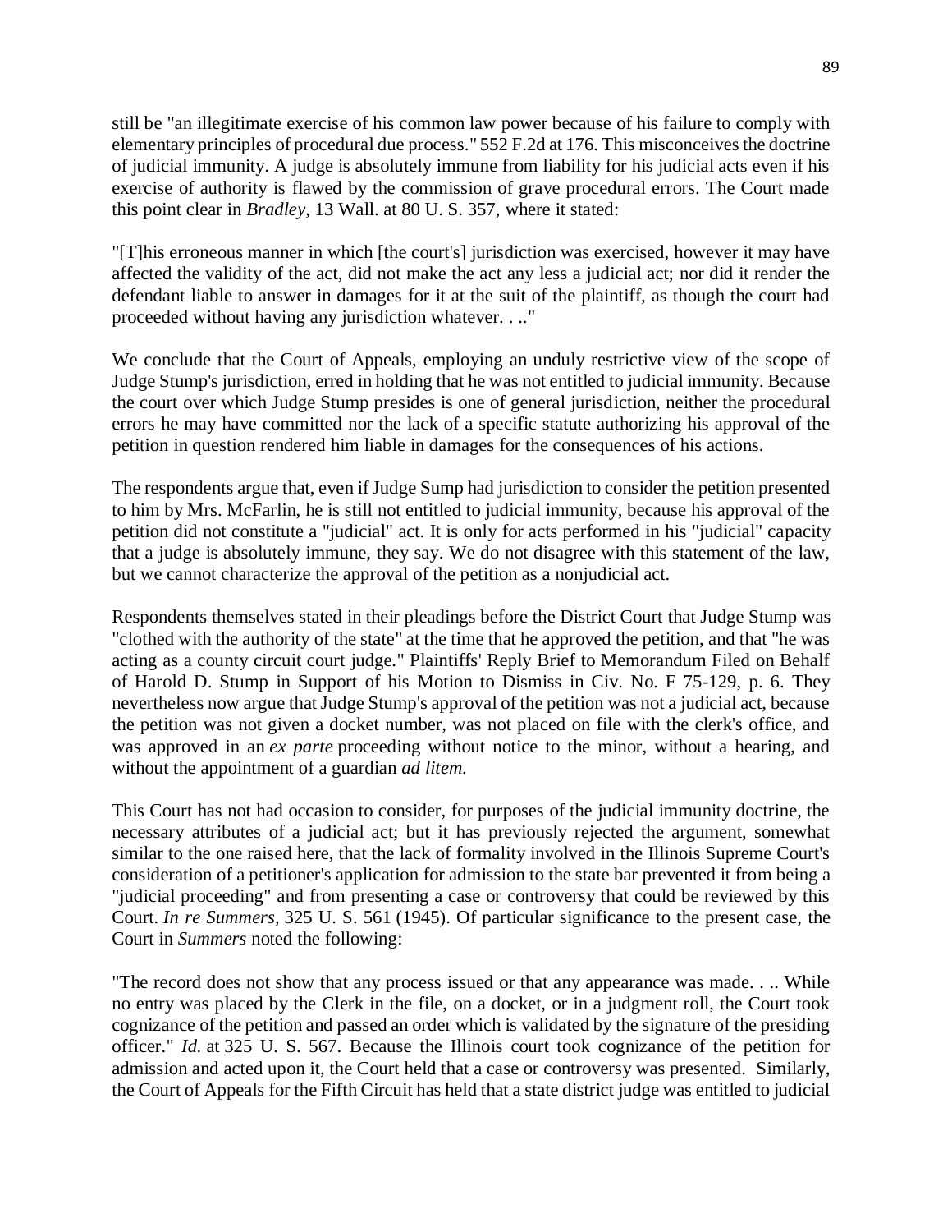still be "an illegitimate exercise of his common law power because of his failure to comply with elementary principles of procedural due process." 552 F.2d at 176. This misconceives the doctrine of judicial immunity. A judge is absolutely immune from liability for his judicial acts even if his exercise of authority is flawed by the commission of grave procedural errors. The Court made this point clear in *Bradley*, 13 Wall. at 80 U. S. 357, where it stated:

"[T]his erroneous manner in which [the court's] jurisdiction was exercised, however it may have affected the validity of the act, did not make the act any less a judicial act; nor did it render the defendant liable to answer in damages for it at the suit of the plaintiff, as though the court had proceeded without having any jurisdiction whatever. . .."

We conclude that the Court of Appeals, employing an unduly restrictive view of the scope of Judge Stump's jurisdiction, erred in holding that he was not entitled to judicial immunity. Because the court over which Judge Stump presides is one of general jurisdiction, neither the procedural errors he may have committed nor the lack of a specific statute authorizing his approval of the petition in question rendered him liable in damages for the consequences of his actions.

The respondents argue that, even if Judge Sump had jurisdiction to consider the petition presented to him by Mrs. McFarlin, he is still not entitled to judicial immunity, because his approval of the petition did not constitute a "judicial" act. It is only for acts performed in his "judicial" capacity that a judge is absolutely immune, they say. We do not disagree with this statement of the law, but we cannot characterize the approval of the petition as a nonjudicial act.

Respondents themselves stated in their pleadings before the District Court that Judge Stump was "clothed with the authority of the state" at the time that he approved the petition, and that "he was acting as a county circuit court judge." Plaintiffs' Reply Brief to Memorandum Filed on Behalf of Harold D. Stump in Support of his Motion to Dismiss in Civ. No. F 75-129, p. 6. They nevertheless now argue that Judge Stump's approval of the petition was not a judicial act, because the petition was not given a docket number, was not placed on file with the clerk's office, and was approved in an *ex parte* proceeding without notice to the minor, without a hearing, and without the appointment of a guardian *ad litem.*

This Court has not had occasion to consider, for purposes of the judicial immunity doctrine, the necessary attributes of a judicial act; but it has previously rejected the argument, somewhat similar to the one raised here, that the lack of formality involved in the Illinois Supreme Court's consideration of a petitioner's application for admission to the state bar prevented it from being a "judicial proceeding" and from presenting a case or controversy that could be reviewed by this Court. *In re Summers*, 325 U. S. 561 (1945). Of particular significance to the present case, the Court in *Summers* noted the following:

"The record does not show that any process issued or that any appearance was made. . .. While no entry was placed by the Clerk in the file, on a docket, or in a judgment roll, the Court took cognizance of the petition and passed an order which is validated by the signature of the presiding officer." *Id.* at 325 U. S. 567. Because the Illinois court took cognizance of the petition for admission and acted upon it, the Court held that a case or controversy was presented. Similarly, the Court of Appeals for the Fifth Circuit has held that a state district judge was entitled to judicial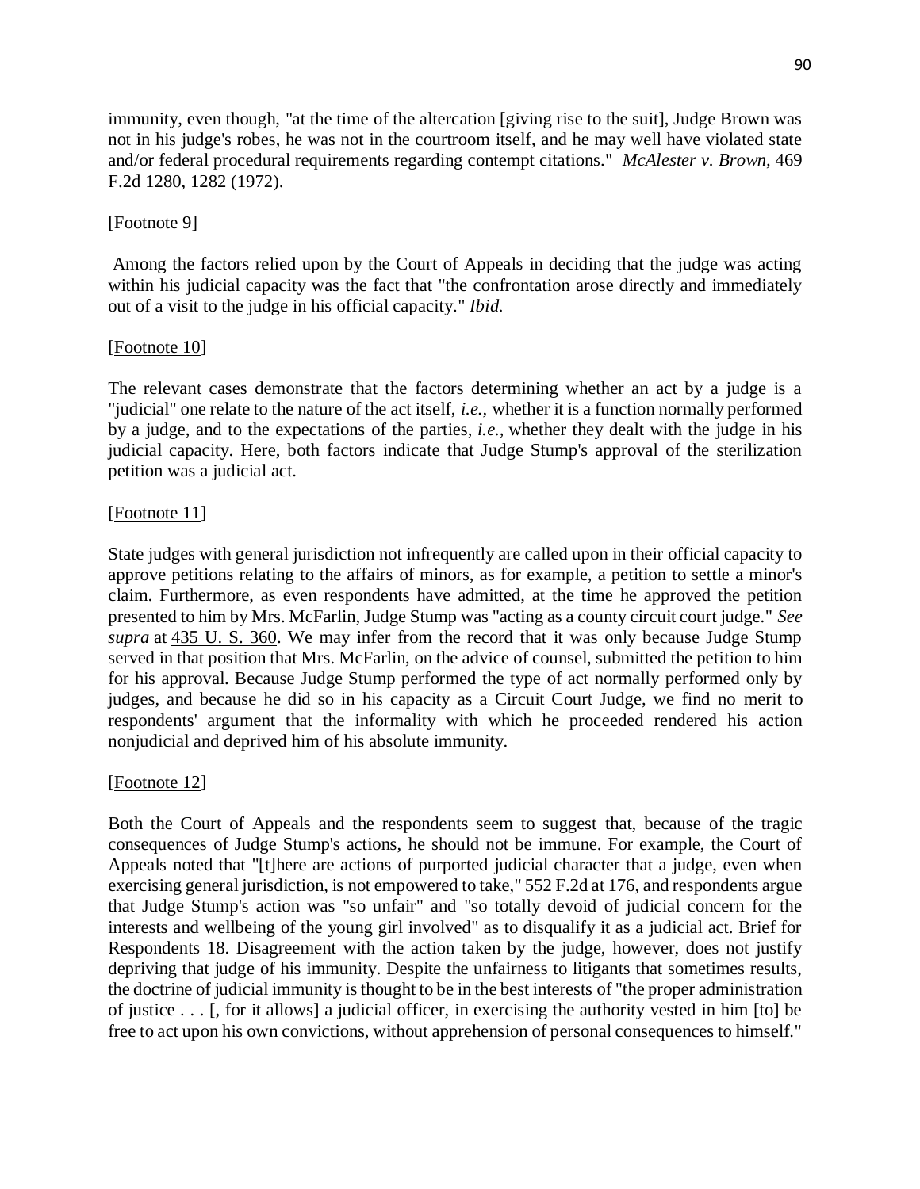immunity, even though, "at the time of the altercation [giving rise to the suit], Judge Brown was not in his judge's robes, he was not in the courtroom itself, and he may well have violated state and/or federal procedural requirements regarding contempt citations." *McAlester v. Brown*, 469 F.2d 1280, 1282 (1972).

[Footnote 9]

Among the factors relied upon by the Court of Appeals in deciding that the judge was acting within his judicial capacity was the fact that "the confrontation arose directly and immediately out of a visit to the judge in his official capacity." *Ibid.*

[Footnote 10]

The relevant cases demonstrate that the factors determining whether an act by a judge is a "judicial" one relate to the nature of the act itself, *i.e.,* whether it is a function normally performed by a judge, and to the expectations of the parties, *i.e.*, whether they dealt with the judge in his judicial capacity. Here, both factors indicate that Judge Stump's approval of the sterilization petition was a judicial act.

[Footnote 11]

State judges with general jurisdiction not infrequently are called upon in their official capacity to approve petitions relating to the affairs of minors, as for example, a petition to settle a minor's claim. Furthermore, as even respondents have admitted, at the time he approved the petition presented to him by Mrs. McFarlin, Judge Stump was "acting as a county circuit court judge." *See supra* at 435 U. S. 360. We may infer from the record that it was only because Judge Stump served in that position that Mrs. McFarlin, on the advice of counsel, submitted the petition to him for his approval. Because Judge Stump performed the type of act normally performed only by judges, and because he did so in his capacity as a Circuit Court Judge, we find no merit to respondents' argument that the informality with which he proceeded rendered his action nonjudicial and deprived him of his absolute immunity.

[Footnote 12]

Both the Court of Appeals and the respondents seem to suggest that, because of the tragic consequences of Judge Stump's actions, he should not be immune. For example, the Court of Appeals noted that "[t]here are actions of purported judicial character that a judge, even when exercising general jurisdiction, is not empowered to take," 552 F.2d at 176, and respondents argue that Judge Stump's action was "so unfair" and "so totally devoid of judicial concern for the interests and wellbeing of the young girl involved" as to disqualify it as a judicial act. Brief for Respondents 18. Disagreement with the action taken by the judge, however, does not justify depriving that judge of his immunity. Despite the unfairness to litigants that sometimes results, the doctrine of judicial immunity is thought to be in the best interests of "the proper administration of justice . . . [, for it allows] a judicial officer, in exercising the authority vested in him [to] be free to act upon his own convictions, without apprehension of personal consequences to himself."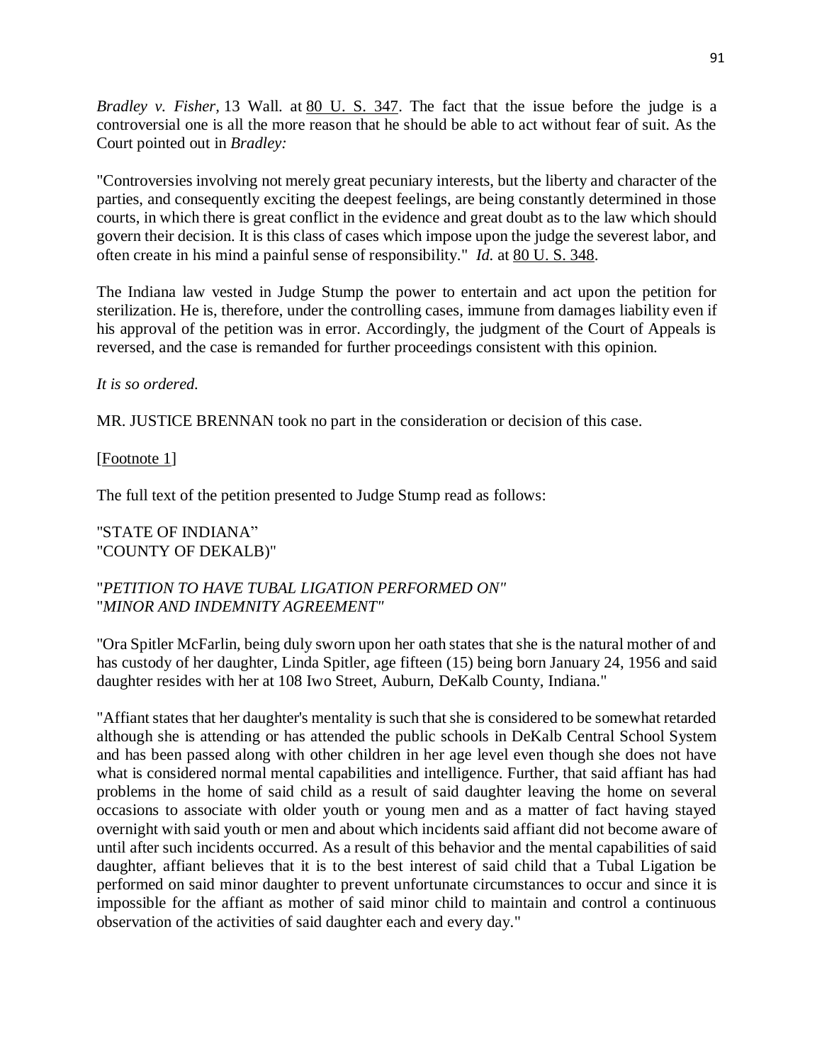*Bradley v. Fisher,* 13 Wall. at 80 U. S. 347. The fact that the issue before the judge is a controversial one is all the more reason that he should be able to act without fear of suit. As the Court pointed out in *Bradley:*

"Controversies involving not merely great pecuniary interests, but the liberty and character of the parties, and consequently exciting the deepest feelings, are being constantly determined in those courts, in which there is great conflict in the evidence and great doubt as to the law which should govern their decision. It is this class of cases which impose upon the judge the severest labor, and often create in his mind a painful sense of responsibility." *Id.* at 80 U. S. 348.

The Indiana law vested in Judge Stump the power to entertain and act upon the petition for sterilization. He is, therefore, under the controlling cases, immune from damages liability even if his approval of the petition was in error. Accordingly, the judgment of the Court of Appeals is reversed, and the case is remanded for further proceedings consistent with this opinion.

*It is so ordered.*

MR. JUSTICE BRENNAN took no part in the consideration or decision of this case.

[Footnote 1]

The full text of the petition presented to Judge Stump read as follows:

"STATE OF INDIANA"
"COUNTY OF DEKALB)"

"*PETITION TO HAVE TUBAL LIGATION PERFORMED ON*"
"*MINOR AND INDEMNITY AGREEMENT*"

"Ora Spitler McFarlin, being duly sworn upon her oath states that she is the natural mother of and has custody of her daughter, Linda Spitler, age fifteen (15) being born January 24, 1956 and said daughter resides with her at 108 Iwo Street, Auburn, DeKalb County, Indiana."

"Affiant states that her daughter's mentality is such that she is considered to be somewhat retarded although she is attending or has attended the public schools in DeKalb Central School System and has been passed along with other children in her age level even though she does not have what is considered normal mental capabilities and intelligence. Further, that said affiant has had problems in the home of said child as a result of said daughter leaving the home on several occasions to associate with older youth or young men and as a matter of fact having stayed overnight with said youth or men and about which incidents said affiant did not become aware of until after such incidents occurred. As a result of this behavior and the mental capabilities of said daughter, affiant believes that it is to the best interest of said child that a Tubal Ligation be performed on said minor daughter to prevent unfortunate circumstances to occur and since it is impossible for the affiant as mother of said minor child to maintain and control a continuous observation of the activities of said daughter each and every day."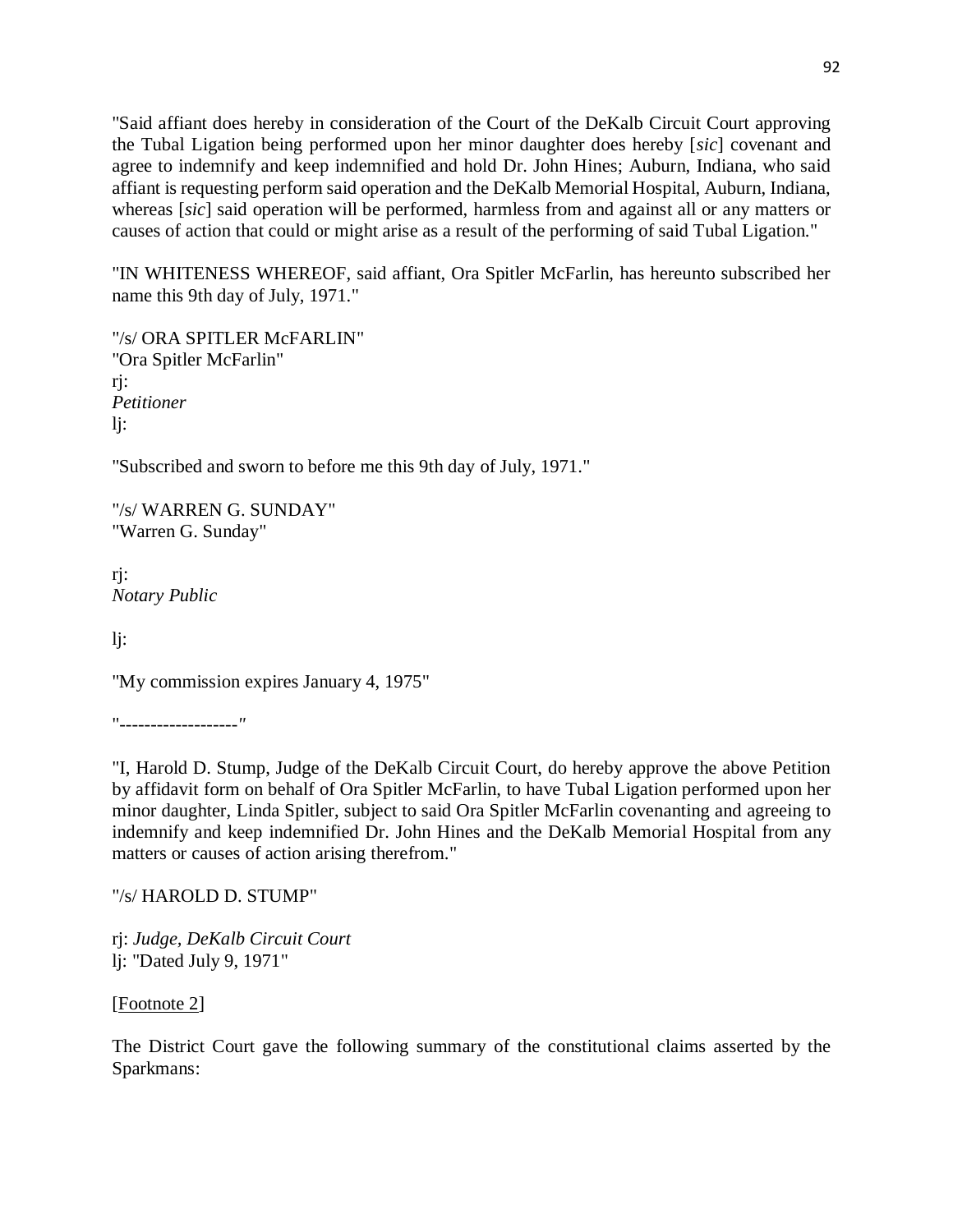"Said affiant does hereby in consideration of the Court of the DeKalb Circuit Court approving the Tubal Ligation being performed upon her minor daughter does hereby [*sic*] covenant and agree to indemnify and keep indemnified and hold Dr. John Hines; Auburn, Indiana, who said affiant is requesting perform said operation and the DeKalb Memorial Hospital, Auburn, Indiana, whereas [*sic*] said operation will be performed, harmless from and against all or any matters or causes of action that could or might arise as a result of the performing of said Tubal Ligation."

"IN WHITENESS WHEREOF, said affiant, Ora Spitler McFarlin, has hereunto subscribed her name this 9th day of July, 1971."

"/s/ ORA SPITLER McFARLIN"
"Ora Spitler McFarlin"
rj:
*Petitioner*
lj:

"Subscribed and sworn to before me this 9th day of July, 1971."

"/s/ WARREN G. SUNDAY"
"Warren G. Sunday"

rj:
*Notary Public*

lj:

"My commission expires January 4, 1975"

"-------------------"

"I, Harold D. Stump, Judge of the DeKalb Circuit Court, do hereby approve the above Petition by affidavit form on behalf of Ora Spitler McFarlin, to have Tubal Ligation performed upon her minor daughter, Linda Spitler, subject to said Ora Spitler McFarlin covenanting and agreeing to indemnify and keep indemnified Dr. John Hines and the DeKalb Memorial Hospital from any matters or causes of action arising therefrom."

"/s/ HAROLD D. STUMP"

rj: *Judge, DeKalb Circuit Court*
lj: "Dated July 9, 1971"

[Footnote 2]

The District Court gave the following summary of the constitutional claims asserted by the Sparkmans: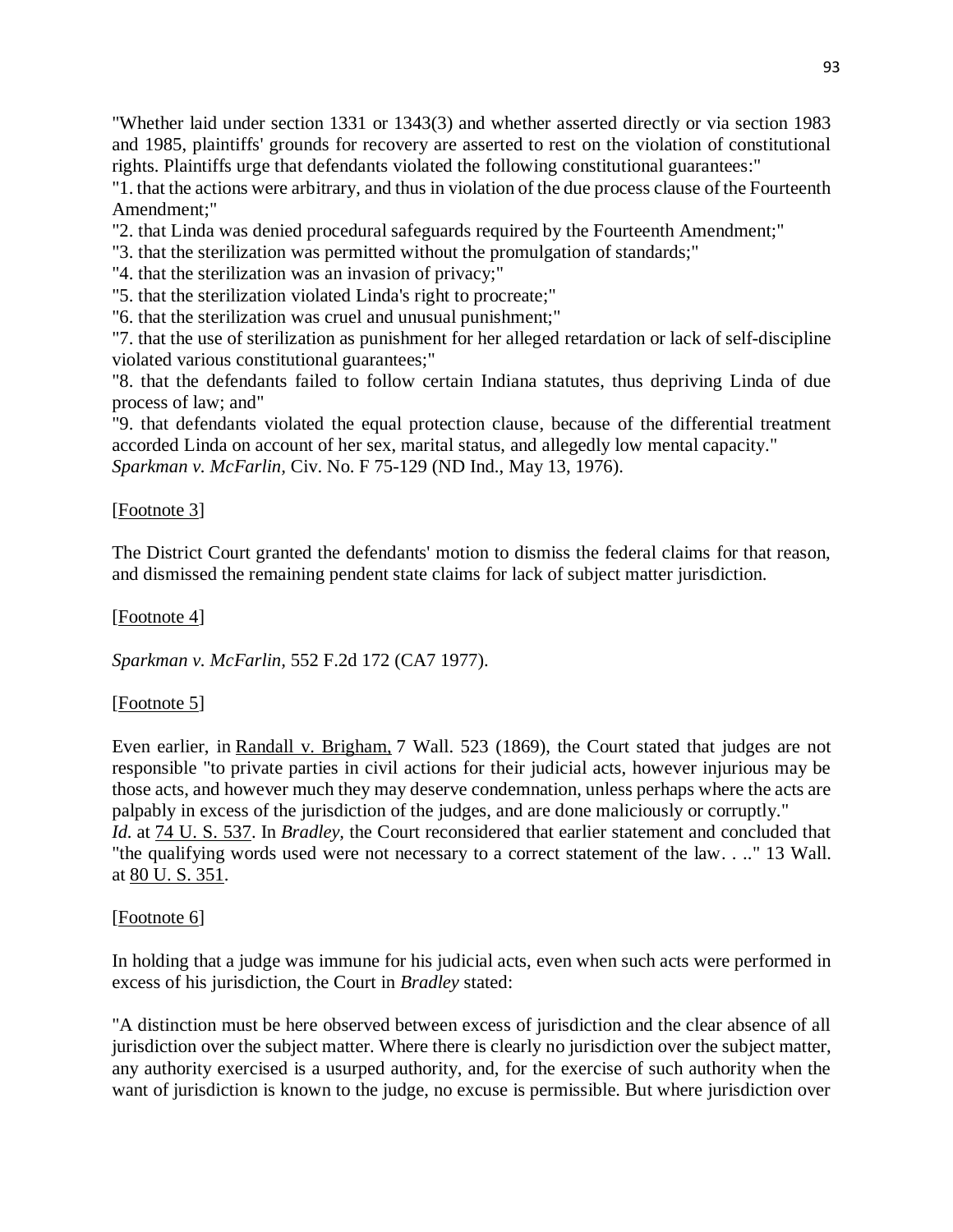"Whether laid under section 1331 or 1343(3) and whether asserted directly or via section 1983 and 1985, plaintiffs' grounds for recovery are asserted to rest on the violation of constitutional rights. Plaintiffs urge that defendants violated the following constitutional guarantees:"

"1. that the actions were arbitrary, and thus in violation of the due process clause of the Fourteenth Amendment;"

"2. that Linda was denied procedural safeguards required by the Fourteenth Amendment;"

"3. that the sterilization was permitted without the promulgation of standards;"

"4. that the sterilization was an invasion of privacy;"

"5. that the sterilization violated Linda's right to procreate;"

"6. that the sterilization was cruel and unusual punishment;"

"7. that the use of sterilization as punishment for her alleged retardation or lack of self-discipline violated various constitutional guarantees;"

"8. that the defendants failed to follow certain Indiana statutes, thus depriving Linda of due process of law; and"

"9. that defendants violated the equal protection clause, because of the differential treatment accorded Linda on account of her sex, marital status, and allegedly low mental capacity."

*Sparkman v. McFarlin,* Civ. No. F 75-129 (ND Ind., May 13, 1976).

[Footnote 3]

The District Court granted the defendants' motion to dismiss the federal claims for that reason, and dismissed the remaining pendent state claims for lack of subject matter jurisdiction.

[Footnote 4]

*Sparkman v. McFarlin,* 552 F.2d 172 (CA7 1977).

[Footnote 5]

Even earlier, in Randall v. Brigham, 7 Wall. 523 (1869), the Court stated that judges are not responsible "to private parties in civil actions for their judicial acts, however injurious may be those acts, and however much they may deserve condemnation, unless perhaps where the acts are palpably in excess of the jurisdiction of the judges, and are done maliciously or corruptly."

*Id.* at 74 U. S. 537. In *Bradley,* the Court reconsidered that earlier statement and concluded that "the qualifying words used were not necessary to a correct statement of the law. . .." 13 Wall. at 80 U. S. 351.

[Footnote 6]

In holding that a judge was immune for his judicial acts, even when such acts were performed in excess of his jurisdiction, the Court in *Bradley* stated:

"A distinction must be here observed between excess of jurisdiction and the clear absence of all jurisdiction over the subject matter. Where there is clearly no jurisdiction over the subject matter, any authority exercised is a usurped authority, and, for the exercise of such authority when the want of jurisdiction is known to the judge, no excuse is permissible. But where jurisdiction over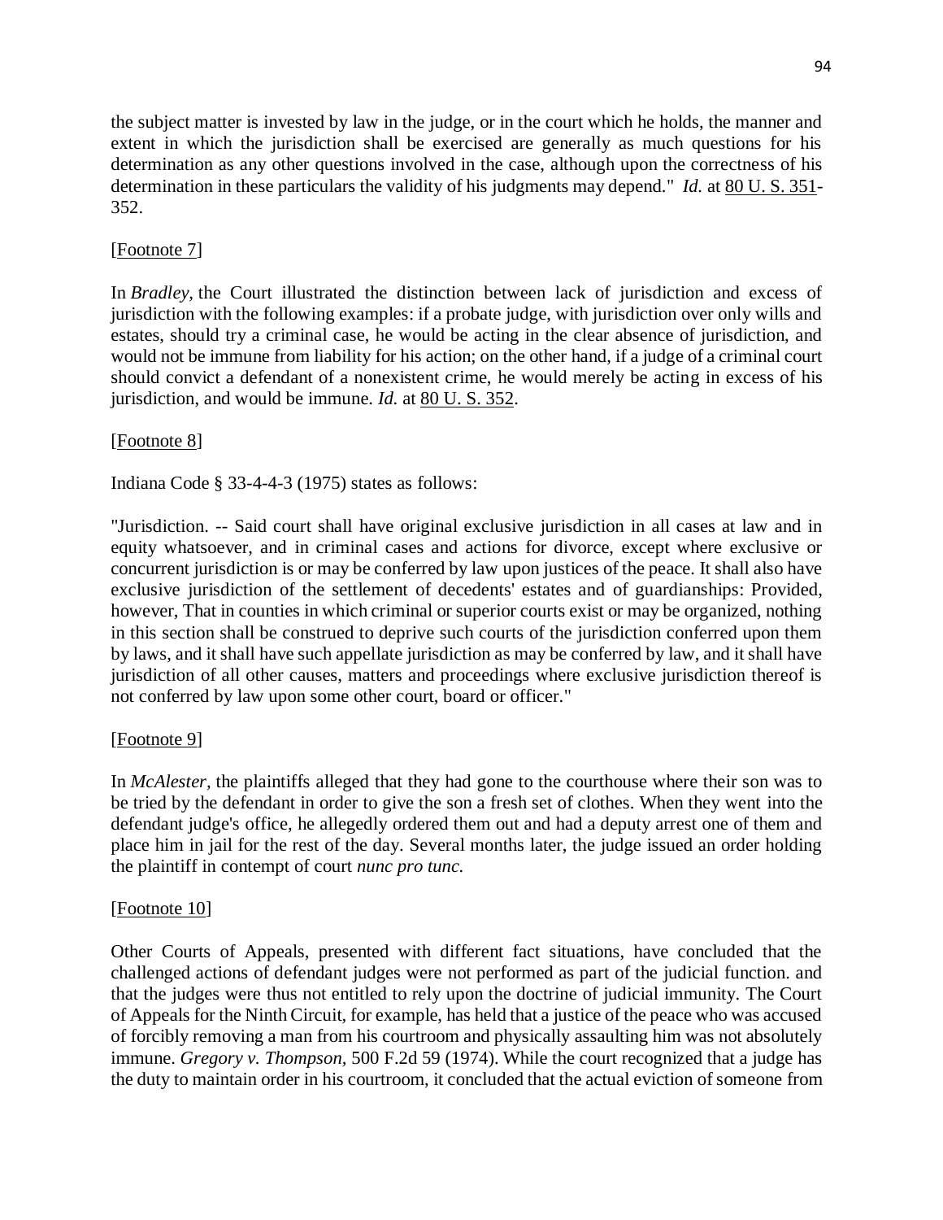the subject matter is invested by law in the judge, or in the court which he holds, the manner and extent in which the jurisdiction shall be exercised are generally as much questions for his determination as any other questions involved in the case, although upon the correctness of his determination in these particulars the validity of his judgments may depend." *Id.* at 80 U. S. 351-352.

[Footnote 7]

In *Bradley,* the Court illustrated the distinction between lack of jurisdiction and excess of jurisdiction with the following examples: if a probate judge, with jurisdiction over only wills and estates, should try a criminal case, he would be acting in the clear absence of jurisdiction, and would not be immune from liability for his action; on the other hand, if a judge of a criminal court should convict a defendant of a nonexistent crime, he would merely be acting in excess of his jurisdiction, and would be immune. *Id.* at 80 U. S. 352.

[Footnote 8]

Indiana Code § 33-4-4-3 (1975) states as follows:

"Jurisdiction. -- Said court shall have original exclusive jurisdiction in all cases at law and in equity whatsoever, and in criminal cases and actions for divorce, except where exclusive or concurrent jurisdiction is or may be conferred by law upon justices of the peace. It shall also have exclusive jurisdiction of the settlement of decedents' estates and of guardianships: Provided, however, That in counties in which criminal or superior courts exist or may be organized, nothing in this section shall be construed to deprive such courts of the jurisdiction conferred upon them by laws, and it shall have such appellate jurisdiction as may be conferred by law, and it shall have jurisdiction of all other causes, matters and proceedings where exclusive jurisdiction thereof is not conferred by law upon some other court, board or officer."

[Footnote 9]

In *McAlester,* the plaintiffs alleged that they had gone to the courthouse where their son was to be tried by the defendant in order to give the son a fresh set of clothes. When they went into the defendant judge's office, he allegedly ordered them out and had a deputy arrest one of them and place him in jail for the rest of the day. Several months later, the judge issued an order holding the plaintiff in contempt of court *nunc pro tunc.*

[Footnote 10]

Other Courts of Appeals, presented with different fact situations, have concluded that the challenged actions of defendant judges were not performed as part of the judicial function. and that the judges were thus not entitled to rely upon the doctrine of judicial immunity. The Court of Appeals for the Ninth Circuit, for example, has held that a justice of the peace who was accused of forcibly removing a man from his courtroom and physically assaulting him was not absolutely immune. *Gregory v. Thompson,* 500 F.2d 59 (1974). While the court recognized that a judge has the duty to maintain order in his courtroom, it concluded that the actual eviction of someone from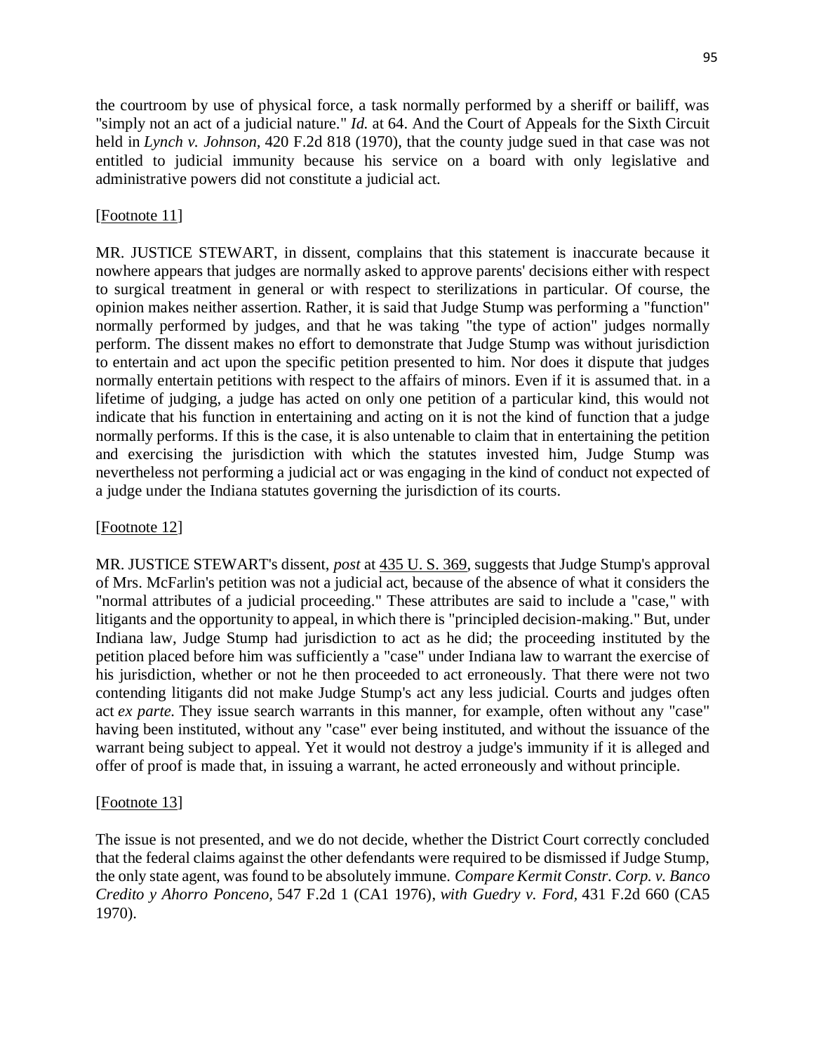the courtroom by use of physical force, a task normally performed by a sheriff or bailiff, was "simply not an act of a judicial nature." *Id.* at 64. And the Court of Appeals for the Sixth Circuit held in *Lynch v. Johnson*, 420 F.2d 818 (1970), that the county judge sued in that case was not entitled to judicial immunity because his service on a board with only legislative and administrative powers did not constitute a judicial act.

[Footnote 11]

MR. JUSTICE STEWART, in dissent, complains that this statement is inaccurate because it nowhere appears that judges are normally asked to approve parents' decisions either with respect to surgical treatment in general or with respect to sterilizations in particular. Of course, the opinion makes neither assertion. Rather, it is said that Judge Stump was performing a "function" normally performed by judges, and that he was taking "the type of action" judges normally perform. The dissent makes no effort to demonstrate that Judge Stump was without jurisdiction to entertain and act upon the specific petition presented to him. Nor does it dispute that judges normally entertain petitions with respect to the affairs of minors. Even if it is assumed that. in a lifetime of judging, a judge has acted on only one petition of a particular kind, this would not indicate that his function in entertaining and acting on it is not the kind of function that a judge normally performs. If this is the case, it is also untenable to claim that in entertaining the petition and exercising the jurisdiction with which the statutes invested him, Judge Stump was nevertheless not performing a judicial act or was engaging in the kind of conduct not expected of a judge under the Indiana statutes governing the jurisdiction of its courts.

[Footnote 12]

MR. JUSTICE STEWART's dissent, *post* at 435 U. S. 369, suggests that Judge Stump's approval of Mrs. McFarlin's petition was not a judicial act, because of the absence of what it considers the "normal attributes of a judicial proceeding." These attributes are said to include a "case," with litigants and the opportunity to appeal, in which there is "principled decision-making." But, under Indiana law, Judge Stump had jurisdiction to act as he did; the proceeding instituted by the petition placed before him was sufficiently a "case" under Indiana law to warrant the exercise of his jurisdiction, whether or not he then proceeded to act erroneously. That there were not two contending litigants did not make Judge Stump's act any less judicial. Courts and judges often act *ex parte.* They issue search warrants in this manner, for example, often without any "case" having been instituted, without any "case" ever being instituted, and without the issuance of the warrant being subject to appeal. Yet it would not destroy a judge's immunity if it is alleged and offer of proof is made that, in issuing a warrant, he acted erroneously and without principle.

[Footnote 13]

The issue is not presented, and we do not decide, whether the District Court correctly concluded that the federal claims against the other defendants were required to be dismissed if Judge Stump, the only state agent, was found to be absolutely immune. *Compare Kermit Constr. Corp. v. Banco Credito y Ahorro Ponceno*, 547 F.2d 1 (CA1 1976), *with Guedry v. Ford*, 431 F.2d 660 (CA5 1970).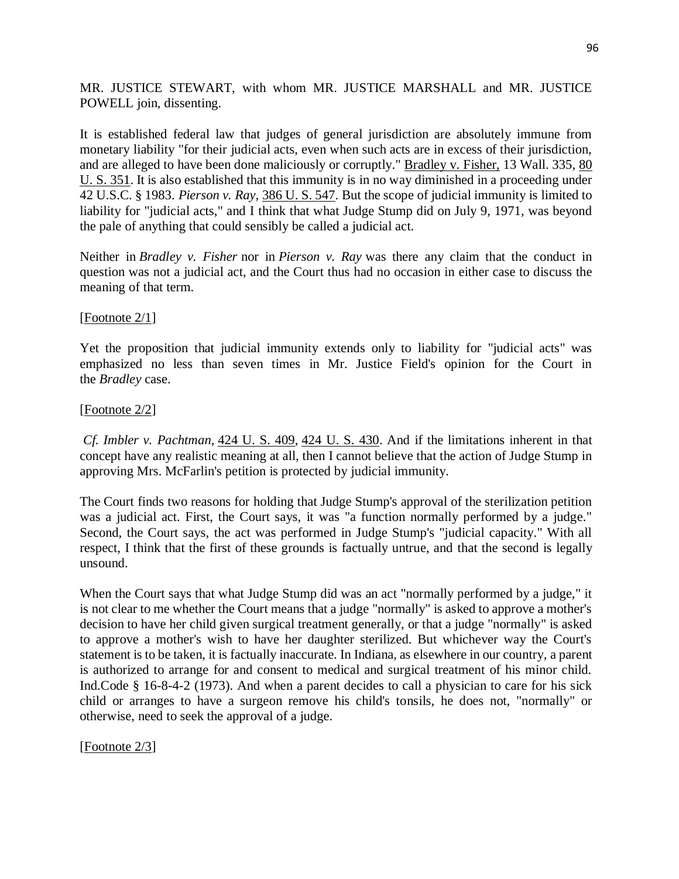MR. JUSTICE STEWART, with whom MR. JUSTICE MARSHALL and MR. JUSTICE POWELL join, dissenting.

It is established federal law that judges of general jurisdiction are absolutely immune from monetary liability "for their judicial acts, even when such acts are in excess of their jurisdiction, and are alleged to have been done maliciously or corruptly." Bradley v. Fisher, 13 Wall. 335, 80 U. S. 351. It is also established that this immunity is in no way diminished in a proceeding under 42 U.S.C. § 1983. *Pierson v. Ray*, 386 U. S. 547. But the scope of judicial immunity is limited to liability for "judicial acts," and I think that what Judge Stump did on July 9, 1971, was beyond the pale of anything that could sensibly be called a judicial act.

Neither in *Bradley v. Fisher* nor in *Pierson v. Ray* was there any claim that the conduct in question was not a judicial act, and the Court thus had no occasion in either case to discuss the meaning of that term.

[Footnote 2/1]

Yet the proposition that judicial immunity extends only to liability for "judicial acts" was emphasized no less than seven times in Mr. Justice Field's opinion for the Court in the *Bradley* case.

[Footnote 2/2]

*Cf. Imbler v. Pachtman*, 424 U. S. 409, 424 U. S. 430. And if the limitations inherent in that concept have any realistic meaning at all, then I cannot believe that the action of Judge Stump in approving Mrs. McFarlin's petition is protected by judicial immunity.

The Court finds two reasons for holding that Judge Stump's approval of the sterilization petition was a judicial act. First, the Court says, it was "a function normally performed by a judge." Second, the Court says, the act was performed in Judge Stump's "judicial capacity." With all respect, I think that the first of these grounds is factually untrue, and that the second is legally unsound.

When the Court says that what Judge Stump did was an act "normally performed by a judge," it is not clear to me whether the Court means that a judge "normally" is asked to approve a mother's decision to have her child given surgical treatment generally, or that a judge "normally" is asked to approve a mother's wish to have her daughter sterilized. But whichever way the Court's statement is to be taken, it is factually inaccurate. In Indiana, as elsewhere in our country, a parent is authorized to arrange for and consent to medical and surgical treatment of his minor child. Ind.Code § 16-8-4-2 (1973). And when a parent decides to call a physician to care for his sick child or arranges to have a surgeon remove his child's tonsils, he does not, "normally" or otherwise, need to seek the approval of a judge.

[Footnote 2/3]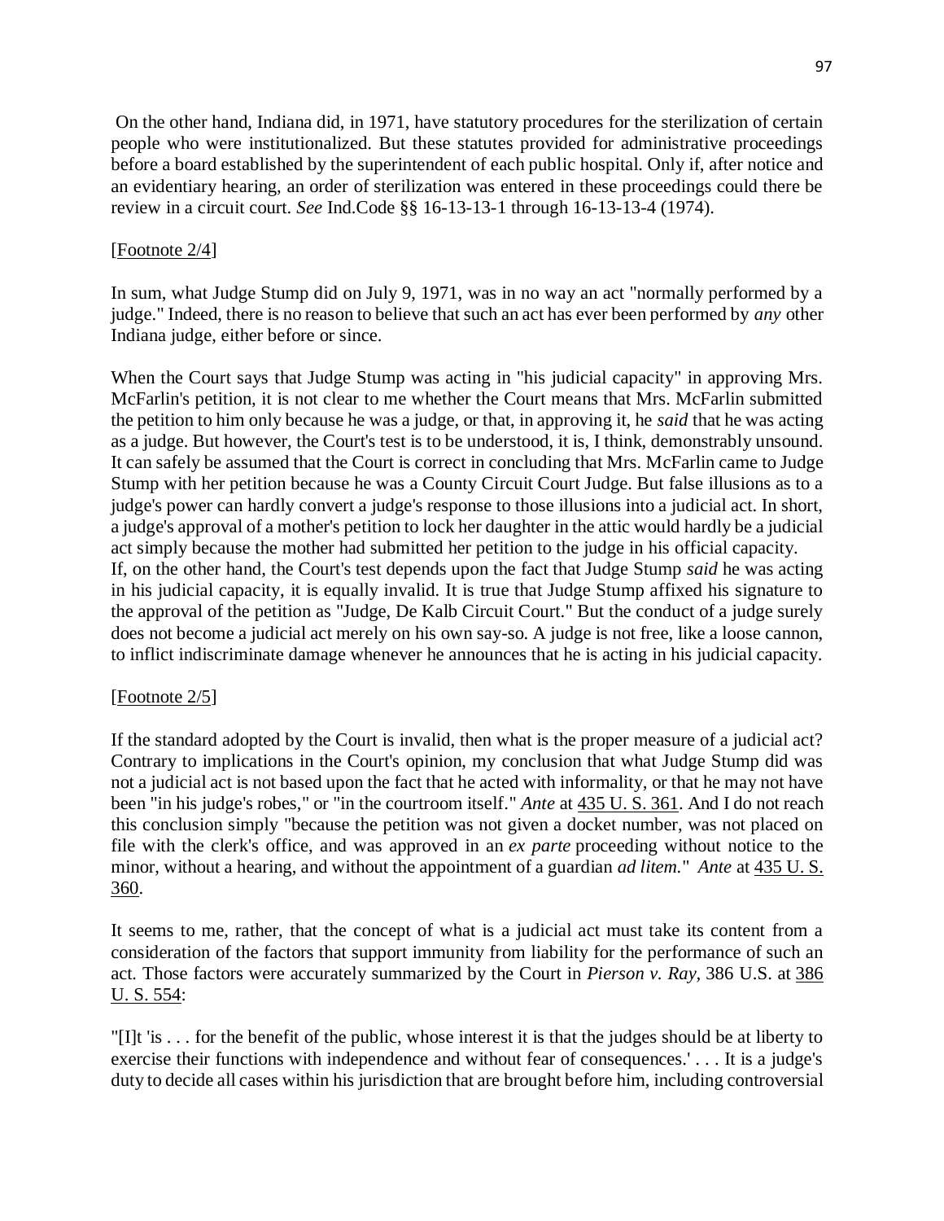On the other hand, Indiana did, in 1971, have statutory procedures for the sterilization of certain people who were institutionalized. But these statutes provided for administrative proceedings before a board established by the superintendent of each public hospital. Only if, after notice and an evidentiary hearing, an order of sterilization was entered in these proceedings could there be review in a circuit court. *See* Ind.Code §§ 16-13-13-1 through 16-13-13-4 (1974).

[Footnote 2/4]

In sum, what Judge Stump did on July 9, 1971, was in no way an act "normally performed by a judge." Indeed, there is no reason to believe that such an act has ever been performed by *any* other Indiana judge, either before or since.

When the Court says that Judge Stump was acting in "his judicial capacity" in approving Mrs. McFarlin's petition, it is not clear to me whether the Court means that Mrs. McFarlin submitted the petition to him only because he was a judge, or that, in approving it, he *said* that he was acting as a judge. But however, the Court's test is to be understood, it is, I think, demonstrably unsound. It can safely be assumed that the Court is correct in concluding that Mrs. McFarlin came to Judge Stump with her petition because he was a County Circuit Court Judge. But false illusions as to a judge's power can hardly convert a judge's response to those illusions into a judicial act. In short, a judge's approval of a mother's petition to lock her daughter in the attic would hardly be a judicial act simply because the mother had submitted her petition to the judge in his official capacity.
If, on the other hand, the Court's test depends upon the fact that Judge Stump *said* he was acting in his judicial capacity, it is equally invalid. It is true that Judge Stump affixed his signature to the approval of the petition as "Judge, De Kalb Circuit Court." But the conduct of a judge surely does not become a judicial act merely on his own say-so. A judge is not free, like a loose cannon, to inflict indiscriminate damage whenever he announces that he is acting in his judicial capacity.

[Footnote 2/5]

If the standard adopted by the Court is invalid, then what is the proper measure of a judicial act? Contrary to implications in the Court's opinion, my conclusion that what Judge Stump did was not a judicial act is not based upon the fact that he acted with informality, or that he may not have been "in his judge's robes," or "in the courtroom itself." *Ante* at 435 U. S. 361. And I do not reach this conclusion simply "because the petition was not given a docket number, was not placed on file with the clerk's office, and was approved in an *ex parte* proceeding without notice to the minor, without a hearing, and without the appointment of a guardian *ad litem*." *Ante* at 435 U. S. 360.

It seems to me, rather, that the concept of what is a judicial act must take its content from a consideration of the factors that support immunity from liability for the performance of such an act. Those factors were accurately summarized by the Court in *Pierson v. Ray*, 386 U.S. at 386 U. S. 554:

"[I]t 'is . . . for the benefit of the public, whose interest it is that the judges should be at liberty to exercise their functions with independence and without fear of consequences.' . . . It is a judge's duty to decide all cases within his jurisdiction that are brought before him, including controversial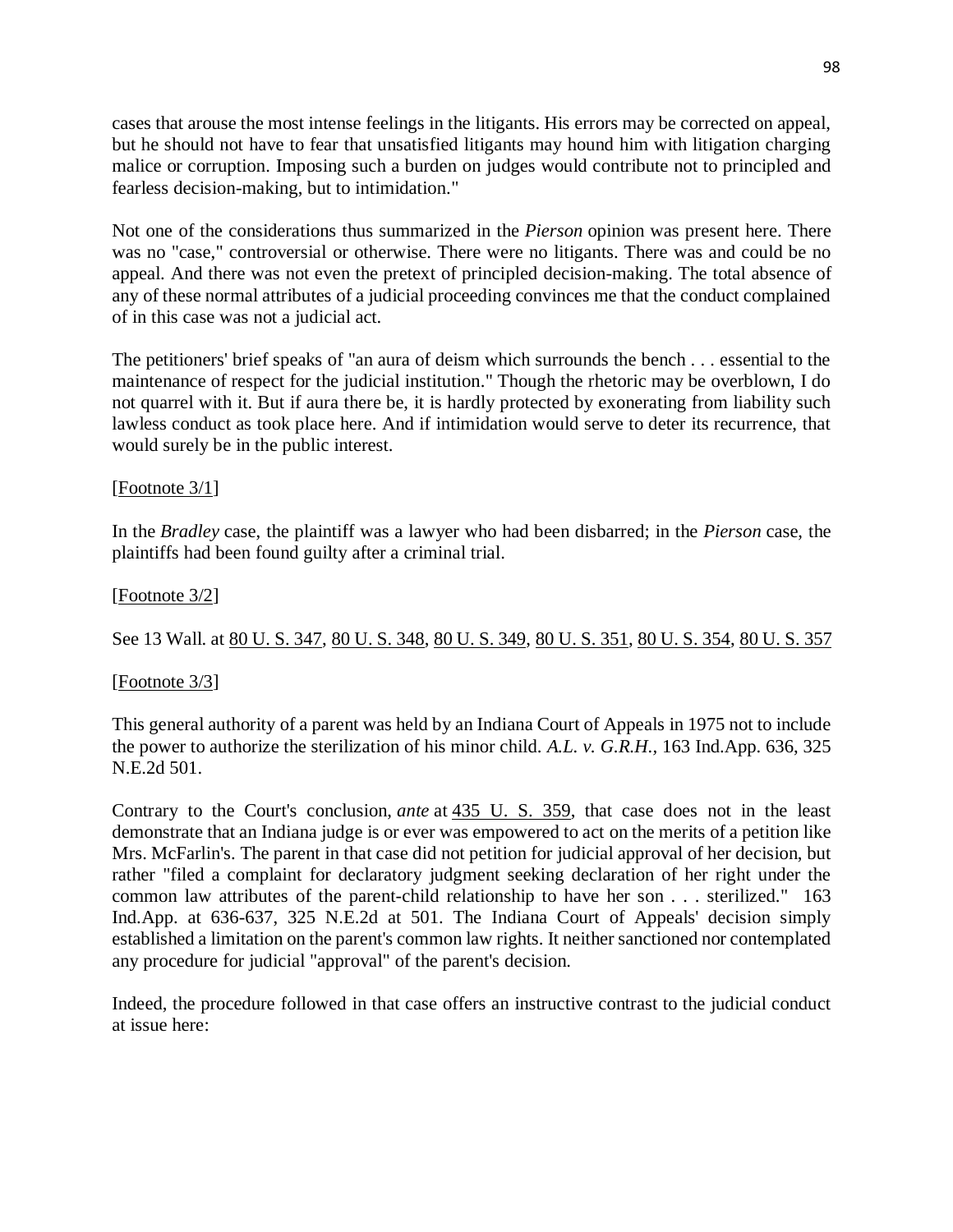cases that arouse the most intense feelings in the litigants. His errors may be corrected on appeal, but he should not have to fear that unsatisfied litigants may hound him with litigation charging malice or corruption. Imposing such a burden on judges would contribute not to principled and fearless decision-making, but to intimidation."

Not one of the considerations thus summarized in the *Pierson* opinion was present here. There was no "case," controversial or otherwise. There were no litigants. There was and could be no appeal. And there was not even the pretext of principled decision-making. The total absence of any of these normal attributes of a judicial proceeding convinces me that the conduct complained of in this case was not a judicial act.

The petitioners' brief speaks of "an aura of deism which surrounds the bench . . . essential to the maintenance of respect for the judicial institution." Though the rhetoric may be overblown, I do not quarrel with it. But if aura there be, it is hardly protected by exonerating from liability such lawless conduct as took place here. And if intimidation would serve to deter its recurrence, that would surely be in the public interest.

[Footnote 3/1]

In the *Bradley* case, the plaintiff was a lawyer who had been disbarred; in the *Pierson* case, the plaintiffs had been found guilty after a criminal trial.

[Footnote 3/2]

See 13 Wall. at 80 U. S. 347, 80 U. S. 348, 80 U. S. 349, 80 U. S. 351, 80 U. S. 354, 80 U. S. 357

[Footnote 3/3]

This general authority of a parent was held by an Indiana Court of Appeals in 1975 not to include the power to authorize the sterilization of his minor child. *A.L. v. G.R.H.*, 163 Ind.App. 636, 325 N.E.2d 501.

Contrary to the Court's conclusion, *ante* at 435 U. S. 359, that case does not in the least demonstrate that an Indiana judge is or ever was empowered to act on the merits of a petition like Mrs. McFarlin's. The parent in that case did not petition for judicial approval of her decision, but rather "filed a complaint for declaratory judgment seeking declaration of her right under the common law attributes of the parent-child relationship to have her son . . . sterilized." 163 Ind.App. at 636-637, 325 N.E.2d at 501. The Indiana Court of Appeals' decision simply established a limitation on the parent's common law rights. It neither sanctioned nor contemplated any procedure for judicial "approval" of the parent's decision.

Indeed, the procedure followed in that case offers an instructive contrast to the judicial conduct at issue here: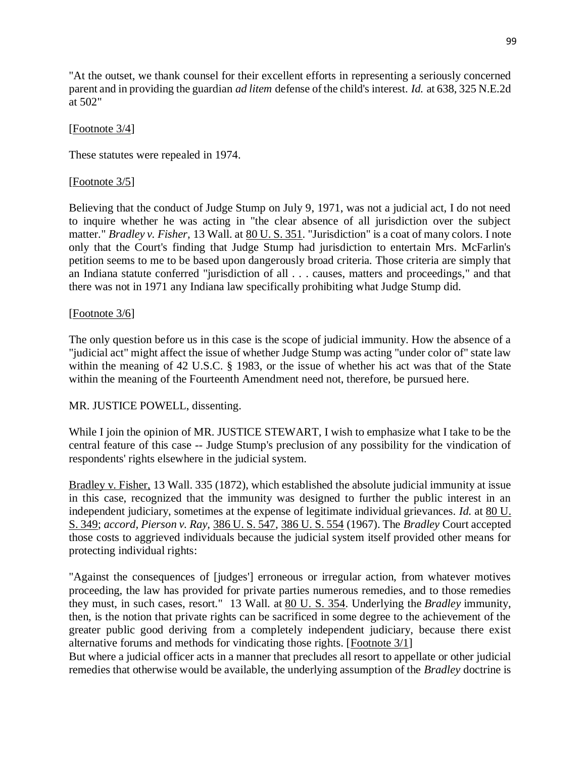"At the outset, we thank counsel for their excellent efforts in representing a seriously concerned parent and in providing the guardian *ad litem* defense of the child's interest. *Id.* at 638, 325 N.E.2d at 502"

[Footnote 3/4]

These statutes were repealed in 1974.

[Footnote 3/5]

Believing that the conduct of Judge Stump on July 9, 1971, was not a judicial act, I do not need to inquire whether he was acting in "the clear absence of all jurisdiction over the subject matter." *Bradley v. Fisher,* 13 Wall. at 80 U. S. 351. "Jurisdiction" is a coat of many colors. I note only that the Court's finding that Judge Stump had jurisdiction to entertain Mrs. McFarlin's petition seems to me to be based upon dangerously broad criteria. Those criteria are simply that an Indiana statute conferred "jurisdiction of all . . . causes, matters and proceedings," and that there was not in 1971 any Indiana law specifically prohibiting what Judge Stump did.

[Footnote 3/6]

The only question before us in this case is the scope of judicial immunity. How the absence of a "judicial act" might affect the issue of whether Judge Stump was acting "under color of" state law within the meaning of 42 U.S.C. § 1983, or the issue of whether his act was that of the State within the meaning of the Fourteenth Amendment need not, therefore, be pursued here.

MR. JUSTICE POWELL, dissenting.

While I join the opinion of MR. JUSTICE STEWART, I wish to emphasize what I take to be the central feature of this case -- Judge Stump's preclusion of any possibility for the vindication of respondents' rights elsewhere in the judicial system.

Bradley v. Fisher, 13 Wall. 335 (1872), which established the absolute judicial immunity at issue in this case, recognized that the immunity was designed to further the public interest in an independent judiciary, sometimes at the expense of legitimate individual grievances. *Id.* at 80 U. S. 349; *accord*, *Pierson v. Ray,* 386 U. S. 547, 386 U. S. 554 (1967). The *Bradley* Court accepted those costs to aggrieved individuals because the judicial system itself provided other means for protecting individual rights:

"Against the consequences of [judges'] erroneous or irregular action, from whatever motives proceeding, the law has provided for private parties numerous remedies, and to those remedies they must, in such cases, resort." 13 Wall. at 80 U. S. 354. Underlying the *Bradley* immunity, then, is the notion that private rights can be sacrificed in some degree to the achievement of the greater public good deriving from a completely independent judiciary, because there exist alternative forums and methods for vindicating those rights. [Footnote 3/1]

But where a judicial officer acts in a manner that precludes all resort to appellate or other judicial remedies that otherwise would be available, the underlying assumption of the *Bradley* doctrine is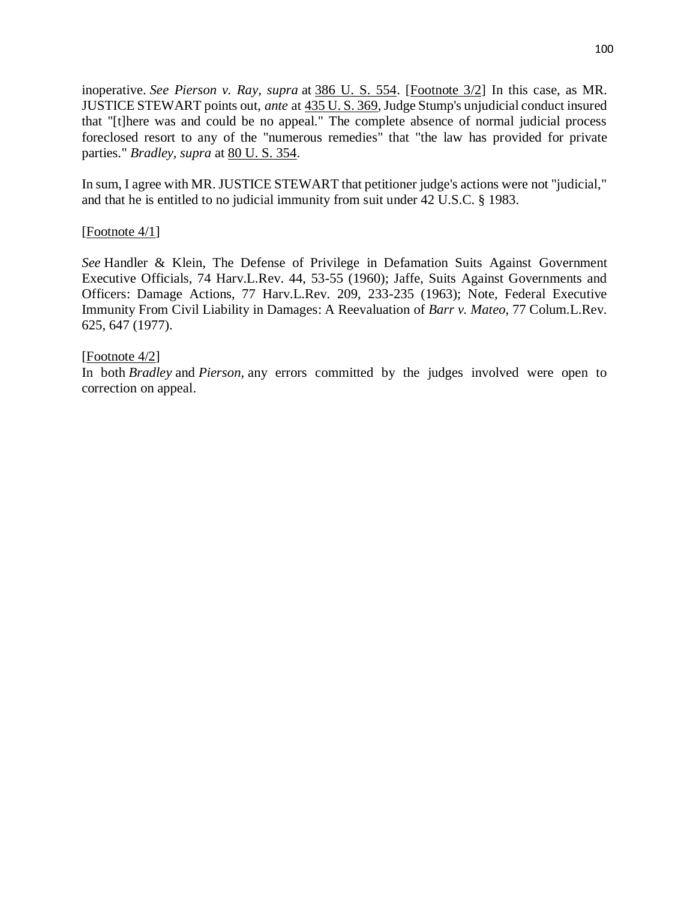inoperative. *See Pierson v. Ray, supra* at 386 U. S. 554. [Footnote 3/2] In this case, as MR. JUSTICE STEWART points out, *ante* at 435 U. S. 369, Judge Stump's unjudicial conduct insured that "[t]here was and could be no appeal." The complete absence of normal judicial process foreclosed resort to any of the "numerous remedies" that "the law has provided for private parties." *Bradley, supra* at 80 U. S. 354.

In sum, I agree with MR. JUSTICE STEWART that petitioner judge's actions were not "judicial," and that he is entitled to no judicial immunity from suit under 42 U.S.C. § 1983.

[Footnote 4/1]

*See* Handler & Klein, The Defense of Privilege in Defamation Suits Against Government Executive Officials, 74 Harv.L.Rev. 44, 53-55 (1960); Jaffe, Suits Against Governments and Officers: Damage Actions, 77 Harv.L.Rev. 209, 233-235 (1963); Note, Federal Executive Immunity From Civil Liability in Damages: A Reevaluation of *Barr v. Mateo,* 77 Colum.L.Rev. 625, 647 (1977).

[Footnote 4/2]

In both *Bradley* and *Pierson,* any errors committed by the judges involved were open to correction on appeal.